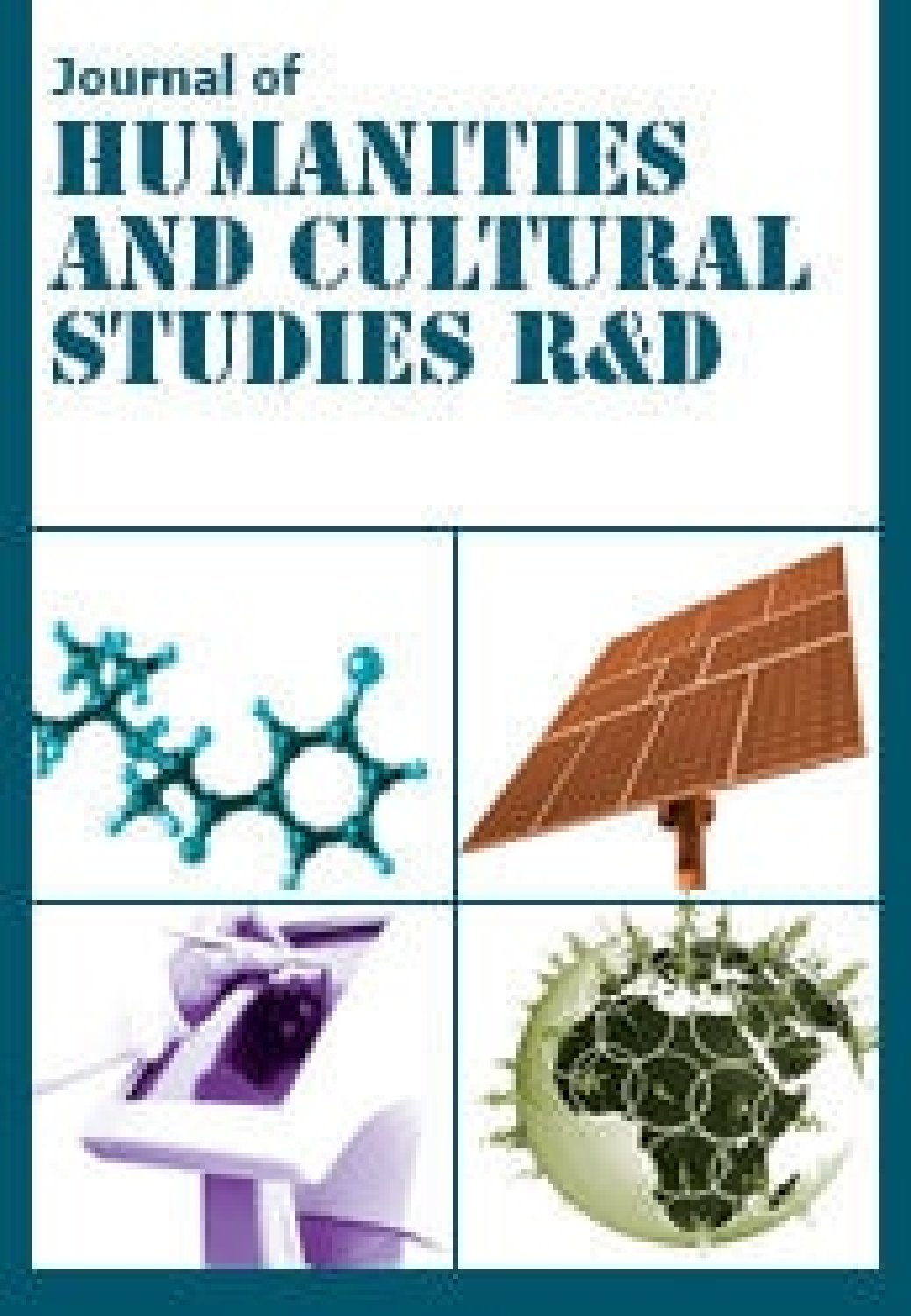Journal of

# HUMANITIES AND CULTURAL STUDIES R&D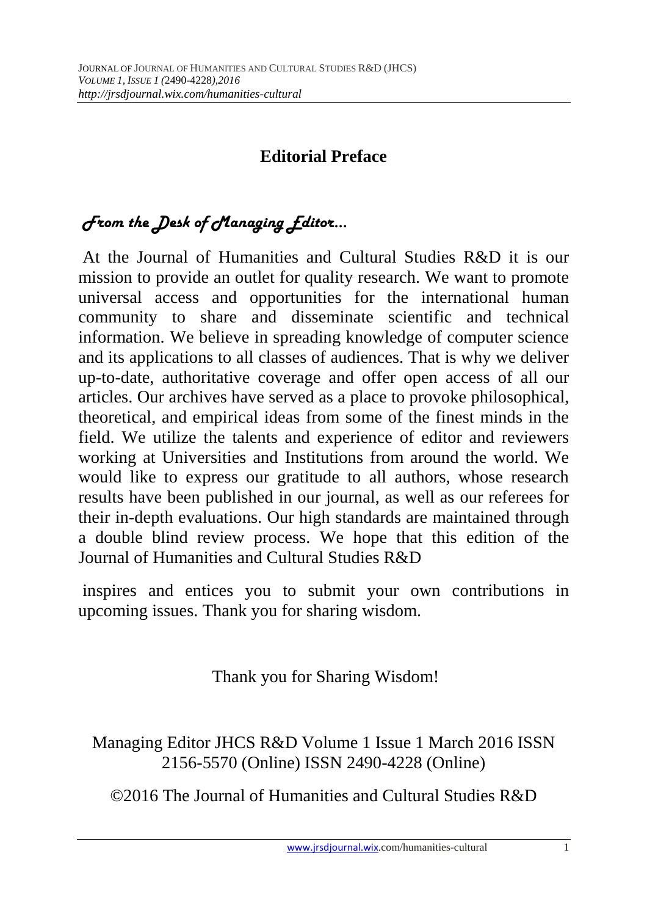# Editorial Preface

## *From the Desk of Managing Editor…*

At the Journal of Humanities and Cultural Studies R&D it is our mission to provide an outlet for quality research. We want to promote universal access and opportunities for the international human community to share and disseminate scientific and technical information. We believe in spreading knowledge of computer science and its applications to all classes of audiences. That is why we deliver up-to-date, authoritative coverage and offer open access of all our articles. Our archives have served as a place to provoke philosophical, theoretical, and empirical ideas from some of the finest minds in the field. We utilize the talents and experience of editor and reviewers working at Universities and Institutions from around the world. We would like to express our gratitude to all authors, whose research results have been published in our journal, as well as our referees for their in-depth evaluations. Our high standards are maintained through a double blind review process. We hope that this edition of the Journal of Humanities and Cultural Studies R&D

inspires and entices you to submit your own contributions in upcoming issues. Thank you for sharing wisdom.

Thank you for Sharing Wisdom!

Managing Editor JHCS R&D Volume 1 Issue 1 March 2016 ISSN 2156-5570 (Online) ISSN 2490-4228 (Online)

©2016 The Journal of Humanities and Cultural Studies R&D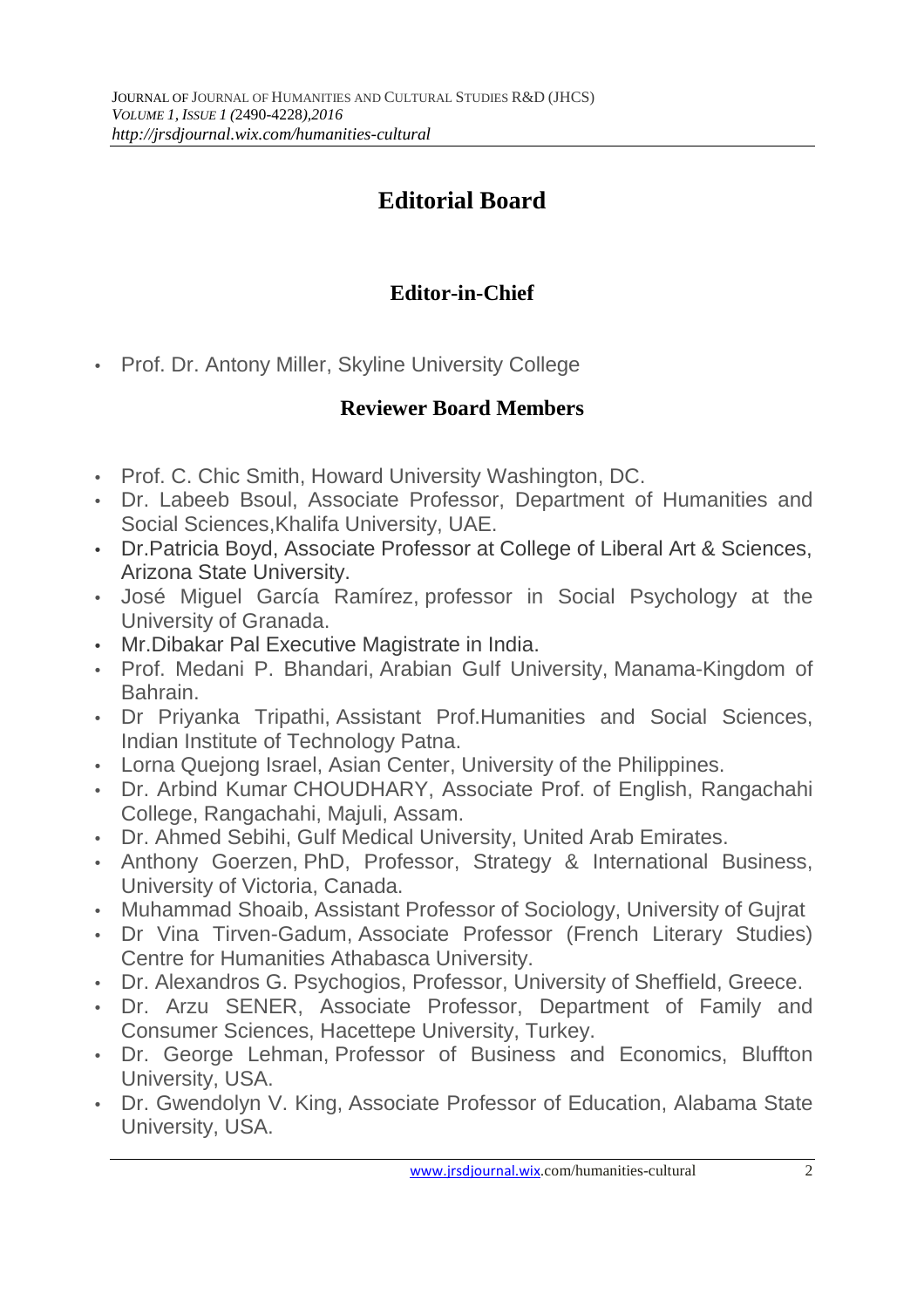# Editorial Board

## Editor-in-Chief

- Prof. Dr. Antony Miller, Skyline University College

## Reviewer Board Members

- Prof. C. Chic Smith, Howard University Washington, DC.
- Dr. Labeeb Bsoul, Associate Professor, Department of Humanities and Social Sciences,Khalifa University, UAE.
- Dr.Patricia Boyd, Associate Professor at College of Liberal Art & Sciences, Arizona State University.
- José Miguel García Ramírez, professor in Social Psychology at the University of Granada.
- Mr.Dibakar Pal Executive Magistrate in India.
- Prof. Medani P. Bhandari, Arabian Gulf University, Manama-Kingdom of Bahrain.
- Dr Priyanka Tripathi, Assistant Prof.Humanities and Social Sciences, Indian Institute of Technology Patna.
- Lorna Quejong Israel, Asian Center, University of the Philippines.
- Dr. Arbind Kumar CHOUDHARY, Associate Prof. of English, Rangachahi College, Rangachahi, Majuli, Assam.
- Dr. Ahmed Sebihi, Gulf Medical University, United Arab Emirates.
- Anthony Goerzen, PhD, Professor, Strategy & International Business, University of Victoria, Canada.
- Muhammad Shoaib, Assistant Professor of Sociology, University of Gujrat
- Dr Vina Tirven-Gadum, Associate Professor (French Literary Studies) Centre for Humanities Athabasca University.
- Dr. Alexandros G. Psychogios, Professor, University of Sheffield, Greece.
- Dr. Arzu SENER, Associate Professor, Department of Family and Consumer Sciences, Hacettepe University, Turkey.
- Dr. George Lehman, Professor of Business and Economics, Bluffton University, USA.
- Dr. Gwendolyn V. King, Associate Professor of Education, Alabama State University, USA.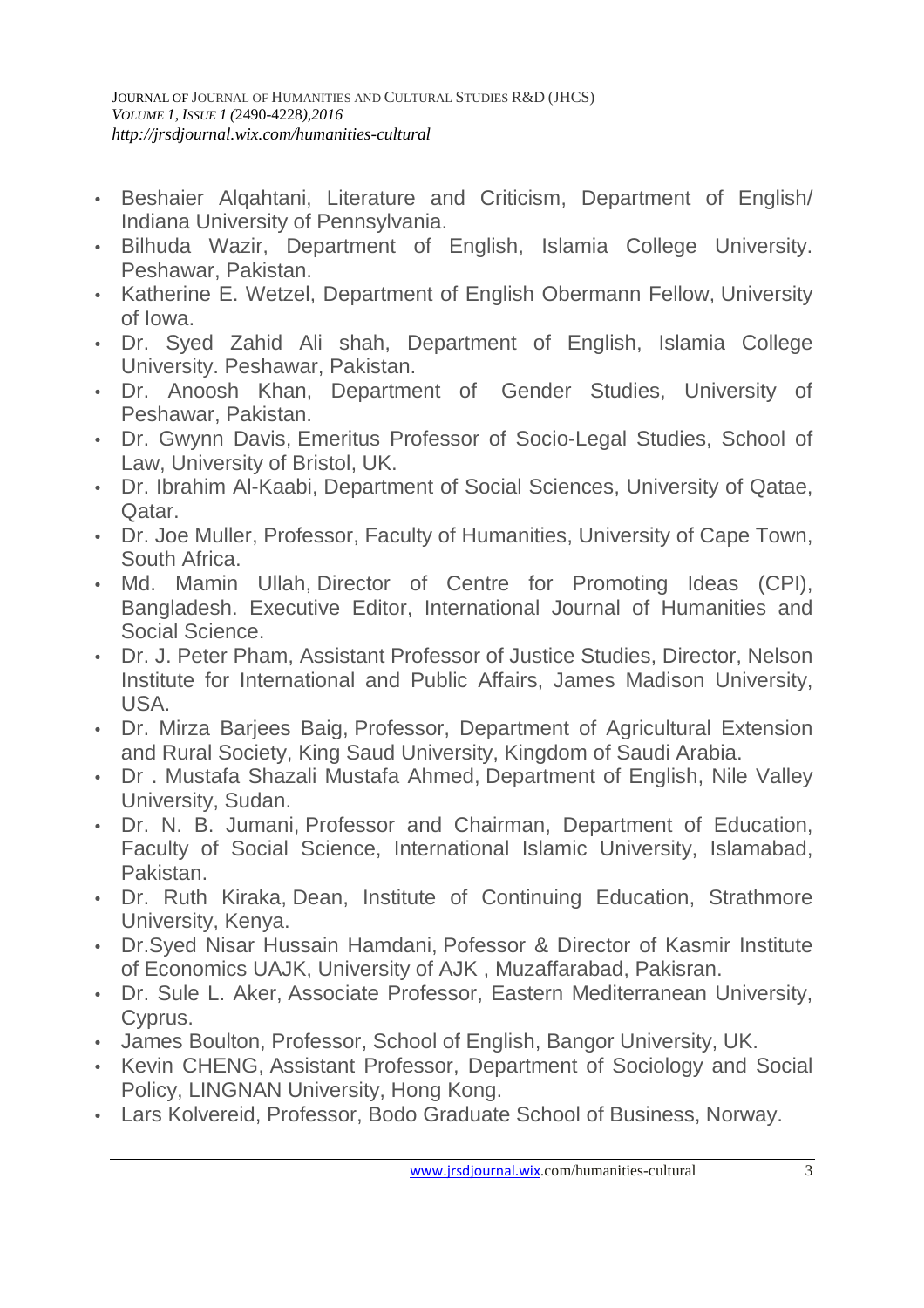- Beshaier Alqahtani, Literature and Criticism, Department of English/ Indiana University of Pennsylvania.
- Bilhuda Wazir, Department of English, Islamia College University. Peshawar, Pakistan.
- Katherine E. Wetzel, Department of English Obermann Fellow, University of Iowa.
- Dr. Syed Zahid Ali shah, Department of English, Islamia College University. Peshawar, Pakistan.
- Dr. Anoosh Khan, Department of Gender Studies, University of Peshawar, Pakistan.
- Dr. Gwynn Davis, Emeritus Professor of Socio-Legal Studies, School of Law, University of Bristol, UK.
- Dr. Ibrahim Al-Kaabi, Department of Social Sciences, University of Qatae, Qatar.
- Dr. Joe Muller, Professor, Faculty of Humanities, University of Cape Town, South Africa.
- Md. Mamin Ullah, Director of Centre for Promoting Ideas (CPI), Bangladesh. Executive Editor, International Journal of Humanities and Social Science.
- Dr. J. Peter Pham, Assistant Professor of Justice Studies, Director, Nelson Institute for International and Public Affairs, James Madison University, USA.
- Dr. Mirza Barjees Baig, Professor, Department of Agricultural Extension and Rural Society, King Saud University, Kingdom of Saudi Arabia.
- Dr . Mustafa Shazali Mustafa Ahmed, Department of English, Nile Valley University, Sudan.
- Dr. N. B. Jumani, Professor and Chairman, Department of Education, Faculty of Social Science, International Islamic University, Islamabad, Pakistan.
- Dr. Ruth Kiraka, Dean, Institute of Continuing Education, Strathmore University, Kenya.
- Dr.Syed Nisar Hussain Hamdani, Pofessor & Director of Kasmir Institute of Economics UAJK, University of AJK , Muzaffarabad, Pakisran.
- Dr. Sule L. Aker, Associate Professor, Eastern Mediterranean University, Cyprus.
- James Boulton, Professor, School of English, Bangor University, UK.
- Kevin CHENG, Assistant Professor, Department of Sociology and Social Policy, LINGNAN University, Hong Kong.
- Lars Kolvereid, Professor, Bodo Graduate School of Business, Norway.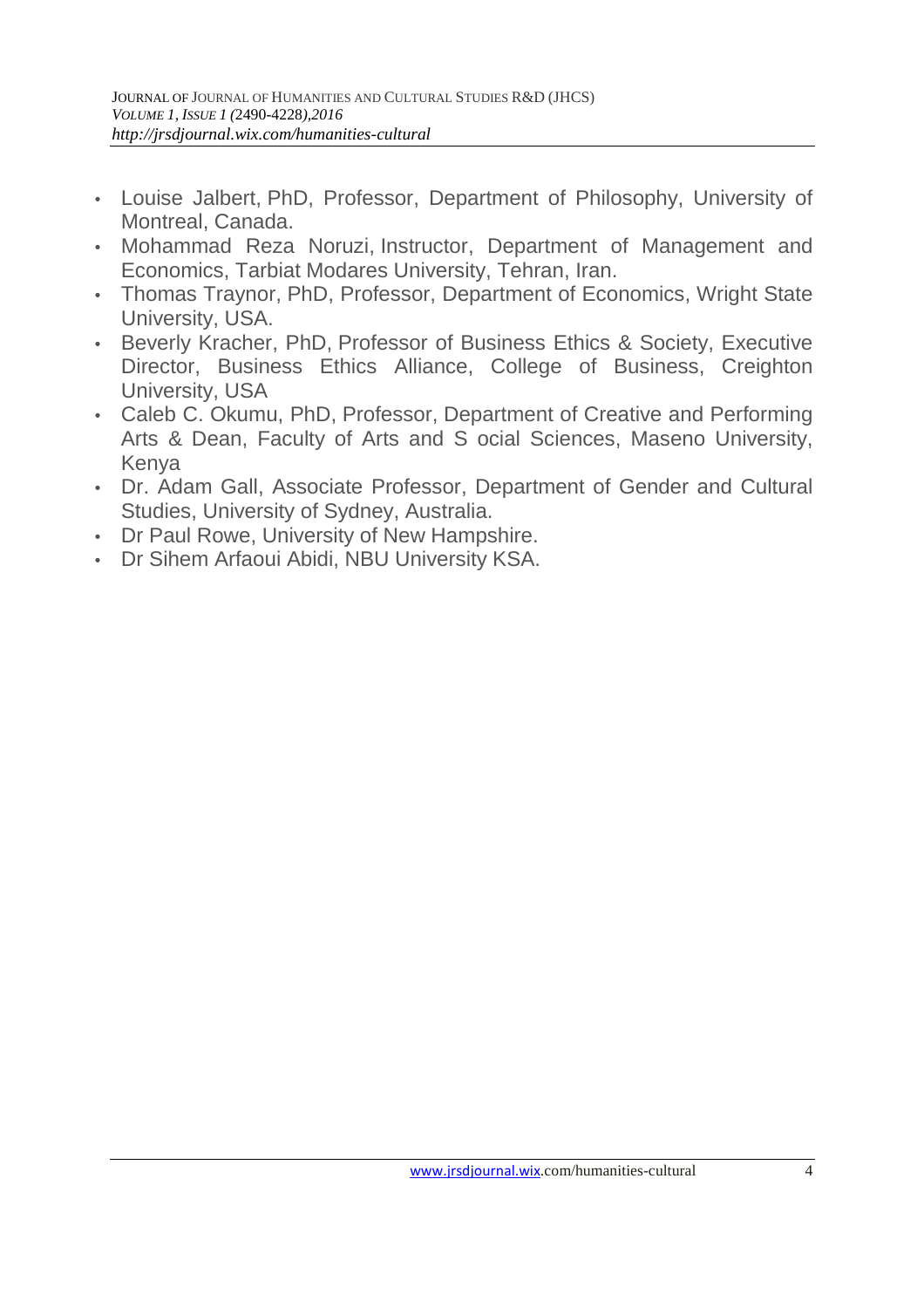- Louise Jalbert, PhD, Professor, Department of Philosophy, University of Montreal, Canada.
- Mohammad Reza Noruzi, Instructor, Department of Management and Economics, Tarbiat Modares University, Tehran, Iran.
- Thomas Traynor, PhD, Professor, Department of Economics, Wright State University, USA.
- Beverly Kracher, PhD, Professor of Business Ethics & Society, Executive Director, Business Ethics Alliance, College of Business, Creighton University, USA
- Caleb C. Okumu, PhD, Professor, Department of Creative and Performing Arts & Dean, Faculty of Arts and S ocial Sciences, Maseno University, Kenya
- Dr. Adam Gall, Associate Professor, Department of Gender and Cultural Studies, University of Sydney, Australia.
- Dr Paul Rowe, University of New Hampshire.
- Dr Sihem Arfaoui Abidi, NBU University KSA.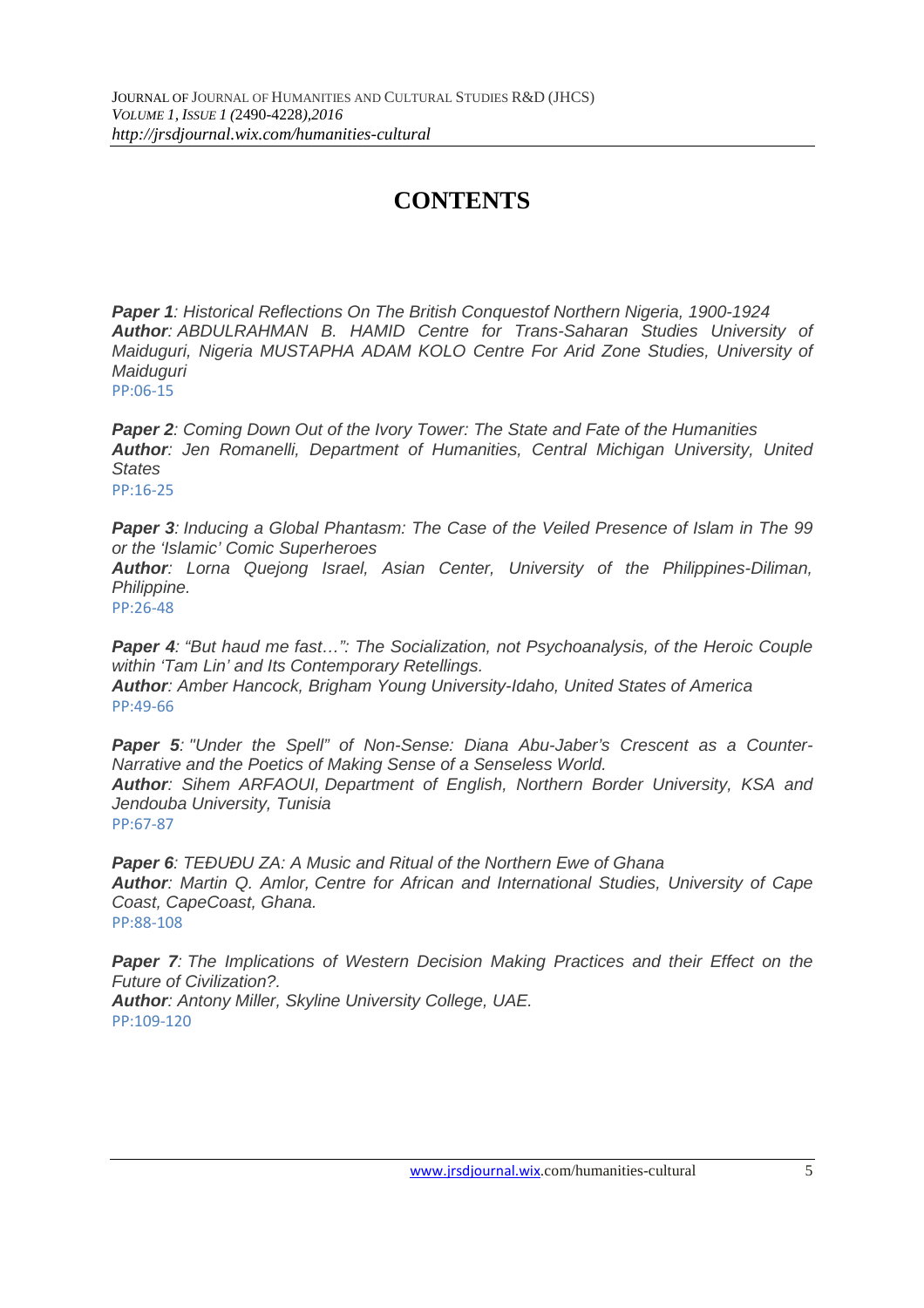# CONTENTS

***Paper 1**: Historical Reflections On The British Conquestof Northern Nigeria, 1900-1924*
***Author**: ABDULRAHMAN B. HAMID Centre for Trans-Saharan Studies University of Maiduguri, Nigeria MUSTAPHA ADAM KOLO Centre For Arid Zone Studies, University of Maiduguri*
PP:06-15

***Paper 2**: Coming Down Out of the Ivory Tower: The State and Fate of the Humanities*
***Author**: Jen Romanelli, Department of Humanities, Central Michigan University, United States*
PP:16-25

***Paper 3**: Inducing a Global Phantasm: The Case of the Veiled Presence of Islam in The 99 or the 'Islamic' Comic Superheroes*
***Author**: Lorna Quejong Israel, Asian Center, University of the Philippines-Diliman, Philippine.*
PP:26-48

***Paper 4**: "But haud me fast…": The Socialization, not Psychoanalysis, of the Heroic Couple within 'Tam Lin' and Its Contemporary Retellings.*
***Author**: Amber Hancock, Brigham Young University-Idaho, United States of America*
PP:49-66

***Paper 5**: "Under the Spell" of Non-Sense: Diana Abu-Jaber's Crescent as a Counter-Narrative and the Poetics of Making Sense of a Senseless World.*
***Author**: Sihem ARFAOUI, Department of English, Northern Border University, KSA and Jendouba University, Tunisia*
PP:67-87

***Paper 6**: TEÐUÐU ZA: A Music and Ritual of the Northern Ewe of Ghana*
***Author**: Martin Q. Amlor, Centre for African and International Studies, University of Cape Coast, CapeCoast, Ghana.*
PP:88-108

***Paper 7**: The Implications of Western Decision Making Practices and their Effect on the Future of Civilization?.*
***Author**: Antony Miller, Skyline University College, UAE.*
PP:109-120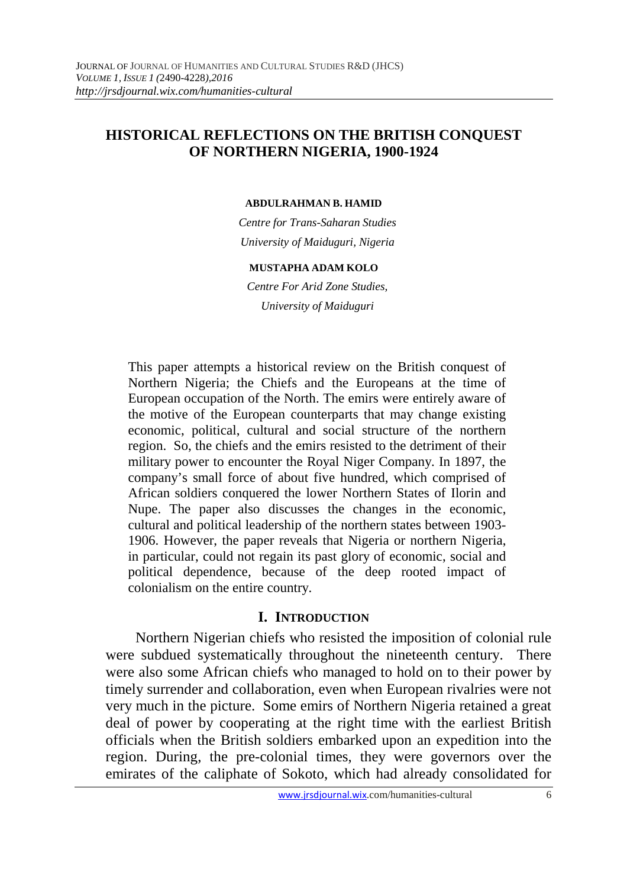# HISTORICAL REFLECTIONS ON THE BRITISH CONQUEST OF NORTHERN NIGERIA, 1900-1924

**ABDULRAHMAN B. HAMID**

*Centre for Trans-Saharan Studies*
*University of Maiduguri, Nigeria*

**MUSTAPHA ADAM KOLO**

*Centre For Arid Zone Studies,*
*University of Maiduguri*

This paper attempts a historical review on the British conquest of Northern Nigeria; the Chiefs and the Europeans at the time of European occupation of the North. The emirs were entirely aware of the motive of the European counterparts that may change existing economic, political, cultural and social structure of the northern region. So, the chiefs and the emirs resisted to the detriment of their military power to encounter the Royal Niger Company. In 1897, the company's small force of about five hundred, which comprised of African soldiers conquered the lower Northern States of Ilorin and Nupe. The paper also discusses the changes in the economic, cultural and political leadership of the northern states between 1903-1906. However, the paper reveals that Nigeria or northern Nigeria, in particular, could not regain its past glory of economic, social and political dependence, because of the deep rooted impact of colonialism on the entire country.

## I. INTRODUCTION

Northern Nigerian chiefs who resisted the imposition of colonial rule were subdued systematically throughout the nineteenth century. There were also some African chiefs who managed to hold on to their power by timely surrender and collaboration, even when European rivalries were not very much in the picture. Some emirs of Northern Nigeria retained a great deal of power by cooperating at the right time with the earliest British officials when the British soldiers embarked upon an expedition into the region. During, the pre-colonial times, they were governors over the emirates of the caliphate of Sokoto, which had already consolidated for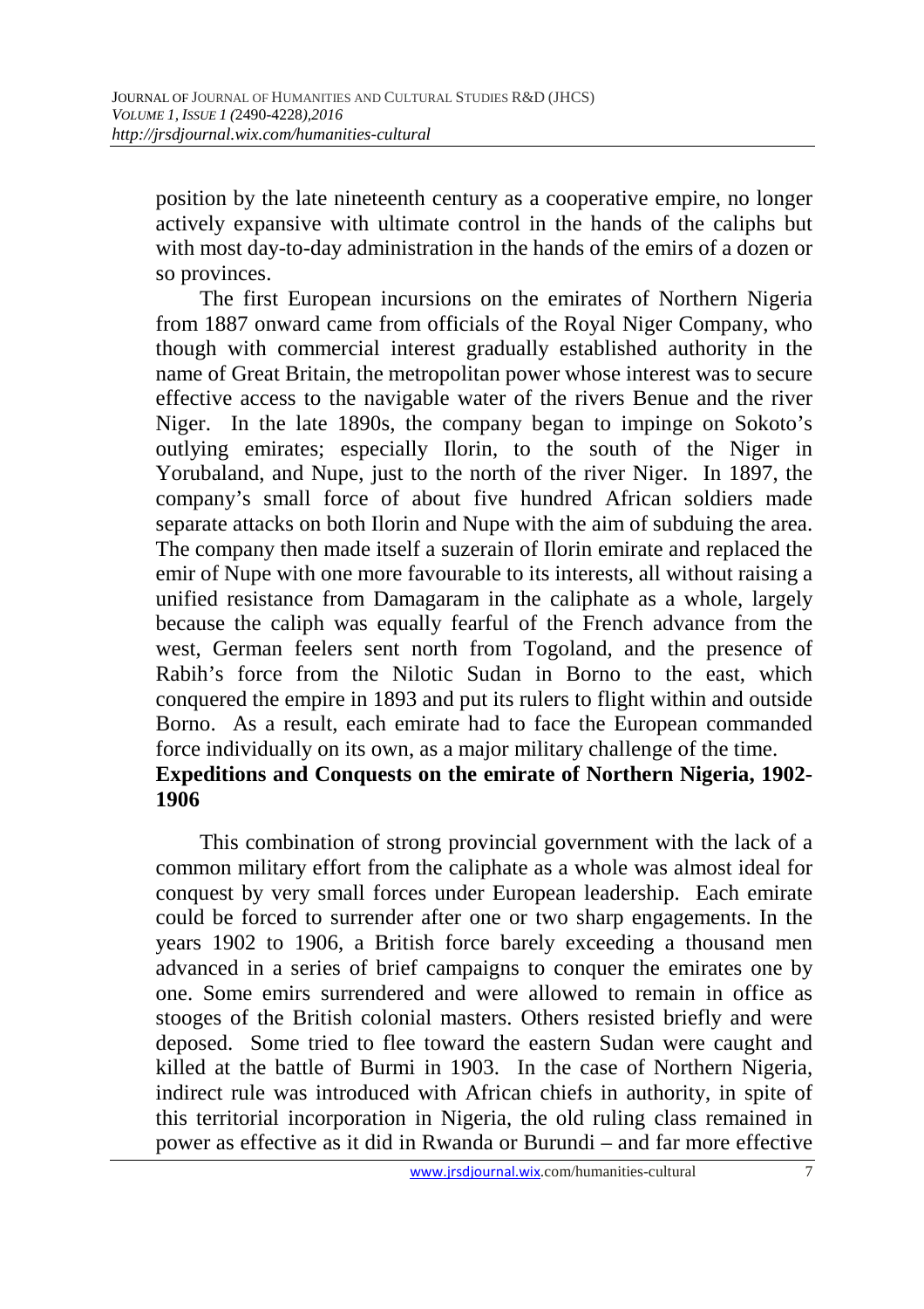position by the late nineteenth century as a cooperative empire, no longer actively expansive with ultimate control in the hands of the caliphs but with most day-to-day administration in the hands of the emirs of a dozen or so provinces.

The first European incursions on the emirates of Northern Nigeria from 1887 onward came from officials of the Royal Niger Company, who though with commercial interest gradually established authority in the name of Great Britain, the metropolitan power whose interest was to secure effective access to the navigable water of the rivers Benue and the river Niger. In the late 1890s, the company began to impinge on Sokoto's outlying emirates; especially Ilorin, to the south of the Niger in Yorubaland, and Nupe, just to the north of the river Niger. In 1897, the company's small force of about five hundred African soldiers made separate attacks on both Ilorin and Nupe with the aim of subduing the area. The company then made itself a suzerain of Ilorin emirate and replaced the emir of Nupe with one more favourable to its interests, all without raising a unified resistance from Damagaram in the caliphate as a whole, largely because the caliph was equally fearful of the French advance from the west, German feelers sent north from Togoland, and the presence of Rabih's force from the Nilotic Sudan in Borno to the east, which conquered the empire in 1893 and put its rulers to flight within and outside Borno. As a result, each emirate had to face the European commanded force individually on its own, as a major military challenge of the time.

**Expeditions and Conquests on the emirate of Northern Nigeria, 1902-1906**

This combination of strong provincial government with the lack of a common military effort from the caliphate as a whole was almost ideal for conquest by very small forces under European leadership. Each emirate could be forced to surrender after one or two sharp engagements. In the years 1902 to 1906, a British force barely exceeding a thousand men advanced in a series of brief campaigns to conquer the emirates one by one. Some emirs surrendered and were allowed to remain in office as stooges of the British colonial masters. Others resisted briefly and were deposed. Some tried to flee toward the eastern Sudan were caught and killed at the battle of Burmi in 1903. In the case of Northern Nigeria, indirect rule was introduced with African chiefs in authority, in spite of this territorial incorporation in Nigeria, the old ruling class remained in power as effective as it did in Rwanda or Burundi – and far more effective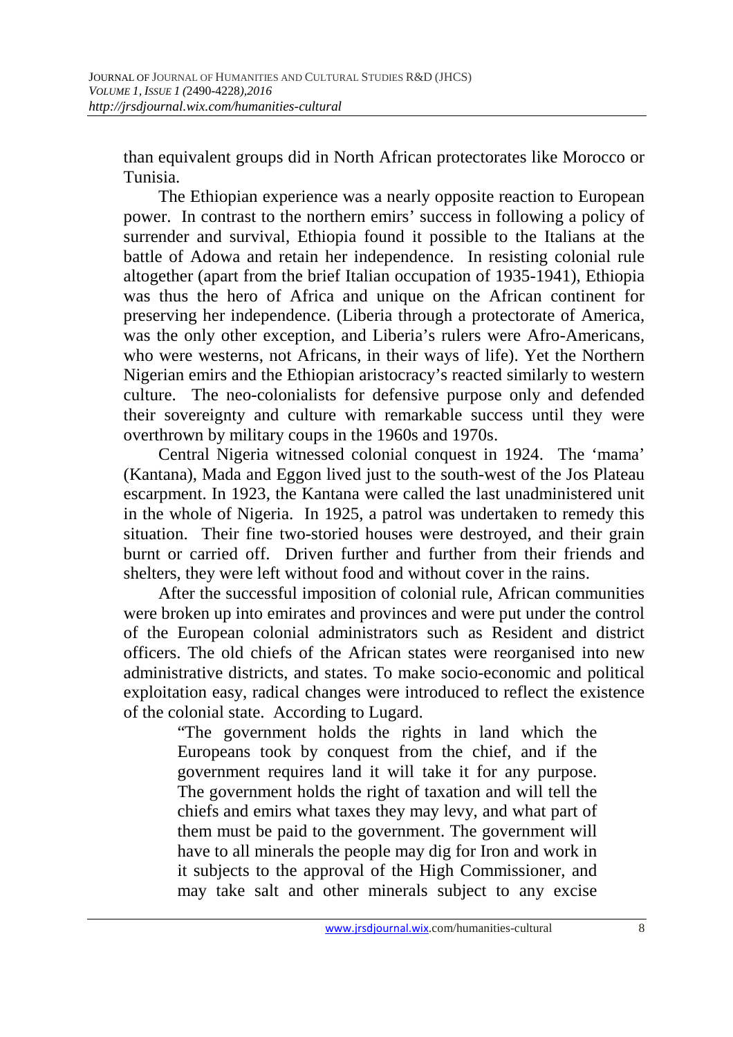than equivalent groups did in North African protectorates like Morocco or Tunisia.

The Ethiopian experience was a nearly opposite reaction to European power. In contrast to the northern emirs' success in following a policy of surrender and survival, Ethiopia found it possible to the Italians at the battle of Adowa and retain her independence. In resisting colonial rule altogether (apart from the brief Italian occupation of 1935-1941), Ethiopia was thus the hero of Africa and unique on the African continent for preserving her independence. (Liberia through a protectorate of America, was the only other exception, and Liberia's rulers were Afro-Americans, who were westerns, not Africans, in their ways of life). Yet the Northern Nigerian emirs and the Ethiopian aristocracy's reacted similarly to western culture. The neo-colonialists for defensive purpose only and defended their sovereignty and culture with remarkable success until they were overthrown by military coups in the 1960s and 1970s.

Central Nigeria witnessed colonial conquest in 1924. The 'mama' (Kantana), Mada and Eggon lived just to the south-west of the Jos Plateau escarpment. In 1923, the Kantana were called the last unadministered unit in the whole of Nigeria. In 1925, a patrol was undertaken to remedy this situation. Their fine two-storied houses were destroyed, and their grain burnt or carried off. Driven further and further from their friends and shelters, they were left without food and without cover in the rains.

After the successful imposition of colonial rule, African communities were broken up into emirates and provinces and were put under the control of the European colonial administrators such as Resident and district officers. The old chiefs of the African states were reorganised into new administrative districts, and states. To make socio-economic and political exploitation easy, radical changes were introduced to reflect the existence of the colonial state. According to Lugard.

> "The government holds the rights in land which the Europeans took by conquest from the chief, and if the government requires land it will take it for any purpose. The government holds the right of taxation and will tell the chiefs and emirs what taxes they may levy, and what part of them must be paid to the government. The government will have to all minerals the people may dig for Iron and work in it subjects to the approval of the High Commissioner, and may take salt and other minerals subject to any excise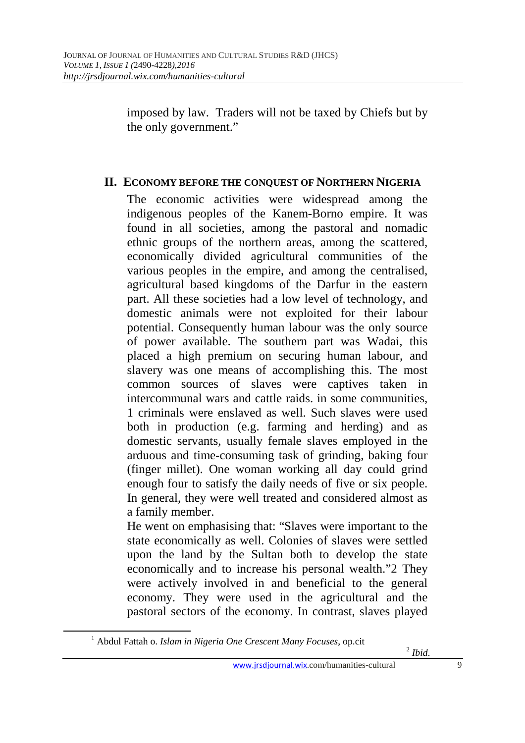imposed by law. Traders will not be taxed by Chiefs but by the only government."

## II. Economy before the conquest of Northern Nigeria

The economic activities were widespread among the indigenous peoples of the Kanem-Borno empire. It was found in all societies, among the pastoral and nomadic ethnic groups of the northern areas, among the scattered, economically divided agricultural communities of the various peoples in the empire, and among the centralised, agricultural based kingdoms of the Darfur in the eastern part. All these societies had a low level of technology, and domestic animals were not exploited for their labour potential. Consequently human labour was the only source of power available. The southern part was Wadai, this placed a high premium on securing human labour, and slavery was one means of accomplishing this. The most common sources of slaves were captives taken in intercommunal wars and cattle raids. in some communities, 1 criminals were enslaved as well. Such slaves were used both in production (e.g. farming and herding) and as domestic servants, usually female slaves employed in the arduous and time-consuming task of grinding, baking four (finger millet). One woman working all day could grind enough four to satisfy the daily needs of five or six people. In general, they were well treated and considered almost as a family member.

He went on emphasising that: "Slaves were important to the state economically as well. Colonies of slaves were settled upon the land by the Sultan both to develop the state economically and to increase his personal wealth."2 They were actively involved in and beneficial to the general economy. They were used in the agricultural and the pastoral sectors of the economy. In contrast, slaves played

---

[1] Abdul Fattah o. *Islam in Nigeria One Crescent Many Focuses*, op.cit

[2] *Ibid.*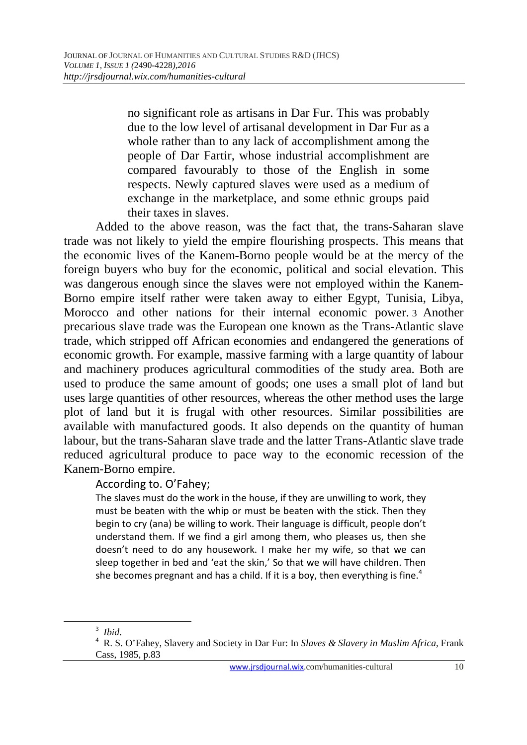> no significant role as artisans in Dar Fur. This was probably due to the low level of artisanal development in Dar Fur as a whole rather than to any lack of accomplishment among the people of Dar Fartir, whose industrial accomplishment are compared favourably to those of the English in some respects. Newly captured slaves were used as a medium of exchange in the marketplace, and some ethnic groups paid their taxes in slaves.

Added to the above reason, was the fact that, the trans-Saharan slave trade was not likely to yield the empire flourishing prospects. This means that the economic lives of the Kanem-Borno people would be at the mercy of the foreign buyers who buy for the economic, political and social elevation. This was dangerous enough since the slaves were not employed within the Kanem-Borno empire itself rather were taken away to either Egypt, Tunisia, Libya, Morocco and other nations for their internal economic power. [3] Another precarious slave trade was the European one known as the Trans-Atlantic slave trade, which stripped off African economies and endangered the generations of economic growth. For example, massive farming with a large quantity of labour and machinery produces agricultural commodities of the study area. Both are used to produce the same amount of goods; one uses a small plot of land but uses large quantities of other resources, whereas the other method uses the large plot of land but it is frugal with other resources. Similar possibilities are available with manufactured goods. It also depends on the quantity of human labour, but the trans-Saharan slave trade and the latter Trans-Atlantic slave trade reduced agricultural produce to pace way to the economic recession of the Kanem-Borno empire.

According to. O'Fahey;

> The slaves must do the work in the house, if they are unwilling to work, they must be beaten with the whip or must be beaten with the stick. Then they begin to cry (ana) be willing to work. Their language is difficult, people don't understand them. If we find a girl among them, who pleases us, then she doesn't need to do any housework. I make her my wife, so that we can sleep together in bed and 'eat the skin,' So that we will have children. Then she becomes pregnant and has a child. If it is a boy, then everything is fine.[4]

---

[3] *Ibid*.

[4] R. S. O'Fahey, Slavery and Society in Dar Fur: In *Slaves & Slavery in Muslim Africa*, Frank Cass, 1985, p.83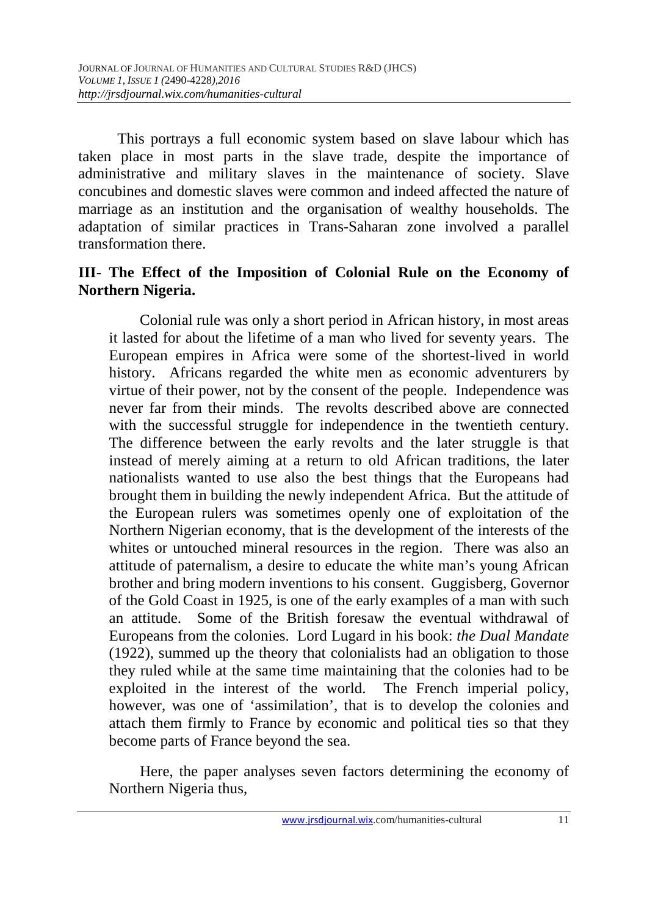This portrays a full economic system based on slave labour which has taken place in most parts in the slave trade, despite the importance of administrative and military slaves in the maintenance of society. Slave concubines and domestic slaves were common and indeed affected the nature of marriage as an institution and the organisation of wealthy households. The adaptation of similar practices in Trans-Saharan zone involved a parallel transformation there.

## III- The Effect of the Imposition of Colonial Rule on the Economy of Northern Nigeria.

Colonial rule was only a short period in African history, in most areas it lasted for about the lifetime of a man who lived for seventy years. The European empires in Africa were some of the shortest-lived in world history. Africans regarded the white men as economic adventurers by virtue of their power, not by the consent of the people. Independence was never far from their minds. The revolts described above are connected with the successful struggle for independence in the twentieth century. The difference between the early revolts and the later struggle is that instead of merely aiming at a return to old African traditions, the later nationalists wanted to use also the best things that the Europeans had brought them in building the newly independent Africa. But the attitude of the European rulers was sometimes openly one of exploitation of the Northern Nigerian economy, that is the development of the interests of the whites or untouched mineral resources in the region. There was also an attitude of paternalism, a desire to educate the white man's young African brother and bring modern inventions to his consent. Guggisberg, Governor of the Gold Coast in 1925, is one of the early examples of a man with such an attitude. Some of the British foresaw the eventual withdrawal of Europeans from the colonies. Lord Lugard in his book: *the Dual Mandate* (1922), summed up the theory that colonialists had an obligation to those they ruled while at the same time maintaining that the colonies had to be exploited in the interest of the world. The French imperial policy, however, was one of 'assimilation', that is to develop the colonies and attach them firmly to France by economic and political ties so that they become parts of France beyond the sea.

Here, the paper analyses seven factors determining the economy of Northern Nigeria thus,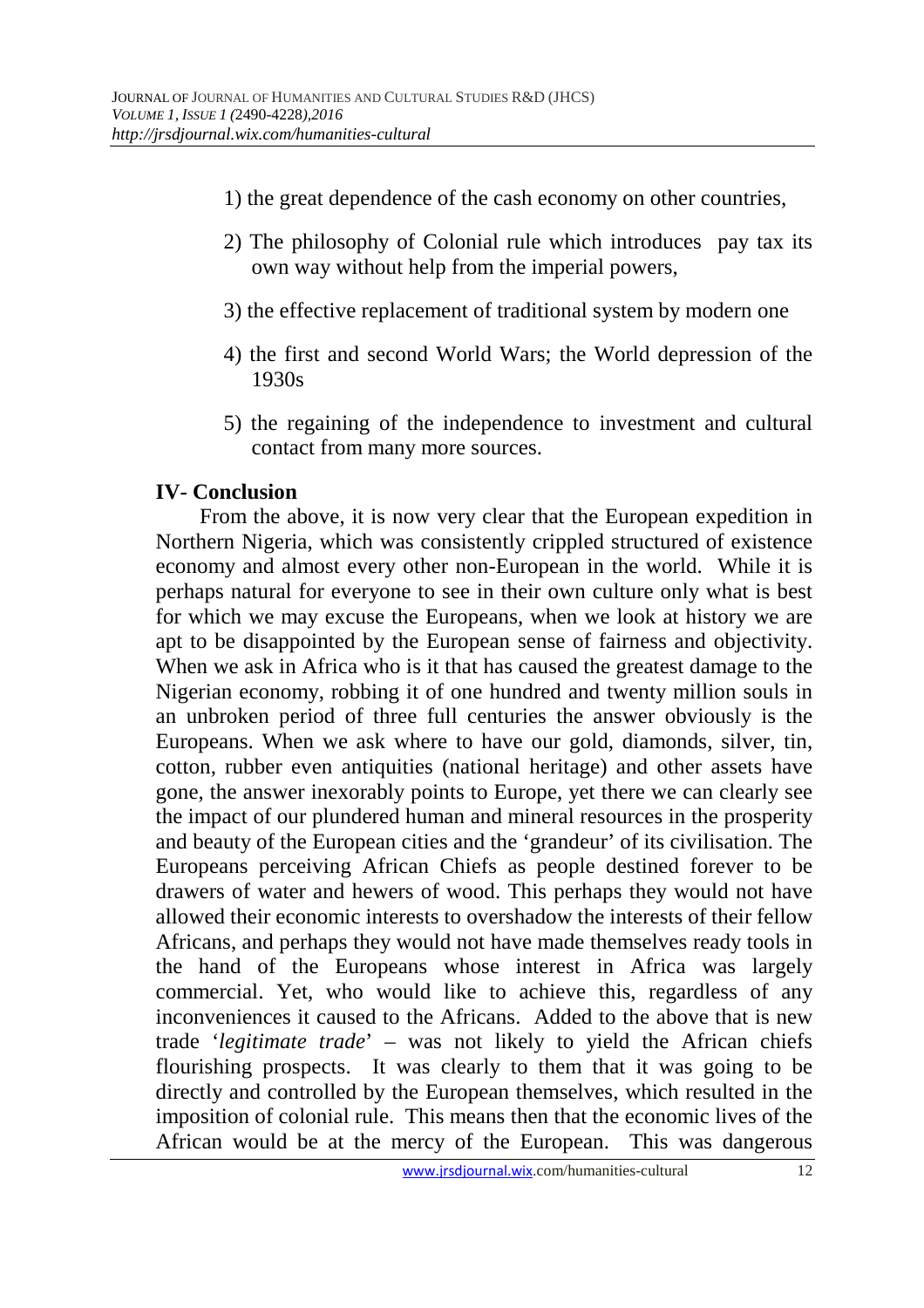1) the great dependence of the cash economy on other countries,

2) The philosophy of Colonial rule which introduces pay tax its own way without help from the imperial powers,

3) the effective replacement of traditional system by modern one

4) the first and second World Wars; the World depression of the 1930s

5) the regaining of the independence to investment and cultural contact from many more sources.

## IV- Conclusion

From the above, it is now very clear that the European expedition in Northern Nigeria, which was consistently crippled structured of existence economy and almost every other non-European in the world. While it is perhaps natural for everyone to see in their own culture only what is best for which we may excuse the Europeans, when we look at history we are apt to be disappointed by the European sense of fairness and objectivity. When we ask in Africa who is it that has caused the greatest damage to the Nigerian economy, robbing it of one hundred and twenty million souls in an unbroken period of three full centuries the answer obviously is the Europeans. When we ask where to have our gold, diamonds, silver, tin, cotton, rubber even antiquities (national heritage) and other assets have gone, the answer inexorably points to Europe, yet there we can clearly see the impact of our plundered human and mineral resources in the prosperity and beauty of the European cities and the 'grandeur' of its civilisation. The Europeans perceiving African Chiefs as people destined forever to be drawers of water and hewers of wood. This perhaps they would not have allowed their economic interests to overshadow the interests of their fellow Africans, and perhaps they would not have made themselves ready tools in the hand of the Europeans whose interest in Africa was largely commercial. Yet, who would like to achieve this, regardless of any inconveniences it caused to the Africans. Added to the above that is new trade '*legitimate trade*' – was not likely to yield the African chiefs flourishing prospects. It was clearly to them that it was going to be directly and controlled by the European themselves, which resulted in the imposition of colonial rule. This means then that the economic lives of the African would be at the mercy of the European. This was dangerous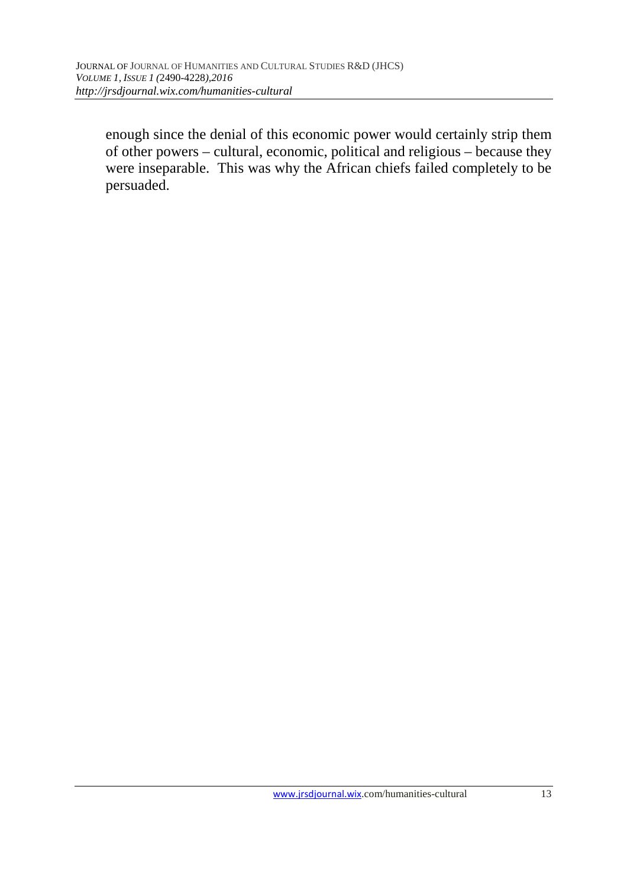enough since the denial of this economic power would certainly strip them of other powers – cultural, economic, political and religious – because they were inseparable. This was why the African chiefs failed completely to be persuaded.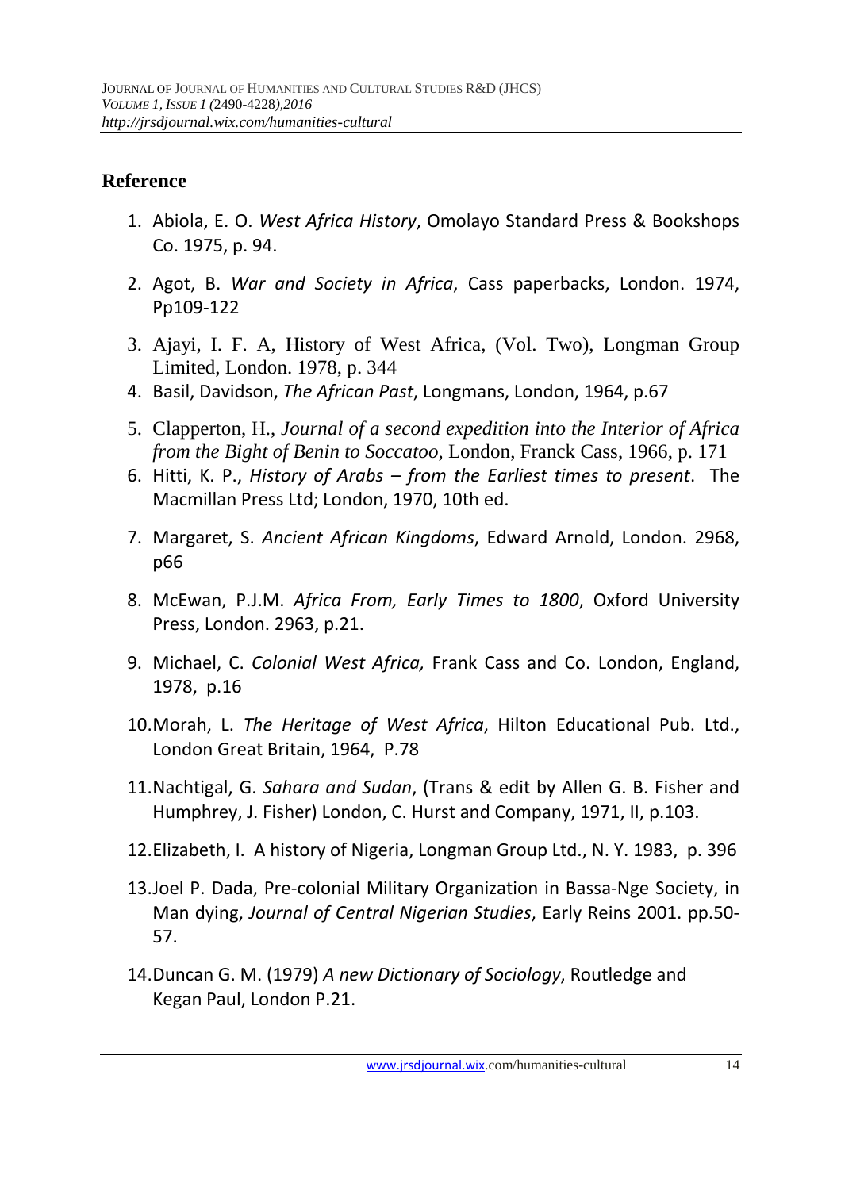## Reference

1. Abiola, E. O. *West Africa History*, Omolayo Standard Press & Bookshops Co. 1975, p. 94.
2. Agot, B. *War and Society in Africa*, Cass paperbacks, London. 1974, Pp109-122
3. Ajayi, I. F. A, History of West Africa, (Vol. Two), Longman Group Limited, London. 1978, p. 344
4. Basil, Davidson, *The African Past*, Longmans, London, 1964, p.67
5. Clapperton, H., *Journal of a second expedition into the Interior of Africa from the Bight of Benin to Soccatoo*, London, Franck Cass, 1966, p. 171
6. Hitti, K. P., *History of Arabs – from the Earliest times to present*. The Macmillan Press Ltd; London, 1970, 10th ed.
7. Margaret, S. *Ancient African Kingdoms*, Edward Arnold, London. 2968, p66
8. McEwan, P.J.M. *Africa From, Early Times to 1800*, Oxford University Press, London. 2963, p.21.
9. Michael, C. *Colonial West Africa,* Frank Cass and Co. London, England, 1978, p.16
10. Morah, L. *The Heritage of West Africa*, Hilton Educational Pub. Ltd., London Great Britain, 1964, P.78
11. Nachtigal, G. *Sahara and Sudan*, (Trans & edit by Allen G. B. Fisher and Humphrey, J. Fisher) London, C. Hurst and Company, 1971, II, p.103.
12. Elizabeth, I. A history of Nigeria, Longman Group Ltd., N. Y. 1983, p. 396
13. Joel P. Dada, Pre-colonial Military Organization in Bassa-Nge Society, in Man dying, *Journal of Central Nigerian Studies*, Early Reins 2001. pp.50-57.
14. Duncan G. M. (1979) *A new Dictionary of Sociology*, Routledge and Kegan Paul, London P.21.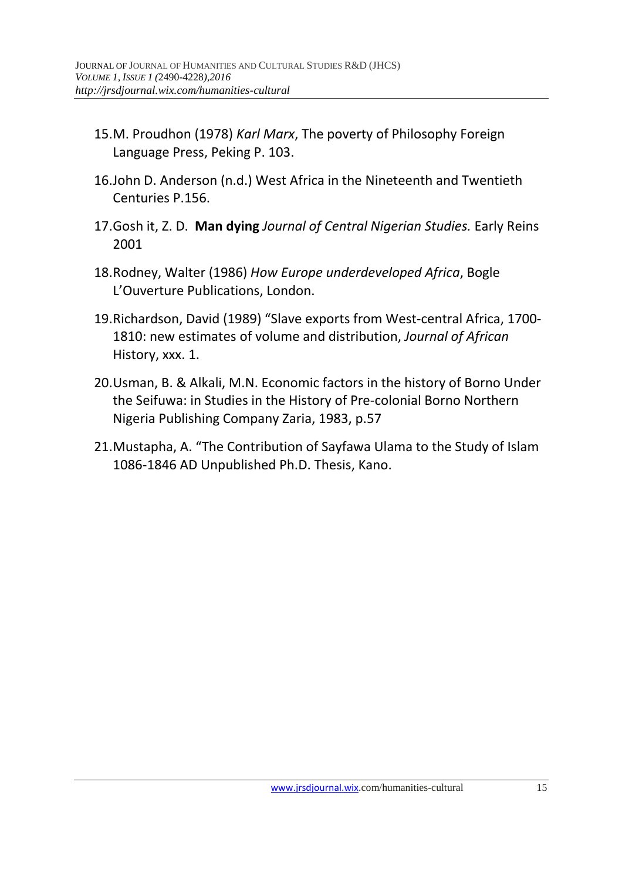15. M. Proudhon (1978) *Karl Marx*, The poverty of Philosophy Foreign Language Press, Peking P. 103.

16. John D. Anderson (n.d.) West Africa in the Nineteenth and Twentieth Centuries P.156.

17. Gosh it, Z. D. **Man dying** *Journal of Central Nigerian Studies.* Early Reins 2001

18. Rodney, Walter (1986) *How Europe underdeveloped Africa*, Bogle L'Ouverture Publications, London.

19. Richardson, David (1989) "Slave exports from West-central Africa, 1700-1810: new estimates of volume and distribution, *Journal of African* History, xxx. 1.

20. Usman, B. & Alkali, M.N. Economic factors in the history of Borno Under the Seifuwa: in Studies in the History of Pre-colonial Borno Northern Nigeria Publishing Company Zaria, 1983, p.57

21. Mustapha, A. "The Contribution of Sayfawa Ulama to the Study of Islam 1086-1846 AD Unpublished Ph.D. Thesis, Kano.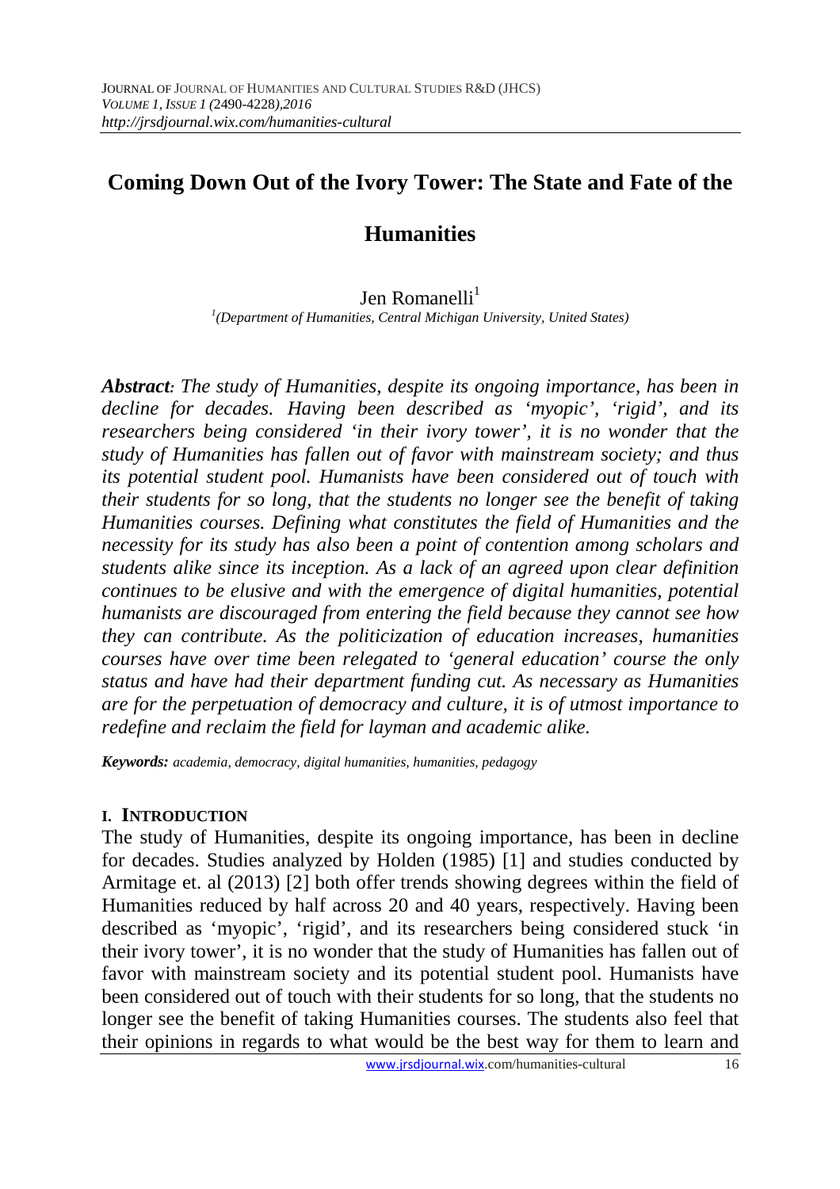# Coming Down Out of the Ivory Tower: The State and Fate of the Humanities

Jen Romanelli[1]

[1](Department of Humanities, Central Michigan University, United States)

***Abstract**: The study of Humanities, despite its ongoing importance, has been in decline for decades. Having been described as 'myopic', 'rigid', and its researchers being considered 'in their ivory tower', it is no wonder that the study of Humanities has fallen out of favor with mainstream society; and thus its potential student pool. Humanists have been considered out of touch with their students for so long, that the students no longer see the benefit of taking Humanities courses. Defining what constitutes the field of Humanities and the necessity for its study has also been a point of contention among scholars and students alike since its inception. As a lack of an agreed upon clear definition continues to be elusive and with the emergence of digital humanities, potential humanists are discouraged from entering the field because they cannot see how they can contribute. As the politicization of education increases, humanities courses have over time been relegated to 'general education' course the only status and have had their department funding cut. As necessary as Humanities are for the perpetuation of democracy and culture, it is of utmost importance to redefine and reclaim the field for layman and academic alike.*

***Keywords:** academia, democracy, digital humanities, humanities, pedagogy*

## I. INTRODUCTION

The study of Humanities, despite its ongoing importance, has been in decline for decades. Studies analyzed by Holden (1985) [1] and studies conducted by Armitage et. al (2013) [2] both offer trends showing degrees within the field of Humanities reduced by half across 20 and 40 years, respectively. Having been described as 'myopic', 'rigid', and its researchers being considered stuck 'in their ivory tower', it is no wonder that the study of Humanities has fallen out of favor with mainstream society and its potential student pool. Humanists have been considered out of touch with their students for so long, that the students no longer see the benefit of taking Humanities courses. The students also feel that their opinions in regards to what would be the best way for them to learn and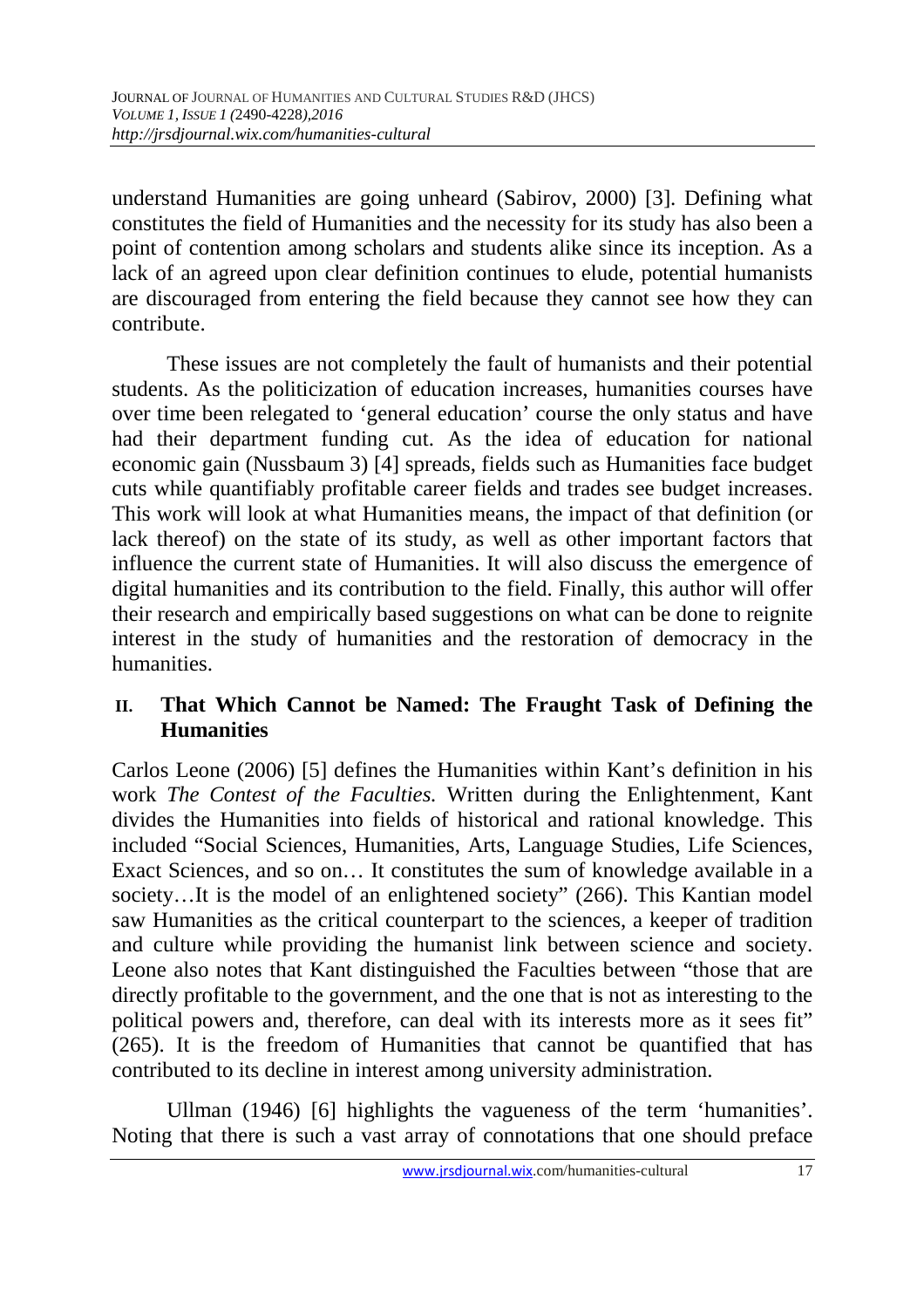understand Humanities are going unheard (Sabirov, 2000) [3]. Defining what constitutes the field of Humanities and the necessity for its study has also been a point of contention among scholars and students alike since its inception. As a lack of an agreed upon clear definition continues to elude, potential humanists are discouraged from entering the field because they cannot see how they can contribute.

These issues are not completely the fault of humanists and their potential students. As the politicization of education increases, humanities courses have over time been relegated to 'general education' course the only status and have had their department funding cut. As the idea of education for national economic gain (Nussbaum 3) [4] spreads, fields such as Humanities face budget cuts while quantifiably profitable career fields and trades see budget increases. This work will look at what Humanities means, the impact of that definition (or lack thereof) on the state of its study, as well as other important factors that influence the current state of Humanities. It will also discuss the emergence of digital humanities and its contribution to the field. Finally, this author will offer their research and empirically based suggestions on what can be done to reignite interest in the study of humanities and the restoration of democracy in the humanities.

## II. That Which Cannot be Named: The Fraught Task of Defining the Humanities

Carlos Leone (2006) [5] defines the Humanities within Kant's definition in his work *The Contest of the Faculties.* Written during the Enlightenment, Kant divides the Humanities into fields of historical and rational knowledge. This included "Social Sciences, Humanities, Arts, Language Studies, Life Sciences, Exact Sciences, and so on… It constitutes the sum of knowledge available in a society…It is the model of an enlightened society" (266). This Kantian model saw Humanities as the critical counterpart to the sciences, a keeper of tradition and culture while providing the humanist link between science and society. Leone also notes that Kant distinguished the Faculties between "those that are directly profitable to the government, and the one that is not as interesting to the political powers and, therefore, can deal with its interests more as it sees fit" (265). It is the freedom of Humanities that cannot be quantified that has contributed to its decline in interest among university administration.

Ullman (1946) [6] highlights the vagueness of the term 'humanities'. Noting that there is such a vast array of connotations that one should preface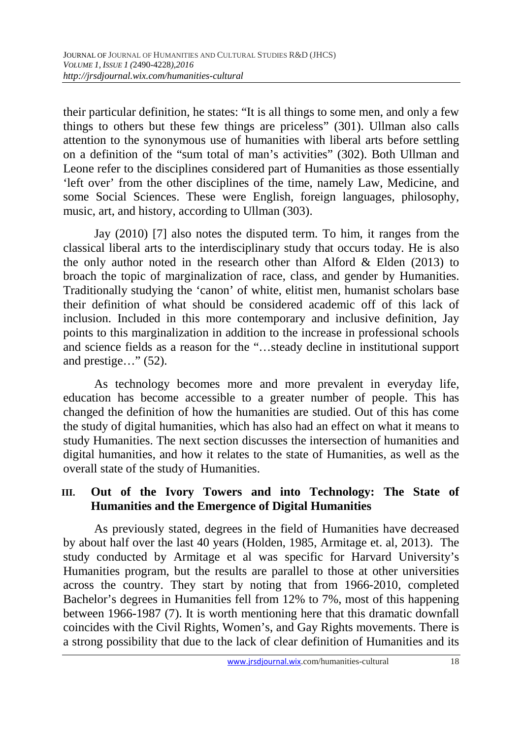their particular definition, he states: "It is all things to some men, and only a few things to others but these few things are priceless" (301). Ullman also calls attention to the synonymous use of humanities with liberal arts before settling on a definition of the "sum total of man's activities" (302). Both Ullman and Leone refer to the disciplines considered part of Humanities as those essentially 'left over' from the other disciplines of the time, namely Law, Medicine, and some Social Sciences. These were English, foreign languages, philosophy, music, art, and history, according to Ullman (303).

Jay (2010) [7] also notes the disputed term. To him, it ranges from the classical liberal arts to the interdisciplinary study that occurs today. He is also the only author noted in the research other than Alford & Elden (2013) to broach the topic of marginalization of race, class, and gender by Humanities. Traditionally studying the 'canon' of white, elitist men, humanist scholars base their definition of what should be considered academic off of this lack of inclusion. Included in this more contemporary and inclusive definition, Jay points to this marginalization in addition to the increase in professional schools and science fields as a reason for the "…steady decline in institutional support and prestige…" (52).

As technology becomes more and more prevalent in everyday life, education has become accessible to a greater number of people. This has changed the definition of how the humanities are studied. Out of this has come the study of digital humanities, which has also had an effect on what it means to study Humanities. The next section discusses the intersection of humanities and digital humanities, and how it relates to the state of Humanities, as well as the overall state of the study of Humanities.

## III. Out of the Ivory Towers and into Technology: The State of Humanities and the Emergence of Digital Humanities

As previously stated, degrees in the field of Humanities have decreased by about half over the last 40 years (Holden, 1985, Armitage et. al, 2013). The study conducted by Armitage et al was specific for Harvard University's Humanities program, but the results are parallel to those at other universities across the country. They start by noting that from 1966-2010, completed Bachelor's degrees in Humanities fell from 12% to 7%, most of this happening between 1966-1987 (7). It is worth mentioning here that this dramatic downfall coincides with the Civil Rights, Women's, and Gay Rights movements. There is a strong possibility that due to the lack of clear definition of Humanities and its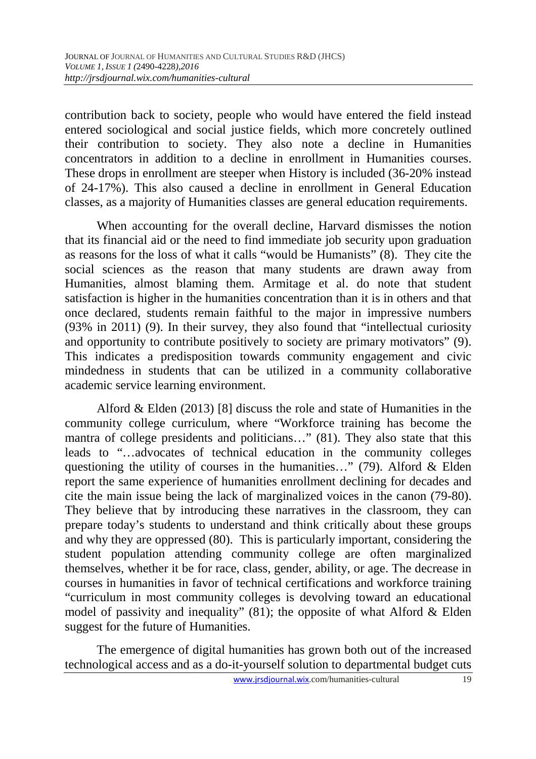contribution back to society, people who would have entered the field instead entered sociological and social justice fields, which more concretely outlined their contribution to society. They also note a decline in Humanities concentrators in addition to a decline in enrollment in Humanities courses. These drops in enrollment are steeper when History is included (36-20% instead of 24-17%). This also caused a decline in enrollment in General Education classes, as a majority of Humanities classes are general education requirements.

When accounting for the overall decline, Harvard dismisses the notion that its financial aid or the need to find immediate job security upon graduation as reasons for the loss of what it calls "would be Humanists" (8). They cite the social sciences as the reason that many students are drawn away from Humanities, almost blaming them. Armitage et al. do note that student satisfaction is higher in the humanities concentration than it is in others and that once declared, students remain faithful to the major in impressive numbers (93% in 2011) (9). In their survey, they also found that "intellectual curiosity and opportunity to contribute positively to society are primary motivators" (9). This indicates a predisposition towards community engagement and civic mindedness in students that can be utilized in a community collaborative academic service learning environment.

Alford & Elden (2013) [8] discuss the role and state of Humanities in the community college curriculum, where "Workforce training has become the mantra of college presidents and politicians…" (81). They also state that this leads to "…advocates of technical education in the community colleges questioning the utility of courses in the humanities…" (79). Alford & Elden report the same experience of humanities enrollment declining for decades and cite the main issue being the lack of marginalized voices in the canon (79-80). They believe that by introducing these narratives in the classroom, they can prepare today's students to understand and think critically about these groups and why they are oppressed (80). This is particularly important, considering the student population attending community college are often marginalized themselves, whether it be for race, class, gender, ability, or age. The decrease in courses in humanities in favor of technical certifications and workforce training "curriculum in most community colleges is devolving toward an educational model of passivity and inequality" (81); the opposite of what Alford & Elden suggest for the future of Humanities.

The emergence of digital humanities has grown both out of the increased technological access and as a do-it-yourself solution to departmental budget cuts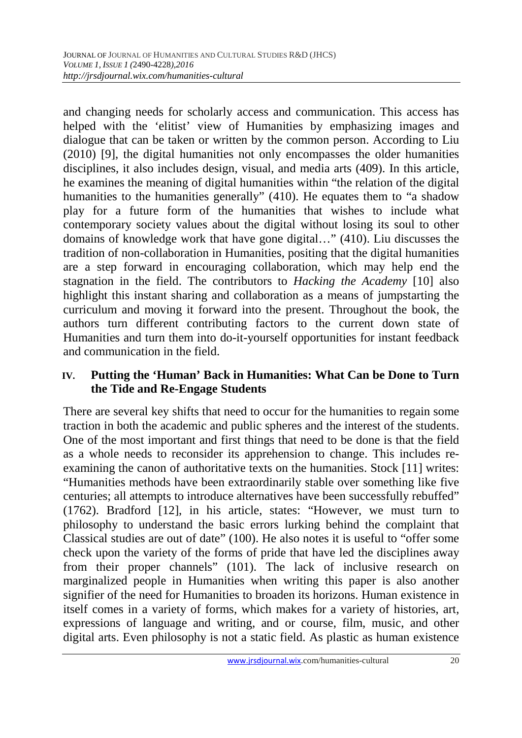and changing needs for scholarly access and communication. This access has helped with the 'elitist' view of Humanities by emphasizing images and dialogue that can be taken or written by the common person. According to Liu (2010) [9], the digital humanities not only encompasses the older humanities disciplines, it also includes design, visual, and media arts (409). In this article, he examines the meaning of digital humanities within "the relation of the digital humanities to the humanities generally" (410). He equates them to "a shadow play for a future form of the humanities that wishes to include what contemporary society values about the digital without losing its soul to other domains of knowledge work that have gone digital…" (410). Liu discusses the tradition of non-collaboration in Humanities, positing that the digital humanities are a step forward in encouraging collaboration, which may help end the stagnation in the field. The contributors to *Hacking the Academy* [10] also highlight this instant sharing and collaboration as a means of jumpstarting the curriculum and moving it forward into the present. Throughout the book, the authors turn different contributing factors to the current down state of Humanities and turn them into do-it-yourself opportunities for instant feedback and communication in the field.

## IV. Putting the 'Human' Back in Humanities: What Can be Done to Turn the Tide and Re-Engage Students

There are several key shifts that need to occur for the humanities to regain some traction in both the academic and public spheres and the interest of the students. One of the most important and first things that need to be done is that the field as a whole needs to reconsider its apprehension to change. This includes re-examining the canon of authoritative texts on the humanities. Stock [11] writes: "Humanities methods have been extraordinarily stable over something like five centuries; all attempts to introduce alternatives have been successfully rebuffed" (1762). Bradford [12], in his article, states: "However, we must turn to philosophy to understand the basic errors lurking behind the complaint that Classical studies are out of date" (100). He also notes it is useful to "offer some check upon the variety of the forms of pride that have led the disciplines away from their proper channels" (101). The lack of inclusive research on marginalized people in Humanities when writing this paper is also another signifier of the need for Humanities to broaden its horizons. Human existence in itself comes in a variety of forms, which makes for a variety of histories, art, expressions of language and writing, and or course, film, music, and other digital arts. Even philosophy is not a static field. As plastic as human existence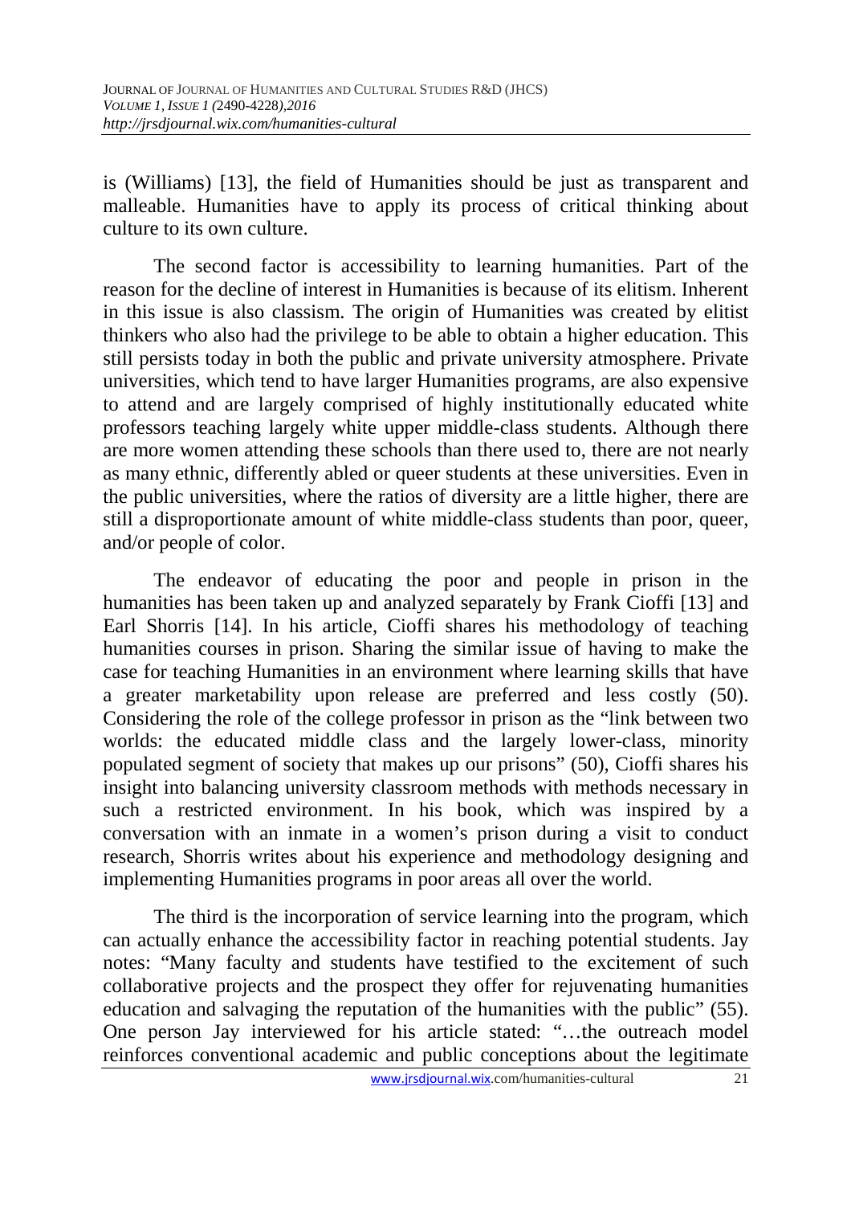is (Williams) [13], the field of Humanities should be just as transparent and malleable. Humanities have to apply its process of critical thinking about culture to its own culture.

The second factor is accessibility to learning humanities. Part of the reason for the decline of interest in Humanities is because of its elitism. Inherent in this issue is also classism. The origin of Humanities was created by elitist thinkers who also had the privilege to be able to obtain a higher education. This still persists today in both the public and private university atmosphere. Private universities, which tend to have larger Humanities programs, are also expensive to attend and are largely comprised of highly institutionally educated white professors teaching largely white upper middle-class students. Although there are more women attending these schools than there used to, there are not nearly as many ethnic, differently abled or queer students at these universities. Even in the public universities, where the ratios of diversity are a little higher, there are still a disproportionate amount of white middle-class students than poor, queer, and/or people of color.

The endeavor of educating the poor and people in prison in the humanities has been taken up and analyzed separately by Frank Cioffi [13] and Earl Shorris [14]. In his article, Cioffi shares his methodology of teaching humanities courses in prison. Sharing the similar issue of having to make the case for teaching Humanities in an environment where learning skills that have a greater marketability upon release are preferred and less costly (50). Considering the role of the college professor in prison as the "link between two worlds: the educated middle class and the largely lower-class, minority populated segment of society that makes up our prisons" (50), Cioffi shares his insight into balancing university classroom methods with methods necessary in such a restricted environment. In his book, which was inspired by a conversation with an inmate in a women's prison during a visit to conduct research, Shorris writes about his experience and methodology designing and implementing Humanities programs in poor areas all over the world.

The third is the incorporation of service learning into the program, which can actually enhance the accessibility factor in reaching potential students. Jay notes: "Many faculty and students have testified to the excitement of such collaborative projects and the prospect they offer for rejuvenating humanities education and salvaging the reputation of the humanities with the public" (55). One person Jay interviewed for his article stated: "…the outreach model reinforces conventional academic and public conceptions about the legitimate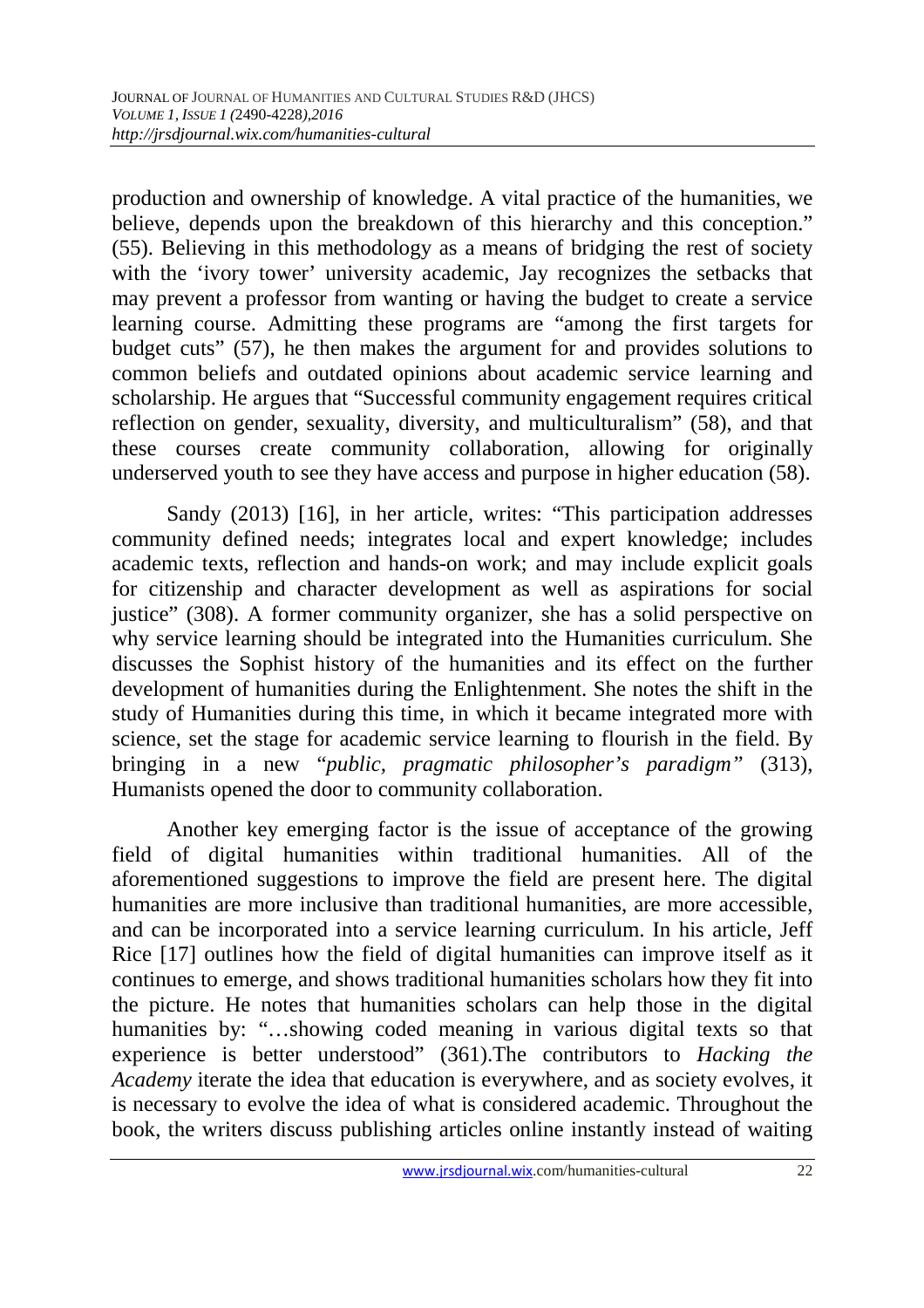production and ownership of knowledge. A vital practice of the humanities, we believe, depends upon the breakdown of this hierarchy and this conception." (55). Believing in this methodology as a means of bridging the rest of society with the 'ivory tower' university academic, Jay recognizes the setbacks that may prevent a professor from wanting or having the budget to create a service learning course. Admitting these programs are "among the first targets for budget cuts" (57), he then makes the argument for and provides solutions to common beliefs and outdated opinions about academic service learning and scholarship. He argues that "Successful community engagement requires critical reflection on gender, sexuality, diversity, and multiculturalism" (58), and that these courses create community collaboration, allowing for originally underserved youth to see they have access and purpose in higher education (58).

Sandy (2013) [16], in her article, writes: "This participation addresses community defined needs; integrates local and expert knowledge; includes academic texts, reflection and hands-on work; and may include explicit goals for citizenship and character development as well as aspirations for social justice" (308). A former community organizer, she has a solid perspective on why service learning should be integrated into the Humanities curriculum. She discusses the Sophist history of the humanities and its effect on the further development of humanities during the Enlightenment. She notes the shift in the study of Humanities during this time, in which it became integrated more with science, set the stage for academic service learning to flourish in the field. By bringing in a new "*public, pragmatic philosopher's paradigm"* (313), Humanists opened the door to community collaboration.

Another key emerging factor is the issue of acceptance of the growing field of digital humanities within traditional humanities. All of the aforementioned suggestions to improve the field are present here. The digital humanities are more inclusive than traditional humanities, are more accessible, and can be incorporated into a service learning curriculum. In his article, Jeff Rice [17] outlines how the field of digital humanities can improve itself as it continues to emerge, and shows traditional humanities scholars how they fit into the picture. He notes that humanities scholars can help those in the digital humanities by: "…showing coded meaning in various digital texts so that experience is better understood" (361).The contributors to *Hacking the Academy* iterate the idea that education is everywhere, and as society evolves, it is necessary to evolve the idea of what is considered academic. Throughout the book, the writers discuss publishing articles online instantly instead of waiting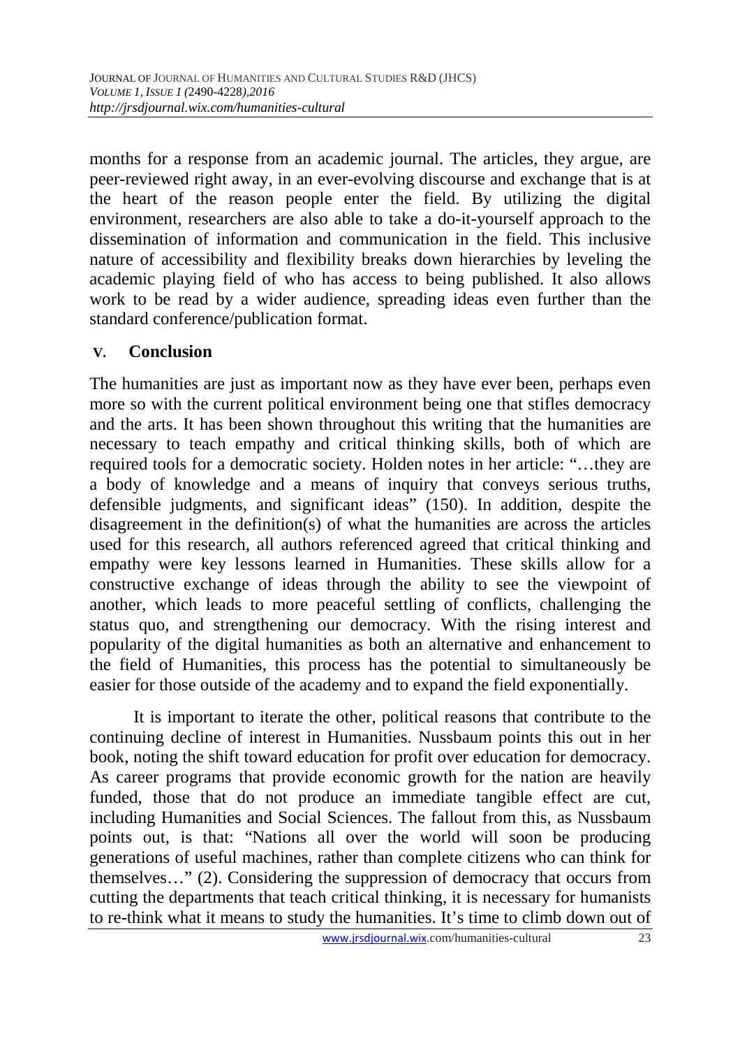months for a response from an academic journal. The articles, they argue, are peer-reviewed right away, in an ever-evolving discourse and exchange that is at the heart of the reason people enter the field. By utilizing the digital environment, researchers are also able to take a do-it-yourself approach to the dissemination of information and communication in the field. This inclusive nature of accessibility and flexibility breaks down hierarchies by leveling the academic playing field of who has access to being published. It also allows work to be read by a wider audience, spreading ideas even further than the standard conference/publication format.

## V. Conclusion

The humanities are just as important now as they have ever been, perhaps even more so with the current political environment being one that stifles democracy and the arts. It has been shown throughout this writing that the humanities are necessary to teach empathy and critical thinking skills, both of which are required tools for a democratic society. Holden notes in her article: "…they are a body of knowledge and a means of inquiry that conveys serious truths, defensible judgments, and significant ideas" (150). In addition, despite the disagreement in the definition(s) of what the humanities are across the articles used for this research, all authors referenced agreed that critical thinking and empathy were key lessons learned in Humanities. These skills allow for a constructive exchange of ideas through the ability to see the viewpoint of another, which leads to more peaceful settling of conflicts, challenging the status quo, and strengthening our democracy. With the rising interest and popularity of the digital humanities as both an alternative and enhancement to the field of Humanities, this process has the potential to simultaneously be easier for those outside of the academy and to expand the field exponentially.

It is important to iterate the other, political reasons that contribute to the continuing decline of interest in Humanities. Nussbaum points this out in her book, noting the shift toward education for profit over education for democracy. As career programs that provide economic growth for the nation are heavily funded, those that do not produce an immediate tangible effect are cut, including Humanities and Social Sciences. The fallout from this, as Nussbaum points out, is that: "Nations all over the world will soon be producing generations of useful machines, rather than complete citizens who can think for themselves…" (2). Considering the suppression of democracy that occurs from cutting the departments that teach critical thinking, it is necessary for humanists to re-think what it means to study the humanities. It's time to climb down out of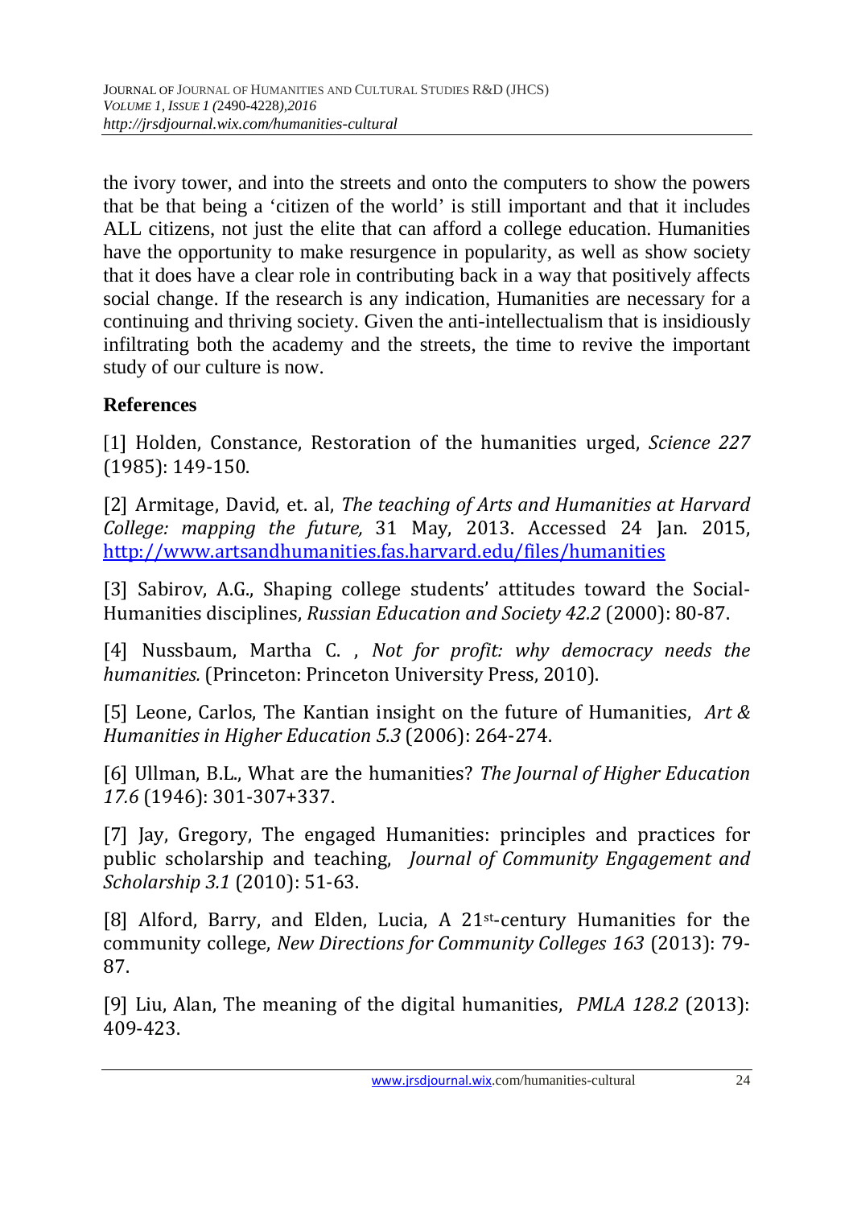the ivory tower, and into the streets and onto the computers to show the powers that be that being a 'citizen of the world' is still important and that it includes ALL citizens, not just the elite that can afford a college education. Humanities have the opportunity to make resurgence in popularity, as well as show society that it does have a clear role in contributing back in a way that positively affects social change. If the research is any indication, Humanities are necessary for a continuing and thriving society. Given the anti-intellectualism that is insidiously infiltrating both the academy and the streets, the time to revive the important study of our culture is now.

## References

[1] Holden, Constance, Restoration of the humanities urged, *Science 227* (1985): 149-150.

[2] Armitage, David, et. al, *The teaching of Arts and Humanities at Harvard College: mapping the future,* 31 May, 2013. Accessed 24 Jan. 2015, http://www.artsandhumanities.fas.harvard.edu/files/humanities

[3] Sabirov, A.G., Shaping college students' attitudes toward the Social-Humanities disciplines, *Russian Education and Society 42.2* (2000): 80-87.

[4] Nussbaum, Martha C. , *Not for profit: why democracy needs the humanities.* (Princeton: Princeton University Press, 2010).

[5] Leone, Carlos, The Kantian insight on the future of Humanities, *Art & Humanities in Higher Education 5.3* (2006): 264-274.

[6] Ullman, B.L., What are the humanities? *The Journal of Higher Education 17.6* (1946): 301-307+337.

[7] Jay, Gregory, The engaged Humanities: principles and practices for public scholarship and teaching, *Journal of Community Engagement and Scholarship 3.1* (2010): 51-63.

[8] Alford, Barry, and Elden, Lucia, A 21st-century Humanities for the community college, *New Directions for Community Colleges 163* (2013): 79-87.

[9] Liu, Alan, The meaning of the digital humanities, *PMLA 128.2* (2013): 409-423.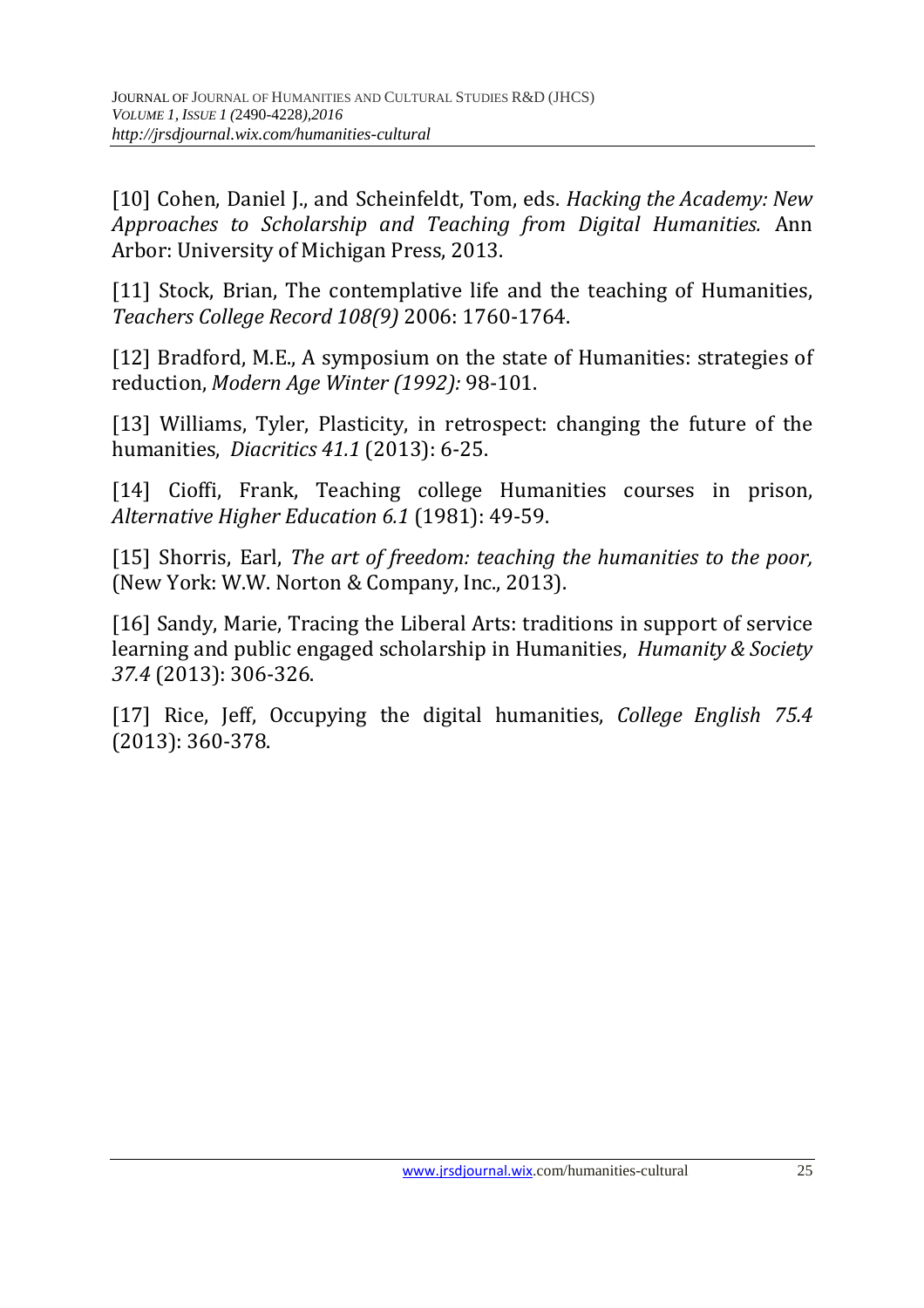[10] Cohen, Daniel J., and Scheinfeldt, Tom, eds. *Hacking the Academy: New Approaches to Scholarship and Teaching from Digital Humanities.* Ann Arbor: University of Michigan Press, 2013.

[11] Stock, Brian, The contemplative life and the teaching of Humanities, *Teachers College Record 108(9)* 2006: 1760-1764.

[12] Bradford, M.E., A symposium on the state of Humanities: strategies of reduction, *Modern Age Winter (1992):* 98-101.

[13] Williams, Tyler, Plasticity, in retrospect: changing the future of the humanities, *Diacritics 41.1* (2013): 6-25.

[14] Cioffi, Frank, Teaching college Humanities courses in prison, *Alternative Higher Education 6.1* (1981): 49-59.

[15] Shorris, Earl, *The art of freedom: teaching the humanities to the poor,* (New York: W.W. Norton & Company, Inc., 2013).

[16] Sandy, Marie, Tracing the Liberal Arts: traditions in support of service learning and public engaged scholarship in Humanities, *Humanity & Society 37.4* (2013): 306-326.

[17] Rice, Jeff, Occupying the digital humanities, *College English 75.4* (2013): 360-378.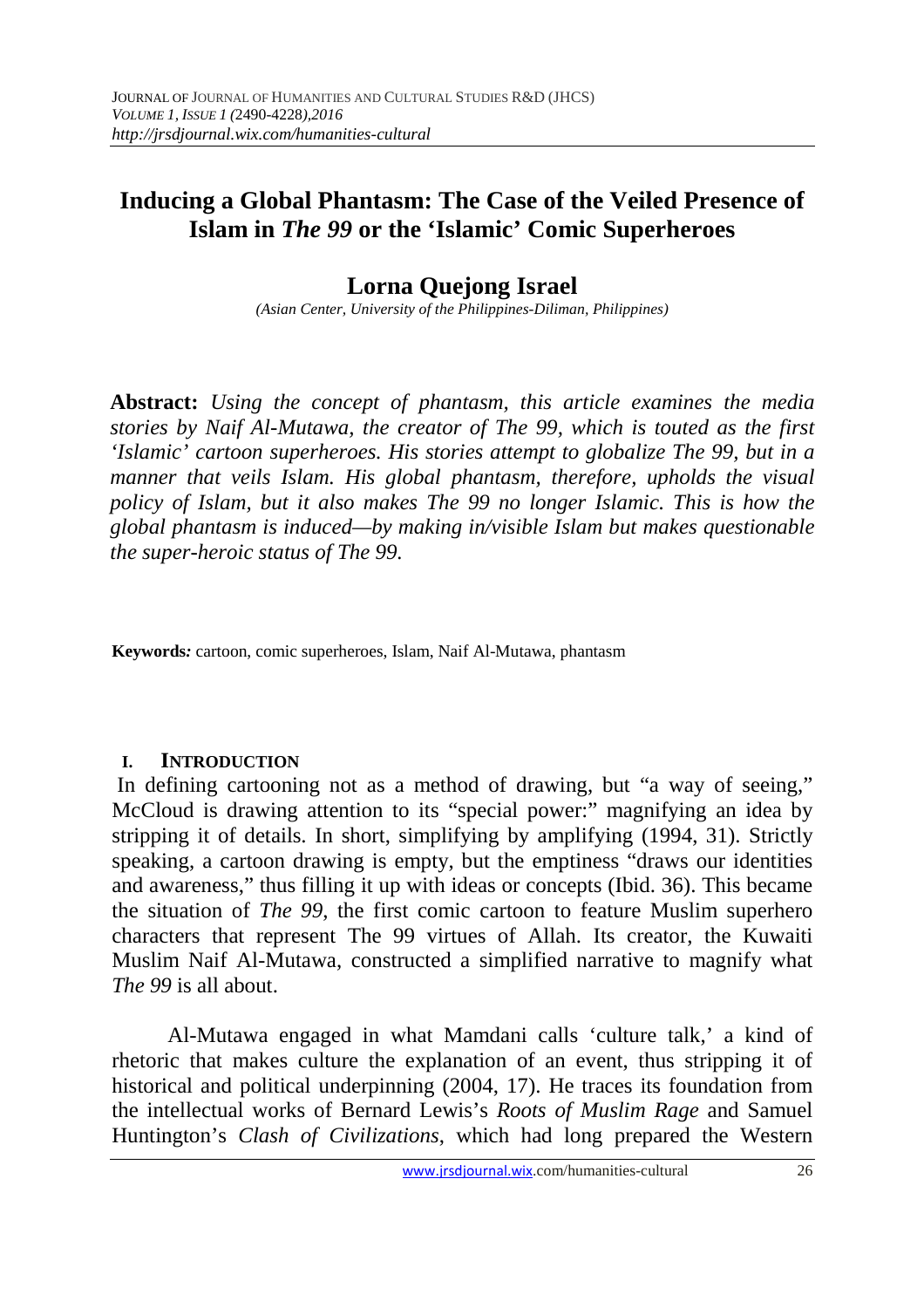# Inducing a Global Phantasm: The Case of the Veiled Presence of Islam in *The 99* or the 'Islamic' Comic Superheroes

## Lorna Quejong Israel

*(Asian Center, University of the Philippines-Diliman, Philippines)*

**Abstract:** *Using the concept of phantasm, this article examines the media stories by Naif Al-Mutawa, the creator of The 99, which is touted as the first 'Islamic' cartoon superheroes. His stories attempt to globalize The 99, but in a manner that veils Islam. His global phantasm, therefore, upholds the visual policy of Islam, but it also makes The 99 no longer Islamic. This is how the global phantasm is induced—by making in/visible Islam but makes questionable the super-heroic status of The 99.*

**Keywords***:* cartoon, comic superheroes, Islam, Naif Al-Mutawa, phantasm

### I. Introduction

In defining cartooning not as a method of drawing, but "a way of seeing," McCloud is drawing attention to its "special power:" magnifying an idea by stripping it of details. In short, simplifying by amplifying (1994, 31). Strictly speaking, a cartoon drawing is empty, but the emptiness "draws our identities and awareness," thus filling it up with ideas or concepts (Ibid. 36). This became the situation of *The 99*, the first comic cartoon to feature Muslim superhero characters that represent The 99 virtues of Allah. Its creator, the Kuwaiti Muslim Naif Al-Mutawa, constructed a simplified narrative to magnify what *The 99* is all about.

Al-Mutawa engaged in what Mamdani calls 'culture talk,' a kind of rhetoric that makes culture the explanation of an event, thus stripping it of historical and political underpinning (2004, 17). He traces its foundation from the intellectual works of Bernard Lewis's *Roots of Muslim Rage* and Samuel Huntington's *Clash of Civilizations*, which had long prepared the Western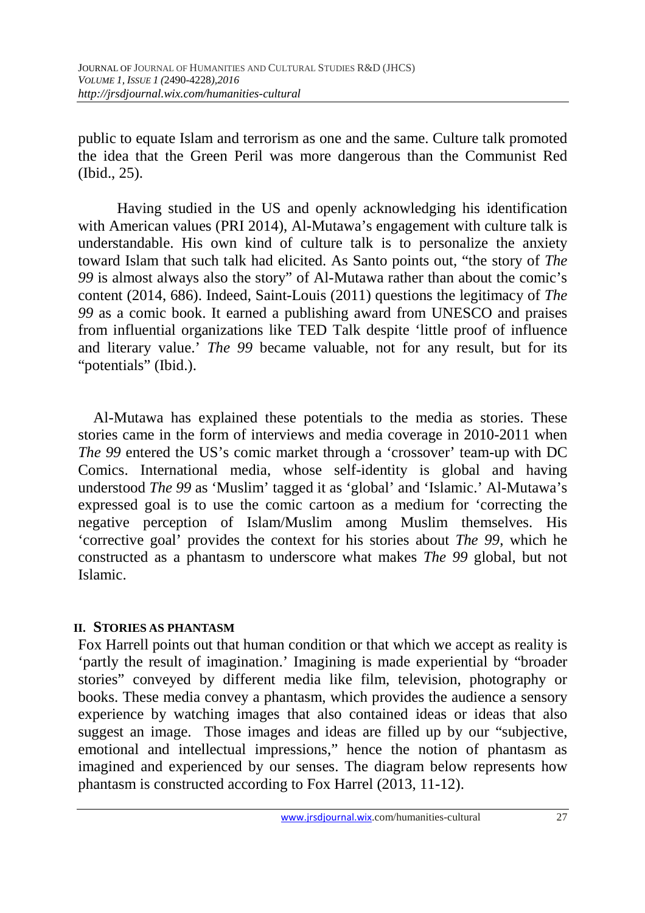public to equate Islam and terrorism as one and the same. Culture talk promoted the idea that the Green Peril was more dangerous than the Communist Red (Ibid., 25).

Having studied in the US and openly acknowledging his identification with American values (PRI 2014), Al-Mutawa's engagement with culture talk is understandable. His own kind of culture talk is to personalize the anxiety toward Islam that such talk had elicited. As Santo points out, "the story of *The 99* is almost always also the story" of Al-Mutawa rather than about the comic's content (2014, 686). Indeed, Saint-Louis (2011) questions the legitimacy of *The 99* as a comic book. It earned a publishing award from UNESCO and praises from influential organizations like TED Talk despite 'little proof of influence and literary value.' *The 99* became valuable, not for any result, but for its "potentials" (Ibid.).

Al-Mutawa has explained these potentials to the media as stories. These stories came in the form of interviews and media coverage in 2010-2011 when *The 99* entered the US's comic market through a 'crossover' team-up with DC Comics. International media, whose self-identity is global and having understood *The 99* as 'Muslim' tagged it as 'global' and 'Islamic.' Al-Mutawa's expressed goal is to use the comic cartoon as a medium for 'correcting the negative perception of Islam/Muslim among Muslim themselves. His 'corrective goal' provides the context for his stories about *The 99*, which he constructed as a phantasm to underscore what makes *The 99* global, but not Islamic.

## II. STORIES AS PHANTASM

Fox Harrell points out that human condition or that which we accept as reality is 'partly the result of imagination.' Imagining is made experiential by "broader stories" conveyed by different media like film, television, photography or books. These media convey a phantasm, which provides the audience a sensory experience by watching images that also contained ideas or ideas that also suggest an image. Those images and ideas are filled up by our "subjective, emotional and intellectual impressions," hence the notion of phantasm as imagined and experienced by our senses. The diagram below represents how phantasm is constructed according to Fox Harrel (2013, 11-12).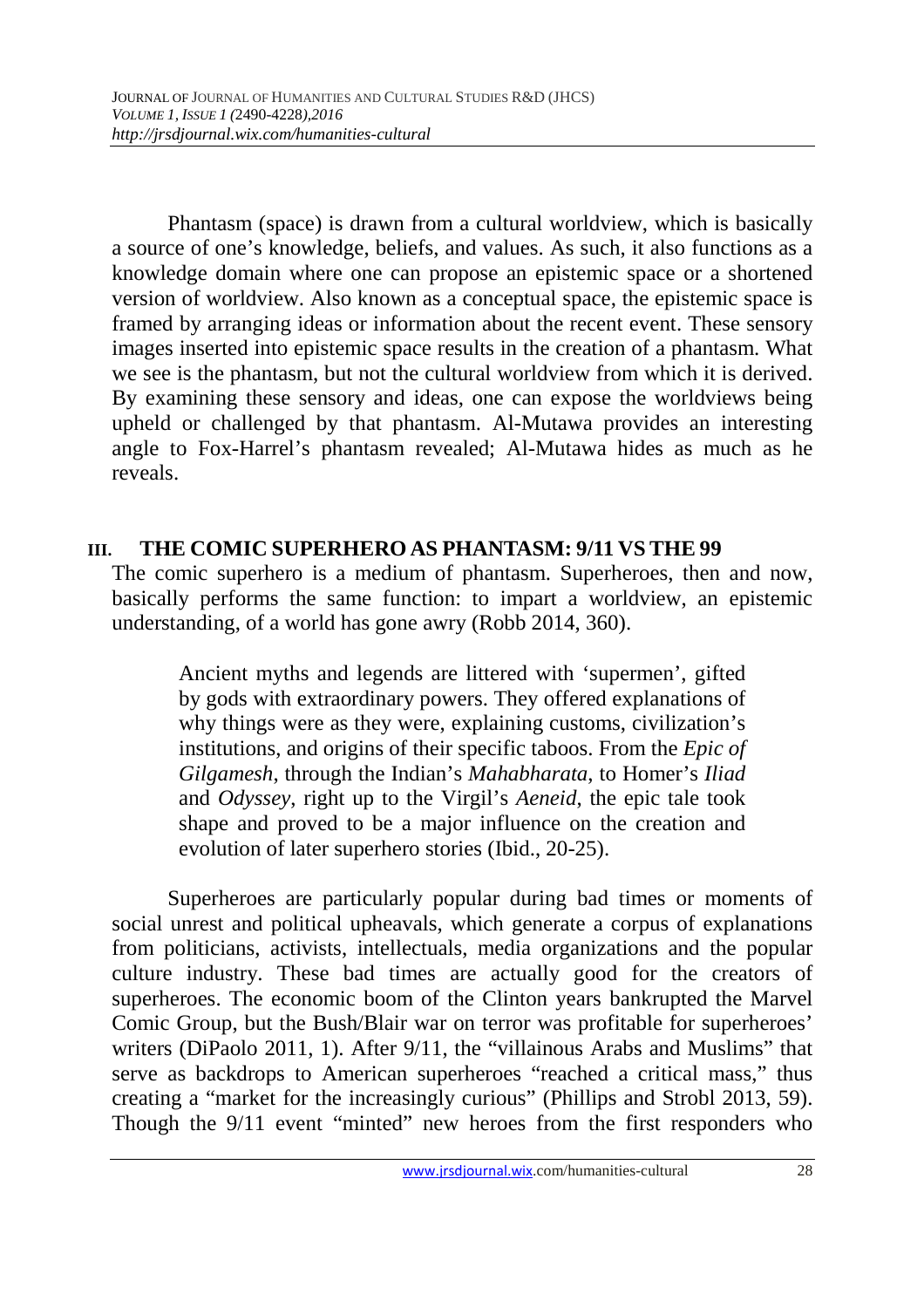Phantasm (space) is drawn from a cultural worldview, which is basically a source of one's knowledge, beliefs, and values. As such, it also functions as a knowledge domain where one can propose an epistemic space or a shortened version of worldview. Also known as a conceptual space, the epistemic space is framed by arranging ideas or information about the recent event. These sensory images inserted into epistemic space results in the creation of a phantasm. What we see is the phantasm, but not the cultural worldview from which it is derived. By examining these sensory and ideas, one can expose the worldviews being upheld or challenged by that phantasm. Al-Mutawa provides an interesting angle to Fox-Harrel's phantasm revealed; Al-Mutawa hides as much as he reveals.

## III. THE COMIC SUPERHERO AS PHANTASM: 9/11 VS THE 99

The comic superhero is a medium of phantasm. Superheroes, then and now, basically performs the same function: to impart a worldview, an epistemic understanding, of a world has gone awry (Robb 2014, 360).

> Ancient myths and legends are littered with 'supermen', gifted by gods with extraordinary powers. They offered explanations of why things were as they were, explaining customs, civilization's institutions, and origins of their specific taboos. From the *Epic of Gilgamesh*, through the Indian's *Mahabharata*, to Homer's *Iliad* and *Odyssey*, right up to the Virgil's *Aeneid*, the epic tale took shape and proved to be a major influence on the creation and evolution of later superhero stories (Ibid., 20-25).

Superheroes are particularly popular during bad times or moments of social unrest and political upheavals, which generate a corpus of explanations from politicians, activists, intellectuals, media organizations and the popular culture industry. These bad times are actually good for the creators of superheroes. The economic boom of the Clinton years bankrupted the Marvel Comic Group, but the Bush/Blair war on terror was profitable for superheroes' writers (DiPaolo 2011, 1). After 9/11, the "villainous Arabs and Muslims" that serve as backdrops to American superheroes "reached a critical mass," thus creating a "market for the increasingly curious" (Phillips and Strobl 2013, 59). Though the 9/11 event "minted" new heroes from the first responders who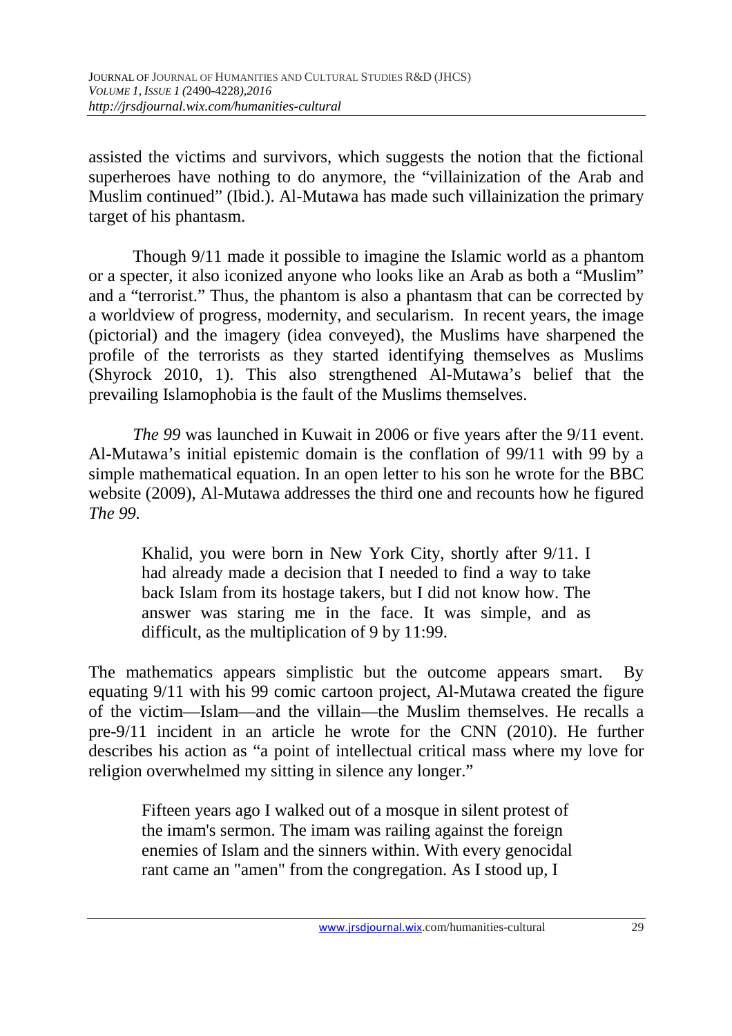assisted the victims and survivors, which suggests the notion that the fictional superheroes have nothing to do anymore, the "villainization of the Arab and Muslim continued" (Ibid.). Al-Mutawa has made such villainization the primary target of his phantasm.

Though 9/11 made it possible to imagine the Islamic world as a phantom or a specter, it also iconized anyone who looks like an Arab as both a "Muslim" and a "terrorist." Thus, the phantom is also a phantasm that can be corrected by a worldview of progress, modernity, and secularism. In recent years, the image (pictorial) and the imagery (idea conveyed), the Muslims have sharpened the profile of the terrorists as they started identifying themselves as Muslims (Shyrock 2010, 1). This also strengthened Al-Mutawa's belief that the prevailing Islamophobia is the fault of the Muslims themselves.

*The 99* was launched in Kuwait in 2006 or five years after the 9/11 event. Al-Mutawa's initial epistemic domain is the conflation of 99/11 with 99 by a simple mathematical equation. In an open letter to his son he wrote for the BBC website (2009), Al-Mutawa addresses the third one and recounts how he figured *The 99.*

> Khalid, you were born in New York City, shortly after 9/11. I had already made a decision that I needed to find a way to take back Islam from its hostage takers, but I did not know how. The answer was staring me in the face. It was simple, and as difficult, as the multiplication of 9 by 11:99.

The mathematics appears simplistic but the outcome appears smart. By equating 9/11 with his 99 comic cartoon project, Al-Mutawa created the figure of the victim—Islam—and the villain—the Muslim themselves. He recalls a pre-9/11 incident in an article he wrote for the CNN (2010). He further describes his action as "a point of intellectual critical mass where my love for religion overwhelmed my sitting in silence any longer."

> Fifteen years ago I walked out of a mosque in silent protest of the imam's sermon. The imam was railing against the foreign enemies of Islam and the sinners within. With every genocidal rant came an "amen" from the congregation. As I stood up, I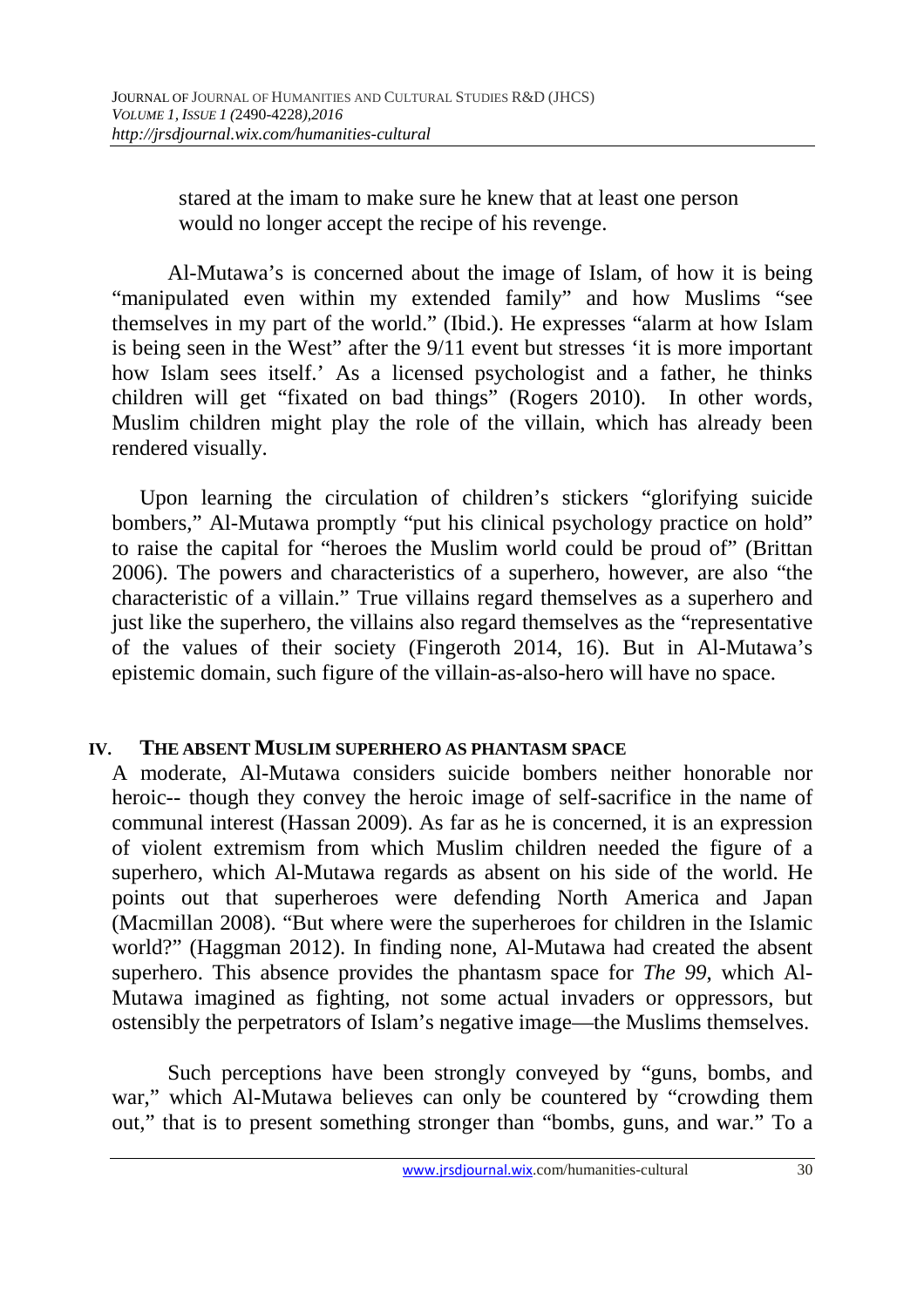> stared at the imam to make sure he knew that at least one person would no longer accept the recipe of his revenge.

Al-Mutawa's is concerned about the image of Islam, of how it is being "manipulated even within my extended family" and how Muslims "see themselves in my part of the world." (Ibid.). He expresses "alarm at how Islam is being seen in the West" after the 9/11 event but stresses 'it is more important how Islam sees itself.' As a licensed psychologist and a father, he thinks children will get "fixated on bad things" (Rogers 2010). In other words, Muslim children might play the role of the villain, which has already been rendered visually.

Upon learning the circulation of children's stickers "glorifying suicide bombers," Al-Mutawa promptly "put his clinical psychology practice on hold" to raise the capital for "heroes the Muslim world could be proud of" (Brittan 2006). The powers and characteristics of a superhero, however, are also "the characteristic of a villain." True villains regard themselves as a superhero and just like the superhero, the villains also regard themselves as the "representative of the values of their society (Fingeroth 2014, 16). But in Al-Mutawa's epistemic domain, such figure of the villain-as-also-hero will have no space.

## IV. THE ABSENT MUSLIM SUPERHERO AS PHANTASM SPACE

A moderate, Al-Mutawa considers suicide bombers neither honorable nor heroic-- though they convey the heroic image of self-sacrifice in the name of communal interest (Hassan 2009). As far as he is concerned, it is an expression of violent extremism from which Muslim children needed the figure of a superhero, which Al-Mutawa regards as absent on his side of the world. He points out that superheroes were defending North America and Japan (Macmillan 2008). "But where were the superheroes for children in the Islamic world?" (Haggman 2012). In finding none, Al-Mutawa had created the absent superhero. This absence provides the phantasm space for *The 99*, which Al-Mutawa imagined as fighting, not some actual invaders or oppressors, but ostensibly the perpetrators of Islam's negative image—the Muslims themselves.

Such perceptions have been strongly conveyed by "guns, bombs, and war," which Al-Mutawa believes can only be countered by "crowding them out," that is to present something stronger than "bombs, guns, and war." To a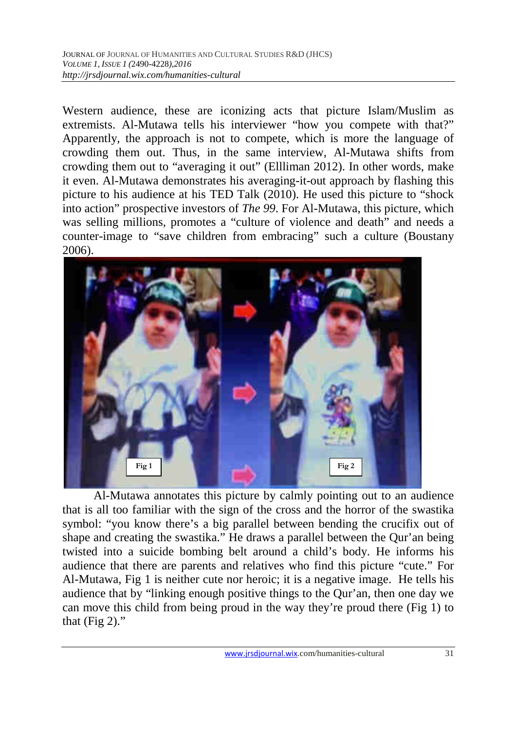Western audience, these are iconizing acts that picture Islam/Muslim as extremists. Al-Mutawa tells his interviewer "how you compete with that?" Apparently, the approach is not to compete, which is more the language of crowding them out. Thus, in the same interview, Al-Mutawa shifts from crowding them out to "averaging it out" (Ellliman 2012). In other words, make it even. Al-Mutawa demonstrates his averaging-it-out approach by flashing this picture to his audience at his TED Talk (2010). He used this picture to "shock into action" prospective investors of *The 99*. For Al-Mutawa, this picture, which was selling millions, promotes a "culture of violence and death" and needs a counter-image to "save children from embracing" such a culture (Boustany 2006).

Fig 1 Fig 2

Al-Mutawa annotates this picture by calmly pointing out to an audience that is all too familiar with the sign of the cross and the horror of the swastika symbol: "you know there's a big parallel between bending the crucifix out of shape and creating the swastika." He draws a parallel between the Qur'an being twisted into a suicide bombing belt around a child's body. He informs his audience that there are parents and relatives who find this picture "cute." For Al-Mutawa, Fig 1 is neither cute nor heroic; it is a negative image. He tells his audience that by "linking enough positive things to the Qur'an, then one day we can move this child from being proud in the way they're proud there (Fig 1) to that (Fig 2)."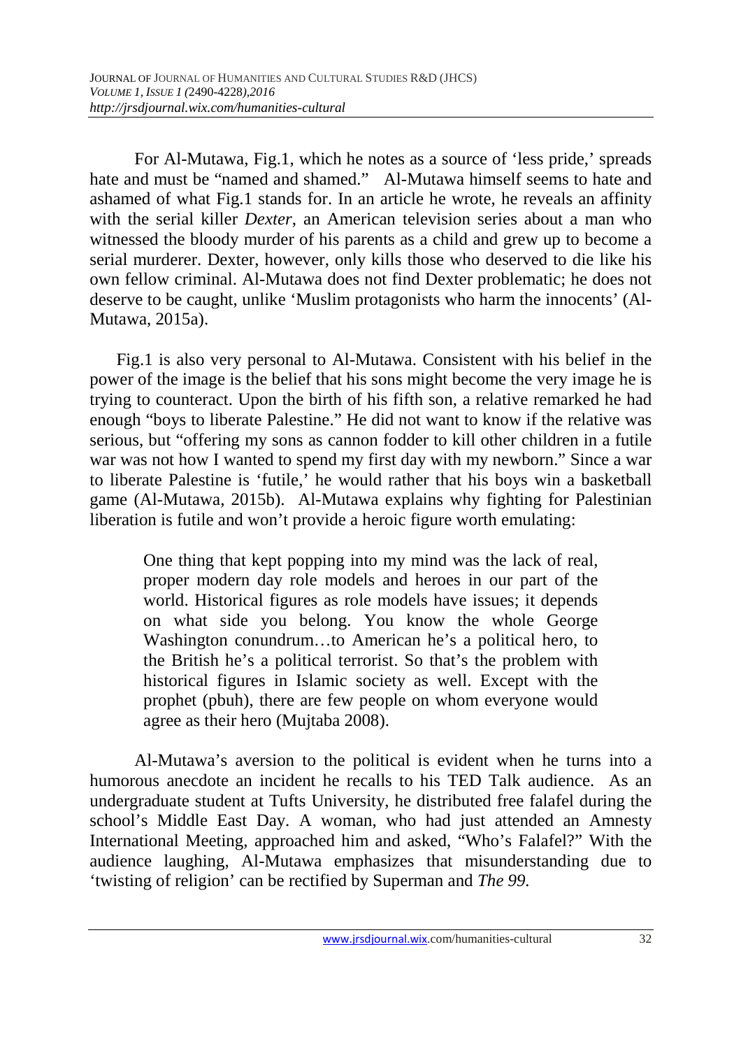For Al-Mutawa, Fig.1, which he notes as a source of 'less pride,' spreads hate and must be "named and shamed." Al-Mutawa himself seems to hate and ashamed of what Fig.1 stands for. In an article he wrote, he reveals an affinity with the serial killer *Dexter*, an American television series about a man who witnessed the bloody murder of his parents as a child and grew up to become a serial murderer. Dexter, however, only kills those who deserved to die like his own fellow criminal. Al-Mutawa does not find Dexter problematic; he does not deserve to be caught, unlike 'Muslim protagonists who harm the innocents' (Al-Mutawa, 2015a).

Fig.1 is also very personal to Al-Mutawa. Consistent with his belief in the power of the image is the belief that his sons might become the very image he is trying to counteract. Upon the birth of his fifth son, a relative remarked he had enough "boys to liberate Palestine." He did not want to know if the relative was serious, but "offering my sons as cannon fodder to kill other children in a futile war was not how I wanted to spend my first day with my newborn." Since a war to liberate Palestine is 'futile,' he would rather that his boys win a basketball game (Al-Mutawa, 2015b). Al-Mutawa explains why fighting for Palestinian liberation is futile and won't provide a heroic figure worth emulating:

> One thing that kept popping into my mind was the lack of real, proper modern day role models and heroes in our part of the world. Historical figures as role models have issues; it depends on what side you belong. You know the whole George Washington conundrum…to American he's a political hero, to the British he's a political terrorist. So that's the problem with historical figures in Islamic society as well. Except with the prophet (pbuh), there are few people on whom everyone would agree as their hero (Mujtaba 2008).

Al-Mutawa's aversion to the political is evident when he turns into a humorous anecdote an incident he recalls to his TED Talk audience. As an undergraduate student at Tufts University, he distributed free falafel during the school's Middle East Day. A woman, who had just attended an Amnesty International Meeting, approached him and asked, "Who's Falafel?" With the audience laughing, Al-Mutawa emphasizes that misunderstanding due to 'twisting of religion' can be rectified by Superman and *The 99*.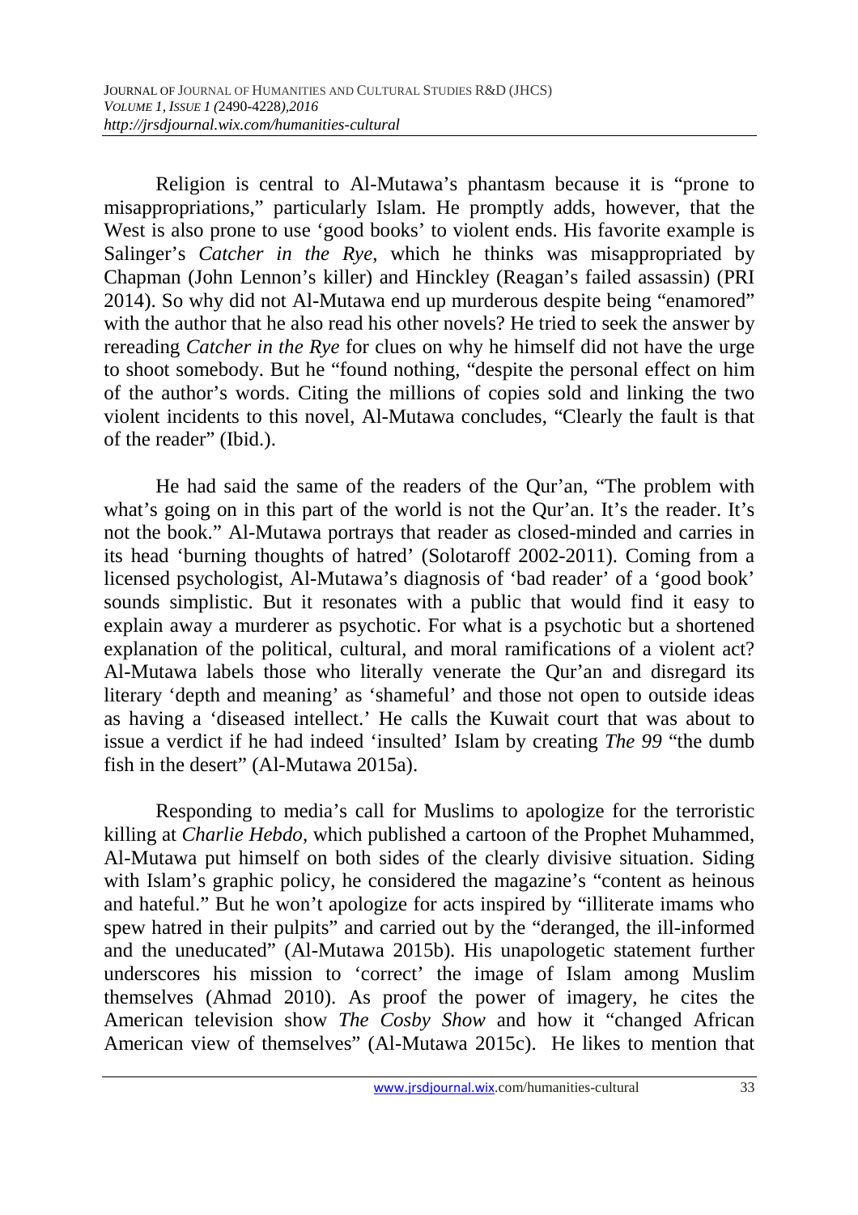Religion is central to Al-Mutawa's phantasm because it is "prone to misappropriations," particularly Islam. He promptly adds, however, that the West is also prone to use 'good books' to violent ends. His favorite example is Salinger's *Catcher in the Rye*, which he thinks was misappropriated by Chapman (John Lennon's killer) and Hinckley (Reagan's failed assassin) (PRI 2014). So why did not Al-Mutawa end up murderous despite being "enamored" with the author that he also read his other novels? He tried to seek the answer by rereading *Catcher in the Rye* for clues on why he himself did not have the urge to shoot somebody. But he "found nothing, "despite the personal effect on him of the author's words. Citing the millions of copies sold and linking the two violent incidents to this novel, Al-Mutawa concludes, "Clearly the fault is that of the reader" (Ibid.).

He had said the same of the readers of the Qur'an, "The problem with what's going on in this part of the world is not the Qur'an. It's the reader. It's not the book." Al-Mutawa portrays that reader as closed-minded and carries in its head 'burning thoughts of hatred' (Solotaroff 2002-2011). Coming from a licensed psychologist, Al-Mutawa's diagnosis of 'bad reader' of a 'good book' sounds simplistic. But it resonates with a public that would find it easy to explain away a murderer as psychotic. For what is a psychotic but a shortened explanation of the political, cultural, and moral ramifications of a violent act? Al-Mutawa labels those who literally venerate the Qur'an and disregard its literary 'depth and meaning' as 'shameful' and those not open to outside ideas as having a 'diseased intellect.' He calls the Kuwait court that was about to issue a verdict if he had indeed 'insulted' Islam by creating *The 99* "the dumb fish in the desert" (Al-Mutawa 2015a).

Responding to media's call for Muslims to apologize for the terroristic killing at *Charlie Hebdo*, which published a cartoon of the Prophet Muhammed, Al-Mutawa put himself on both sides of the clearly divisive situation. Siding with Islam's graphic policy, he considered the magazine's "content as heinous and hateful." But he won't apologize for acts inspired by "illiterate imams who spew hatred in their pulpits" and carried out by the "deranged, the ill-informed and the uneducated" (Al-Mutawa 2015b). His unapologetic statement further underscores his mission to 'correct' the image of Islam among Muslim themselves (Ahmad 2010). As proof the power of imagery, he cites the American television show *The Cosby Show* and how it "changed African American view of themselves" (Al-Mutawa 2015c). He likes to mention that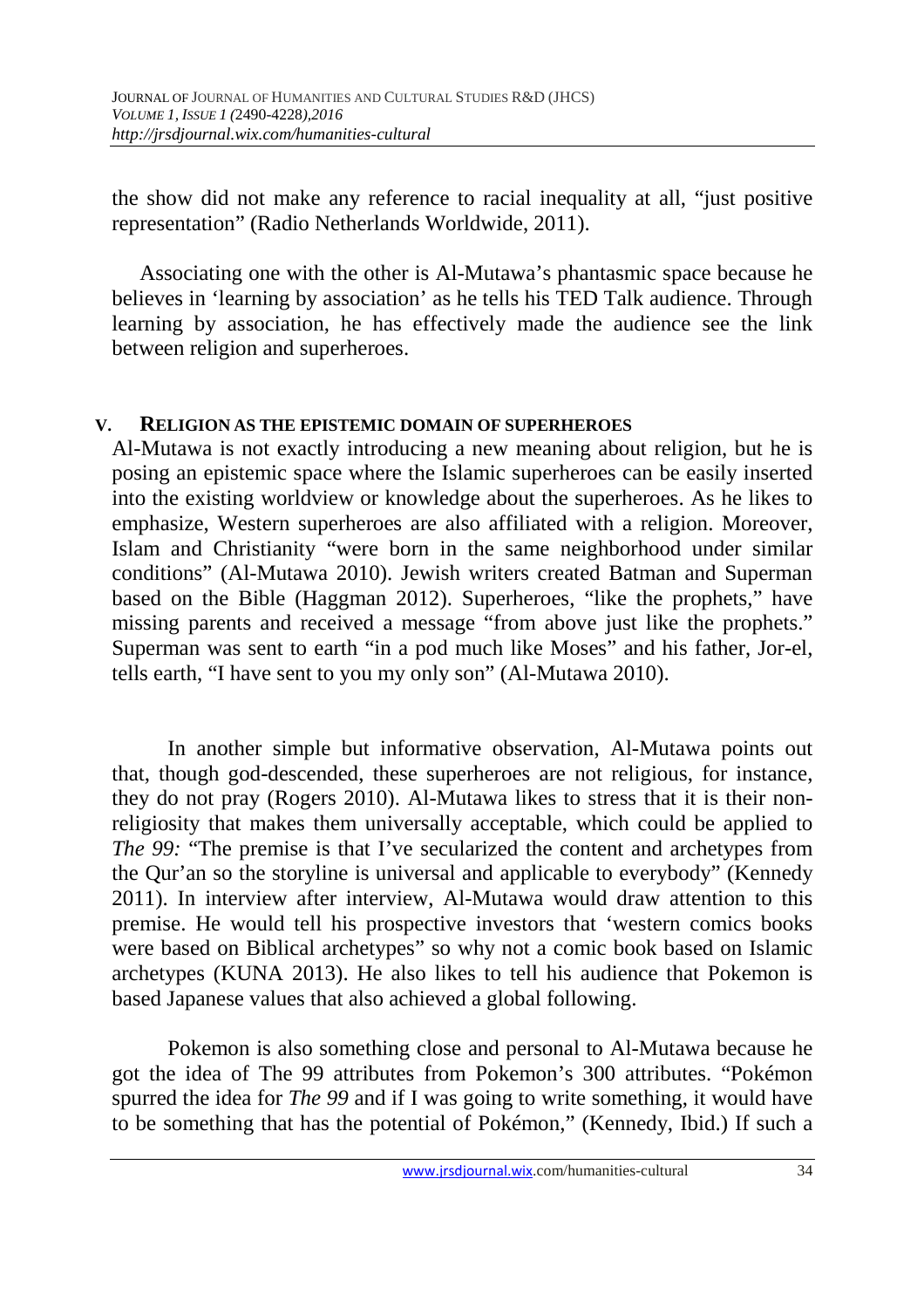the show did not make any reference to racial inequality at all, "just positive representation" (Radio Netherlands Worldwide, 2011).

Associating one with the other is Al-Mutawa's phantasmic space because he believes in 'learning by association' as he tells his TED Talk audience. Through learning by association, he has effectively made the audience see the link between religion and superheroes.

## V. RELIGION AS THE EPISTEMIC DOMAIN OF SUPERHEROES

Al-Mutawa is not exactly introducing a new meaning about religion, but he is posing an epistemic space where the Islamic superheroes can be easily inserted into the existing worldview or knowledge about the superheroes. As he likes to emphasize, Western superheroes are also affiliated with a religion. Moreover, Islam and Christianity "were born in the same neighborhood under similar conditions" (Al-Mutawa 2010). Jewish writers created Batman and Superman based on the Bible (Haggman 2012). Superheroes, "like the prophets," have missing parents and received a message "from above just like the prophets." Superman was sent to earth "in a pod much like Moses" and his father, Jor-el, tells earth, "I have sent to you my only son" (Al-Mutawa 2010).

In another simple but informative observation, Al-Mutawa points out that, though god-descended, these superheroes are not religious, for instance, they do not pray (Rogers 2010). Al-Mutawa likes to stress that it is their non-religiosity that makes them universally acceptable, which could be applied to *The 99:* "The premise is that I've secularized the content and archetypes from the Qur'an so the storyline is universal and applicable to everybody" (Kennedy 2011). In interview after interview, Al-Mutawa would draw attention to this premise. He would tell his prospective investors that 'western comics books were based on Biblical archetypes" so why not a comic book based on Islamic archetypes (KUNA 2013). He also likes to tell his audience that Pokemon is based Japanese values that also achieved a global following.

Pokemon is also something close and personal to Al-Mutawa because he got the idea of The 99 attributes from Pokemon's 300 attributes. "Pokémon spurred the idea for *The 99* and if I was going to write something, it would have to be something that has the potential of Pokémon," (Kennedy, Ibid.) If such a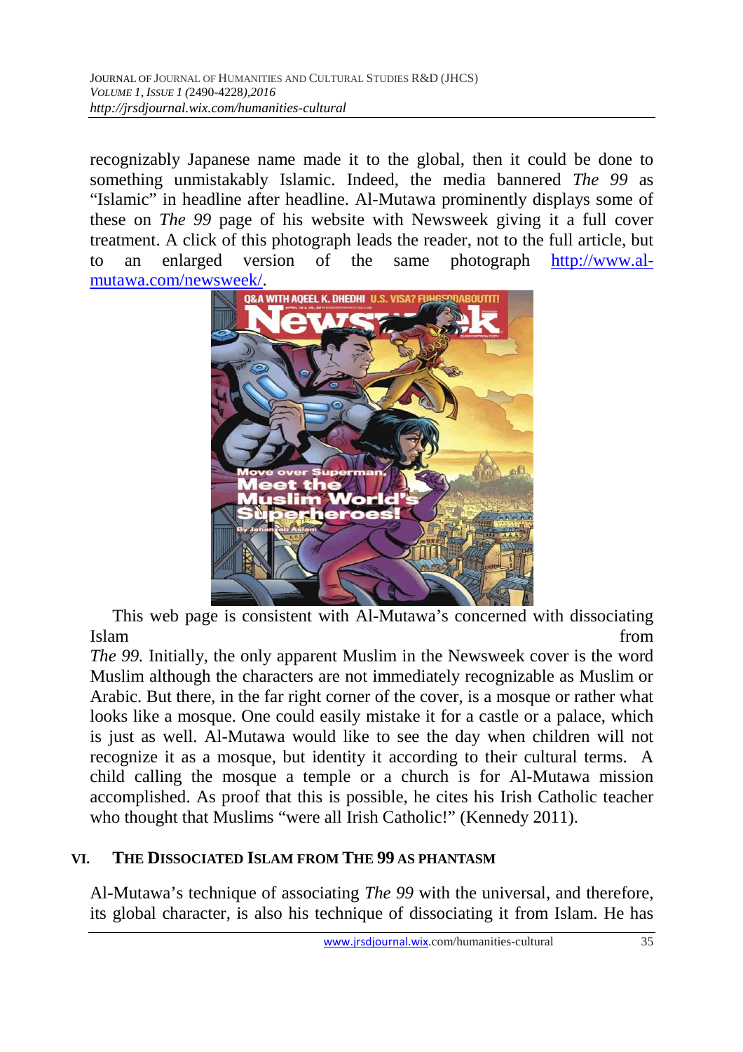recognizably Japanese name made it to the global, then it could be done to something unmistakably Islamic. Indeed, the media bannered *The 99* as "Islamic" in headline after headline. Al-Mutawa prominently displays some of these on *The 99* page of his website with Newsweek giving it a full cover treatment. A click of this photograph leads the reader, not to the full article, but to an enlarged version of the same photograph http://www.al-mutawa.com/newsweek/.

This web page is consistent with Al-Mutawa's concerned with dissociating Islam from *The 99.* Initially, the only apparent Muslim in the Newsweek cover is the word Muslim although the characters are not immediately recognizable as Muslim or Arabic. But there, in the far right corner of the cover, is a mosque or rather what looks like a mosque. One could easily mistake it for a castle or a palace, which is just as well. Al-Mutawa would like to see the day when children will not recognize it as a mosque, but identity it according to their cultural terms. A child calling the mosque a temple or a church is for Al-Mutawa mission accomplished. As proof that this is possible, he cites his Irish Catholic teacher who thought that Muslims "were all Irish Catholic!" (Kennedy 2011).

## VI. THE DISSOCIATED ISLAM FROM THE 99 AS PHANTASM

Al-Mutawa's technique of associating *The 99* with the universal, and therefore, its global character, is also his technique of dissociating it from Islam. He has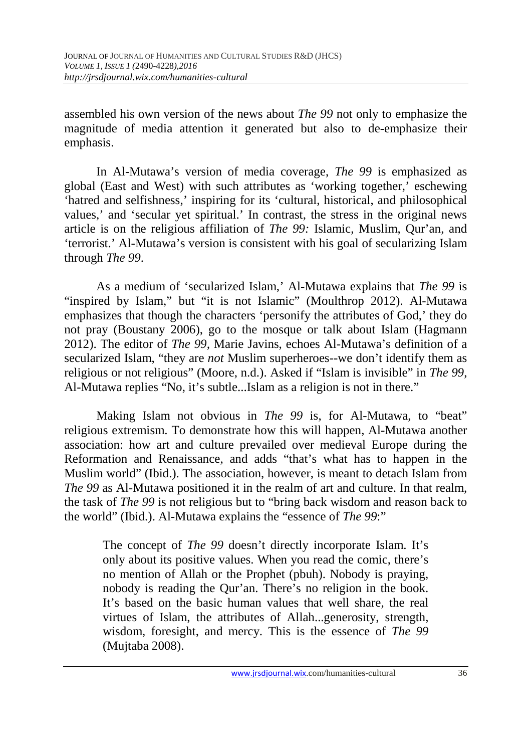assembled his own version of the news about *The 99* not only to emphasize the magnitude of media attention it generated but also to de-emphasize their emphasis.

In Al-Mutawa's version of media coverage, *The 99* is emphasized as global (East and West) with such attributes as 'working together,' eschewing 'hatred and selfishness,' inspiring for its 'cultural, historical, and philosophical values,' and 'secular yet spiritual.' In contrast, the stress in the original news article is on the religious affiliation of *The 99:* Islamic, Muslim, Qur'an, and 'terrorist.' Al-Mutawa's version is consistent with his goal of secularizing Islam through *The 99*.

As a medium of 'secularized Islam,' Al-Mutawa explains that *The 99* is "inspired by Islam," but "it is not Islamic" (Moulthrop 2012). Al-Mutawa emphasizes that though the characters 'personify the attributes of God,' they do not pray (Boustany 2006), go to the mosque or talk about Islam (Hagmann 2012). The editor of *The 99*, Marie Javins, echoes Al-Mutawa's definition of a secularized Islam, "they are *not* Muslim superheroes--we don't identify them as religious or not religious" (Moore, n.d.). Asked if "Islam is invisible" in *The 99*, Al-Mutawa replies "No, it's subtle...Islam as a religion is not in there."

Making Islam not obvious in *The 99* is, for Al-Mutawa, to "beat" religious extremism. To demonstrate how this will happen, Al-Mutawa another association: how art and culture prevailed over medieval Europe during the Reformation and Renaissance, and adds "that's what has to happen in the Muslim world" (Ibid.). The association, however, is meant to detach Islam from *The 99* as Al-Mutawa positioned it in the realm of art and culture. In that realm, the task of *The 99* is not religious but to "bring back wisdom and reason back to the world" (Ibid.). Al-Mutawa explains the "essence of *The 99*:"

> The concept of *The 99* doesn't directly incorporate Islam. It's only about its positive values. When you read the comic, there's no mention of Allah or the Prophet (pbuh). Nobody is praying, nobody is reading the Qur'an. There's no religion in the book. It's based on the basic human values that well share, the real virtues of Islam, the attributes of Allah...generosity, strength, wisdom, foresight, and mercy. This is the essence of *The 99* (Mujtaba 2008).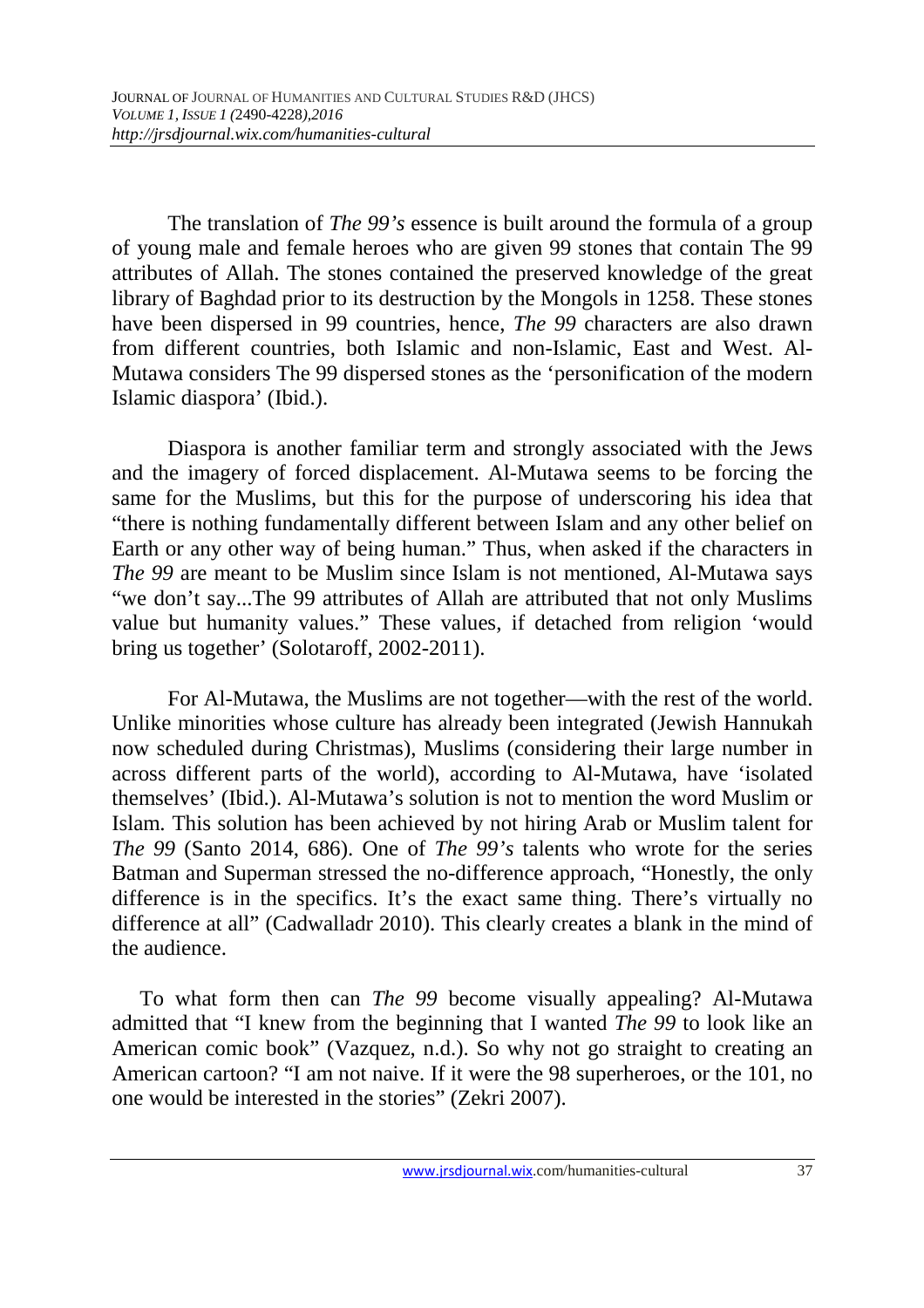The translation of *The 99's* essence is built around the formula of a group of young male and female heroes who are given 99 stones that contain The 99 attributes of Allah. The stones contained the preserved knowledge of the great library of Baghdad prior to its destruction by the Mongols in 1258. These stones have been dispersed in 99 countries, hence, *The 99* characters are also drawn from different countries, both Islamic and non-Islamic, East and West. Al-Mutawa considers The 99 dispersed stones as the 'personification of the modern Islamic diaspora' (Ibid.).

Diaspora is another familiar term and strongly associated with the Jews and the imagery of forced displacement. Al-Mutawa seems to be forcing the same for the Muslims, but this for the purpose of underscoring his idea that "there is nothing fundamentally different between Islam and any other belief on Earth or any other way of being human." Thus, when asked if the characters in *The 99* are meant to be Muslim since Islam is not mentioned, Al-Mutawa says "we don't say...The 99 attributes of Allah are attributed that not only Muslims value but humanity values." These values, if detached from religion 'would bring us together' (Solotaroff, 2002-2011).

For Al-Mutawa, the Muslims are not together—with the rest of the world. Unlike minorities whose culture has already been integrated (Jewish Hannukah now scheduled during Christmas), Muslims (considering their large number in across different parts of the world), according to Al-Mutawa, have 'isolated themselves' (Ibid.). Al-Mutawa's solution is not to mention the word Muslim or Islam. This solution has been achieved by not hiring Arab or Muslim talent for *The 99* (Santo 2014, 686). One of *The 99's* talents who wrote for the series Batman and Superman stressed the no-difference approach, "Honestly, the only difference is in the specifics. It's the exact same thing. There's virtually no difference at all" (Cadwalladr 2010). This clearly creates a blank in the mind of the audience.

To what form then can *The 99* become visually appealing? Al-Mutawa admitted that "I knew from the beginning that I wanted *The 99* to look like an American comic book" (Vazquez, n.d.). So why not go straight to creating an American cartoon? "I am not naive. If it were the 98 superheroes, or the 101, no one would be interested in the stories" (Zekri 2007).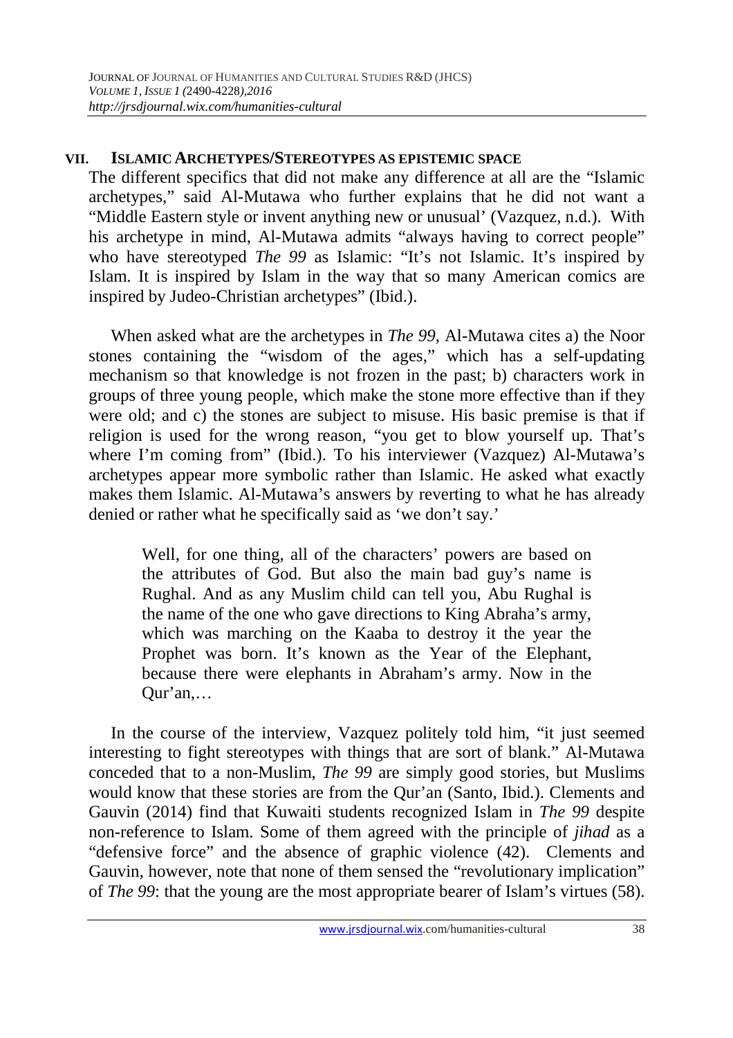## VII. ISLAMIC ARCHETYPES/STEREOTYPES AS EPISTEMIC SPACE

The different specifics that did not make any difference at all are the "Islamic archetypes," said Al-Mutawa who further explains that he did not want a "Middle Eastern style or invent anything new or unusual' (Vazquez, n.d.). With his archetype in mind, Al-Mutawa admits "always having to correct people" who have stereotyped *The 99* as Islamic: "It's not Islamic. It's inspired by Islam. It is inspired by Islam in the way that so many American comics are inspired by Judeo-Christian archetypes" (Ibid.).

When asked what are the archetypes in *The 99*, Al-Mutawa cites a) the Noor stones containing the "wisdom of the ages," which has a self-updating mechanism so that knowledge is not frozen in the past; b) characters work in groups of three young people, which make the stone more effective than if they were old; and c) the stones are subject to misuse. His basic premise is that if religion is used for the wrong reason, "you get to blow yourself up. That's where I'm coming from" (Ibid.). To his interviewer (Vazquez) Al-Mutawa's archetypes appear more symbolic rather than Islamic. He asked what exactly makes them Islamic. Al-Mutawa's answers by reverting to what he has already denied or rather what he specifically said as 'we don't say.'

> Well, for one thing, all of the characters' powers are based on the attributes of God. But also the main bad guy's name is Rughal. And as any Muslim child can tell you, Abu Rughal is the name of the one who gave directions to King Abraha's army, which was marching on the Kaaba to destroy it the year the Prophet was born. It's known as the Year of the Elephant, because there were elephants in Abraham's army. Now in the Qur'an,…

In the course of the interview, Vazquez politely told him, "it just seemed interesting to fight stereotypes with things that are sort of blank." Al-Mutawa conceded that to a non-Muslim, *The 99* are simply good stories, but Muslims would know that these stories are from the Qur'an (Santo, Ibid.). Clements and Gauvin (2014) find that Kuwaiti students recognized Islam in *The 99* despite non-reference to Islam. Some of them agreed with the principle of *jihad* as a "defensive force" and the absence of graphic violence (42). Clements and Gauvin, however, note that none of them sensed the "revolutionary implication" of *The 99*: that the young are the most appropriate bearer of Islam's virtues (58).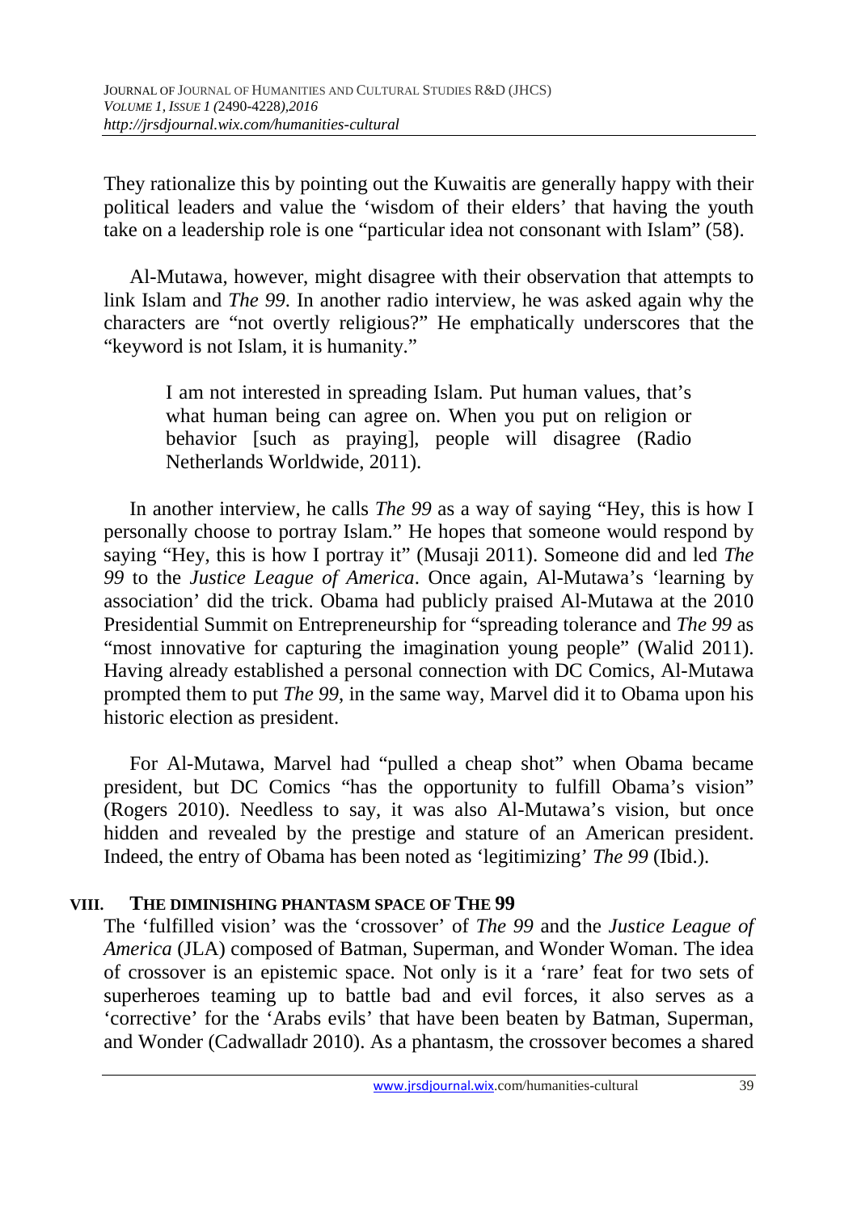They rationalize this by pointing out the Kuwaitis are generally happy with their political leaders and value the 'wisdom of their elders' that having the youth take on a leadership role is one "particular idea not consonant with Islam" (58).

Al-Mutawa, however, might disagree with their observation that attempts to link Islam and *The 99*. In another radio interview, he was asked again why the characters are "not overtly religious?" He emphatically underscores that the "keyword is not Islam, it is humanity."

> I am not interested in spreading Islam. Put human values, that's what human being can agree on. When you put on religion or behavior [such as praying], people will disagree (Radio Netherlands Worldwide, 2011).

In another interview, he calls *The 99* as a way of saying "Hey, this is how I personally choose to portray Islam." He hopes that someone would respond by saying "Hey, this is how I portray it" (Musaji 2011). Someone did and led *The 99* to the *Justice League of America*. Once again, Al-Mutawa's 'learning by association' did the trick. Obama had publicly praised Al-Mutawa at the 2010 Presidential Summit on Entrepreneurship for "spreading tolerance and *The 99* as "most innovative for capturing the imagination young people" (Walid 2011). Having already established a personal connection with DC Comics, Al-Mutawa prompted them to put *The 99*, in the same way, Marvel did it to Obama upon his historic election as president.

For Al-Mutawa, Marvel had "pulled a cheap shot" when Obama became president, but DC Comics "has the opportunity to fulfill Obama's vision" (Rogers 2010). Needless to say, it was also Al-Mutawa's vision, but once hidden and revealed by the prestige and stature of an American president. Indeed, the entry of Obama has been noted as 'legitimizing' *The 99* (Ibid.).

## VIII. THE DIMINISHING PHANTASM SPACE OF THE 99

The 'fulfilled vision' was the 'crossover' of *The 99* and the *Justice League of America* (JLA) composed of Batman, Superman, and Wonder Woman. The idea of crossover is an epistemic space. Not only is it a 'rare' feat for two sets of superheroes teaming up to battle bad and evil forces, it also serves as a 'corrective' for the 'Arabs evils' that have been beaten by Batman, Superman, and Wonder (Cadwalladr 2010). As a phantasm, the crossover becomes a shared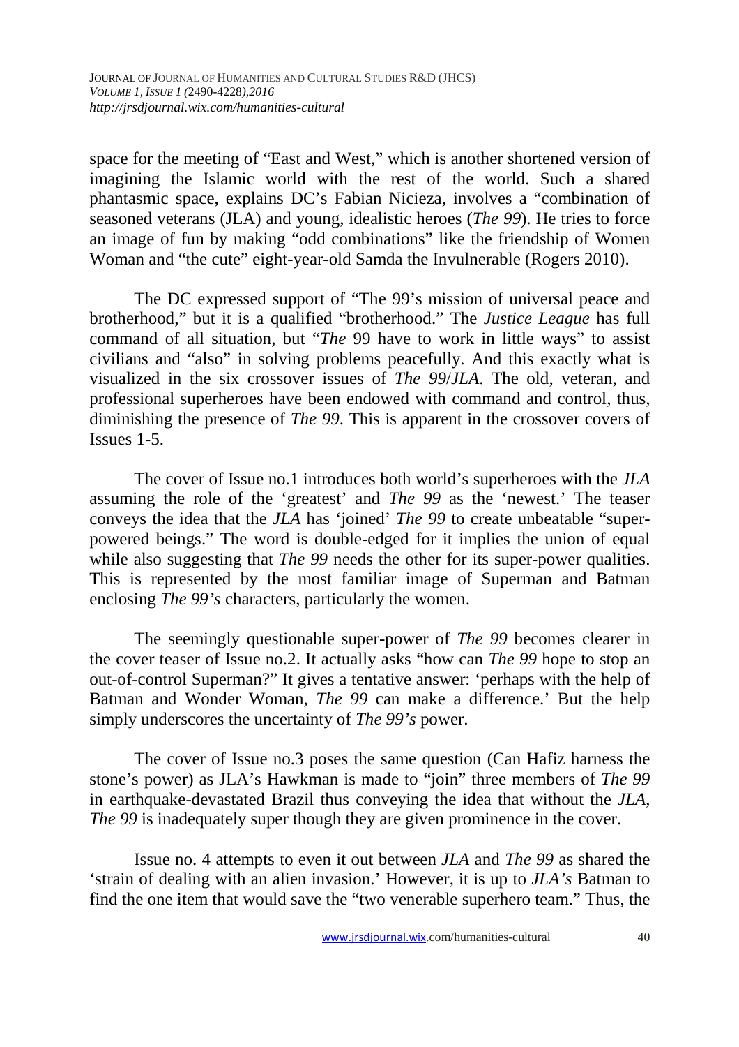space for the meeting of "East and West," which is another shortened version of imagining the Islamic world with the rest of the world. Such a shared phantasmic space, explains DC's Fabian Nicieza, involves a "combination of seasoned veterans (JLA) and young, idealistic heroes (*The 99*). He tries to force an image of fun by making "odd combinations" like the friendship of Women Woman and "the cute" eight-year-old Samda the Invulnerable (Rogers 2010).

The DC expressed support of "The 99's mission of universal peace and brotherhood," but it is a qualified "brotherhood." The *Justice League* has full command of all situation, but "*The* 99 have to work in little ways" to assist civilians and "also" in solving problems peacefully. And this exactly what is visualized in the six crossover issues of *The 99*/*JLA*. The old, veteran, and professional superheroes have been endowed with command and control, thus, diminishing the presence of *The 99*. This is apparent in the crossover covers of Issues 1-5.

The cover of Issue no.1 introduces both world's superheroes with the *JLA* assuming the role of the 'greatest' and *The 99* as the 'newest.' The teaser conveys the idea that the *JLA* has 'joined' *The 99* to create unbeatable "super-powered beings." The word is double-edged for it implies the union of equal while also suggesting that *The 99* needs the other for its super-power qualities. This is represented by the most familiar image of Superman and Batman enclosing *The 99's* characters, particularly the women.

The seemingly questionable super-power of *The 99* becomes clearer in the cover teaser of Issue no.2. It actually asks "how can *The 99* hope to stop an out-of-control Superman?" It gives a tentative answer: 'perhaps with the help of Batman and Wonder Woman, *The 99* can make a difference.' But the help simply underscores the uncertainty of *The 99's* power.

The cover of Issue no.3 poses the same question (Can Hafiz harness the stone's power) as JLA's Hawkman is made to "join" three members of *The 99* in earthquake-devastated Brazil thus conveying the idea that without the *JLA*, *The 99* is inadequately super though they are given prominence in the cover.

Issue no. 4 attempts to even it out between *JLA* and *The 99* as shared the 'strain of dealing with an alien invasion.' However, it is up to *JLA's* Batman to find the one item that would save the "two venerable superhero team." Thus, the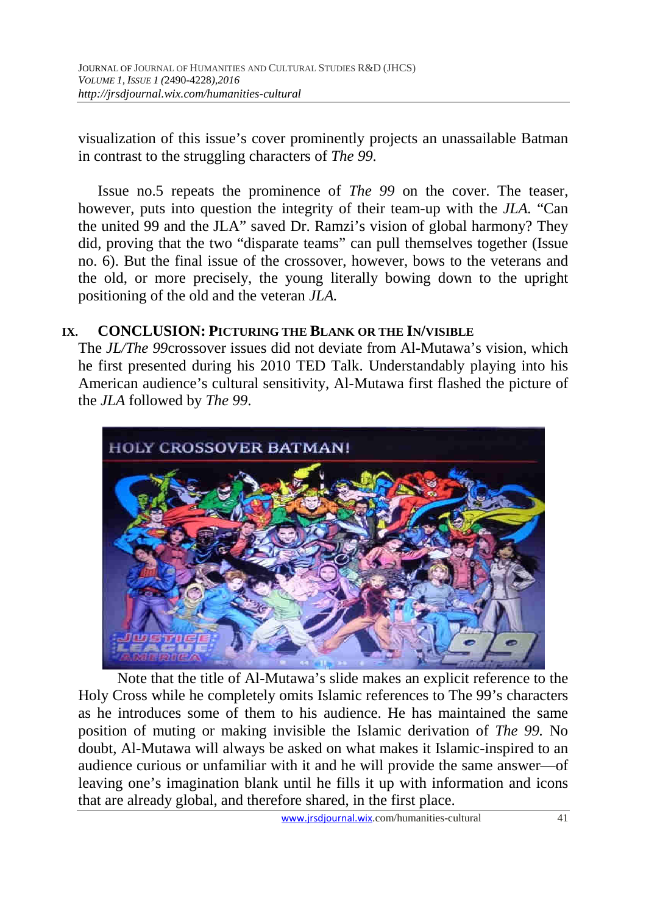visualization of this issue's cover prominently projects an unassailable Batman in contrast to the struggling characters of *The 99.*

Issue no.5 repeats the prominence of *The 99* on the cover. The teaser, however, puts into question the integrity of their team-up with the *JLA.* "Can the united 99 and the JLA" saved Dr. Ramzi's vision of global harmony? They did, proving that the two "disparate teams" can pull themselves together (Issue no. 6). But the final issue of the crossover, however, bows to the veterans and the old, or more precisely, the young literally bowing down to the upright positioning of the old and the veteran *JLA.*

## IX. CONCLUSION: PICTURING THE BLANK OR THE IN/VISIBLE

The *JL/The 99*crossover issues did not deviate from Al-Mutawa's vision, which he first presented during his 2010 TED Talk. Understandably playing into his American audience's cultural sensitivity, Al-Mutawa first flashed the picture of the *JLA* followed by *The 99*.

Note that the title of Al-Mutawa's slide makes an explicit reference to the Holy Cross while he completely omits Islamic references to The 99's characters as he introduces some of them to his audience. He has maintained the same position of muting or making invisible the Islamic derivation of *The 99.* No doubt, Al-Mutawa will always be asked on what makes it Islamic-inspired to an audience curious or unfamiliar with it and he will provide the same answer—of leaving one's imagination blank until he fills it up with information and icons that are already global, and therefore shared, in the first place.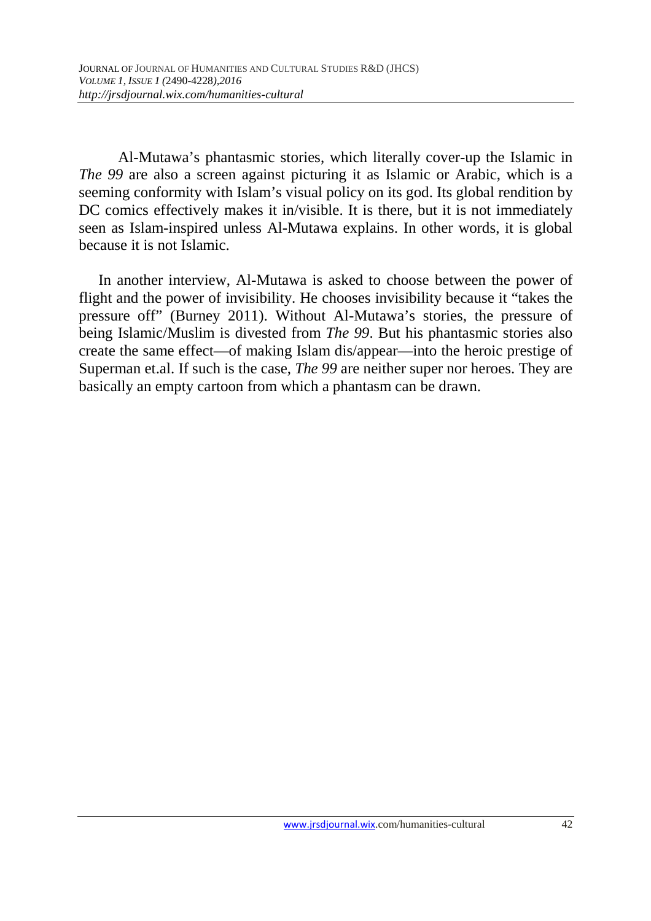Al-Mutawa's phantasmic stories, which literally cover-up the Islamic in *The 99* are also a screen against picturing it as Islamic or Arabic, which is a seeming conformity with Islam's visual policy on its god. Its global rendition by DC comics effectively makes it in/visible. It is there, but it is not immediately seen as Islam-inspired unless Al-Mutawa explains. In other words, it is global because it is not Islamic.

In another interview, Al-Mutawa is asked to choose between the power of flight and the power of invisibility. He chooses invisibility because it "takes the pressure off" (Burney 2011). Without Al-Mutawa's stories, the pressure of being Islamic/Muslim is divested from *The 99*. But his phantasmic stories also create the same effect—of making Islam dis/appear—into the heroic prestige of Superman et.al. If such is the case, *The 99* are neither super nor heroes. They are basically an empty cartoon from which a phantasm can be drawn.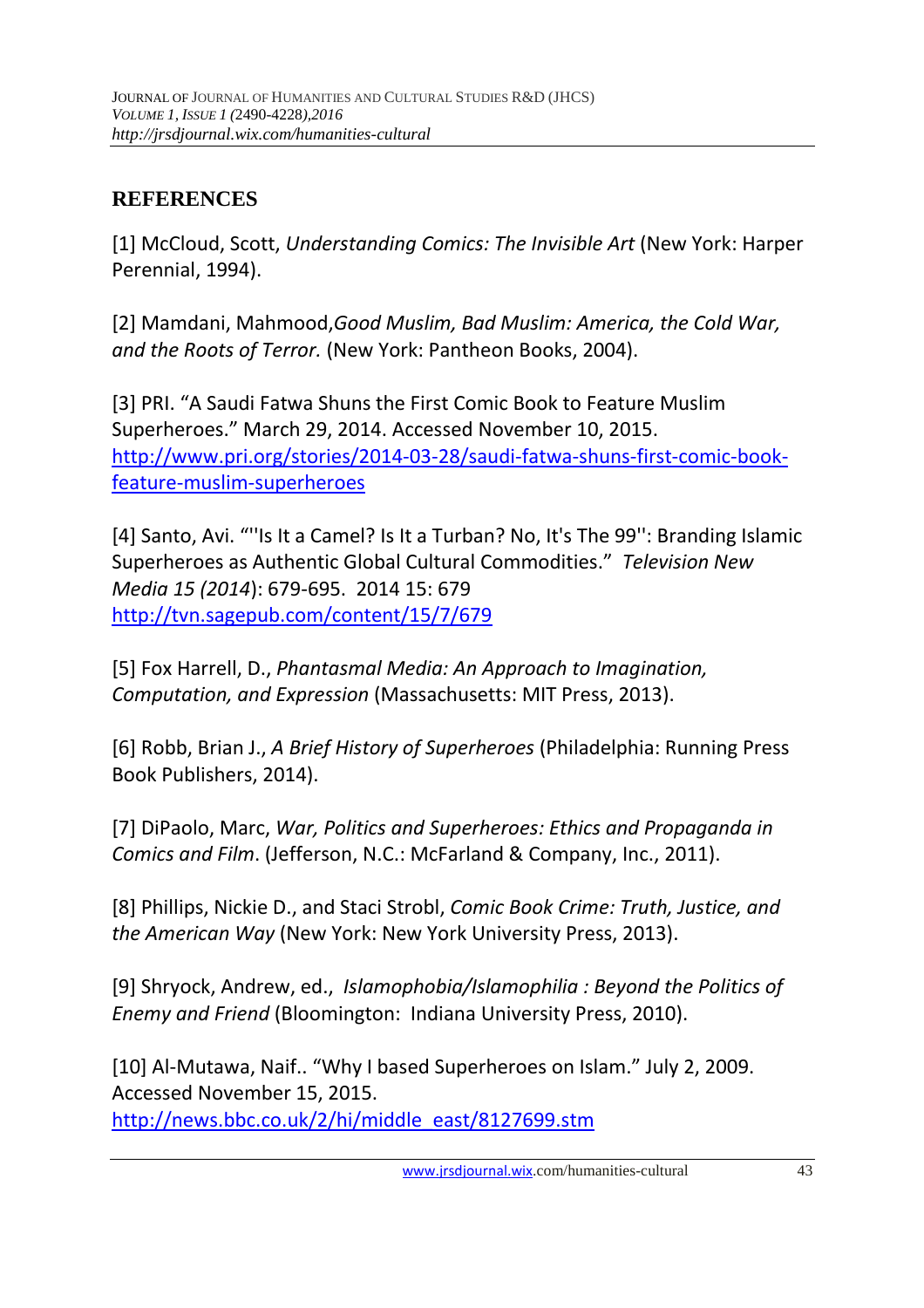## REFERENCES

[1] McCloud, Scott, *Understanding Comics: The Invisible Art* (New York: Harper Perennial, 1994).

[2] Mamdani, Mahmood,*Good Muslim, Bad Muslim: America, the Cold War, and the Roots of Terror.* (New York: Pantheon Books, 2004).

[3] PRI. "A Saudi Fatwa Shuns the First Comic Book to Feature Muslim Superheroes." March 29, 2014. Accessed November 10, 2015. http://www.pri.org/stories/2014-03-28/saudi-fatwa-shuns-first-comic-book-feature-muslim-superheroes

[4] Santo, Avi. "''Is It a Camel? Is It a Turban? No, It's The 99'': Branding Islamic Superheroes as Authentic Global Cultural Commodities." *Television New Media 15 (2014*): 679-695. 2014 15: 679 http://tvn.sagepub.com/content/15/7/679

[5] Fox Harrell, D., *Phantasmal Media: An Approach to Imagination, Computation, and Expression* (Massachusetts: MIT Press, 2013).

[6] Robb, Brian J., *A Brief History of Superheroes* (Philadelphia: Running Press Book Publishers, 2014).

[7] DiPaolo, Marc, *War, Politics and Superheroes: Ethics and Propaganda in Comics and Film*. (Jefferson, N.C.: McFarland & Company, Inc., 2011).

[8] Phillips, Nickie D., and Staci Strobl, *Comic Book Crime: Truth, Justice, and the American Way* (New York: New York University Press, 2013).

[9] Shryock, Andrew, ed., *Islamophobia/Islamophilia : Beyond the Politics of Enemy and Friend* (Bloomington: Indiana University Press, 2010).

[10] Al-Mutawa, Naif.. "Why I based Superheroes on Islam." July 2, 2009. Accessed November 15, 2015. http://news.bbc.co.uk/2/hi/middle_east/8127699.stm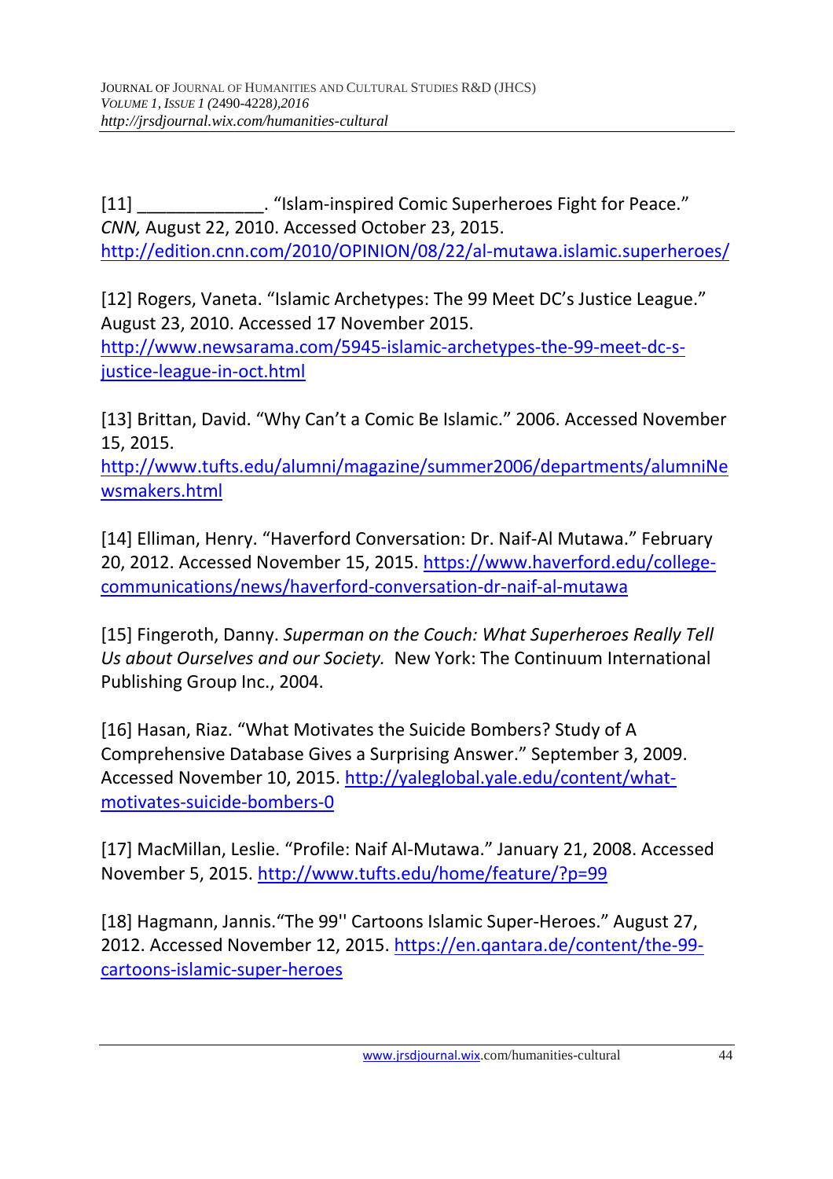[11] _____________. “Islam-inspired Comic Superheroes Fight for Peace.” *CNN,* August 22, 2010. Accessed October 23, 2015. http://edition.cnn.com/2010/OPINION/08/22/al-mutawa.islamic.superheroes/

[12] Rogers, Vaneta. “Islamic Archetypes: The 99 Meet DC’s Justice League.” August 23, 2010. Accessed 17 November 2015. http://www.newsarama.com/5945-islamic-archetypes-the-99-meet-dc-s-justice-league-in-oct.html

[13] Brittan, David. “Why Can’t a Comic Be Islamic.” 2006. Accessed November 15, 2015. http://www.tufts.edu/alumni/magazine/summer2006/departments/alumniNewsmakers.html

[14] Elliman, Henry. “Haverford Conversation: Dr. Naif-Al Mutawa.” February 20, 2012. Accessed November 15, 2015. https://www.haverford.edu/college-communications/news/haverford-conversation-dr-naif-al-mutawa

[15] Fingeroth, Danny. *Superman on the Couch: What Superheroes Really Tell Us about Ourselves and our Society.* New York: The Continuum International Publishing Group Inc., 2004.

[16] Hasan, Riaz. “What Motivates the Suicide Bombers? Study of A Comprehensive Database Gives a Surprising Answer.” September 3, 2009. Accessed November 10, 2015. http://yaleglobal.yale.edu/content/what-motivates-suicide-bombers-0

[17] MacMillan, Leslie. “Profile: Naif Al-Mutawa.” January 21, 2008. Accessed November 5, 2015. http://www.tufts.edu/home/feature/?p=99

[18] Hagmann, Jannis.“The 99'' Cartoons Islamic Super-Heroes.” August 27, 2012. Accessed November 12, 2015. https://en.qantara.de/content/the-99-cartoons-islamic-super-heroes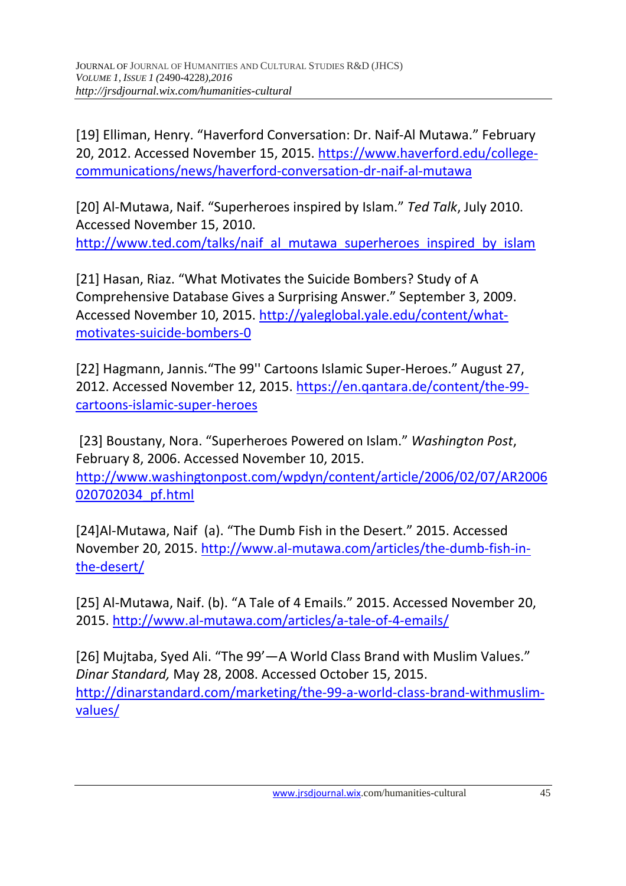[19] Elliman, Henry. “Haverford Conversation: Dr. Naif-Al Mutawa.” February 20, 2012. Accessed November 15, 2015. https://www.haverford.edu/college-communications/news/haverford-conversation-dr-naif-al-mutawa

[20] Al-Mutawa, Naif. “Superheroes inspired by Islam.” *Ted Talk*, July 2010. Accessed November 15, 2010. http://www.ted.com/talks/naif_al_mutawa_superheroes_inspired_by_islam

[21] Hasan, Riaz. “What Motivates the Suicide Bombers? Study of A Comprehensive Database Gives a Surprising Answer.” September 3, 2009. Accessed November 10, 2015. http://yaleglobal.yale.edu/content/what-motivates-suicide-bombers-0

[22] Hagmann, Jannis.“The 99'' Cartoons Islamic Super-Heroes.” August 27, 2012. Accessed November 12, 2015. https://en.qantara.de/content/the-99-cartoons-islamic-super-heroes

[23] Boustany, Nora. “Superheroes Powered on Islam.” *Washington Post*, February 8, 2006. Accessed November 10, 2015. http://www.washingtonpost.com/wpdyn/content/article/2006/02/07/AR2006020702034_pf.html

[24]Al-Mutawa, Naif (a). “The Dumb Fish in the Desert.” 2015. Accessed November 20, 2015. http://www.al-mutawa.com/articles/the-dumb-fish-in-the-desert/

[25] Al-Mutawa, Naif. (b). “A Tale of 4 Emails.” 2015. Accessed November 20, 2015. http://www.al-mutawa.com/articles/a-tale-of-4-emails/

[26] Mujtaba, Syed Ali. “The 99’—A World Class Brand with Muslim Values.” *Dinar Standard,* May 28, 2008. Accessed October 15, 2015. http://dinarstandard.com/marketing/the-99-a-world-class-brand-withmuslim-values/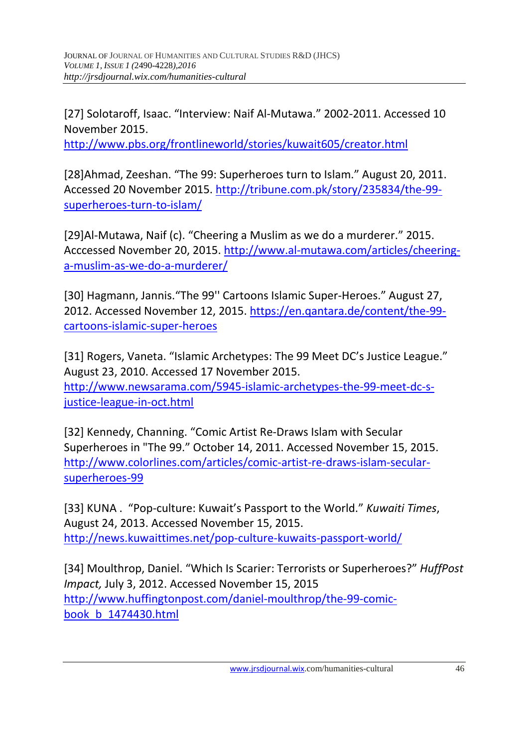[27] Solotaroff, Isaac. “Interview: Naif Al-Mutawa.” 2002-2011. Accessed 10 November 2015. http://www.pbs.org/frontlineworld/stories/kuwait605/creator.html

[28]Ahmad, Zeeshan. “The 99: Superheroes turn to Islam.” August 20, 2011. Accessed 20 November 2015. http://tribune.com.pk/story/235834/the-99-superheroes-turn-to-islam/

[29]Al-Mutawa, Naif (c). “Cheering a Muslim as we do a murderer.” 2015. Acccessed November 20, 2015. http://www.al-mutawa.com/articles/cheering-a-muslim-as-we-do-a-murderer/

[30] Hagmann, Jannis.“The 99'' Cartoons Islamic Super-Heroes.” August 27, 2012. Accessed November 12, 2015. https://en.qantara.de/content/the-99-cartoons-islamic-super-heroes

[31] Rogers, Vaneta. “Islamic Archetypes: The 99 Meet DC’s Justice League.” August 23, 2010. Accessed 17 November 2015. http://www.newsarama.com/5945-islamic-archetypes-the-99-meet-dc-s-justice-league-in-oct.html

[32] Kennedy, Channing. “Comic Artist Re-Draws Islam with Secular Superheroes in "The 99.” October 14, 2011. Accessed November 15, 2015. http://www.colorlines.com/articles/comic-artist-re-draws-islam-secular-superheroes-99

[33] KUNA . “Pop-culture: Kuwait’s Passport to the World.” *Kuwaiti Times*, August 24, 2013. Accessed November 15, 2015. http://news.kuwaittimes.net/pop-culture-kuwaits-passport-world/

[34] Moulthrop, Daniel. “Which Is Scarier: Terrorists or Superheroes?” *HuffPost Impact,* July 3, 2012. Accessed November 15, 2015 http://www.huffingtonpost.com/daniel-moulthrop/the-99-comic-book_b_1474430.html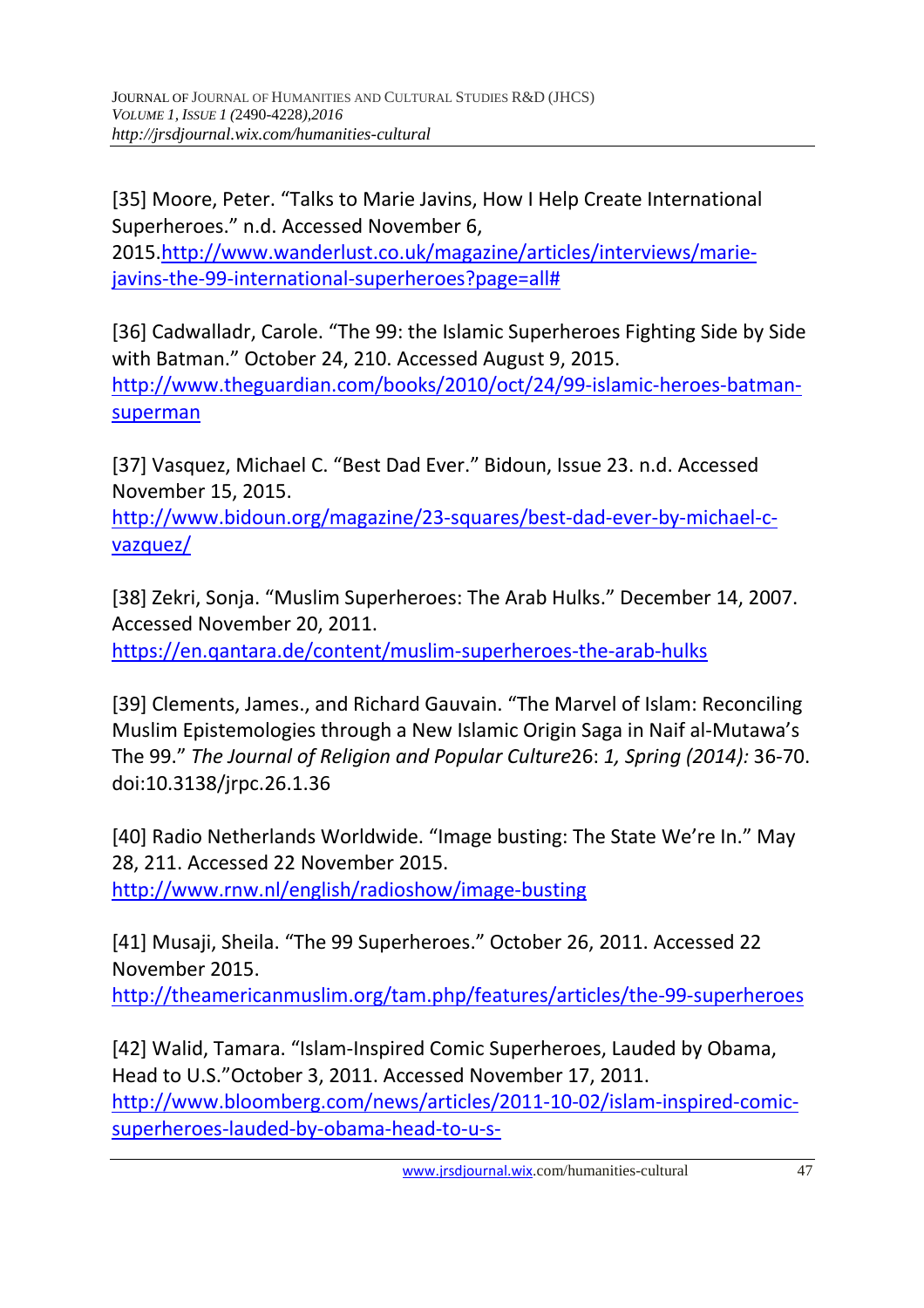[35] Moore, Peter. "Talks to Marie Javins, How I Help Create International Superheroes." n.d. Accessed November 6, 2015.http://www.wanderlust.co.uk/magazine/articles/interviews/marie-javins-the-99-international-superheroes?page=all#

[36] Cadwalladr, Carole. "The 99: the Islamic Superheroes Fighting Side by Side with Batman." October 24, 210. Accessed August 9, 2015. http://www.theguardian.com/books/2010/oct/24/99-islamic-heroes-batman-superman

[37] Vasquez, Michael C. "Best Dad Ever." Bidoun, Issue 23. n.d. Accessed November 15, 2015. http://www.bidoun.org/magazine/23-squares/best-dad-ever-by-michael-c-vazquez/

[38] Zekri, Sonja. "Muslim Superheroes: The Arab Hulks." December 14, 2007. Accessed November 20, 2011. https://en.qantara.de/content/muslim-superheroes-the-arab-hulks

[39] Clements, James., and Richard Gauvain. "The Marvel of Islam: Reconciling Muslim Epistemologies through a New Islamic Origin Saga in Naif al-Mutawa's The 99." *The Journal of Religion and Popular Culture*26: *1, Spring (2014):* 36-70. doi:10.3138/jrpc.26.1.36

[40] Radio Netherlands Worldwide. "Image busting: The State We're In." May 28, 211. Accessed 22 November 2015. http://www.rnw.nl/english/radioshow/image-busting

[41] Musaji, Sheila. "The 99 Superheroes." October 26, 2011. Accessed 22 November 2015. http://theamericanmuslim.org/tam.php/features/articles/the-99-superheroes

[42] Walid, Tamara. "Islam-Inspired Comic Superheroes, Lauded by Obama, Head to U.S."October 3, 2011. Accessed November 17, 2011. http://www.bloomberg.com/news/articles/2011-10-02/islam-inspired-comic-superheroes-lauded-by-obama-head-to-u-s-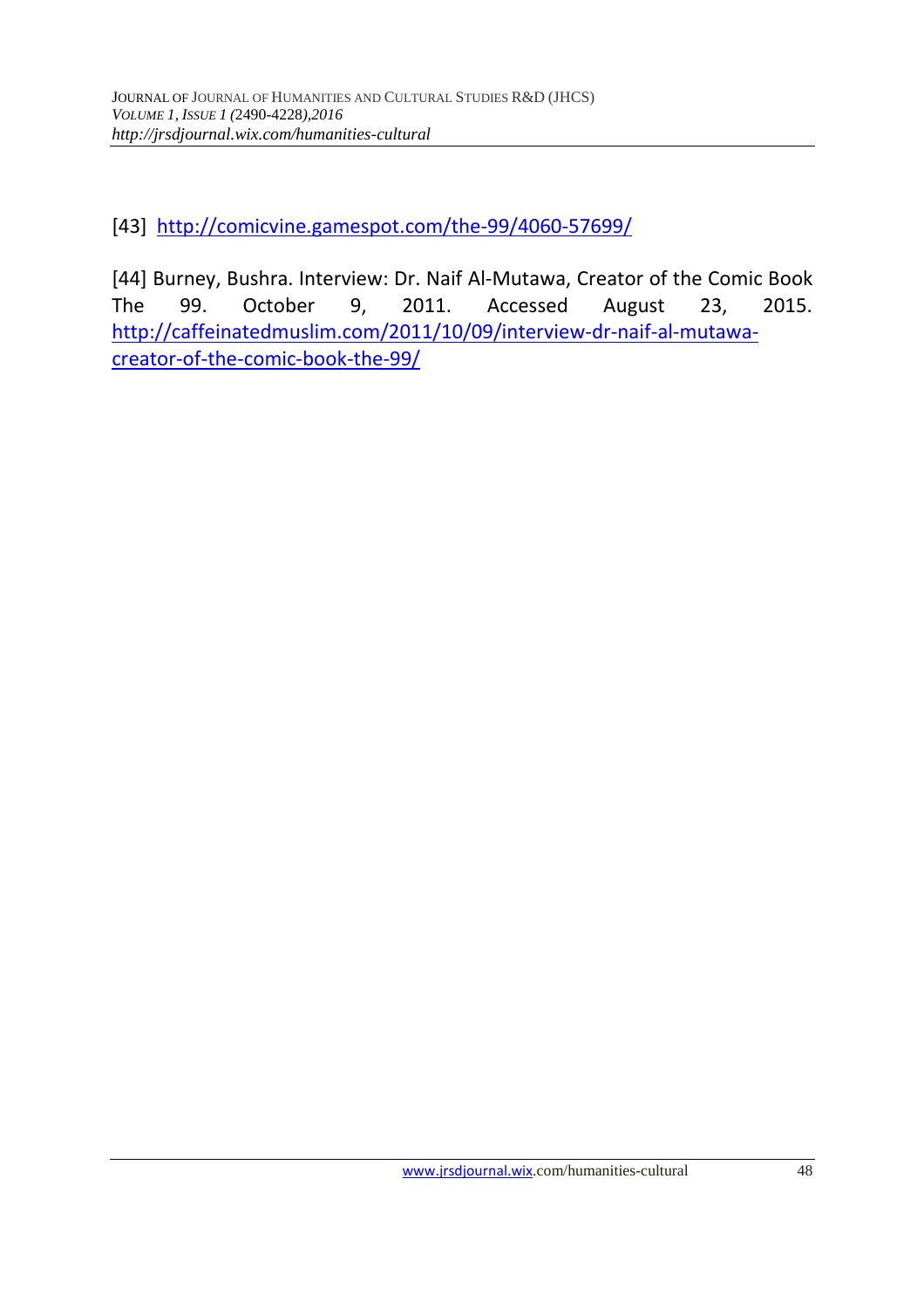[43] http://comicvine.gamespot.com/the-99/4060-57699/

[44] Burney, Bushra. Interview: Dr. Naif Al-Mutawa, Creator of the Comic Book The 99. October 9, 2011. Accessed August 23, 2015. http://caffeinatedmuslim.com/2011/10/09/interview-dr-naif-al-mutawa-creator-of-the-comic-book-the-99/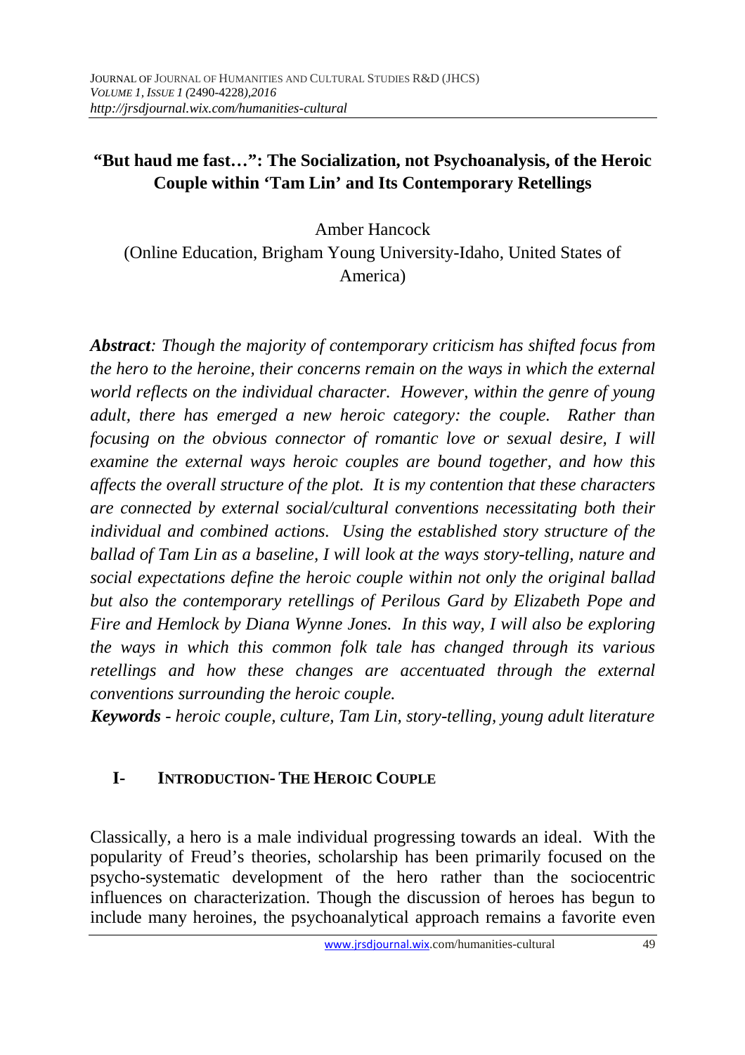# "But haud me fast…": The Socialization, not Psychoanalysis, of the Heroic Couple within 'Tam Lin' and Its Contemporary Retellings

Amber Hancock

(Online Education, Brigham Young University-Idaho, United States of America)

***Abstract**: Though the majority of contemporary criticism has shifted focus from the hero to the heroine, their concerns remain on the ways in which the external world reflects on the individual character. However, within the genre of young adult, there has emerged a new heroic category: the couple. Rather than focusing on the obvious connector of romantic love or sexual desire, I will examine the external ways heroic couples are bound together, and how this affects the overall structure of the plot. It is my contention that these characters are connected by external social/cultural conventions necessitating both their individual and combined actions. Using the established story structure of the ballad of Tam Lin as a baseline, I will look at the ways story-telling, nature and social expectations define the heroic couple within not only the original ballad but also the contemporary retellings of Perilous Gard by Elizabeth Pope and Fire and Hemlock by Diana Wynne Jones. In this way, I will also be exploring the ways in which this common folk tale has changed through its various retellings and how these changes are accentuated through the external conventions surrounding the heroic couple.*

***Keywords** - heroic couple, culture, Tam Lin, story-telling, young adult literature*

## I- INTRODUCTION- THE HEROIC COUPLE

Classically, a hero is a male individual progressing towards an ideal. With the popularity of Freud's theories, scholarship has been primarily focused on the psycho-systematic development of the hero rather than the sociocentric influences on characterization. Though the discussion of heroes has begun to include many heroines, the psychoanalytical approach remains a favorite even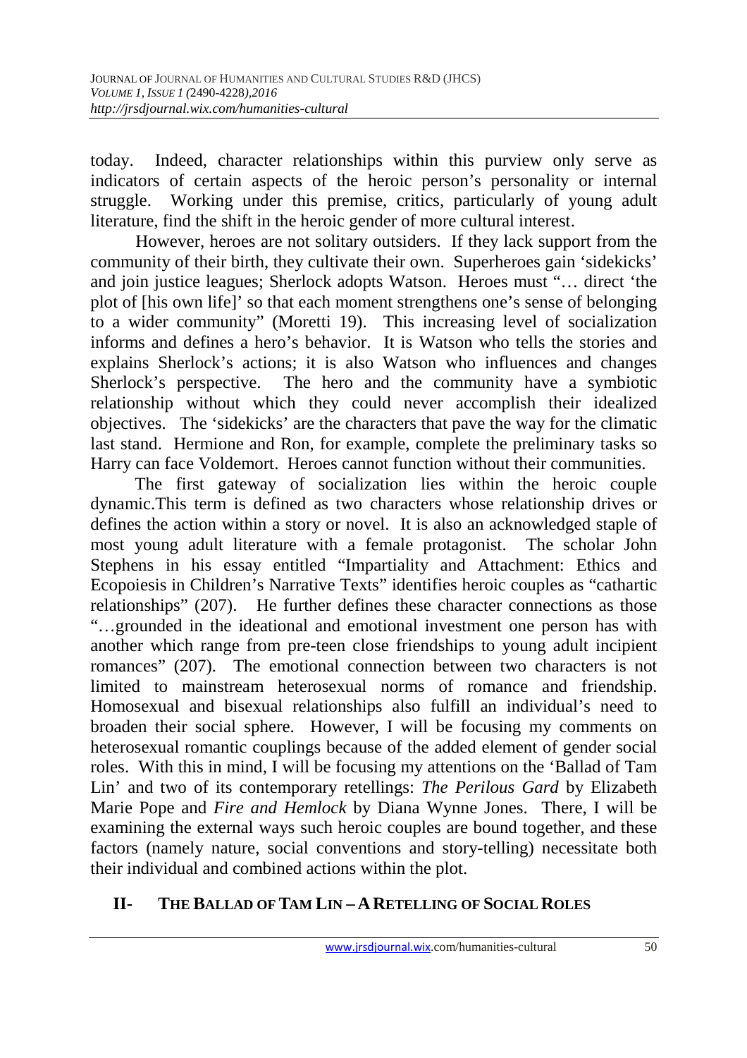today. Indeed, character relationships within this purview only serve as indicators of certain aspects of the heroic person's personality or internal struggle. Working under this premise, critics, particularly of young adult literature, find the shift in the heroic gender of more cultural interest.

However, heroes are not solitary outsiders. If they lack support from the community of their birth, they cultivate their own. Superheroes gain 'sidekicks' and join justice leagues; Sherlock adopts Watson. Heroes must "… direct 'the plot of [his own life]' so that each moment strengthens one's sense of belonging to a wider community" (Moretti 19). This increasing level of socialization informs and defines a hero's behavior. It is Watson who tells the stories and explains Sherlock's actions; it is also Watson who influences and changes Sherlock's perspective. The hero and the community have a symbiotic relationship without which they could never accomplish their idealized objectives. The 'sidekicks' are the characters that pave the way for the climatic last stand. Hermione and Ron, for example, complete the preliminary tasks so Harry can face Voldemort. Heroes cannot function without their communities.

The first gateway of socialization lies within the heroic couple dynamic.This term is defined as two characters whose relationship drives or defines the action within a story or novel. It is also an acknowledged staple of most young adult literature with a female protagonist. The scholar John Stephens in his essay entitled "Impartiality and Attachment: Ethics and Ecopoiesis in Children's Narrative Texts" identifies heroic couples as "cathartic relationships" (207). He further defines these character connections as those "…grounded in the ideational and emotional investment one person has with another which range from pre-teen close friendships to young adult incipient romances" (207). The emotional connection between two characters is not limited to mainstream heterosexual norms of romance and friendship. Homosexual and bisexual relationships also fulfill an individual's need to broaden their social sphere. However, I will be focusing my comments on heterosexual romantic couplings because of the added element of gender social roles. With this in mind, I will be focusing my attentions on the 'Ballad of Tam Lin' and two of its contemporary retellings: *The Perilous Gard* by Elizabeth Marie Pope and *Fire and Hemlock* by Diana Wynne Jones. There, I will be examining the external ways such heroic couples are bound together, and these factors (namely nature, social conventions and story-telling) necessitate both their individual and combined actions within the plot.

## II- The Ballad of Tam Lin – A Retelling of Social Roles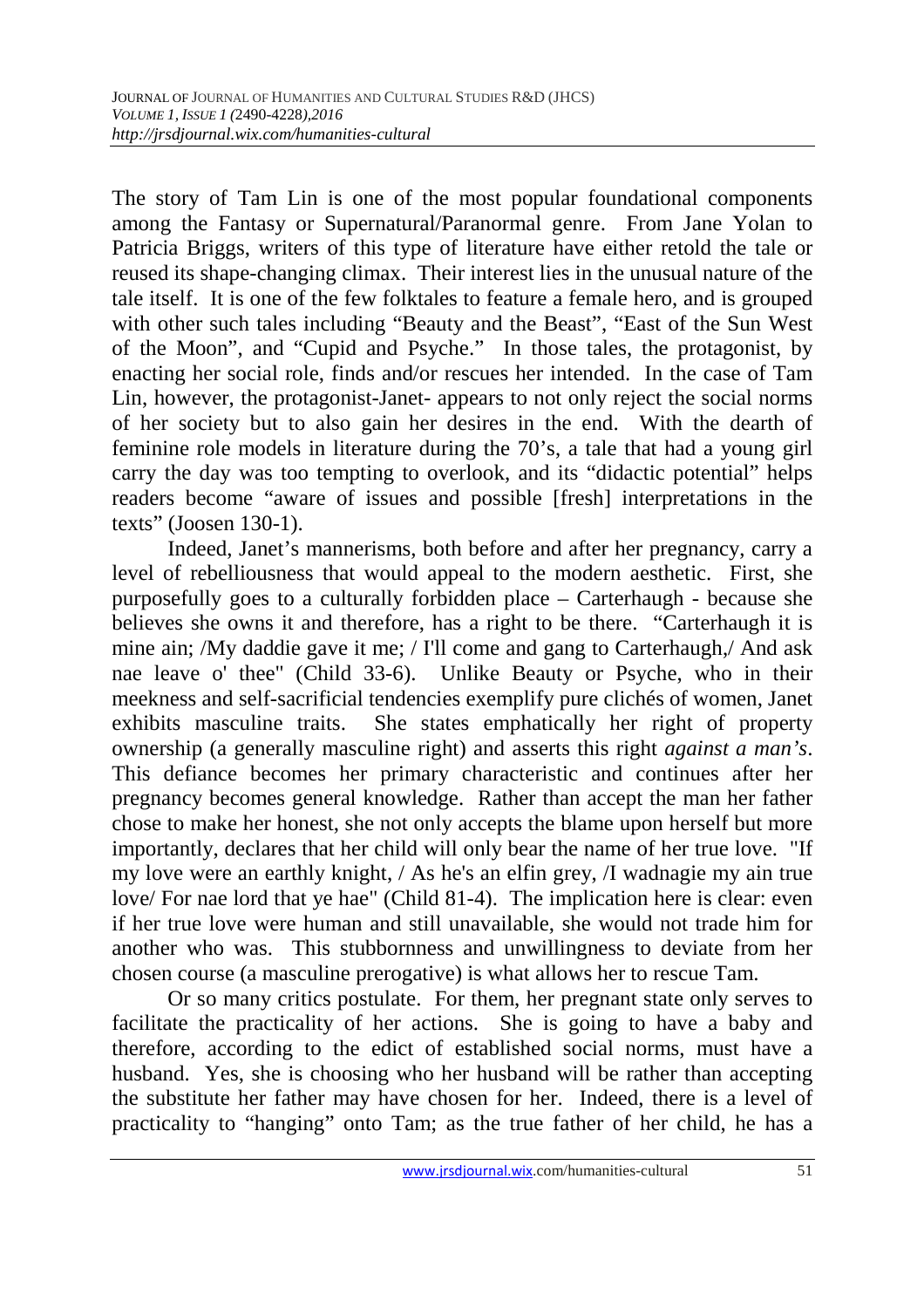The story of Tam Lin is one of the most popular foundational components among the Fantasy or Supernatural/Paranormal genre. From Jane Yolan to Patricia Briggs, writers of this type of literature have either retold the tale or reused its shape-changing climax. Their interest lies in the unusual nature of the tale itself. It is one of the few folktales to feature a female hero, and is grouped with other such tales including "Beauty and the Beast", "East of the Sun West of the Moon", and "Cupid and Psyche." In those tales, the protagonist, by enacting her social role, finds and/or rescues her intended. In the case of Tam Lin, however, the protagonist-Janet- appears to not only reject the social norms of her society but to also gain her desires in the end. With the dearth of feminine role models in literature during the 70's, a tale that had a young girl carry the day was too tempting to overlook, and its "didactic potential" helps readers become "aware of issues and possible [fresh] interpretations in the texts" (Joosen 130-1).

Indeed, Janet's mannerisms, both before and after her pregnancy, carry a level of rebelliousness that would appeal to the modern aesthetic. First, she purposefully goes to a culturally forbidden place – Carterhaugh - because she believes she owns it and therefore, has a right to be there. "Carterhaugh it is mine ain; /My daddie gave it me; / I'll come and gang to Carterhaugh,/ And ask nae leave o' thee" (Child 33-6). Unlike Beauty or Psyche, who in their meekness and self-sacrificial tendencies exemplify pure clichés of women, Janet exhibits masculine traits. She states emphatically her right of property ownership (a generally masculine right) and asserts this right *against a man's*. This defiance becomes her primary characteristic and continues after her pregnancy becomes general knowledge. Rather than accept the man her father chose to make her honest, she not only accepts the blame upon herself but more importantly, declares that her child will only bear the name of her true love. "If my love were an earthly knight, / As he's an elfin grey, /I wadnagie my ain true love/ For nae lord that ye hae" (Child 81-4). The implication here is clear: even if her true love were human and still unavailable, she would not trade him for another who was. This stubbornness and unwillingness to deviate from her chosen course (a masculine prerogative) is what allows her to rescue Tam.

Or so many critics postulate. For them, her pregnant state only serves to facilitate the practicality of her actions. She is going to have a baby and therefore, according to the edict of established social norms, must have a husband. Yes, she is choosing who her husband will be rather than accepting the substitute her father may have chosen for her. Indeed, there is a level of practicality to "hanging" onto Tam; as the true father of her child, he has a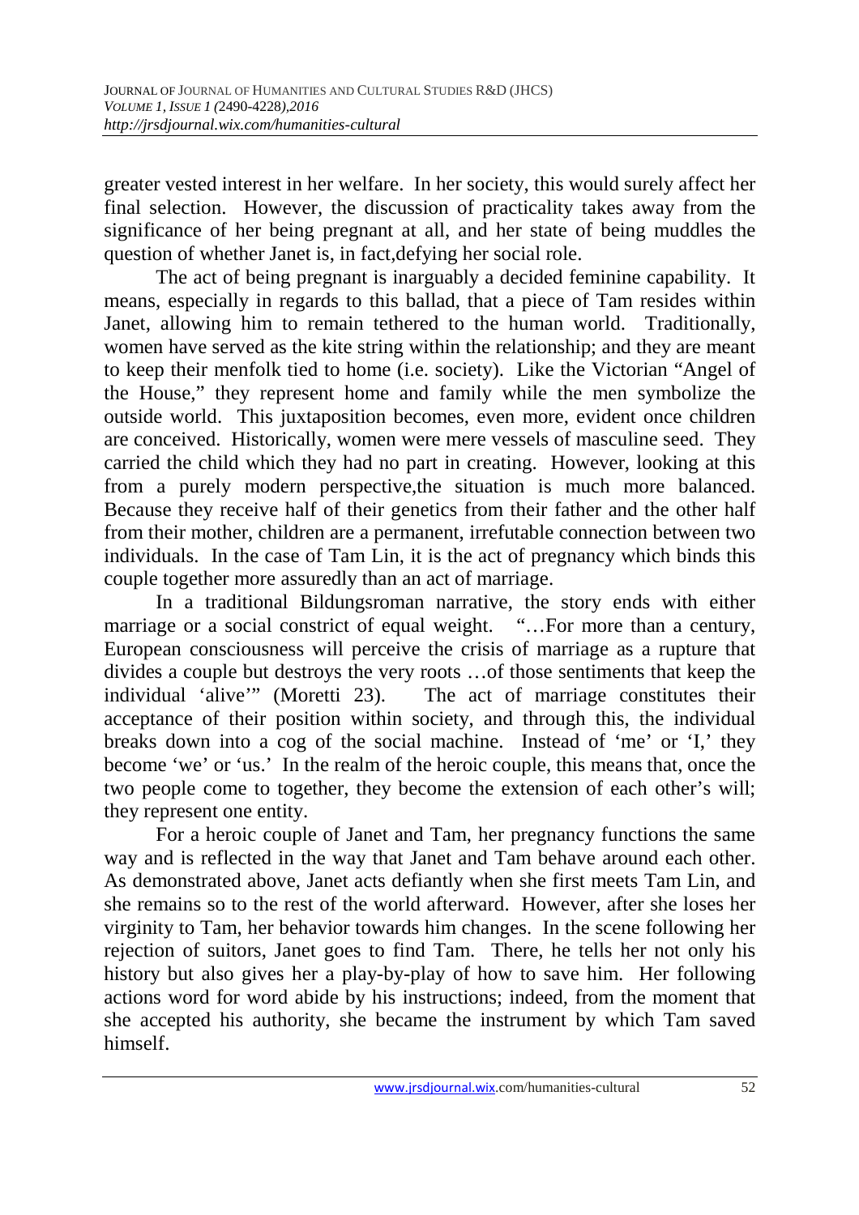greater vested interest in her welfare. In her society, this would surely affect her final selection. However, the discussion of practicality takes away from the significance of her being pregnant at all, and her state of being muddles the question of whether Janet is, in fact,defying her social role.

The act of being pregnant is inarguably a decided feminine capability. It means, especially in regards to this ballad, that a piece of Tam resides within Janet, allowing him to remain tethered to the human world. Traditionally, women have served as the kite string within the relationship; and they are meant to keep their menfolk tied to home (i.e. society). Like the Victorian "Angel of the House," they represent home and family while the men symbolize the outside world. This juxtaposition becomes, even more, evident once children are conceived. Historically, women were mere vessels of masculine seed. They carried the child which they had no part in creating. However, looking at this from a purely modern perspective,the situation is much more balanced. Because they receive half of their genetics from their father and the other half from their mother, children are a permanent, irrefutable connection between two individuals. In the case of Tam Lin, it is the act of pregnancy which binds this couple together more assuredly than an act of marriage.

In a traditional Bildungsroman narrative, the story ends with either marriage or a social constrict of equal weight. "…For more than a century, European consciousness will perceive the crisis of marriage as a rupture that divides a couple but destroys the very roots …of those sentiments that keep the individual 'alive'" (Moretti 23). The act of marriage constitutes their acceptance of their position within society, and through this, the individual breaks down into a cog of the social machine. Instead of 'me' or 'I,' they become 'we' or 'us.' In the realm of the heroic couple, this means that, once the two people come to together, they become the extension of each other's will; they represent one entity.

For a heroic couple of Janet and Tam, her pregnancy functions the same way and is reflected in the way that Janet and Tam behave around each other. As demonstrated above, Janet acts defiantly when she first meets Tam Lin, and she remains so to the rest of the world afterward. However, after she loses her virginity to Tam, her behavior towards him changes. In the scene following her rejection of suitors, Janet goes to find Tam. There, he tells her not only his history but also gives her a play-by-play of how to save him. Her following actions word for word abide by his instructions; indeed, from the moment that she accepted his authority, she became the instrument by which Tam saved himself.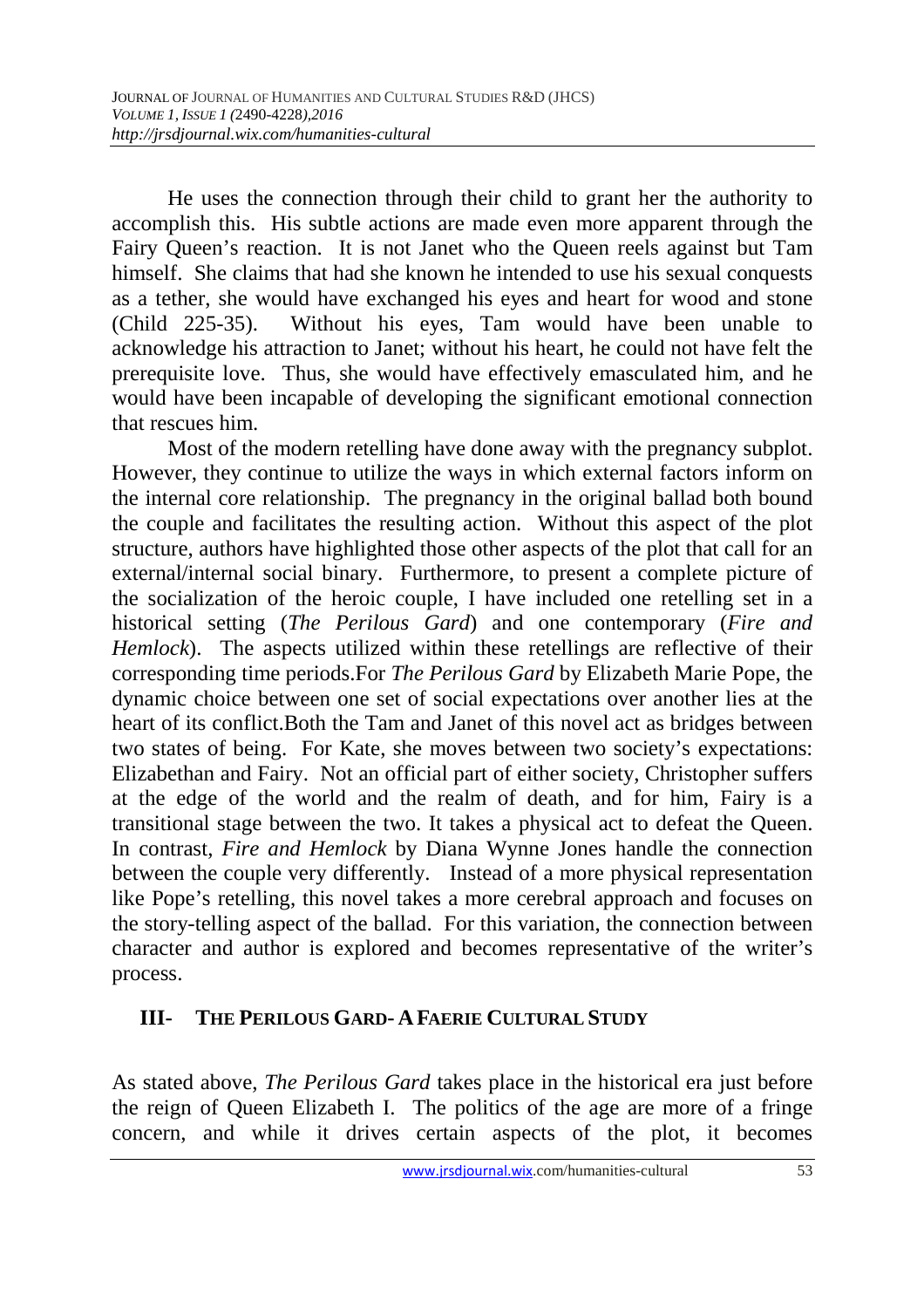He uses the connection through their child to grant her the authority to accomplish this. His subtle actions are made even more apparent through the Fairy Queen's reaction. It is not Janet who the Queen reels against but Tam himself. She claims that had she known he intended to use his sexual conquests as a tether, she would have exchanged his eyes and heart for wood and stone (Child 225-35). Without his eyes, Tam would have been unable to acknowledge his attraction to Janet; without his heart, he could not have felt the prerequisite love. Thus, she would have effectively emasculated him, and he would have been incapable of developing the significant emotional connection that rescues him.

Most of the modern retelling have done away with the pregnancy subplot. However, they continue to utilize the ways in which external factors inform on the internal core relationship. The pregnancy in the original ballad both bound the couple and facilitates the resulting action. Without this aspect of the plot structure, authors have highlighted those other aspects of the plot that call for an external/internal social binary. Furthermore, to present a complete picture of the socialization of the heroic couple, I have included one retelling set in a historical setting (*The Perilous Gard*) and one contemporary (*Fire and Hemlock*). The aspects utilized within these retellings are reflective of their corresponding time periods.For *The Perilous Gard* by Elizabeth Marie Pope, the dynamic choice between one set of social expectations over another lies at the heart of its conflict.Both the Tam and Janet of this novel act as bridges between two states of being. For Kate, she moves between two society's expectations: Elizabethan and Fairy. Not an official part of either society, Christopher suffers at the edge of the world and the realm of death, and for him, Fairy is a transitional stage between the two. It takes a physical act to defeat the Queen. In contrast, *Fire and Hemlock* by Diana Wynne Jones handle the connection between the couple very differently. Instead of a more physical representation like Pope's retelling, this novel takes a more cerebral approach and focuses on the story-telling aspect of the ballad. For this variation, the connection between character and author is explored and becomes representative of the writer's process.

## III- THE PERILOUS GARD- A FAERIE CULTURAL STUDY

As stated above, *The Perilous Gard* takes place in the historical era just before the reign of Queen Elizabeth I. The politics of the age are more of a fringe concern, and while it drives certain aspects of the plot, it becomes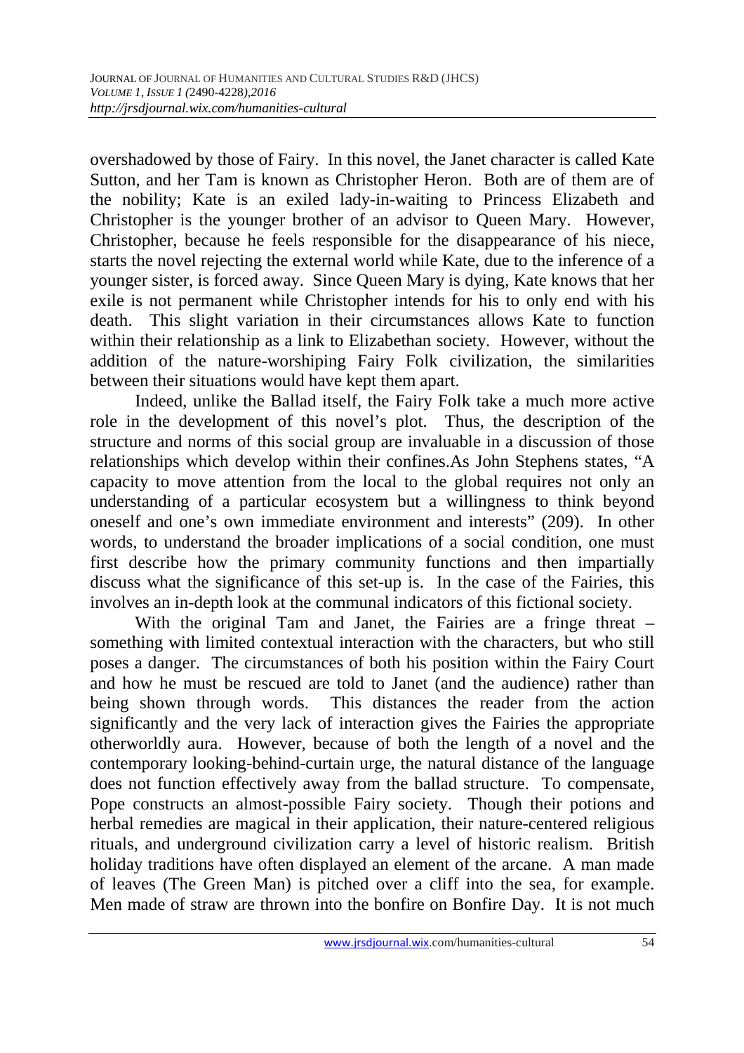overshadowed by those of Fairy. In this novel, the Janet character is called Kate Sutton, and her Tam is known as Christopher Heron. Both are of them are of the nobility; Kate is an exiled lady-in-waiting to Princess Elizabeth and Christopher is the younger brother of an advisor to Queen Mary. However, Christopher, because he feels responsible for the disappearance of his niece, starts the novel rejecting the external world while Kate, due to the inference of a younger sister, is forced away. Since Queen Mary is dying, Kate knows that her exile is not permanent while Christopher intends for his to only end with his death. This slight variation in their circumstances allows Kate to function within their relationship as a link to Elizabethan society. However, without the addition of the nature-worshiping Fairy Folk civilization, the similarities between their situations would have kept them apart.

Indeed, unlike the Ballad itself, the Fairy Folk take a much more active role in the development of this novel's plot. Thus, the description of the structure and norms of this social group are invaluable in a discussion of those relationships which develop within their confines.As John Stephens states, "A capacity to move attention from the local to the global requires not only an understanding of a particular ecosystem but a willingness to think beyond oneself and one's own immediate environment and interests" (209). In other words, to understand the broader implications of a social condition, one must first describe how the primary community functions and then impartially discuss what the significance of this set-up is. In the case of the Fairies, this involves an in-depth look at the communal indicators of this fictional society.

With the original Tam and Janet, the Fairies are a fringe threat – something with limited contextual interaction with the characters, but who still poses a danger. The circumstances of both his position within the Fairy Court and how he must be rescued are told to Janet (and the audience) rather than being shown through words. This distances the reader from the action significantly and the very lack of interaction gives the Fairies the appropriate otherworldly aura. However, because of both the length of a novel and the contemporary looking-behind-curtain urge, the natural distance of the language does not function effectively away from the ballad structure. To compensate, Pope constructs an almost-possible Fairy society. Though their potions and herbal remedies are magical in their application, their nature-centered religious rituals, and underground civilization carry a level of historic realism. British holiday traditions have often displayed an element of the arcane. A man made of leaves (The Green Man) is pitched over a cliff into the sea, for example. Men made of straw are thrown into the bonfire on Bonfire Day. It is not much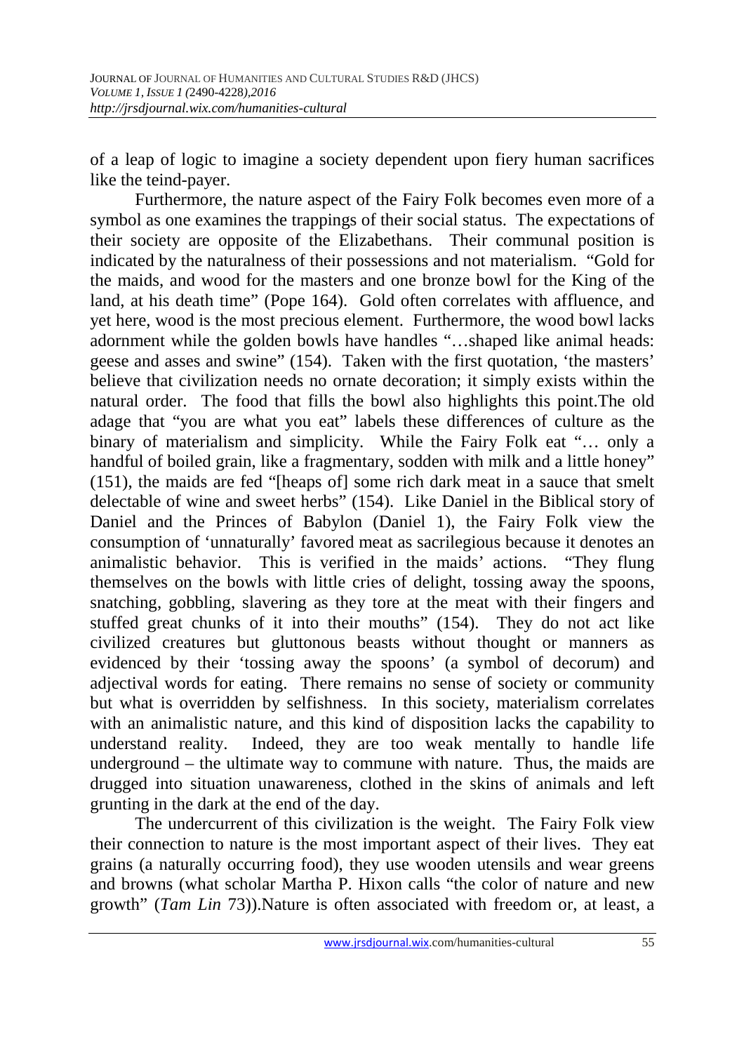of a leap of logic to imagine a society dependent upon fiery human sacrifices like the teind-payer.

Furthermore, the nature aspect of the Fairy Folk becomes even more of a symbol as one examines the trappings of their social status. The expectations of their society are opposite of the Elizabethans. Their communal position is indicated by the naturalness of their possessions and not materialism. "Gold for the maids, and wood for the masters and one bronze bowl for the King of the land, at his death time" (Pope 164). Gold often correlates with affluence, and yet here, wood is the most precious element. Furthermore, the wood bowl lacks adornment while the golden bowls have handles "…shaped like animal heads: geese and asses and swine" (154). Taken with the first quotation, 'the masters' believe that civilization needs no ornate decoration; it simply exists within the natural order. The food that fills the bowl also highlights this point.The old adage that "you are what you eat" labels these differences of culture as the binary of materialism and simplicity. While the Fairy Folk eat "… only a handful of boiled grain, like a fragmentary, sodden with milk and a little honey" (151), the maids are fed "[heaps of] some rich dark meat in a sauce that smelt delectable of wine and sweet herbs" (154). Like Daniel in the Biblical story of Daniel and the Princes of Babylon (Daniel 1), the Fairy Folk view the consumption of 'unnaturally' favored meat as sacrilegious because it denotes an animalistic behavior. This is verified in the maids' actions. "They flung themselves on the bowls with little cries of delight, tossing away the spoons, snatching, gobbling, slavering as they tore at the meat with their fingers and stuffed great chunks of it into their mouths" (154). They do not act like civilized creatures but gluttonous beasts without thought or manners as evidenced by their 'tossing away the spoons' (a symbol of decorum) and adjectival words for eating. There remains no sense of society or community but what is overridden by selfishness. In this society, materialism correlates with an animalistic nature, and this kind of disposition lacks the capability to understand reality. Indeed, they are too weak mentally to handle life underground – the ultimate way to commune with nature. Thus, the maids are drugged into situation unawareness, clothed in the skins of animals and left grunting in the dark at the end of the day.

The undercurrent of this civilization is the weight. The Fairy Folk view their connection to nature is the most important aspect of their lives. They eat grains (a naturally occurring food), they use wooden utensils and wear greens and browns (what scholar Martha P. Hixon calls "the color of nature and new growth" (*Tam Lin* 73)).Nature is often associated with freedom or, at least, a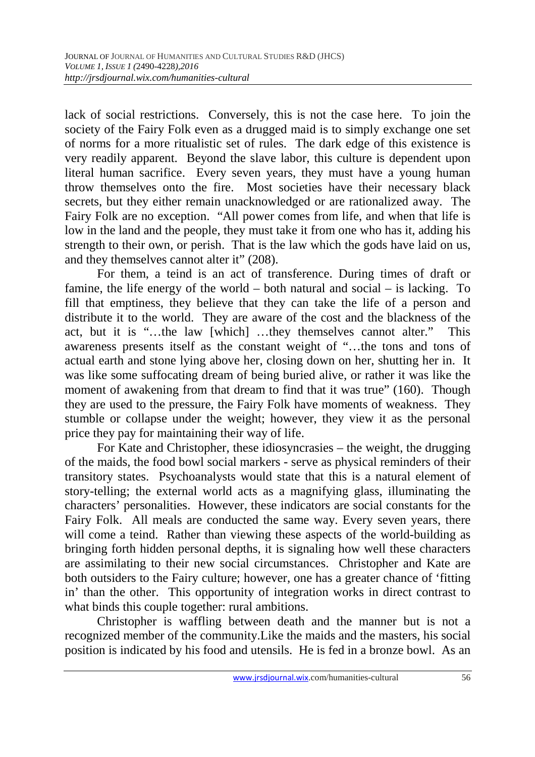lack of social restrictions. Conversely, this is not the case here. To join the society of the Fairy Folk even as a drugged maid is to simply exchange one set of norms for a more ritualistic set of rules. The dark edge of this existence is very readily apparent. Beyond the slave labor, this culture is dependent upon literal human sacrifice. Every seven years, they must have a young human throw themselves onto the fire. Most societies have their necessary black secrets, but they either remain unacknowledged or are rationalized away. The Fairy Folk are no exception. "All power comes from life, and when that life is low in the land and the people, they must take it from one who has it, adding his strength to their own, or perish. That is the law which the gods have laid on us, and they themselves cannot alter it" (208).

For them, a teind is an act of transference. During times of draft or famine, the life energy of the world – both natural and social – is lacking. To fill that emptiness, they believe that they can take the life of a person and distribute it to the world. They are aware of the cost and the blackness of the act, but it is "…the law [which] …they themselves cannot alter." This awareness presents itself as the constant weight of "…the tons and tons of actual earth and stone lying above her, closing down on her, shutting her in. It was like some suffocating dream of being buried alive, or rather it was like the moment of awakening from that dream to find that it was true" (160). Though they are used to the pressure, the Fairy Folk have moments of weakness. They stumble or collapse under the weight; however, they view it as the personal price they pay for maintaining their way of life.

For Kate and Christopher, these idiosyncrasies – the weight, the drugging of the maids, the food bowl social markers - serve as physical reminders of their transitory states. Psychoanalysts would state that this is a natural element of story-telling; the external world acts as a magnifying glass, illuminating the characters' personalities. However, these indicators are social constants for the Fairy Folk. All meals are conducted the same way. Every seven years, there will come a teind. Rather than viewing these aspects of the world-building as bringing forth hidden personal depths, it is signaling how well these characters are assimilating to their new social circumstances. Christopher and Kate are both outsiders to the Fairy culture; however, one has a greater chance of 'fitting in' than the other. This opportunity of integration works in direct contrast to what binds this couple together: rural ambitions.

Christopher is waffling between death and the manner but is not a recognized member of the community.Like the maids and the masters, his social position is indicated by his food and utensils. He is fed in a bronze bowl. As an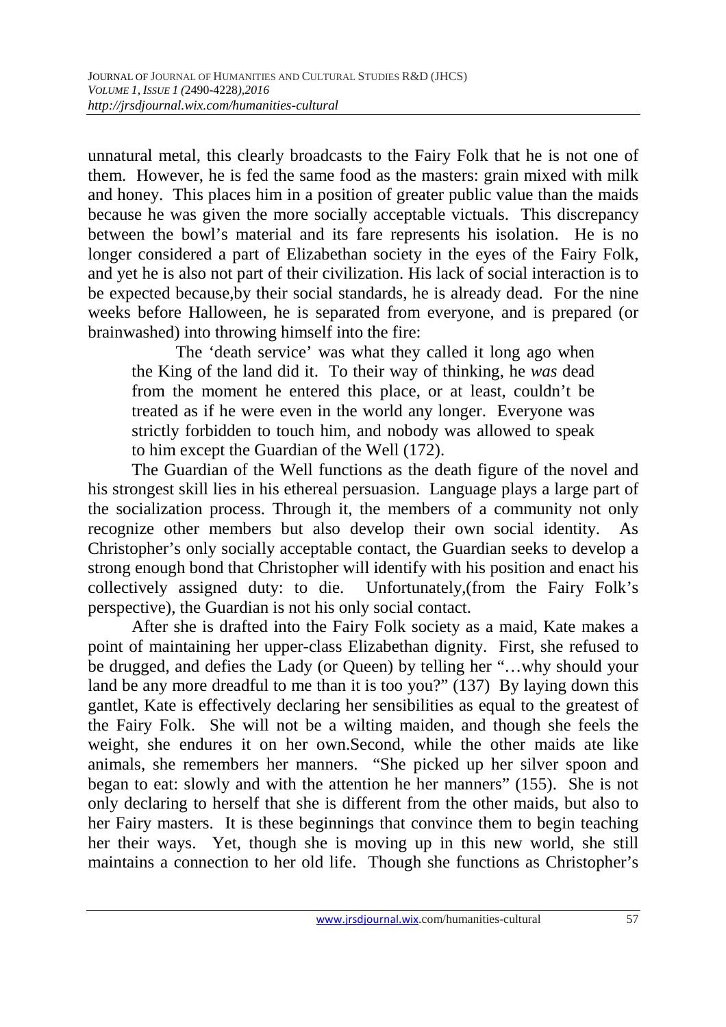unnatural metal, this clearly broadcasts to the Fairy Folk that he is not one of them. However, he is fed the same food as the masters: grain mixed with milk and honey. This places him in a position of greater public value than the maids because he was given the more socially acceptable victuals. This discrepancy between the bowl's material and its fare represents his isolation. He is no longer considered a part of Elizabethan society in the eyes of the Fairy Folk, and yet he is also not part of their civilization. His lack of social interaction is to be expected because,by their social standards, he is already dead. For the nine weeks before Halloween, he is separated from everyone, and is prepared (or brainwashed) into throwing himself into the fire:

> The 'death service' was what they called it long ago when the King of the land did it. To their way of thinking, he *was* dead from the moment he entered this place, or at least, couldn't be treated as if he were even in the world any longer. Everyone was strictly forbidden to touch him, and nobody was allowed to speak to him except the Guardian of the Well (172).

The Guardian of the Well functions as the death figure of the novel and his strongest skill lies in his ethereal persuasion. Language plays a large part of the socialization process. Through it, the members of a community not only recognize other members but also develop their own social identity. As Christopher's only socially acceptable contact, the Guardian seeks to develop a strong enough bond that Christopher will identify with his position and enact his collectively assigned duty: to die. Unfortunately,(from the Fairy Folk's perspective), the Guardian is not his only social contact.

After she is drafted into the Fairy Folk society as a maid, Kate makes a point of maintaining her upper-class Elizabethan dignity. First, she refused to be drugged, and defies the Lady (or Queen) by telling her "…why should your land be any more dreadful to me than it is too you?" (137) By laying down this gantlet, Kate is effectively declaring her sensibilities as equal to the greatest of the Fairy Folk. She will not be a wilting maiden, and though she feels the weight, she endures it on her own.Second, while the other maids ate like animals, she remembers her manners. "She picked up her silver spoon and began to eat: slowly and with the attention he her manners" (155). She is not only declaring to herself that she is different from the other maids, but also to her Fairy masters. It is these beginnings that convince them to begin teaching her their ways. Yet, though she is moving up in this new world, she still maintains a connection to her old life. Though she functions as Christopher's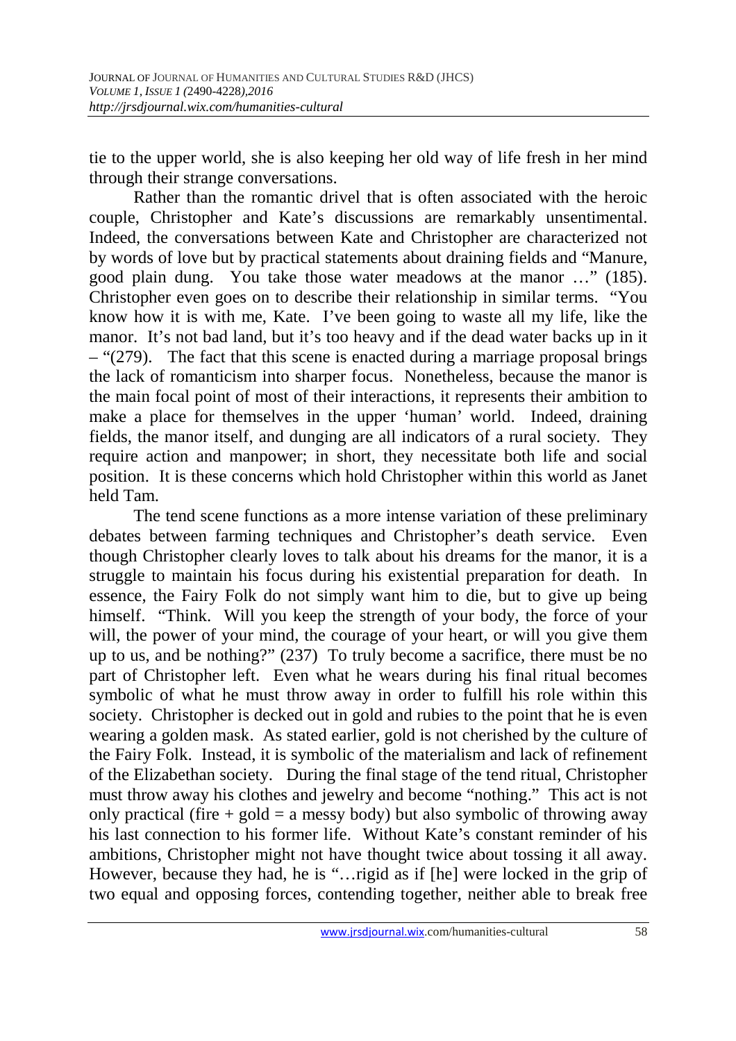tie to the upper world, she is also keeping her old way of life fresh in her mind through their strange conversations.

Rather than the romantic drivel that is often associated with the heroic couple, Christopher and Kate's discussions are remarkably unsentimental. Indeed, the conversations between Kate and Christopher are characterized not by words of love but by practical statements about draining fields and "Manure, good plain dung. You take those water meadows at the manor …" (185). Christopher even goes on to describe their relationship in similar terms. "You know how it is with me, Kate. I've been going to waste all my life, like the manor. It's not bad land, but it's too heavy and if the dead water backs up in it – "(279). The fact that this scene is enacted during a marriage proposal brings the lack of romanticism into sharper focus. Nonetheless, because the manor is the main focal point of most of their interactions, it represents their ambition to make a place for themselves in the upper 'human' world. Indeed, draining fields, the manor itself, and dunging are all indicators of a rural society. They require action and manpower; in short, they necessitate both life and social position. It is these concerns which hold Christopher within this world as Janet held Tam.

The tend scene functions as a more intense variation of these preliminary debates between farming techniques and Christopher's death service. Even though Christopher clearly loves to talk about his dreams for the manor, it is a struggle to maintain his focus during his existential preparation for death. In essence, the Fairy Folk do not simply want him to die, but to give up being himself. "Think. Will you keep the strength of your body, the force of your will, the power of your mind, the courage of your heart, or will you give them up to us, and be nothing?" (237) To truly become a sacrifice, there must be no part of Christopher left. Even what he wears during his final ritual becomes symbolic of what he must throw away in order to fulfill his role within this society. Christopher is decked out in gold and rubies to the point that he is even wearing a golden mask. As stated earlier, gold is not cherished by the culture of the Fairy Folk. Instead, it is symbolic of the materialism and lack of refinement of the Elizabethan society. During the final stage of the tend ritual, Christopher must throw away his clothes and jewelry and become "nothing." This act is not only practical (fire + gold = a messy body) but also symbolic of throwing away his last connection to his former life. Without Kate's constant reminder of his ambitions, Christopher might not have thought twice about tossing it all away. However, because they had, he is "…rigid as if [he] were locked in the grip of two equal and opposing forces, contending together, neither able to break free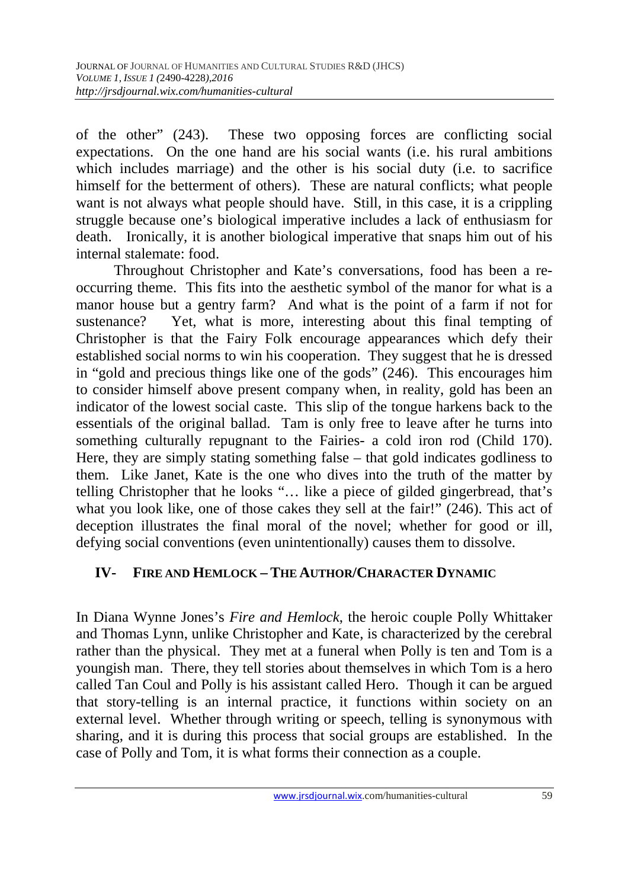of the other" (243). These two opposing forces are conflicting social expectations. On the one hand are his social wants (i.e. his rural ambitions which includes marriage) and the other is his social duty (i.e. to sacrifice himself for the betterment of others). These are natural conflicts; what people want is not always what people should have. Still, in this case, it is a crippling struggle because one's biological imperative includes a lack of enthusiasm for death. Ironically, it is another biological imperative that snaps him out of his internal stalemate: food.

Throughout Christopher and Kate's conversations, food has been a re-occurring theme. This fits into the aesthetic symbol of the manor for what is a manor house but a gentry farm? And what is the point of a farm if not for sustenance? Yet, what is more, interesting about this final tempting of Christopher is that the Fairy Folk encourage appearances which defy their established social norms to win his cooperation. They suggest that he is dressed in "gold and precious things like one of the gods" (246). This encourages him to consider himself above present company when, in reality, gold has been an indicator of the lowest social caste. This slip of the tongue harkens back to the essentials of the original ballad. Tam is only free to leave after he turns into something culturally repugnant to the Fairies- a cold iron rod (Child 170). Here, they are simply stating something false – that gold indicates godliness to them. Like Janet, Kate is the one who dives into the truth of the matter by telling Christopher that he looks "… like a piece of gilded gingerbread, that's what you look like, one of those cakes they sell at the fair!" (246). This act of deception illustrates the final moral of the novel; whether for good or ill, defying social conventions (even unintentionally) causes them to dissolve.

## IV- FIRE AND HEMLOCK – THE AUTHOR/CHARACTER DYNAMIC

In Diana Wynne Jones's *Fire and Hemlock*, the heroic couple Polly Whittaker and Thomas Lynn, unlike Christopher and Kate, is characterized by the cerebral rather than the physical. They met at a funeral when Polly is ten and Tom is a youngish man. There, they tell stories about themselves in which Tom is a hero called Tan Coul and Polly is his assistant called Hero. Though it can be argued that story-telling is an internal practice, it functions within society on an external level. Whether through writing or speech, telling is synonymous with sharing, and it is during this process that social groups are established. In the case of Polly and Tom, it is what forms their connection as a couple.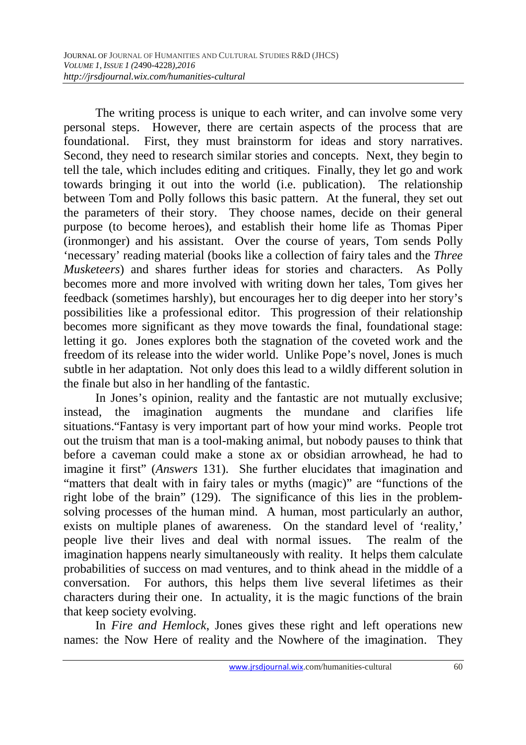The writing process is unique to each writer, and can involve some very personal steps. However, there are certain aspects of the process that are foundational. First, they must brainstorm for ideas and story narratives. Second, they need to research similar stories and concepts. Next, they begin to tell the tale, which includes editing and critiques. Finally, they let go and work towards bringing it out into the world (i.e. publication). The relationship between Tom and Polly follows this basic pattern. At the funeral, they set out the parameters of their story. They choose names, decide on their general purpose (to become heroes), and establish their home life as Thomas Piper (ironmonger) and his assistant. Over the course of years, Tom sends Polly 'necessary' reading material (books like a collection of fairy tales and the *Three Musketeers*) and shares further ideas for stories and characters. As Polly becomes more and more involved with writing down her tales, Tom gives her feedback (sometimes harshly), but encourages her to dig deeper into her story's possibilities like a professional editor. This progression of their relationship becomes more significant as they move towards the final, foundational stage: letting it go. Jones explores both the stagnation of the coveted work and the freedom of its release into the wider world. Unlike Pope's novel, Jones is much subtle in her adaptation. Not only does this lead to a wildly different solution in the finale but also in her handling of the fantastic.

In Jones's opinion, reality and the fantastic are not mutually exclusive; instead, the imagination augments the mundane and clarifies life situations."Fantasy is very important part of how your mind works. People trot out the truism that man is a tool-making animal, but nobody pauses to think that before a caveman could make a stone ax or obsidian arrowhead, he had to imagine it first" (*Answers* 131). She further elucidates that imagination and "matters that dealt with in fairy tales or myths (magic)" are "functions of the right lobe of the brain" (129). The significance of this lies in the problem-solving processes of the human mind. A human, most particularly an author, exists on multiple planes of awareness. On the standard level of 'reality,' people live their lives and deal with normal issues. The realm of the imagination happens nearly simultaneously with reality. It helps them calculate probabilities of success on mad ventures, and to think ahead in the middle of a conversation. For authors, this helps them live several lifetimes as their characters during their one. In actuality, it is the magic functions of the brain that keep society evolving.

In *Fire and Hemlock*, Jones gives these right and left operations new names: the Now Here of reality and the Nowhere of the imagination. They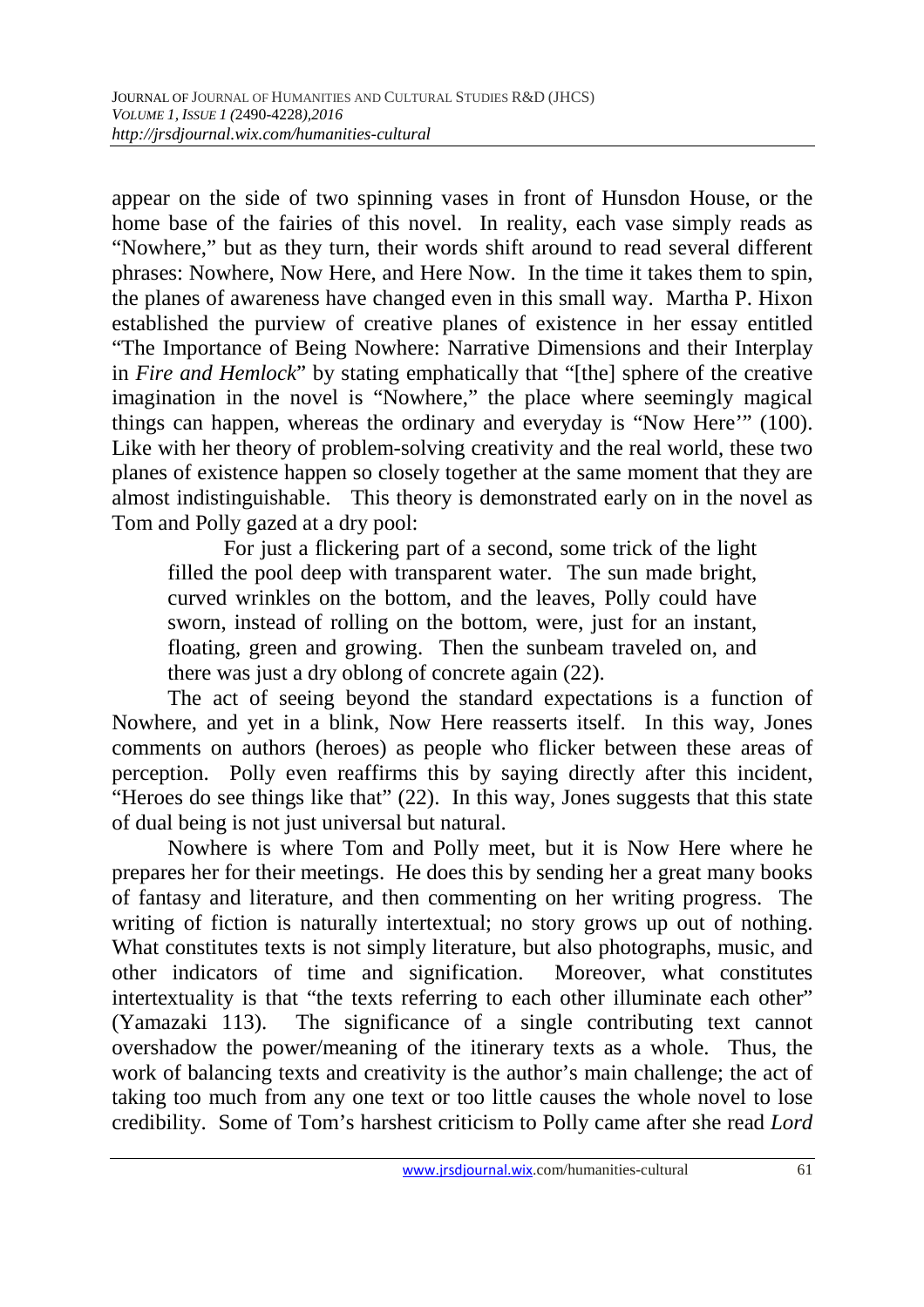appear on the side of two spinning vases in front of Hunsdon House, or the home base of the fairies of this novel. In reality, each vase simply reads as "Nowhere," but as they turn, their words shift around to read several different phrases: Nowhere, Now Here, and Here Now. In the time it takes them to spin, the planes of awareness have changed even in this small way. Martha P. Hixon established the purview of creative planes of existence in her essay entitled "The Importance of Being Nowhere: Narrative Dimensions and their Interplay in *Fire and Hemlock*" by stating emphatically that "[the] sphere of the creative imagination in the novel is "Nowhere," the place where seemingly magical things can happen, whereas the ordinary and everyday is "Now Here'" (100). Like with her theory of problem-solving creativity and the real world, these two planes of existence happen so closely together at the same moment that they are almost indistinguishable. This theory is demonstrated early on in the novel as Tom and Polly gazed at a dry pool:

> For just a flickering part of a second, some trick of the light filled the pool deep with transparent water. The sun made bright, curved wrinkles on the bottom, and the leaves, Polly could have sworn, instead of rolling on the bottom, were, just for an instant, floating, green and growing. Then the sunbeam traveled on, and there was just a dry oblong of concrete again (22).

The act of seeing beyond the standard expectations is a function of Nowhere, and yet in a blink, Now Here reasserts itself. In this way, Jones comments on authors (heroes) as people who flicker between these areas of perception. Polly even reaffirms this by saying directly after this incident, "Heroes do see things like that" (22). In this way, Jones suggests that this state of dual being is not just universal but natural.

Nowhere is where Tom and Polly meet, but it is Now Here where he prepares her for their meetings. He does this by sending her a great many books of fantasy and literature, and then commenting on her writing progress. The writing of fiction is naturally intertextual; no story grows up out of nothing. What constitutes texts is not simply literature, but also photographs, music, and other indicators of time and signification. Moreover, what constitutes intertextuality is that "the texts referring to each other illuminate each other" (Yamazaki 113). The significance of a single contributing text cannot overshadow the power/meaning of the itinerary texts as a whole. Thus, the work of balancing texts and creativity is the author's main challenge; the act of taking too much from any one text or too little causes the whole novel to lose credibility. Some of Tom's harshest criticism to Polly came after she read *Lord*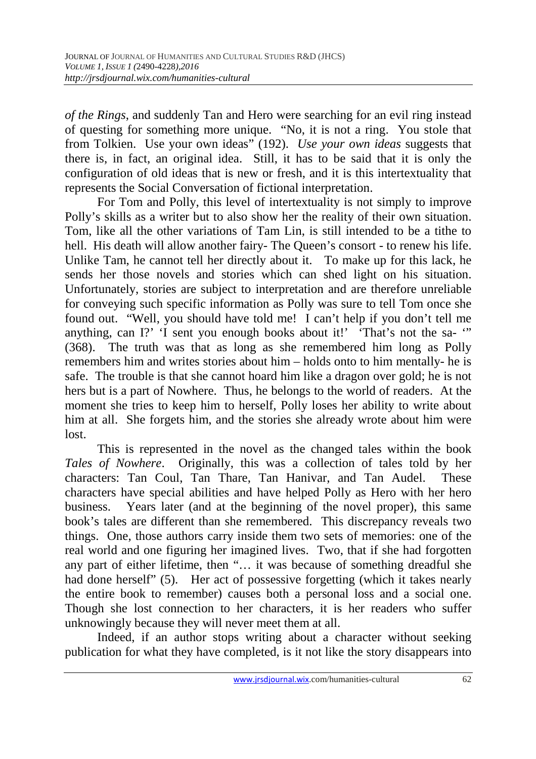*of the Rings*, and suddenly Tan and Hero were searching for an evil ring instead of questing for something more unique. "No, it is not a ring. You stole that from Tolkien. Use your own ideas" (192). *Use your own ideas* suggests that there is, in fact, an original idea. Still, it has to be said that it is only the configuration of old ideas that is new or fresh, and it is this intertextuality that represents the Social Conversation of fictional interpretation.

For Tom and Polly, this level of intertextuality is not simply to improve Polly's skills as a writer but to also show her the reality of their own situation. Tom, like all the other variations of Tam Lin, is still intended to be a tithe to hell. His death will allow another fairy- The Queen's consort - to renew his life. Unlike Tam, he cannot tell her directly about it. To make up for this lack, he sends her those novels and stories which can shed light on his situation. Unfortunately, stories are subject to interpretation and are therefore unreliable for conveying such specific information as Polly was sure to tell Tom once she found out. "Well, you should have told me! I can't help if you don't tell me anything, can I?' 'I sent you enough books about it!' 'That's not the sa- '" (368). The truth was that as long as she remembered him long as Polly remembers him and writes stories about him – holds onto to him mentally- he is safe. The trouble is that she cannot hoard him like a dragon over gold; he is not hers but is a part of Nowhere. Thus, he belongs to the world of readers. At the moment she tries to keep him to herself, Polly loses her ability to write about him at all. She forgets him, and the stories she already wrote about him were lost.

This is represented in the novel as the changed tales within the book *Tales of Nowhere*. Originally, this was a collection of tales told by her characters: Tan Coul, Tan Thare, Tan Hanivar, and Tan Audel. These characters have special abilities and have helped Polly as Hero with her hero business. Years later (and at the beginning of the novel proper), this same book's tales are different than she remembered. This discrepancy reveals two things. One, those authors carry inside them two sets of memories: one of the real world and one figuring her imagined lives. Two, that if she had forgotten any part of either lifetime, then "… it was because of something dreadful she had done herself" (5). Her act of possessive forgetting (which it takes nearly the entire book to remember) causes both a personal loss and a social one. Though she lost connection to her characters, it is her readers who suffer unknowingly because they will never meet them at all.

Indeed, if an author stops writing about a character without seeking publication for what they have completed, is it not like the story disappears into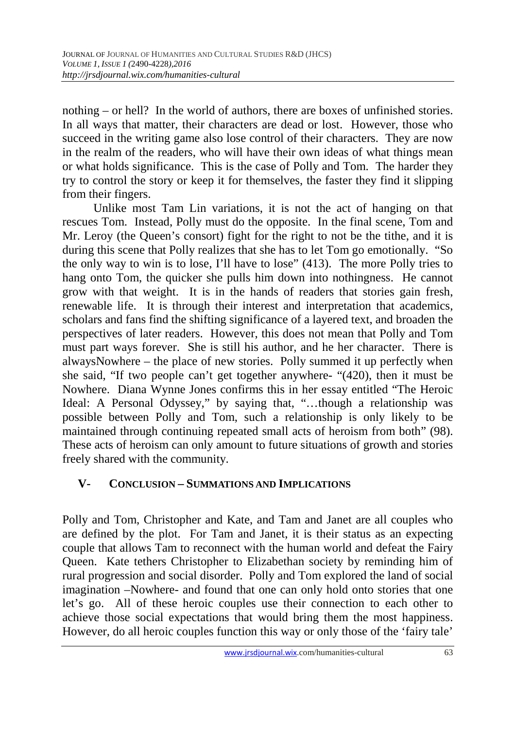nothing – or hell? In the world of authors, there are boxes of unfinished stories. In all ways that matter, their characters are dead or lost. However, those who succeed in the writing game also lose control of their characters. They are now in the realm of the readers, who will have their own ideas of what things mean or what holds significance. This is the case of Polly and Tom. The harder they try to control the story or keep it for themselves, the faster they find it slipping from their fingers.

Unlike most Tam Lin variations, it is not the act of hanging on that rescues Tom. Instead, Polly must do the opposite. In the final scene, Tom and Mr. Leroy (the Queen's consort) fight for the right to not be the tithe, and it is during this scene that Polly realizes that she has to let Tom go emotionally. "So the only way to win is to lose, I'll have to lose" (413). The more Polly tries to hang onto Tom, the quicker she pulls him down into nothingness. He cannot grow with that weight. It is in the hands of readers that stories gain fresh, renewable life. It is through their interest and interpretation that academics, scholars and fans find the shifting significance of a layered text, and broaden the perspectives of later readers. However, this does not mean that Polly and Tom must part ways forever. She is still his author, and he her character. There is alwaysNowhere – the place of new stories. Polly summed it up perfectly when she said, "If two people can't get together anywhere- "(420), then it must be Nowhere. Diana Wynne Jones confirms this in her essay entitled "The Heroic Ideal: A Personal Odyssey," by saying that, "…though a relationship was possible between Polly and Tom, such a relationship is only likely to be maintained through continuing repeated small acts of heroism from both" (98). These acts of heroism can only amount to future situations of growth and stories freely shared with the community.

## V- CONCLUSION – SUMMATIONS AND IMPLICATIONS

Polly and Tom, Christopher and Kate, and Tam and Janet are all couples who are defined by the plot. For Tam and Janet, it is their status as an expecting couple that allows Tam to reconnect with the human world and defeat the Fairy Queen. Kate tethers Christopher to Elizabethan society by reminding him of rural progression and social disorder. Polly and Tom explored the land of social imagination –Nowhere- and found that one can only hold onto stories that one let's go. All of these heroic couples use their connection to each other to achieve those social expectations that would bring them the most happiness. However, do all heroic couples function this way or only those of the 'fairy tale'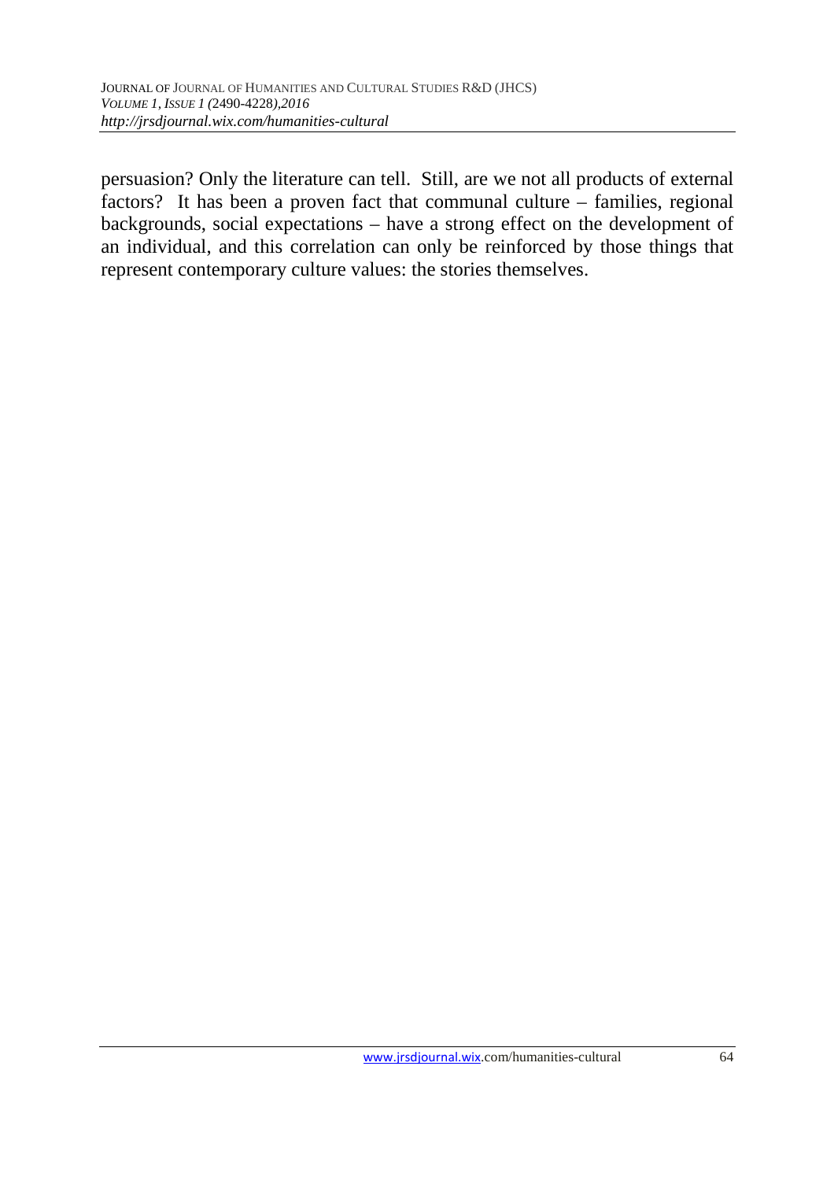persuasion? Only the literature can tell. Still, are we not all products of external factors? It has been a proven fact that communal culture – families, regional backgrounds, social expectations – have a strong effect on the development of an individual, and this correlation can only be reinforced by those things that represent contemporary culture values: the stories themselves.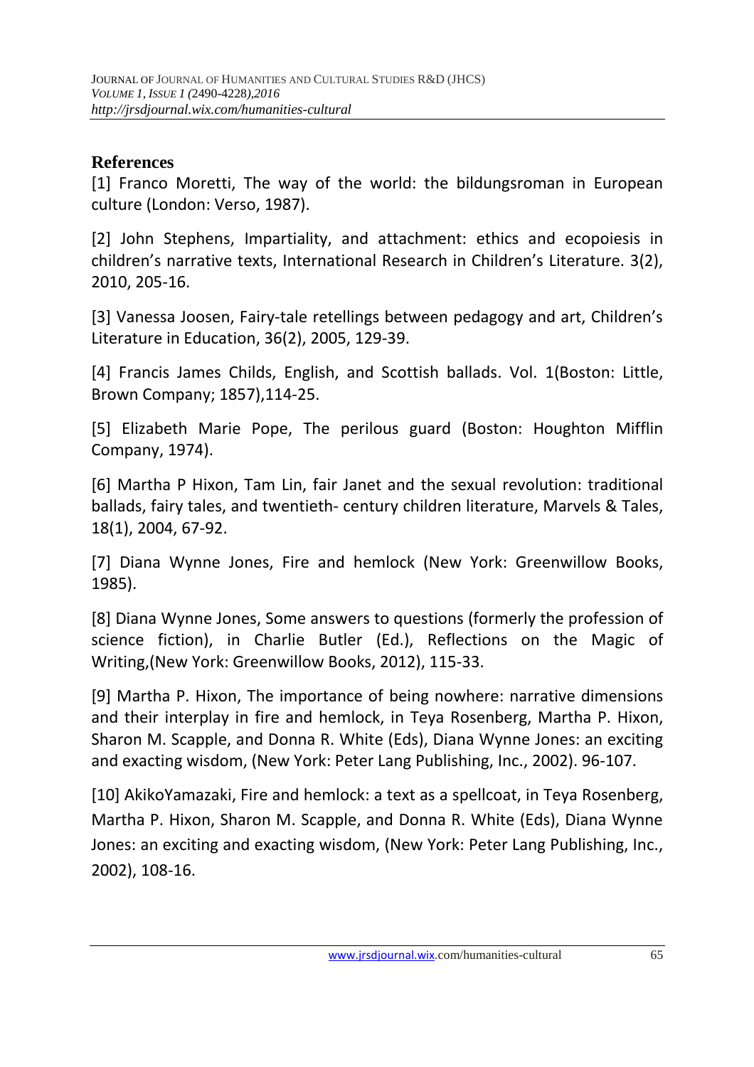## References

[1] Franco Moretti, The way of the world: the bildungsroman in European culture (London: Verso, 1987).

[2] John Stephens, Impartiality, and attachment: ethics and ecopoiesis in children's narrative texts, International Research in Children's Literature. 3(2), 2010, 205-16.

[3] Vanessa Joosen, Fairy-tale retellings between pedagogy and art, Children's Literature in Education, 36(2), 2005, 129-39.

[4] Francis James Childs, English, and Scottish ballads. Vol. 1(Boston: Little, Brown Company; 1857),114-25.

[5] Elizabeth Marie Pope, The perilous guard (Boston: Houghton Mifflin Company, 1974).

[6] Martha P Hixon, Tam Lin, fair Janet and the sexual revolution: traditional ballads, fairy tales, and twentieth- century children literature, Marvels & Tales, 18(1), 2004, 67-92.

[7] Diana Wynne Jones, Fire and hemlock (New York: Greenwillow Books, 1985).

[8] Diana Wynne Jones, Some answers to questions (formerly the profession of science fiction), in Charlie Butler (Ed.), Reflections on the Magic of Writing,(New York: Greenwillow Books, 2012), 115-33.

[9] Martha P. Hixon, The importance of being nowhere: narrative dimensions and their interplay in fire and hemlock, in Teya Rosenberg, Martha P. Hixon, Sharon M. Scapple, and Donna R. White (Eds), Diana Wynne Jones: an exciting and exacting wisdom, (New York: Peter Lang Publishing, Inc., 2002). 96-107.

[10] AkikoYamazaki, Fire and hemlock: a text as a spellcoat, in Teya Rosenberg, Martha P. Hixon, Sharon M. Scapple, and Donna R. White (Eds), Diana Wynne Jones: an exciting and exacting wisdom, (New York: Peter Lang Publishing, Inc., 2002), 108-16.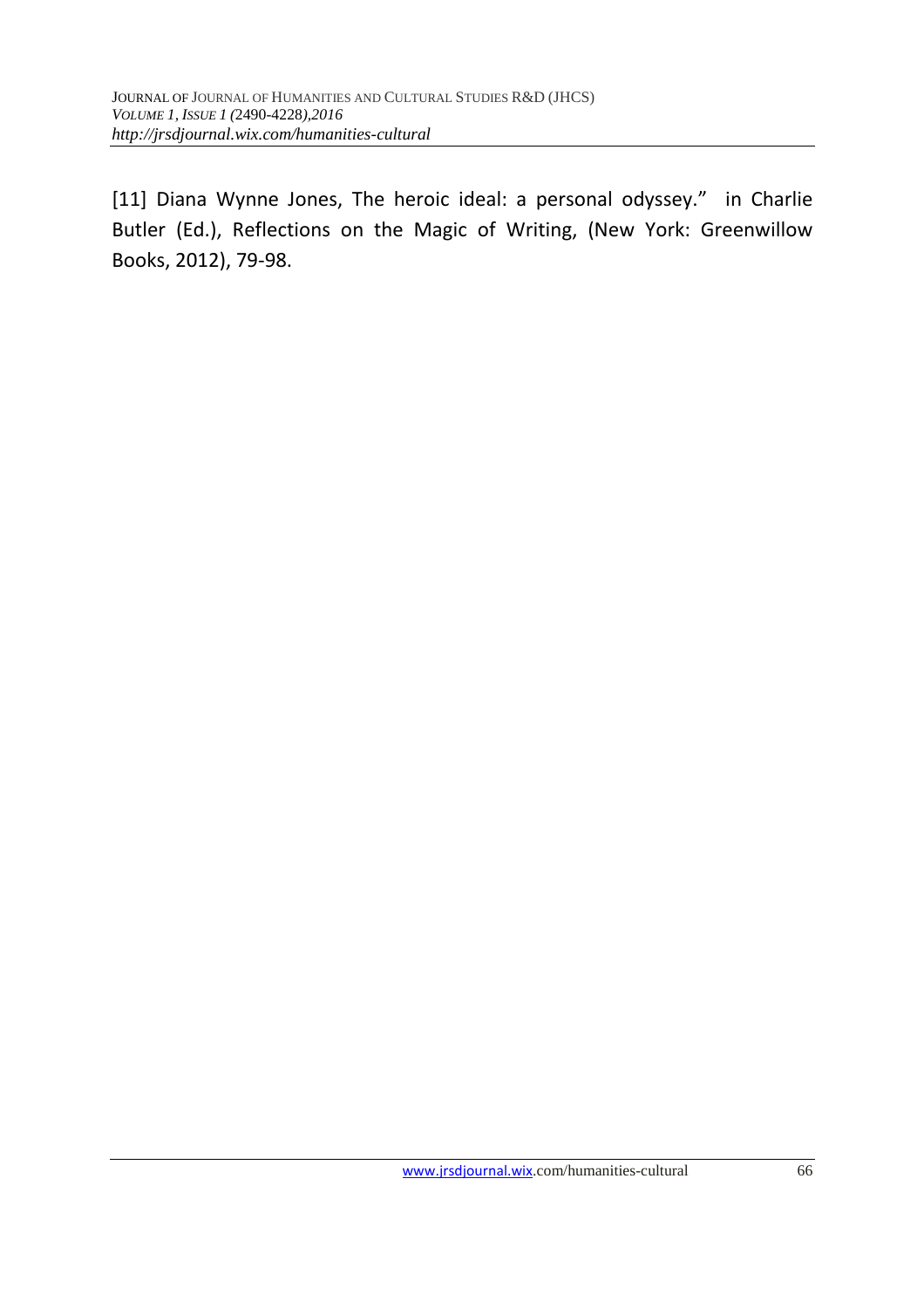[11] Diana Wynne Jones, The heroic ideal: a personal odyssey." in Charlie Butler (Ed.), Reflections on the Magic of Writing, (New York: Greenwillow Books, 2012), 79-98.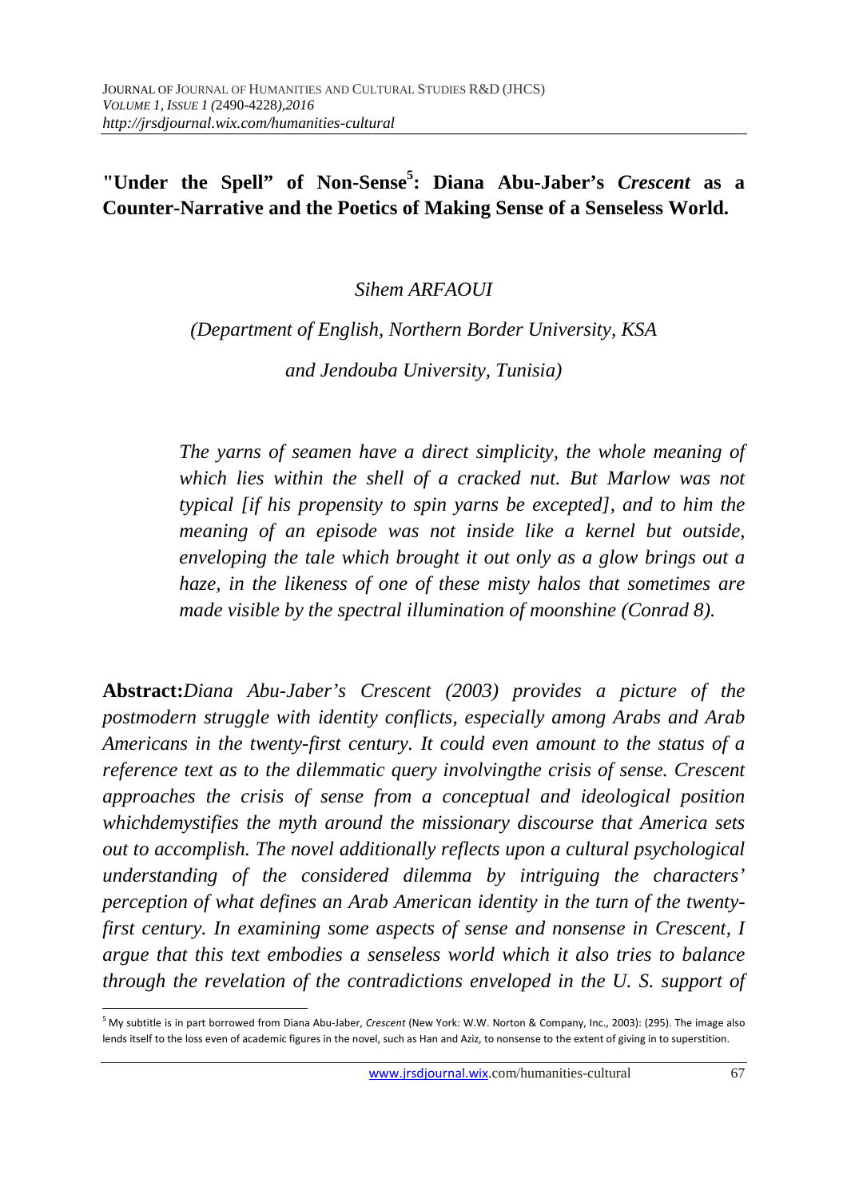# "Under the Spell" of Non-Sense[5]: Diana Abu-Jaber's *Crescent* as a Counter-Narrative and the Poetics of Making Sense of a Senseless World.

*Sihem ARFAOUI*

*(Department of English, Northern Border University, KSA*

*and Jendouba University, Tunisia)*

> *The yarns of seamen have a direct simplicity, the whole meaning of which lies within the shell of a cracked nut. But Marlow was not typical [if his propensity to spin yarns be excepted], and to him the meaning of an episode was not inside like a kernel but outside, enveloping the tale which brought it out only as a glow brings out a haze, in the likeness of one of these misty halos that sometimes are made visible by the spectral illumination of moonshine (Conrad 8).*

**Abstract:***Diana Abu-Jaber's Crescent (2003) provides a picture of the postmodern struggle with identity conflicts, especially among Arabs and Arab Americans in the twenty-first century. It could even amount to the status of a reference text as to the dilemmatic query involvingthe crisis of sense. Crescent approaches the crisis of sense from a conceptual and ideological position whichdemystifies the myth around the missionary discourse that America sets out to accomplish. The novel additionally reflects upon a cultural psychological understanding of the considered dilemma by intriguing the characters' perception of what defines an Arab American identity in the turn of the twenty-first century. In examining some aspects of sense and nonsense in Crescent, I argue that this text embodies a senseless world which it also tries to balance through the revelation of the contradictions enveloped in the U. S. support of*

[5] My subtitle is in part borrowed from Diana Abu-Jaber, *Crescent* (New York: W.W. Norton & Company, Inc., 2003): (295). The image also lends itself to the loss even of academic figures in the novel, such as Han and Aziz, to nonsense to the extent of giving in to superstition.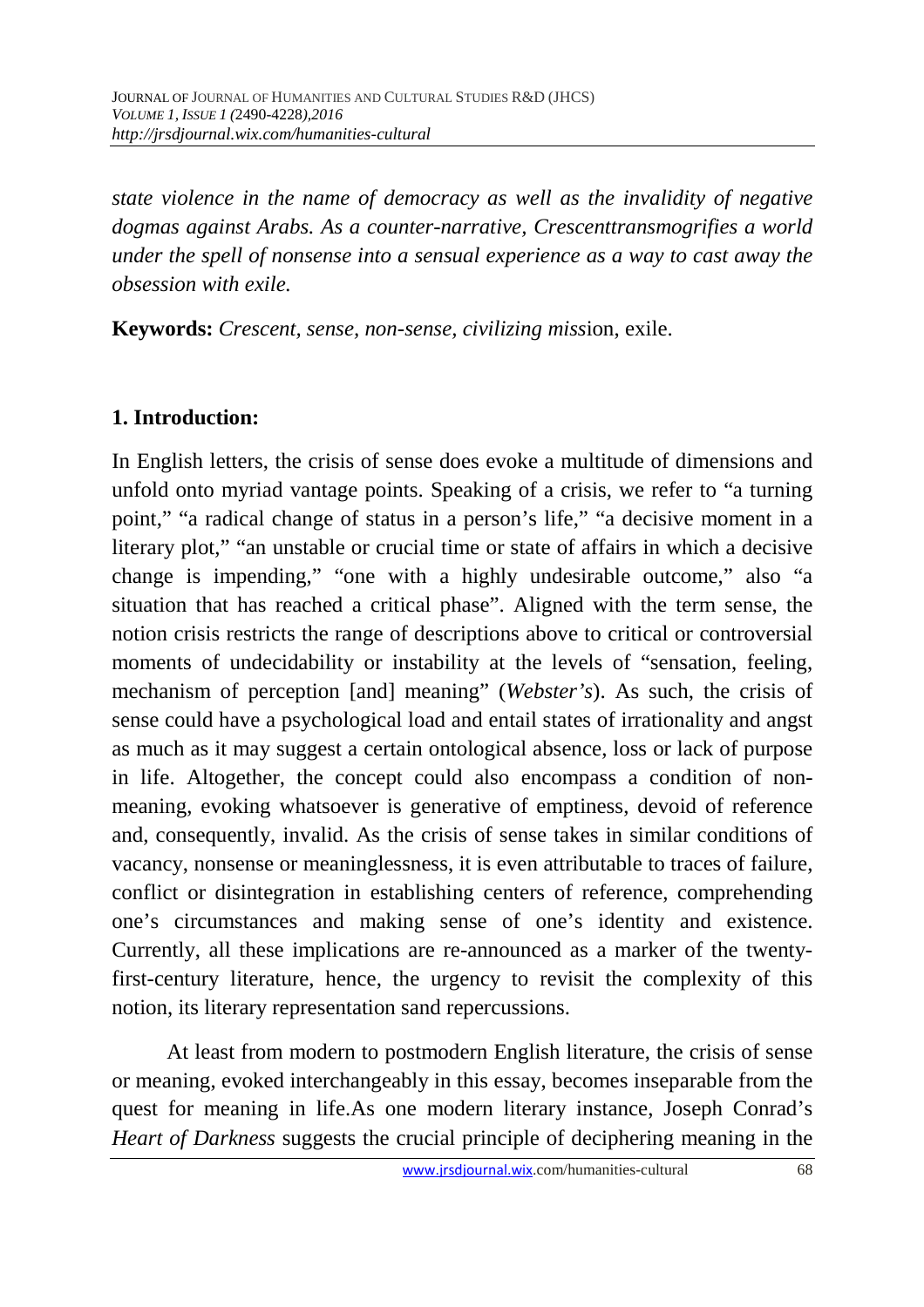*state violence in the name of democracy as well as the invalidity of negative dogmas against Arabs. As a counter-narrative, Crescenttransmogrifies a world under the spell of nonsense into a sensual experience as a way to cast away the obsession with exile.*

**Keywords:** *Crescent, sense, non-sense, civilizing miss*ion, exile.

## 1. Introduction:

In English letters, the crisis of sense does evoke a multitude of dimensions and unfold onto myriad vantage points. Speaking of a crisis, we refer to "a turning point," "a radical change of status in a person's life," "a decisive moment in a literary plot," "an unstable or crucial time or state of affairs in which a decisive change is impending," "one with a highly undesirable outcome," also "a situation that has reached a critical phase". Aligned with the term sense, the notion crisis restricts the range of descriptions above to critical or controversial moments of undecidability or instability at the levels of "sensation, feeling, mechanism of perception [and] meaning" (*Webster's*). As such, the crisis of sense could have a psychological load and entail states of irrationality and angst as much as it may suggest a certain ontological absence, loss or lack of purpose in life. Altogether, the concept could also encompass a condition of non-meaning, evoking whatsoever is generative of emptiness, devoid of reference and, consequently, invalid. As the crisis of sense takes in similar conditions of vacancy, nonsense or meaninglessness, it is even attributable to traces of failure, conflict or disintegration in establishing centers of reference, comprehending one's circumstances and making sense of one's identity and existence. Currently, all these implications are re-announced as a marker of the twenty-first-century literature, hence, the urgency to revisit the complexity of this notion, its literary representation sand repercussions.

At least from modern to postmodern English literature, the crisis of sense or meaning, evoked interchangeably in this essay, becomes inseparable from the quest for meaning in life.As one modern literary instance, Joseph Conrad's *Heart of Darkness* suggests the crucial principle of deciphering meaning in the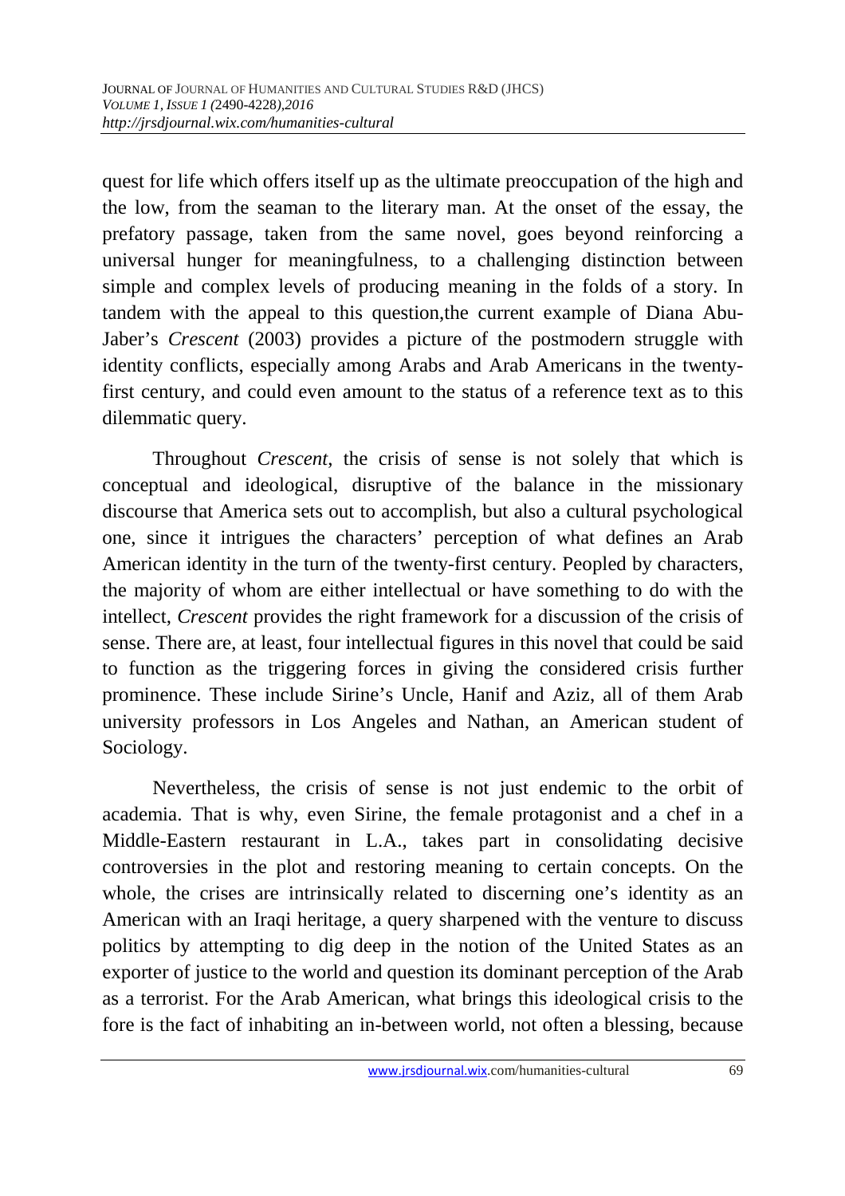quest for life which offers itself up as the ultimate preoccupation of the high and the low, from the seaman to the literary man. At the onset of the essay, the prefatory passage, taken from the same novel, goes beyond reinforcing a universal hunger for meaningfulness, to a challenging distinction between simple and complex levels of producing meaning in the folds of a story. In tandem with the appeal to this question,the current example of Diana Abu-Jaber's *Crescent* (2003) provides a picture of the postmodern struggle with identity conflicts, especially among Arabs and Arab Americans in the twenty-first century, and could even amount to the status of a reference text as to this dilemmatic query.

Throughout *Crescent*, the crisis of sense is not solely that which is conceptual and ideological, disruptive of the balance in the missionary discourse that America sets out to accomplish, but also a cultural psychological one, since it intrigues the characters' perception of what defines an Arab American identity in the turn of the twenty-first century. Peopled by characters, the majority of whom are either intellectual or have something to do with the intellect, *Crescent* provides the right framework for a discussion of the crisis of sense. There are, at least, four intellectual figures in this novel that could be said to function as the triggering forces in giving the considered crisis further prominence. These include Sirine's Uncle, Hanif and Aziz, all of them Arab university professors in Los Angeles and Nathan, an American student of Sociology.

Nevertheless, the crisis of sense is not just endemic to the orbit of academia. That is why, even Sirine, the female protagonist and a chef in a Middle-Eastern restaurant in L.A., takes part in consolidating decisive controversies in the plot and restoring meaning to certain concepts. On the whole, the crises are intrinsically related to discerning one's identity as an American with an Iraqi heritage, a query sharpened with the venture to discuss politics by attempting to dig deep in the notion of the United States as an exporter of justice to the world and question its dominant perception of the Arab as a terrorist. For the Arab American, what brings this ideological crisis to the fore is the fact of inhabiting an in-between world, not often a blessing, because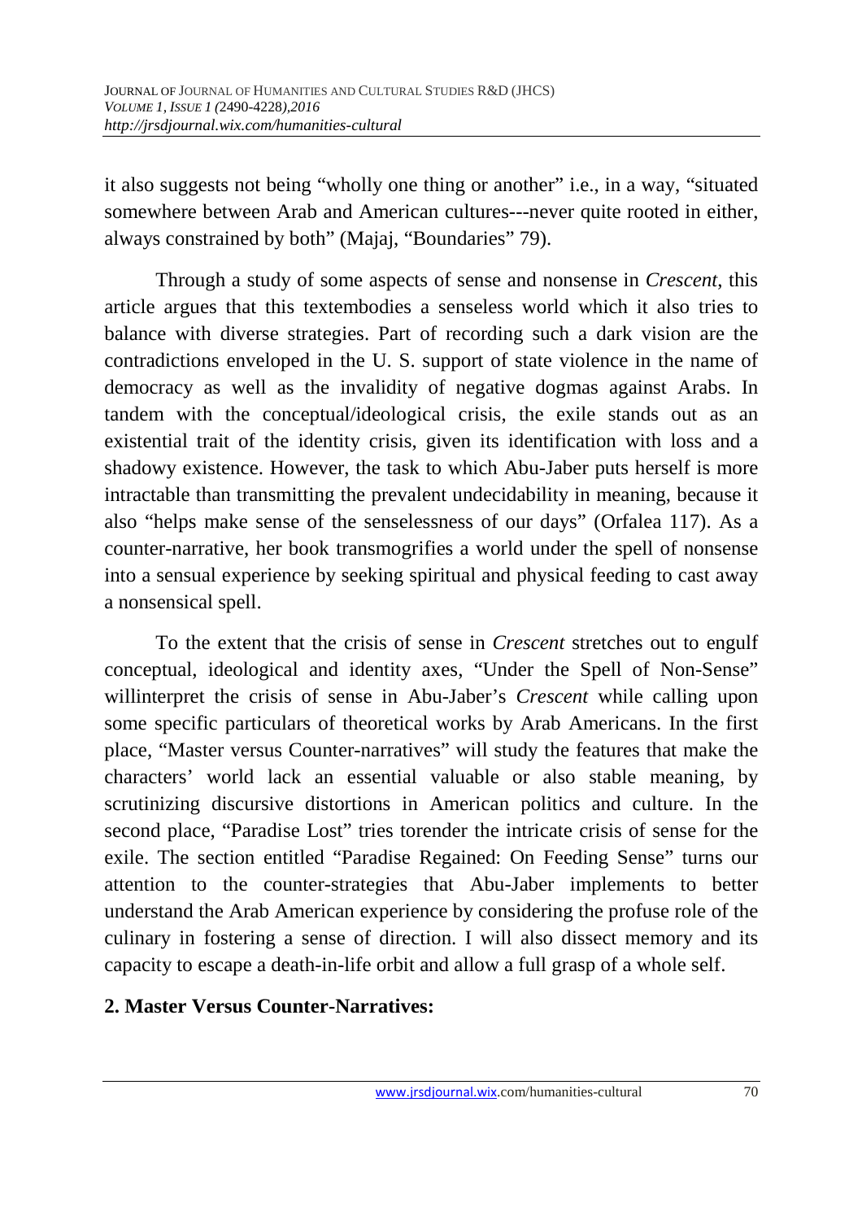it also suggests not being "wholly one thing or another" i.e., in a way, "situated somewhere between Arab and American cultures---never quite rooted in either, always constrained by both" (Majaj, "Boundaries" 79).

Through a study of some aspects of sense and nonsense in *Crescent*, this article argues that this textembodies a senseless world which it also tries to balance with diverse strategies. Part of recording such a dark vision are the contradictions enveloped in the U. S. support of state violence in the name of democracy as well as the invalidity of negative dogmas against Arabs. In tandem with the conceptual/ideological crisis, the exile stands out as an existential trait of the identity crisis, given its identification with loss and a shadowy existence. However, the task to which Abu-Jaber puts herself is more intractable than transmitting the prevalent undecidability in meaning, because it also "helps make sense of the senselessness of our days" (Orfalea 117). As a counter-narrative, her book transmogrifies a world under the spell of nonsense into a sensual experience by seeking spiritual and physical feeding to cast away a nonsensical spell.

To the extent that the crisis of sense in *Crescent* stretches out to engulf conceptual, ideological and identity axes, "Under the Spell of Non-Sense" willinterpret the crisis of sense in Abu-Jaber's *Crescent* while calling upon some specific particulars of theoretical works by Arab Americans. In the first place, "Master versus Counter-narratives" will study the features that make the characters' world lack an essential valuable or also stable meaning, by scrutinizing discursive distortions in American politics and culture. In the second place, "Paradise Lost" tries torender the intricate crisis of sense for the exile. The section entitled "Paradise Regained: On Feeding Sense" turns our attention to the counter-strategies that Abu-Jaber implements to better understand the Arab American experience by considering the profuse role of the culinary in fostering a sense of direction. I will also dissect memory and its capacity to escape a death-in-life orbit and allow a full grasp of a whole self.

## 2. Master Versus Counter-Narratives: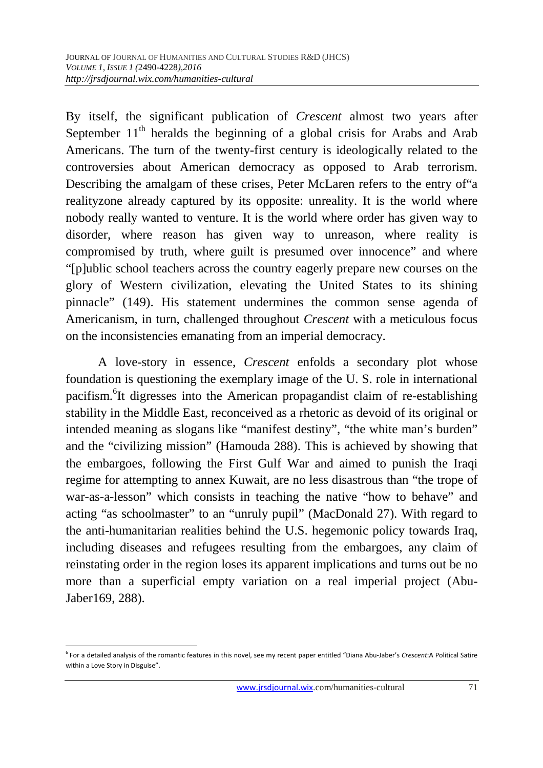By itself, the significant publication of *Crescent* almost two years after September 11th heralds the beginning of a global crisis for Arabs and Arab Americans. The turn of the twenty-first century is ideologically related to the controversies about American democracy as opposed to Arab terrorism. Describing the amalgam of these crises, Peter McLaren refers to the entry of"a realityzone already captured by its opposite: unreality. It is the world where nobody really wanted to venture. It is the world where order has given way to disorder, where reason has given way to unreason, where reality is compromised by truth, where guilt is presumed over innocence" and where "[p]ublic school teachers across the country eagerly prepare new courses on the glory of Western civilization, elevating the United States to its shining pinnacle" (149). His statement undermines the common sense agenda of Americanism, in turn, challenged throughout *Crescent* with a meticulous focus on the inconsistencies emanating from an imperial democracy.

A love-story in essence, *Crescent* enfolds a secondary plot whose foundation is questioning the exemplary image of the U. S. role in international pacifism.[6]It digresses into the American propagandist claim of re-establishing stability in the Middle East, reconceived as a rhetoric as devoid of its original or intended meaning as slogans like "manifest destiny", "the white man's burden" and the "civilizing mission" (Hamouda 288). This is achieved by showing that the embargoes, following the First Gulf War and aimed to punish the Iraqi regime for attempting to annex Kuwait, are no less disastrous than "the trope of war-as-a-lesson" which consists in teaching the native "how to behave" and acting "as schoolmaster" to an "unruly pupil" (MacDonald 27). With regard to the anti-humanitarian realities behind the U.S. hegemonic policy towards Iraq, including diseases and refugees resulting from the embargoes, any claim of reinstating order in the region loses its apparent implications and turns out be no more than a superficial empty variation on a real imperial project (Abu-Jaber169, 288).

---

[6] For a detailed analysis of the romantic features in this novel, see my recent paper entitled "Diana Abu-Jaber's *Crescent*:A Political Satire within a Love Story in Disguise".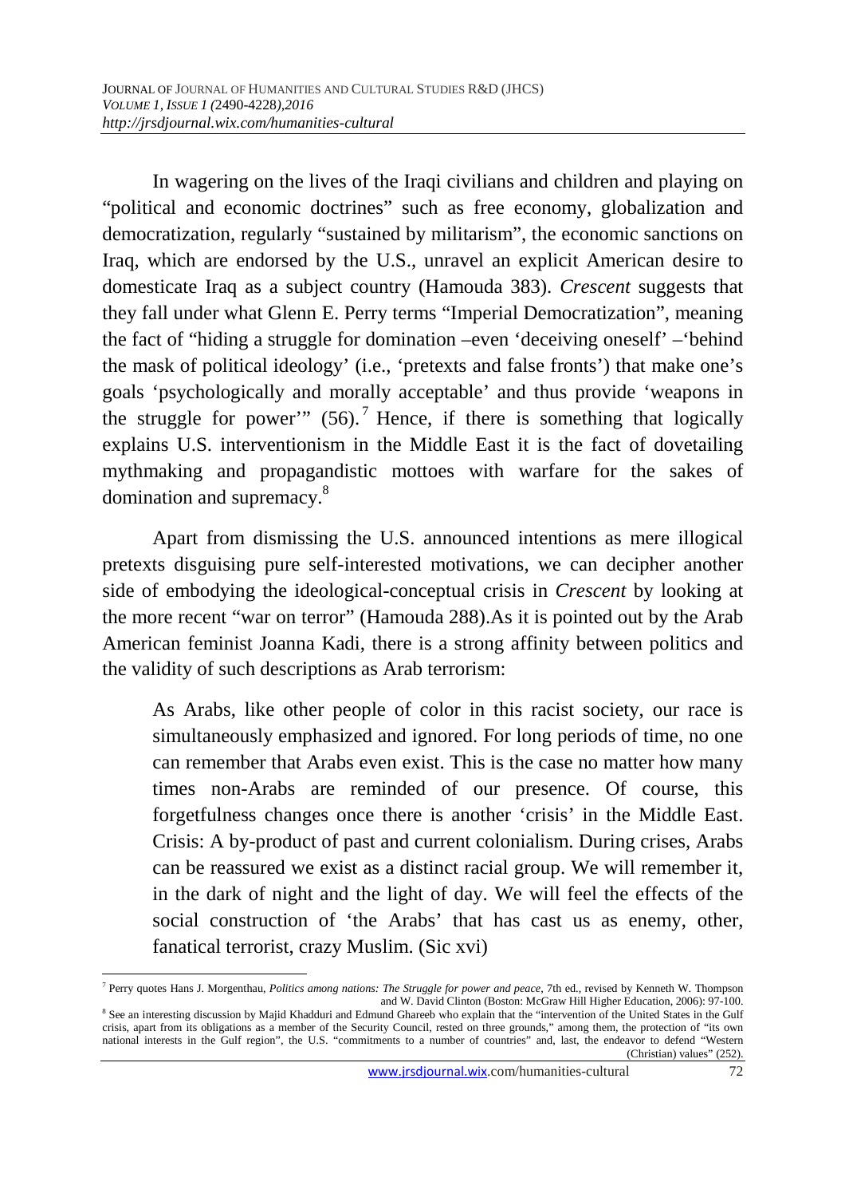In wagering on the lives of the Iraqi civilians and children and playing on "political and economic doctrines" such as free economy, globalization and democratization, regularly "sustained by militarism", the economic sanctions on Iraq, which are endorsed by the U.S., unravel an explicit American desire to domesticate Iraq as a subject country (Hamouda 383). *Crescent* suggests that they fall under what Glenn E. Perry terms "Imperial Democratization", meaning the fact of "hiding a struggle for domination –even 'deceiving oneself' –'behind the mask of political ideology' (i.e., 'pretexts and false fronts') that make one's goals 'psychologically and morally acceptable' and thus provide 'weapons in the struggle for power'" (56).[7] Hence, if there is something that logically explains U.S. interventionism in the Middle East it is the fact of dovetailing mythmaking and propagandistic mottoes with warfare for the sakes of domination and supremacy.[8]

Apart from dismissing the U.S. announced intentions as mere illogical pretexts disguising pure self-interested motivations, we can decipher another side of embodying the ideological-conceptual crisis in *Crescent* by looking at the more recent "war on terror" (Hamouda 288).As it is pointed out by the Arab American feminist Joanna Kadi, there is a strong affinity between politics and the validity of such descriptions as Arab terrorism:

> As Arabs, like other people of color in this racist society, our race is simultaneously emphasized and ignored. For long periods of time, no one can remember that Arabs even exist. This is the case no matter how many times non-Arabs are reminded of our presence. Of course, this forgetfulness changes once there is another 'crisis' in the Middle East. Crisis: A by-product of past and current colonialism. During crises, Arabs can be reassured we exist as a distinct racial group. We will remember it, in the dark of night and the light of day. We will feel the effects of the social construction of 'the Arabs' that has cast us as enemy, other, fanatical terrorist, crazy Muslim. (Sic xvi)

---

[7] Perry quotes Hans J. Morgenthau, *Politics among nations: The Struggle for power and peace*, 7th ed., revised by Kenneth W. Thompson and W. David Clinton (Boston: McGraw Hill Higher Education, 2006): 97-100.

[8] See an interesting discussion by Majid Khadduri and Edmund Ghareeb who explain that the "intervention of the United States in the Gulf crisis, apart from its obligations as a member of the Security Council, rested on three grounds," among them, the protection of "its own national interests in the Gulf region", the U.S. "commitments to a number of countries" and, last, the endeavor to defend "Western (Christian) values" (252).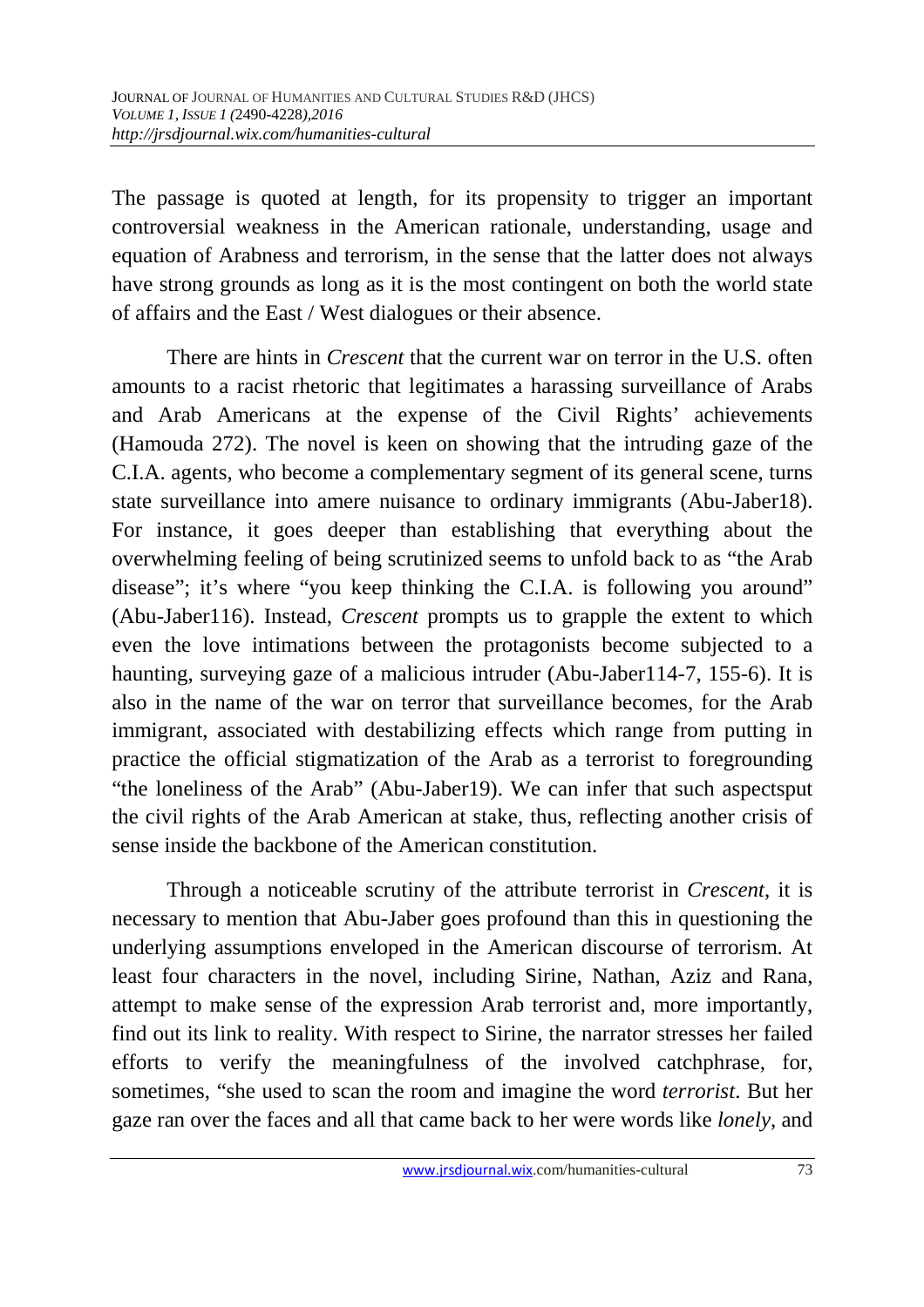The passage is quoted at length, for its propensity to trigger an important controversial weakness in the American rationale, understanding, usage and equation of Arabness and terrorism, in the sense that the latter does not always have strong grounds as long as it is the most contingent on both the world state of affairs and the East / West dialogues or their absence.

There are hints in *Crescent* that the current war on terror in the U.S. often amounts to a racist rhetoric that legitimates a harassing surveillance of Arabs and Arab Americans at the expense of the Civil Rights' achievements (Hamouda 272). The novel is keen on showing that the intruding gaze of the C.I.A. agents, who become a complementary segment of its general scene, turns state surveillance into amere nuisance to ordinary immigrants (Abu-Jaber18). For instance, it goes deeper than establishing that everything about the overwhelming feeling of being scrutinized seems to unfold back to as "the Arab disease"; it's where "you keep thinking the C.I.A. is following you around" (Abu-Jaber116). Instead, *Crescent* prompts us to grapple the extent to which even the love intimations between the protagonists become subjected to a haunting, surveying gaze of a malicious intruder (Abu-Jaber114-7, 155-6). It is also in the name of the war on terror that surveillance becomes, for the Arab immigrant, associated with destabilizing effects which range from putting in practice the official stigmatization of the Arab as a terrorist to foregrounding "the loneliness of the Arab" (Abu-Jaber19). We can infer that such aspectsput the civil rights of the Arab American at stake, thus, reflecting another crisis of sense inside the backbone of the American constitution.

Through a noticeable scrutiny of the attribute terrorist in *Crescent*, it is necessary to mention that Abu-Jaber goes profound than this in questioning the underlying assumptions enveloped in the American discourse of terrorism. At least four characters in the novel, including Sirine, Nathan, Aziz and Rana, attempt to make sense of the expression Arab terrorist and, more importantly, find out its link to reality. With respect to Sirine, the narrator stresses her failed efforts to verify the meaningfulness of the involved catchphrase, for, sometimes, "she used to scan the room and imagine the word *terrorist*. But her gaze ran over the faces and all that came back to her were words like *lonely*, and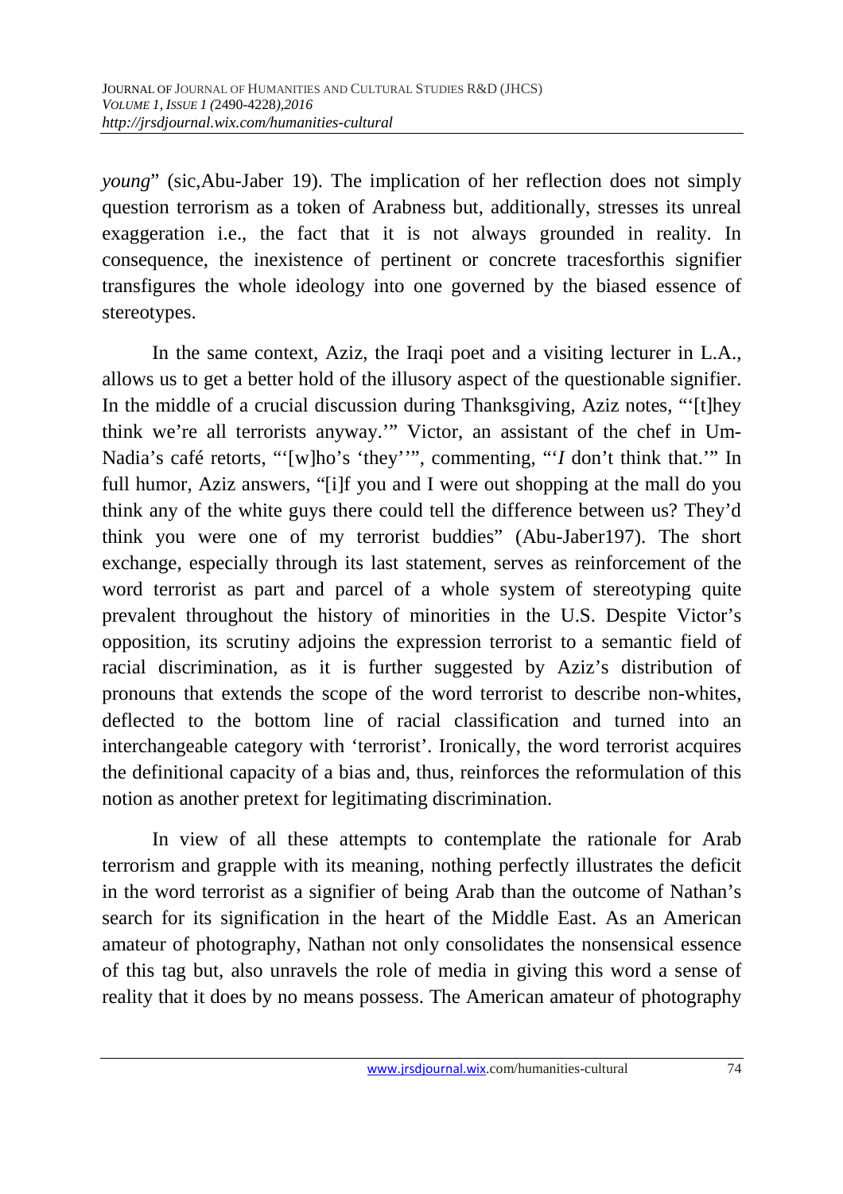*young*" (sic,Abu-Jaber 19). The implication of her reflection does not simply question terrorism as a token of Arabness but, additionally, stresses its unreal exaggeration i.e., the fact that it is not always grounded in reality. In consequence, the inexistence of pertinent or concrete tracesforthis signifier transfigures the whole ideology into one governed by the biased essence of stereotypes.

In the same context, Aziz, the Iraqi poet and a visiting lecturer in L.A., allows us to get a better hold of the illusory aspect of the questionable signifier. In the middle of a crucial discussion during Thanksgiving, Aziz notes, "'[t]hey think we're all terrorists anyway.'" Victor, an assistant of the chef in Um-Nadia's café retorts, "'[w]ho's 'they''", commenting, "'*I* don't think that.'" In full humor, Aziz answers, "[i]f you and I were out shopping at the mall do you think any of the white guys there could tell the difference between us? They'd think you were one of my terrorist buddies" (Abu-Jaber197). The short exchange, especially through its last statement, serves as reinforcement of the word terrorist as part and parcel of a whole system of stereotyping quite prevalent throughout the history of minorities in the U.S. Despite Victor's opposition, its scrutiny adjoins the expression terrorist to a semantic field of racial discrimination, as it is further suggested by Aziz's distribution of pronouns that extends the scope of the word terrorist to describe non-whites, deflected to the bottom line of racial classification and turned into an interchangeable category with 'terrorist'. Ironically, the word terrorist acquires the definitional capacity of a bias and, thus, reinforces the reformulation of this notion as another pretext for legitimating discrimination.

In view of all these attempts to contemplate the rationale for Arab terrorism and grapple with its meaning, nothing perfectly illustrates the deficit in the word terrorist as a signifier of being Arab than the outcome of Nathan's search for its signification in the heart of the Middle East. As an American amateur of photography, Nathan not only consolidates the nonsensical essence of this tag but, also unravels the role of media in giving this word a sense of reality that it does by no means possess. The American amateur of photography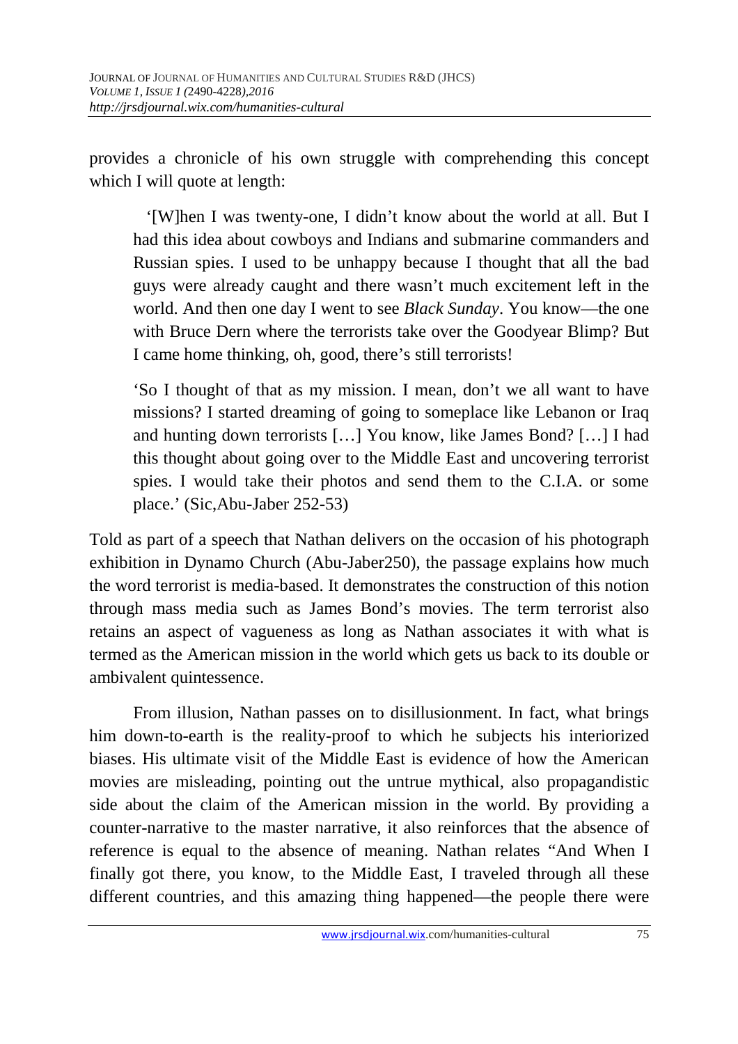provides a chronicle of his own struggle with comprehending this concept which I will quote at length:

> '[W]hen I was twenty-one, I didn't know about the world at all. But I had this idea about cowboys and Indians and submarine commanders and Russian spies. I used to be unhappy because I thought that all the bad guys were already caught and there wasn't much excitement left in the world. And then one day I went to see *Black Sunday*. You know—the one with Bruce Dern where the terrorists take over the Goodyear Blimp? But I came home thinking, oh, good, there's still terrorists!
>
> 'So I thought of that as my mission. I mean, don't we all want to have missions? I started dreaming of going to someplace like Lebanon or Iraq and hunting down terrorists […] You know, like James Bond? […] I had this thought about going over to the Middle East and uncovering terrorist spies. I would take their photos and send them to the C.I.A. or some place.' (Sic,Abu-Jaber 252-53)

Told as part of a speech that Nathan delivers on the occasion of his photograph exhibition in Dynamo Church (Abu-Jaber250), the passage explains how much the word terrorist is media-based. It demonstrates the construction of this notion through mass media such as James Bond's movies. The term terrorist also retains an aspect of vagueness as long as Nathan associates it with what is termed as the American mission in the world which gets us back to its double or ambivalent quintessence.

From illusion, Nathan passes on to disillusionment. In fact, what brings him down-to-earth is the reality-proof to which he subjects his interiorized biases. His ultimate visit of the Middle East is evidence of how the American movies are misleading, pointing out the untrue mythical, also propagandistic side about the claim of the American mission in the world. By providing a counter-narrative to the master narrative, it also reinforces that the absence of reference is equal to the absence of meaning. Nathan relates "And When I finally got there, you know, to the Middle East, I traveled through all these different countries, and this amazing thing happened—the people there were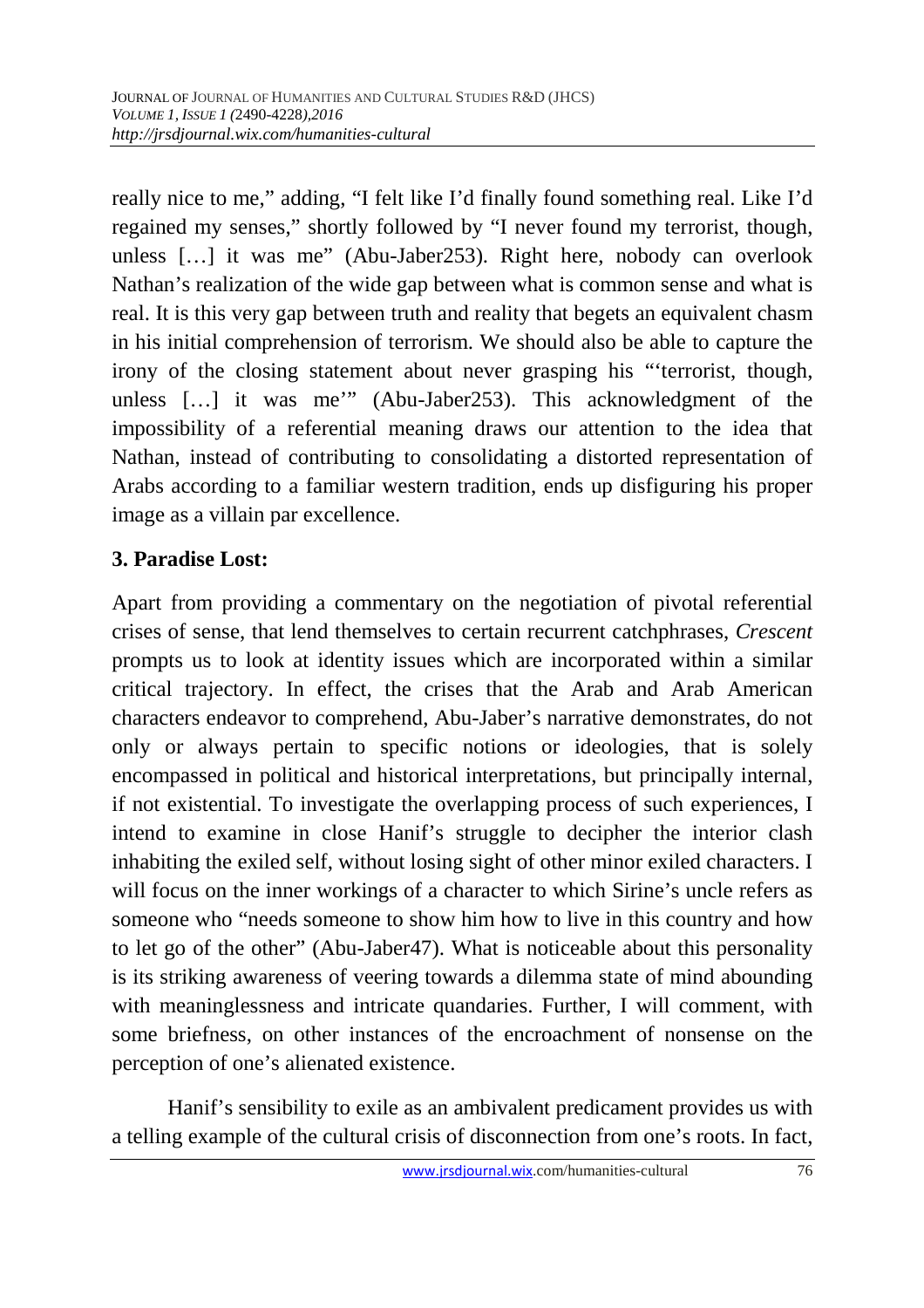really nice to me," adding, "I felt like I'd finally found something real. Like I'd regained my senses," shortly followed by "I never found my terrorist, though, unless […] it was me" (Abu-Jaber253). Right here, nobody can overlook Nathan's realization of the wide gap between what is common sense and what is real. It is this very gap between truth and reality that begets an equivalent chasm in his initial comprehension of terrorism. We should also be able to capture the irony of the closing statement about never grasping his "'terrorist, though, unless […] it was me'" (Abu-Jaber253). This acknowledgment of the impossibility of a referential meaning draws our attention to the idea that Nathan, instead of contributing to consolidating a distorted representation of Arabs according to a familiar western tradition, ends up disfiguring his proper image as a villain par excellence.

## 3. Paradise Lost:

Apart from providing a commentary on the negotiation of pivotal referential crises of sense, that lend themselves to certain recurrent catchphrases, *Crescent* prompts us to look at identity issues which are incorporated within a similar critical trajectory. In effect, the crises that the Arab and Arab American characters endeavor to comprehend, Abu-Jaber's narrative demonstrates, do not only or always pertain to specific notions or ideologies, that is solely encompassed in political and historical interpretations, but principally internal, if not existential. To investigate the overlapping process of such experiences, I intend to examine in close Hanif's struggle to decipher the interior clash inhabiting the exiled self, without losing sight of other minor exiled characters. I will focus on the inner workings of a character to which Sirine's uncle refers as someone who "needs someone to show him how to live in this country and how to let go of the other" (Abu-Jaber47). What is noticeable about this personality is its striking awareness of veering towards a dilemma state of mind abounding with meaninglessness and intricate quandaries. Further, I will comment, with some briefness, on other instances of the encroachment of nonsense on the perception of one's alienated existence.

Hanif's sensibility to exile as an ambivalent predicament provides us with a telling example of the cultural crisis of disconnection from one's roots. In fact,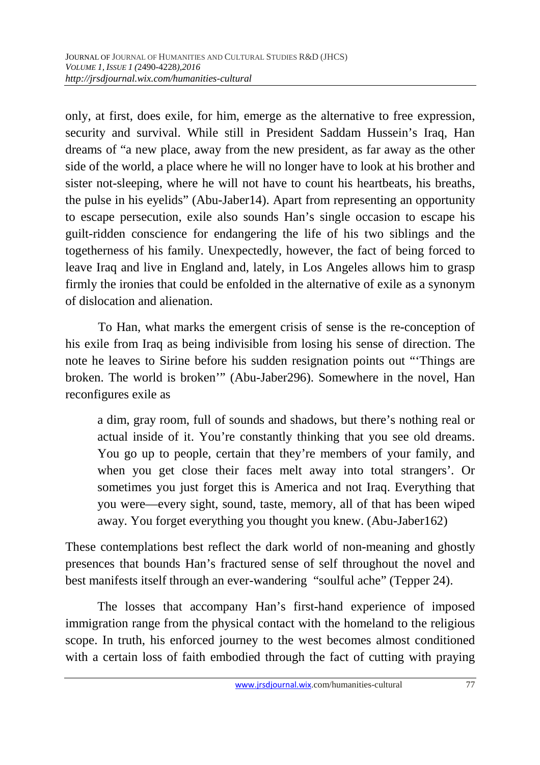only, at first, does exile, for him, emerge as the alternative to free expression, security and survival. While still in President Saddam Hussein's Iraq, Han dreams of "a new place, away from the new president, as far away as the other side of the world, a place where he will no longer have to look at his brother and sister not-sleeping, where he will not have to count his heartbeats, his breaths, the pulse in his eyelids" (Abu-Jaber14). Apart from representing an opportunity to escape persecution, exile also sounds Han's single occasion to escape his guilt-ridden conscience for endangering the life of his two siblings and the togetherness of his family. Unexpectedly, however, the fact of being forced to leave Iraq and live in England and, lately, in Los Angeles allows him to grasp firmly the ironies that could be enfolded in the alternative of exile as a synonym of dislocation and alienation.

To Han, what marks the emergent crisis of sense is the re-conception of his exile from Iraq as being indivisible from losing his sense of direction. The note he leaves to Sirine before his sudden resignation points out "'Things are broken. The world is broken'" (Abu-Jaber296). Somewhere in the novel, Han reconfigures exile as

> a dim, gray room, full of sounds and shadows, but there's nothing real or actual inside of it. You're constantly thinking that you see old dreams. You go up to people, certain that they're members of your family, and when you get close their faces melt away into total strangers'. Or sometimes you just forget this is America and not Iraq. Everything that you were—every sight, sound, taste, memory, all of that has been wiped away. You forget everything you thought you knew. (Abu-Jaber162)

These contemplations best reflect the dark world of non-meaning and ghostly presences that bounds Han's fractured sense of self throughout the novel and best manifests itself through an ever-wandering "soulful ache" (Tepper 24).

The losses that accompany Han's first-hand experience of imposed immigration range from the physical contact with the homeland to the religious scope. In truth, his enforced journey to the west becomes almost conditioned with a certain loss of faith embodied through the fact of cutting with praying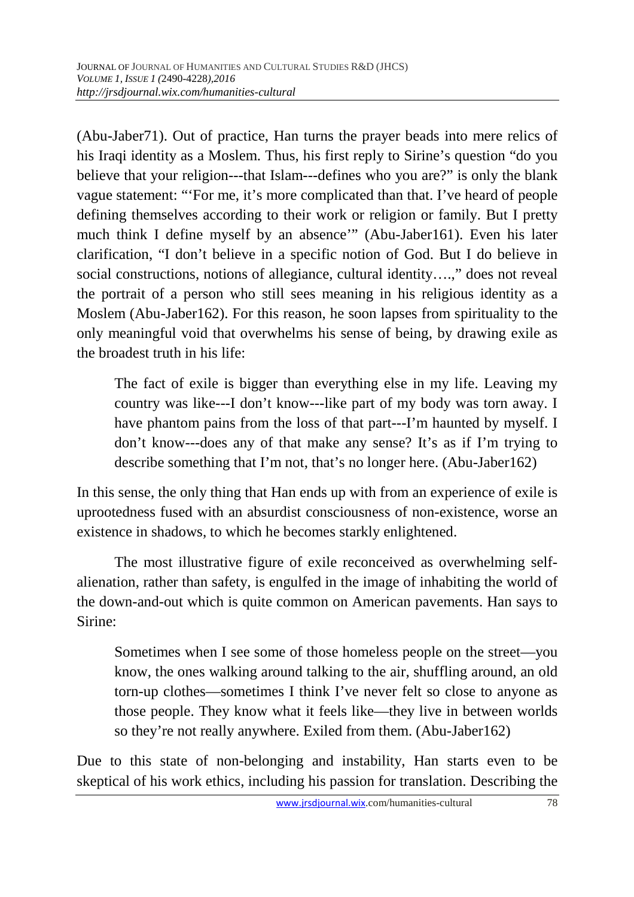(Abu-Jaber71). Out of practice, Han turns the prayer beads into mere relics of his Iraqi identity as a Moslem. Thus, his first reply to Sirine's question "do you believe that your religion---that Islam---defines who you are?" is only the blank vague statement: "'For me, it's more complicated than that. I've heard of people defining themselves according to their work or religion or family. But I pretty much think I define myself by an absence'" (Abu-Jaber161). Even his later clarification, "I don't believe in a specific notion of God. But I do believe in social constructions, notions of allegiance, cultural identity….," does not reveal the portrait of a person who still sees meaning in his religious identity as a Moslem (Abu-Jaber162). For this reason, he soon lapses from spirituality to the only meaningful void that overwhelms his sense of being, by drawing exile as the broadest truth in his life:

> The fact of exile is bigger than everything else in my life. Leaving my country was like---I don't know---like part of my body was torn away. I have phantom pains from the loss of that part---I'm haunted by myself. I don't know---does any of that make any sense? It's as if I'm trying to describe something that I'm not, that's no longer here. (Abu-Jaber162)

In this sense, the only thing that Han ends up with from an experience of exile is uprootedness fused with an absurdist consciousness of non-existence, worse an existence in shadows, to which he becomes starkly enlightened.

The most illustrative figure of exile reconceived as overwhelming self-alienation, rather than safety, is engulfed in the image of inhabiting the world of the down-and-out which is quite common on American pavements. Han says to Sirine:

> Sometimes when I see some of those homeless people on the street—you know, the ones walking around talking to the air, shuffling around, an old torn-up clothes—sometimes I think I've never felt so close to anyone as those people. They know what it feels like—they live in between worlds so they're not really anywhere. Exiled from them. (Abu-Jaber162)

Due to this state of non-belonging and instability, Han starts even to be skeptical of his work ethics, including his passion for translation. Describing the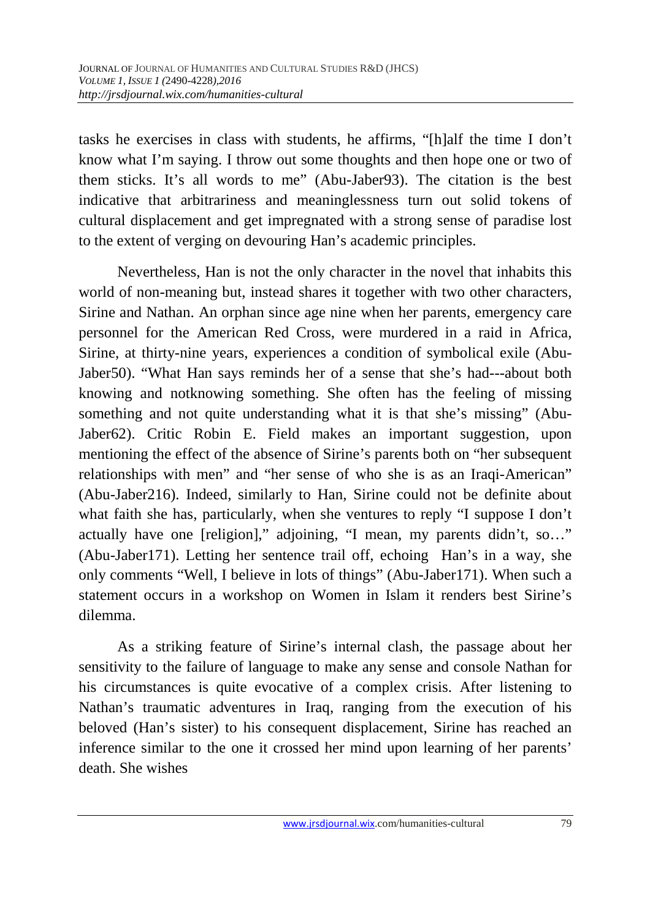tasks he exercises in class with students, he affirms, "[h]alf the time I don't know what I'm saying. I throw out some thoughts and then hope one or two of them sticks. It's all words to me" (Abu-Jaber93). The citation is the best indicative that arbitrariness and meaninglessness turn out solid tokens of cultural displacement and get impregnated with a strong sense of paradise lost to the extent of verging on devouring Han's academic principles.

Nevertheless, Han is not the only character in the novel that inhabits this world of non-meaning but, instead shares it together with two other characters, Sirine and Nathan. An orphan since age nine when her parents, emergency care personnel for the American Red Cross, were murdered in a raid in Africa, Sirine, at thirty-nine years, experiences a condition of symbolical exile (Abu-Jaber50). "What Han says reminds her of a sense that she's had---about both knowing and notknowing something. She often has the feeling of missing something and not quite understanding what it is that she's missing" (Abu-Jaber62). Critic Robin E. Field makes an important suggestion, upon mentioning the effect of the absence of Sirine's parents both on "her subsequent relationships with men" and "her sense of who she is as an Iraqi-American" (Abu-Jaber216). Indeed, similarly to Han, Sirine could not be definite about what faith she has, particularly, when she ventures to reply "I suppose I don't actually have one [religion]," adjoining, "I mean, my parents didn't, so…" (Abu-Jaber171). Letting her sentence trail off, echoing Han's in a way, she only comments "Well, I believe in lots of things" (Abu-Jaber171). When such a statement occurs in a workshop on Women in Islam it renders best Sirine's dilemma.

As a striking feature of Sirine's internal clash, the passage about her sensitivity to the failure of language to make any sense and console Nathan for his circumstances is quite evocative of a complex crisis. After listening to Nathan's traumatic adventures in Iraq, ranging from the execution of his beloved (Han's sister) to his consequent displacement, Sirine has reached an inference similar to the one it crossed her mind upon learning of her parents' death. She wishes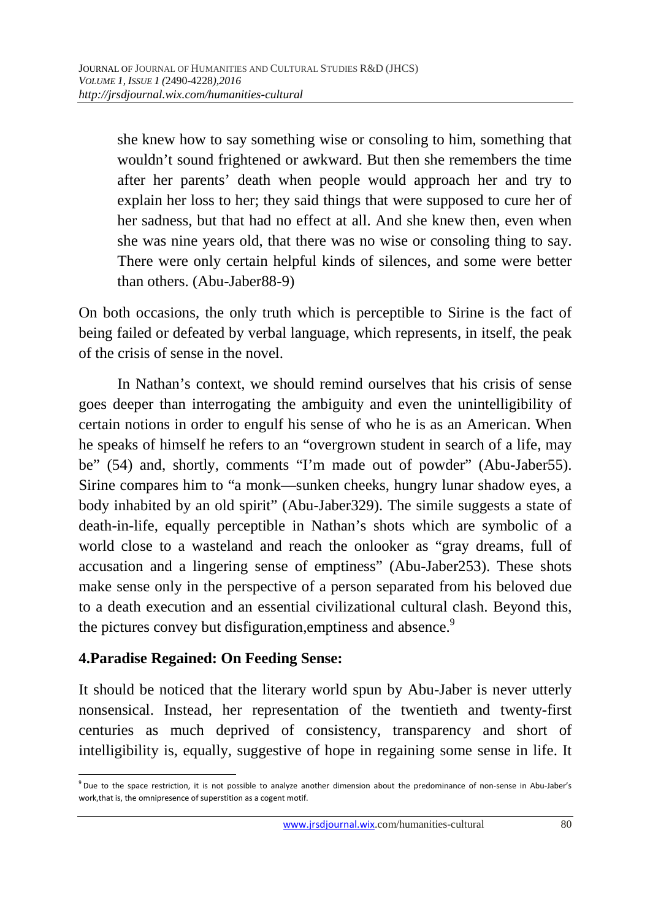> she knew how to say something wise or consoling to him, something that wouldn't sound frightened or awkward. But then she remembers the time after her parents' death when people would approach her and try to explain her loss to her; they said things that were supposed to cure her of her sadness, but that had no effect at all. And she knew then, even when she was nine years old, that there was no wise or consoling thing to say. There were only certain helpful kinds of silences, and some were better than others. (Abu-Jaber88-9)

On both occasions, the only truth which is perceptible to Sirine is the fact of being failed or defeated by verbal language, which represents, in itself, the peak of the crisis of sense in the novel.

In Nathan's context, we should remind ourselves that his crisis of sense goes deeper than interrogating the ambiguity and even the unintelligibility of certain notions in order to engulf his sense of who he is as an American. When he speaks of himself he refers to an "overgrown student in search of a life, may be" (54) and, shortly, comments "I'm made out of powder" (Abu-Jaber55). Sirine compares him to "a monk—sunken cheeks, hungry lunar shadow eyes, a body inhabited by an old spirit" (Abu-Jaber329). The simile suggests a state of death-in-life, equally perceptible in Nathan's shots which are symbolic of a world close to a wasteland and reach the onlooker as "gray dreams, full of accusation and a lingering sense of emptiness" (Abu-Jaber253). These shots make sense only in the perspective of a person separated from his beloved due to a death execution and an essential civilizational cultural clash. Beyond this, the pictures convey but disfiguration,emptiness and absence.[9]

## 4.Paradise Regained: On Feeding Sense:

It should be noticed that the literary world spun by Abu-Jaber is never utterly nonsensical. Instead, her representation of the twentieth and twenty-first centuries as much deprived of consistency, transparency and short of intelligibility is, equally, suggestive of hope in regaining some sense in life. It

---

[9] Due to the space restriction, it is not possible to analyze another dimension about the predominance of non-sense in Abu-Jaber's work,that is, the omnipresence of superstition as a cogent motif.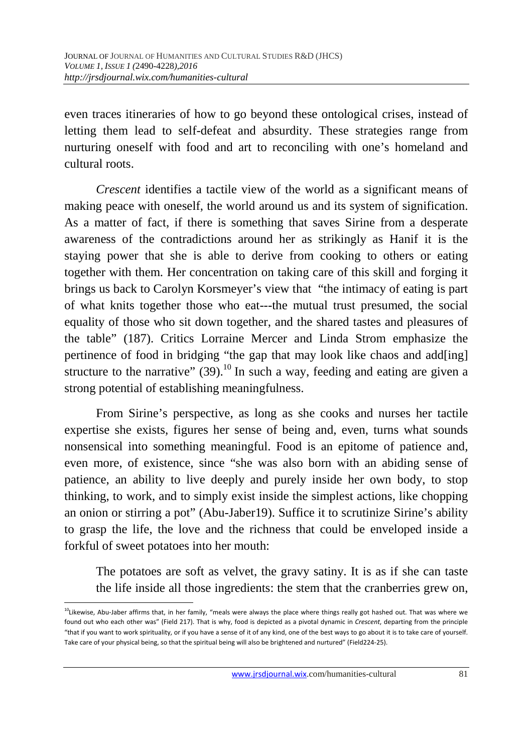even traces itineraries of how to go beyond these ontological crises, instead of letting them lead to self-defeat and absurdity. These strategies range from nurturing oneself with food and art to reconciling with one's homeland and cultural roots.

*Crescent* identifies a tactile view of the world as a significant means of making peace with oneself, the world around us and its system of signification. As a matter of fact, if there is something that saves Sirine from a desperate awareness of the contradictions around her as strikingly as Hanif it is the staying power that she is able to derive from cooking to others or eating together with them. Her concentration on taking care of this skill and forging it brings us back to Carolyn Korsmeyer's view that "the intimacy of eating is part of what knits together those who eat---the mutual trust presumed, the social equality of those who sit down together, and the shared tastes and pleasures of the table" (187). Critics Lorraine Mercer and Linda Strom emphasize the pertinence of food in bridging "the gap that may look like chaos and add[ing] structure to the narrative" (39).[10] In such a way, feeding and eating are given a strong potential of establishing meaningfulness.

From Sirine's perspective, as long as she cooks and nurses her tactile expertise she exists, figures her sense of being and, even, turns what sounds nonsensical into something meaningful. Food is an epitome of patience and, even more, of existence, since "she was also born with an abiding sense of patience, an ability to live deeply and purely inside her own body, to stop thinking, to work, and to simply exist inside the simplest actions, like chopping an onion or stirring a pot" (Abu-Jaber19). Suffice it to scrutinize Sirine's ability to grasp the life, the love and the richness that could be enveloped inside a forkful of sweet potatoes into her mouth:

> The potatoes are soft as velvet, the gravy satiny. It is as if she can taste the life inside all those ingredients: the stem that the cranberries grew on,

[10] Likewise, Abu-Jaber affirms that, in her family, "meals were always the place where things really got hashed out. That was where we found out who each other was" (Field 217). That is why, food is depicted as a pivotal dynamic in *Crescent*, departing from the principle "that if you want to work spirituality, or if you have a sense of it of any kind, one of the best ways to go about it is to take care of yourself. Take care of your physical being, so that the spiritual being will also be brightened and nurtured" (Field224-25).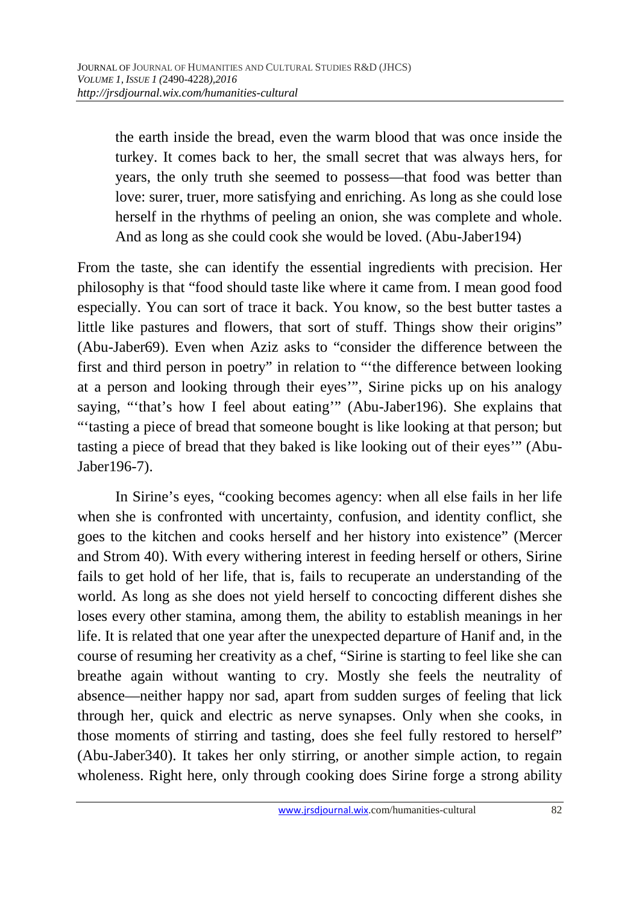> the earth inside the bread, even the warm blood that was once inside the turkey. It comes back to her, the small secret that was always hers, for years, the only truth she seemed to possess—that food was better than love: surer, truer, more satisfying and enriching. As long as she could lose herself in the rhythms of peeling an onion, she was complete and whole. And as long as she could cook she would be loved. (Abu-Jaber194)

From the taste, she can identify the essential ingredients with precision. Her philosophy is that "food should taste like where it came from. I mean good food especially. You can sort of trace it back. You know, so the best butter tastes a little like pastures and flowers, that sort of stuff. Things show their origins" (Abu-Jaber69). Even when Aziz asks to "consider the difference between the first and third person in poetry" in relation to "'the difference between looking at a person and looking through their eyes'", Sirine picks up on his analogy saying, "'that's how I feel about eating'" (Abu-Jaber196). She explains that "'tasting a piece of bread that someone bought is like looking at that person; but tasting a piece of bread that they baked is like looking out of their eyes'" (Abu-Jaber196-7).

In Sirine's eyes, "cooking becomes agency: when all else fails in her life when she is confronted with uncertainty, confusion, and identity conflict, she goes to the kitchen and cooks herself and her history into existence" (Mercer and Strom 40). With every withering interest in feeding herself or others, Sirine fails to get hold of her life, that is, fails to recuperate an understanding of the world. As long as she does not yield herself to concocting different dishes she loses every other stamina, among them, the ability to establish meanings in her life. It is related that one year after the unexpected departure of Hanif and, in the course of resuming her creativity as a chef, "Sirine is starting to feel like she can breathe again without wanting to cry. Mostly she feels the neutrality of absence—neither happy nor sad, apart from sudden surges of feeling that lick through her, quick and electric as nerve synapses. Only when she cooks, in those moments of stirring and tasting, does she feel fully restored to herself" (Abu-Jaber340). It takes her only stirring, or another simple action, to regain wholeness. Right here, only through cooking does Sirine forge a strong ability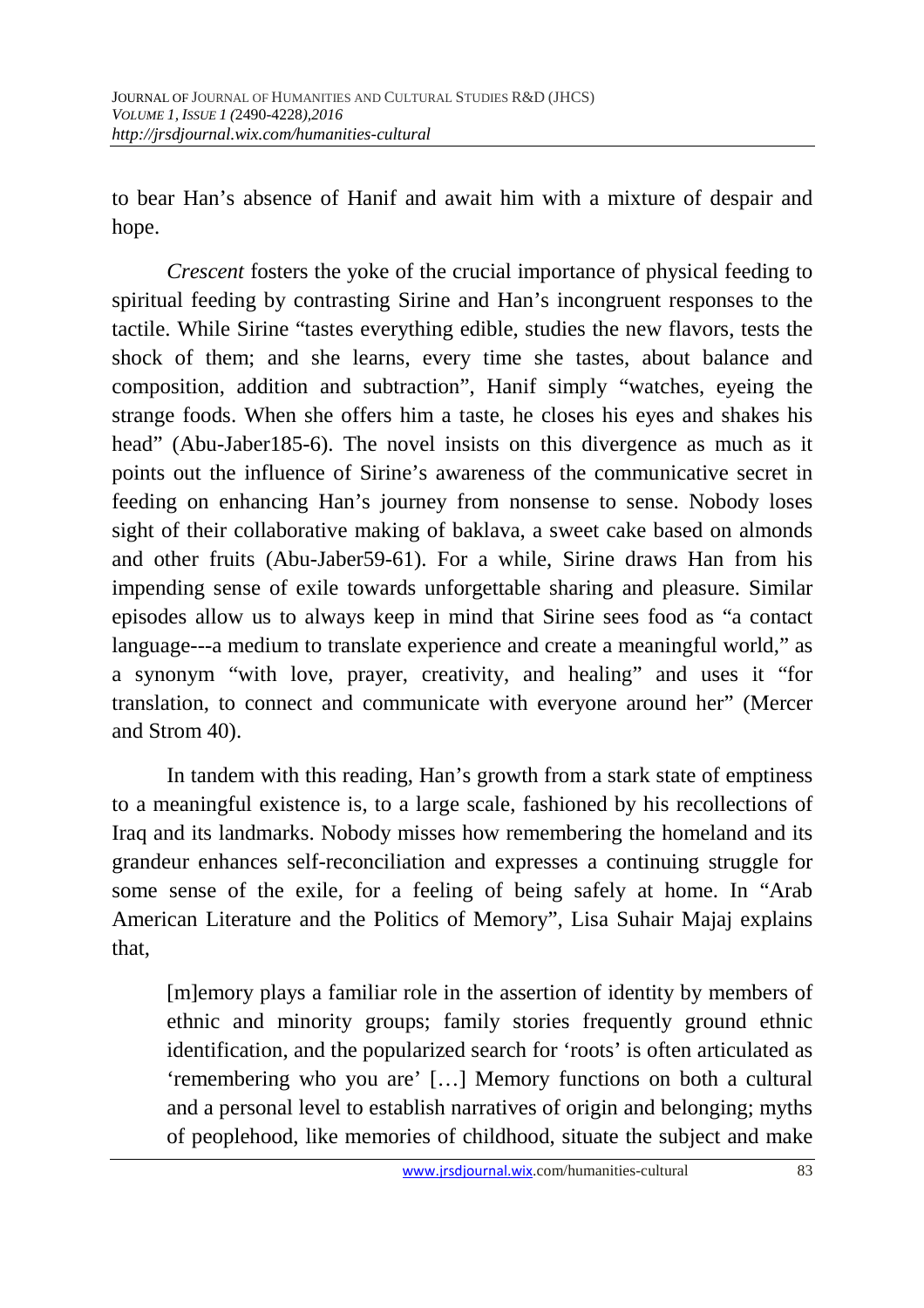to bear Han's absence of Hanif and await him with a mixture of despair and hope.

*Crescent* fosters the yoke of the crucial importance of physical feeding to spiritual feeding by contrasting Sirine and Han's incongruent responses to the tactile. While Sirine "tastes everything edible, studies the new flavors, tests the shock of them; and she learns, every time she tastes, about balance and composition, addition and subtraction", Hanif simply "watches, eyeing the strange foods. When she offers him a taste, he closes his eyes and shakes his head" (Abu-Jaber185-6). The novel insists on this divergence as much as it points out the influence of Sirine's awareness of the communicative secret in feeding on enhancing Han's journey from nonsense to sense. Nobody loses sight of their collaborative making of baklava, a sweet cake based on almonds and other fruits (Abu-Jaber59-61). For a while, Sirine draws Han from his impending sense of exile towards unforgettable sharing and pleasure. Similar episodes allow us to always keep in mind that Sirine sees food as "a contact language---a medium to translate experience and create a meaningful world," as a synonym "with love, prayer, creativity, and healing" and uses it "for translation, to connect and communicate with everyone around her" (Mercer and Strom 40).

In tandem with this reading, Han's growth from a stark state of emptiness to a meaningful existence is, to a large scale, fashioned by his recollections of Iraq and its landmarks. Nobody misses how remembering the homeland and its grandeur enhances self-reconciliation and expresses a continuing struggle for some sense of the exile, for a feeling of being safely at home. In "Arab American Literature and the Politics of Memory", Lisa Suhair Majaj explains that,

> [m]emory plays a familiar role in the assertion of identity by members of ethnic and minority groups; family stories frequently ground ethnic identification, and the popularized search for 'roots' is often articulated as 'remembering who you are' […] Memory functions on both a cultural and a personal level to establish narratives of origin and belonging; myths of peoplehood, like memories of childhood, situate the subject and make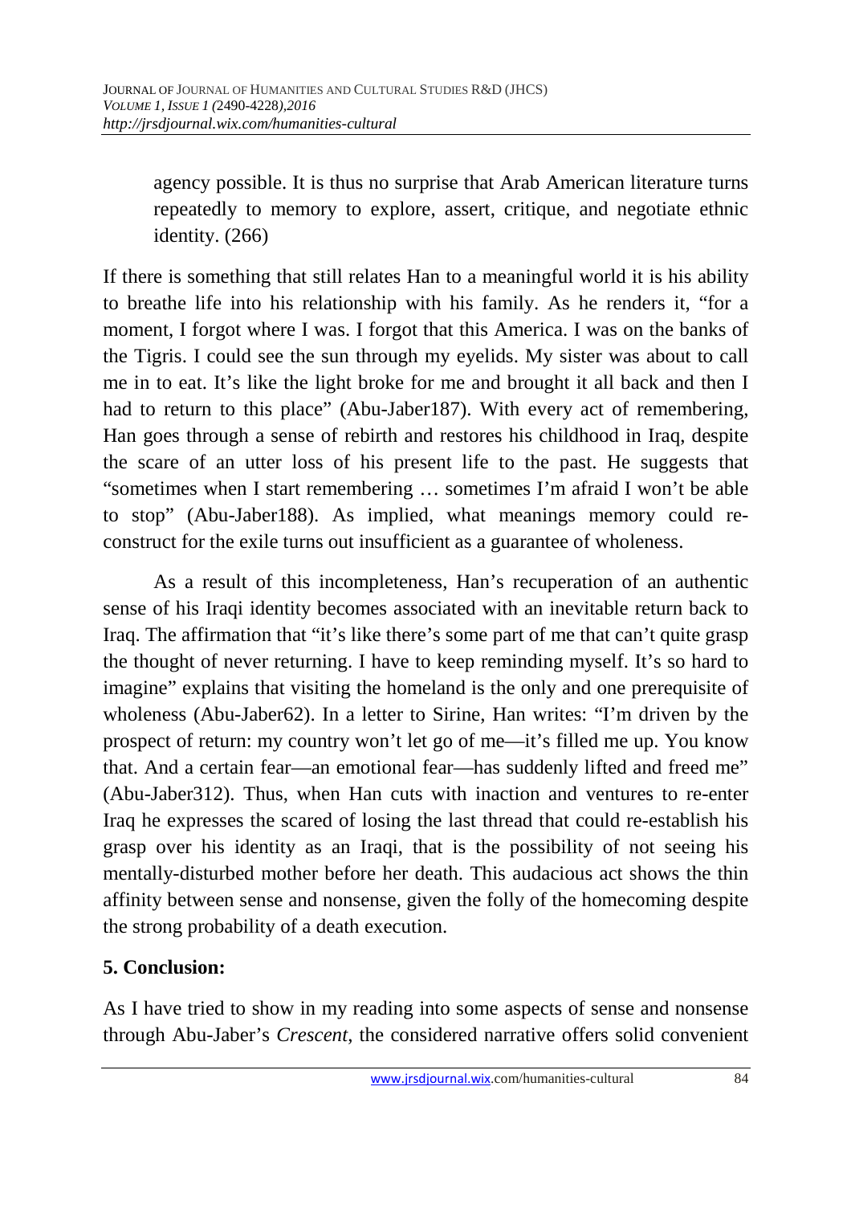> agency possible. It is thus no surprise that Arab American literature turns repeatedly to memory to explore, assert, critique, and negotiate ethnic identity. (266)

If there is something that still relates Han to a meaningful world it is his ability to breathe life into his relationship with his family. As he renders it, "for a moment, I forgot where I was. I forgot that this America. I was on the banks of the Tigris. I could see the sun through my eyelids. My sister was about to call me in to eat. It's like the light broke for me and brought it all back and then I had to return to this place" (Abu-Jaber187). With every act of remembering, Han goes through a sense of rebirth and restores his childhood in Iraq, despite the scare of an utter loss of his present life to the past. He suggests that "sometimes when I start remembering … sometimes I'm afraid I won't be able to stop" (Abu-Jaber188). As implied, what meanings memory could re-construct for the exile turns out insufficient as a guarantee of wholeness.

As a result of this incompleteness, Han's recuperation of an authentic sense of his Iraqi identity becomes associated with an inevitable return back to Iraq. The affirmation that "it's like there's some part of me that can't quite grasp the thought of never returning. I have to keep reminding myself. It's so hard to imagine" explains that visiting the homeland is the only and one prerequisite of wholeness (Abu-Jaber62). In a letter to Sirine, Han writes: "I'm driven by the prospect of return: my country won't let go of me—it's filled me up. You know that. And a certain fear—an emotional fear—has suddenly lifted and freed me" (Abu-Jaber312). Thus, when Han cuts with inaction and ventures to re-enter Iraq he expresses the scared of losing the last thread that could re-establish his grasp over his identity as an Iraqi, that is the possibility of not seeing his mentally-disturbed mother before her death. This audacious act shows the thin affinity between sense and nonsense, given the folly of the homecoming despite the strong probability of a death execution.

## 5. Conclusion:

As I have tried to show in my reading into some aspects of sense and nonsense through Abu-Jaber's *Crescent*, the considered narrative offers solid convenient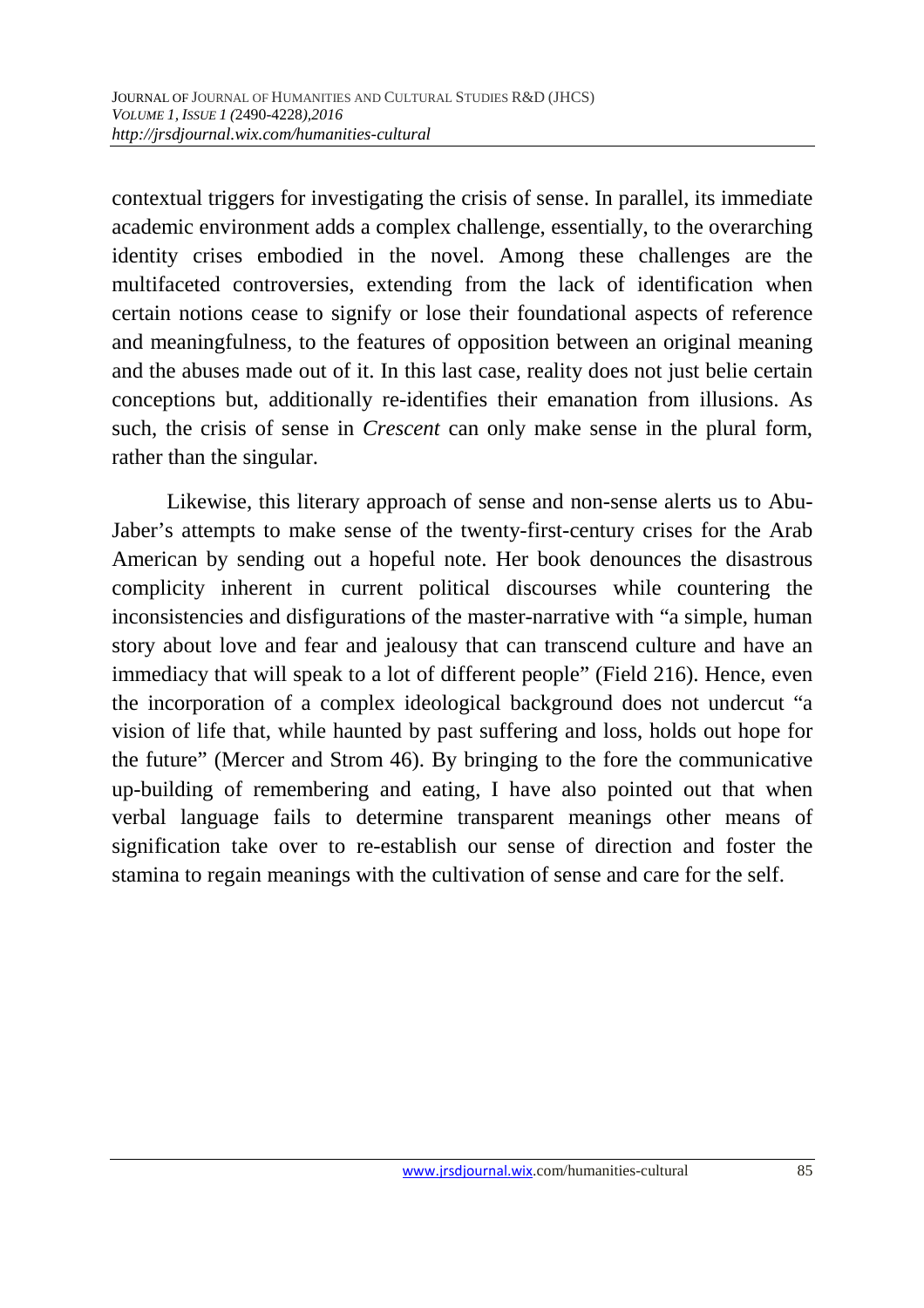contextual triggers for investigating the crisis of sense. In parallel, its immediate academic environment adds a complex challenge, essentially, to the overarching identity crises embodied in the novel. Among these challenges are the multifaceted controversies, extending from the lack of identification when certain notions cease to signify or lose their foundational aspects of reference and meaningfulness, to the features of opposition between an original meaning and the abuses made out of it. In this last case, reality does not just belie certain conceptions but, additionally re-identifies their emanation from illusions. As such, the crisis of sense in *Crescent* can only make sense in the plural form, rather than the singular.

Likewise, this literary approach of sense and non-sense alerts us to Abu-Jaber's attempts to make sense of the twenty-first-century crises for the Arab American by sending out a hopeful note. Her book denounces the disastrous complicity inherent in current political discourses while countering the inconsistencies and disfigurations of the master-narrative with "a simple, human story about love and fear and jealousy that can transcend culture and have an immediacy that will speak to a lot of different people" (Field 216). Hence, even the incorporation of a complex ideological background does not undercut "a vision of life that, while haunted by past suffering and loss, holds out hope for the future" (Mercer and Strom 46). By bringing to the fore the communicative up-building of remembering and eating, I have also pointed out that when verbal language fails to determine transparent meanings other means of signification take over to re-establish our sense of direction and foster the stamina to regain meanings with the cultivation of sense and care for the self.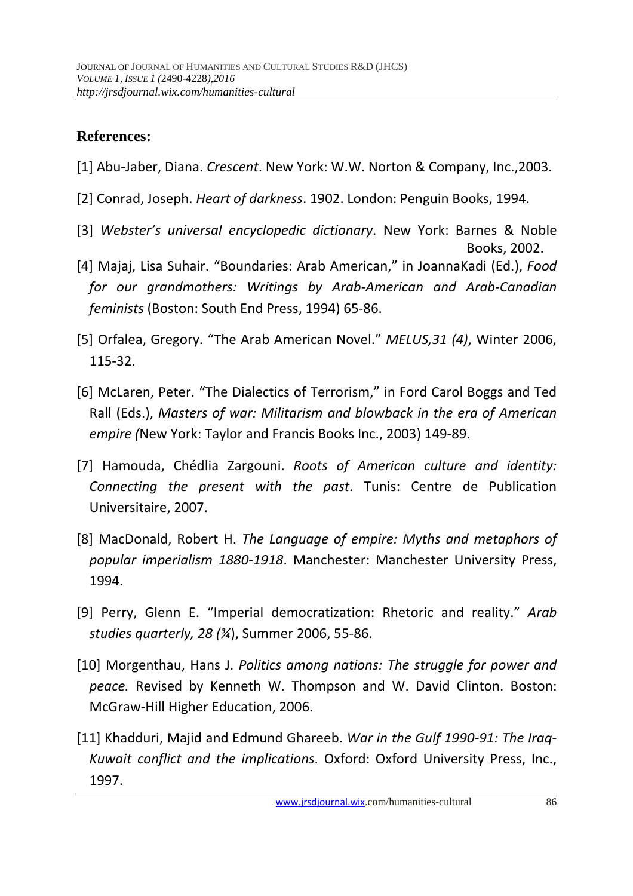**References:**

[1] Abu-Jaber, Diana. *Crescent*. New York: W.W. Norton & Company, Inc.,2003.

[2] Conrad, Joseph. *Heart of darkness*. 1902. London: Penguin Books, 1994.

[3] *Webster's universal encyclopedic dictionary*. New York: Barnes & Noble Books, 2002.

[4] Majaj, Lisa Suhair. "Boundaries: Arab American," in JoannaKadi (Ed.), *Food for our grandmothers: Writings by Arab-American and Arab-Canadian feminists* (Boston: South End Press, 1994) 65-86.

[5] Orfalea, Gregory. "The Arab American Novel." *MELUS,31 (4)*, Winter 2006, 115-32.

[6] McLaren, Peter. "The Dialectics of Terrorism," in Ford Carol Boggs and Ted Rall (Eds.), *Masters of war: Militarism and blowback in the era of American empire (*New York: Taylor and Francis Books Inc., 2003) 149-89.

[7] Hamouda, Chédlia Zargouni. *Roots of American culture and identity: Connecting the present with the past*. Tunis: Centre de Publication Universitaire, 2007.

[8] MacDonald, Robert H. *The Language of empire: Myths and metaphors of popular imperialism 1880-1918*. Manchester: Manchester University Press, 1994.

[9] Perry, Glenn E. "Imperial democratization: Rhetoric and reality." *Arab studies quarterly, 28 (¾*), Summer 2006, 55-86.

[10] Morgenthau, Hans J. *Politics among nations: The struggle for power and peace.* Revised by Kenneth W. Thompson and W. David Clinton. Boston: McGraw-Hill Higher Education, 2006.

[11] Khadduri, Majid and Edmund Ghareeb. *War in the Gulf 1990-91: The Iraq-Kuwait conflict and the implications*. Oxford: Oxford University Press, Inc., 1997.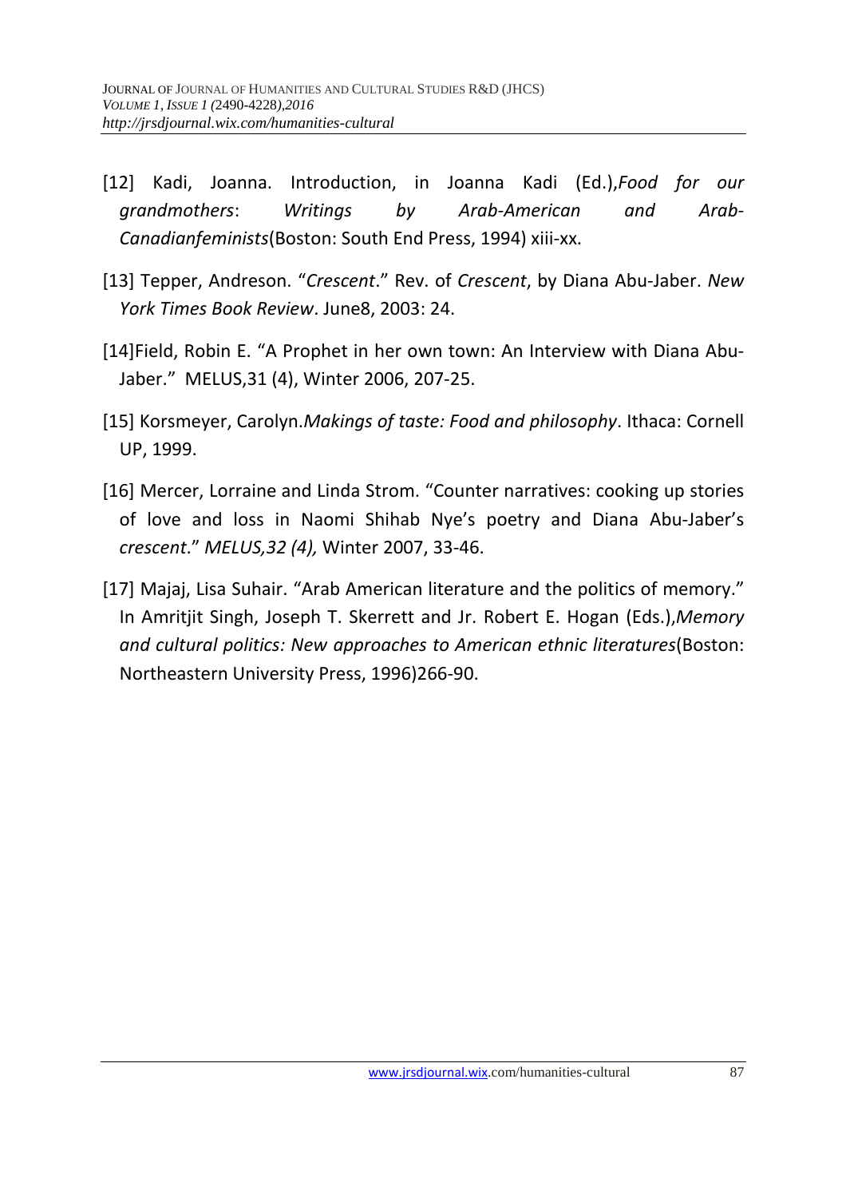[12] Kadi, Joanna. Introduction, in Joanna Kadi (Ed.),*Food for our grandmothers*: *Writings by Arab-American and Arab-Canadianfeminists*(Boston: South End Press, 1994) xiii-xx.

[13] Tepper, Andreson. "*Crescent*." Rev. of *Crescent*, by Diana Abu-Jaber. *New York Times Book Review*. June8, 2003: 24.

[14]Field, Robin E. "A Prophet in her own town: An Interview with Diana Abu-Jaber." MELUS,31 (4), Winter 2006, 207-25.

[15] Korsmeyer, Carolyn.*Makings of taste: Food and philosophy*. Ithaca: Cornell UP, 1999.

[16] Mercer, Lorraine and Linda Strom. "Counter narratives: cooking up stories of love and loss in Naomi Shihab Nye's poetry and Diana Abu-Jaber's *crescent*." *MELUS,32 (4),* Winter 2007, 33-46.

[17] Majaj, Lisa Suhair. "Arab American literature and the politics of memory." In Amritjit Singh, Joseph T. Skerrett and Jr. Robert E. Hogan (Eds.),*Memory and cultural politics: New approaches to American ethnic literatures*(Boston: Northeastern University Press, 1996)266-90.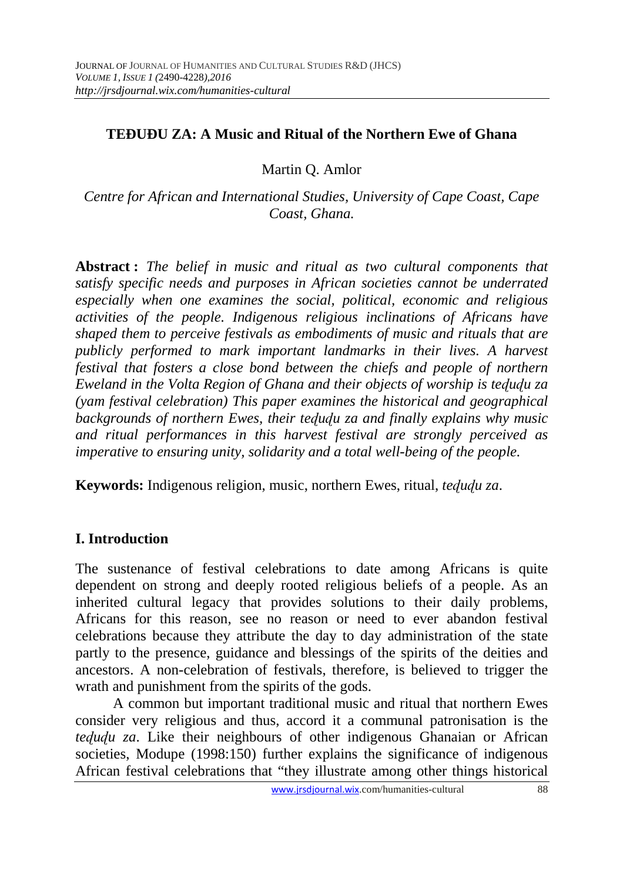## TEĐUĐU ZA: A Music and Ritual of the Northern Ewe of Ghana

Martin Q. Amlor

*Centre for African and International Studies, University of Cape Coast, Cape Coast, Ghana.*

**Abstract :** *The belief in music and ritual as two cultural components that satisfy specific needs and purposes in African societies cannot be underrated especially when one examines the social, political, economic and religious activities of the people. Indigenous religious inclinations of Africans have shaped them to perceive festivals as embodiments of music and rituals that are publicly performed to mark important landmarks in their lives. A harvest festival that fosters a close bond between the chiefs and people of northern Eweland in the Volta Region of Ghana and their objects of worship is teɖuɖu za (yam festival celebration) This paper examines the historical and geographical backgrounds of northern Ewes, their teɖuɖu za and finally explains why music and ritual performances in this harvest festival are strongly perceived as imperative to ensuring unity, solidarity and a total well-being of the people.*

**Keywords:** Indigenous religion, music, northern Ewes, ritual, *teɖuɖu za*.

### I. Introduction

The sustenance of festival celebrations to date among Africans is quite dependent on strong and deeply rooted religious beliefs of a people. As an inherited cultural legacy that provides solutions to their daily problems, Africans for this reason, see no reason or need to ever abandon festival celebrations because they attribute the day to day administration of the state partly to the presence, guidance and blessings of the spirits of the deities and ancestors. A non-celebration of festivals, therefore, is believed to trigger the wrath and punishment from the spirits of the gods.

A common but important traditional music and ritual that northern Ewes consider very religious and thus, accord it a communal patronisation is the *teɖuɖu za*. Like their neighbours of other indigenous Ghanaian or African societies, Modupe (1998:150) further explains the significance of indigenous African festival celebrations that "they illustrate among other things historical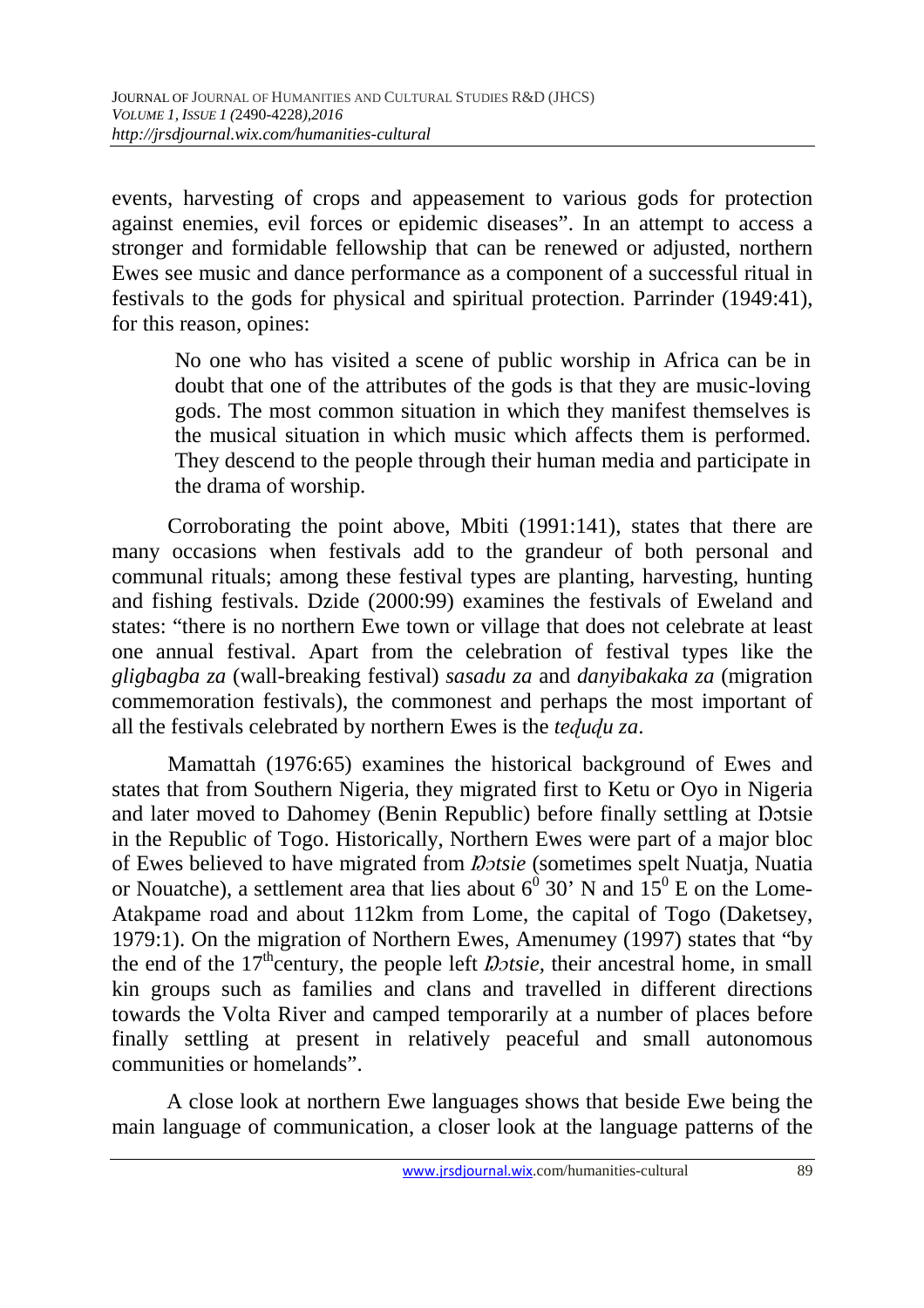events, harvesting of crops and appeasement to various gods for protection against enemies, evil forces or epidemic diseases". In an attempt to access a stronger and formidable fellowship that can be renewed or adjusted, northern Ewes see music and dance performance as a component of a successful ritual in festivals to the gods for physical and spiritual protection. Parrinder (1949:41), for this reason, opines:

> No one who has visited a scene of public worship in Africa can be in doubt that one of the attributes of the gods is that they are music-loving gods. The most common situation in which they manifest themselves is the musical situation in which music which affects them is performed. They descend to the people through their human media and participate in the drama of worship.

Corroborating the point above, Mbiti (1991:141), states that there are many occasions when festivals add to the grandeur of both personal and communal rituals; among these festival types are planting, harvesting, hunting and fishing festivals. Dzide (2000:99) examines the festivals of Eweland and states: "there is no northern Ewe town or village that does not celebrate at least one annual festival. Apart from the celebration of festival types like the *gligbagba za* (wall-breaking festival) *sasadu za* and *danyibakaka za* (migration commemoration festivals), the commonest and perhaps the most important of all the festivals celebrated by northern Ewes is the *teḍuḍu za*.

Mamattah (1976:65) examines the historical background of Ewes and states that from Southern Nigeria, they migrated first to Ketu or Oyo in Nigeria and later moved to Dahomey (Benin Republic) before finally settling at Ŋɔtsie in the Republic of Togo. Historically, Northern Ewes were part of a major bloc of Ewes believed to have migrated from *Ŋɔtsie* (sometimes spelt Nuatja, Nuatia or Nouatche), a settlement area that lies about $6^{0}$ 30' N and $15^{0}$ E on the Lome-Atakpame road and about 112km from Lome, the capital of Togo (Daketsey, 1979:1). On the migration of Northern Ewes, Amenumey (1997) states that "by the end of the $17^{th}$century, the people left *Ŋɔtsie,* their ancestral home, in small kin groups such as families and clans and travelled in different directions towards the Volta River and camped temporarily at a number of places before finally settling at present in relatively peaceful and small autonomous communities or homelands".

A close look at northern Ewe languages shows that beside Ewe being the main language of communication, a closer look at the language patterns of the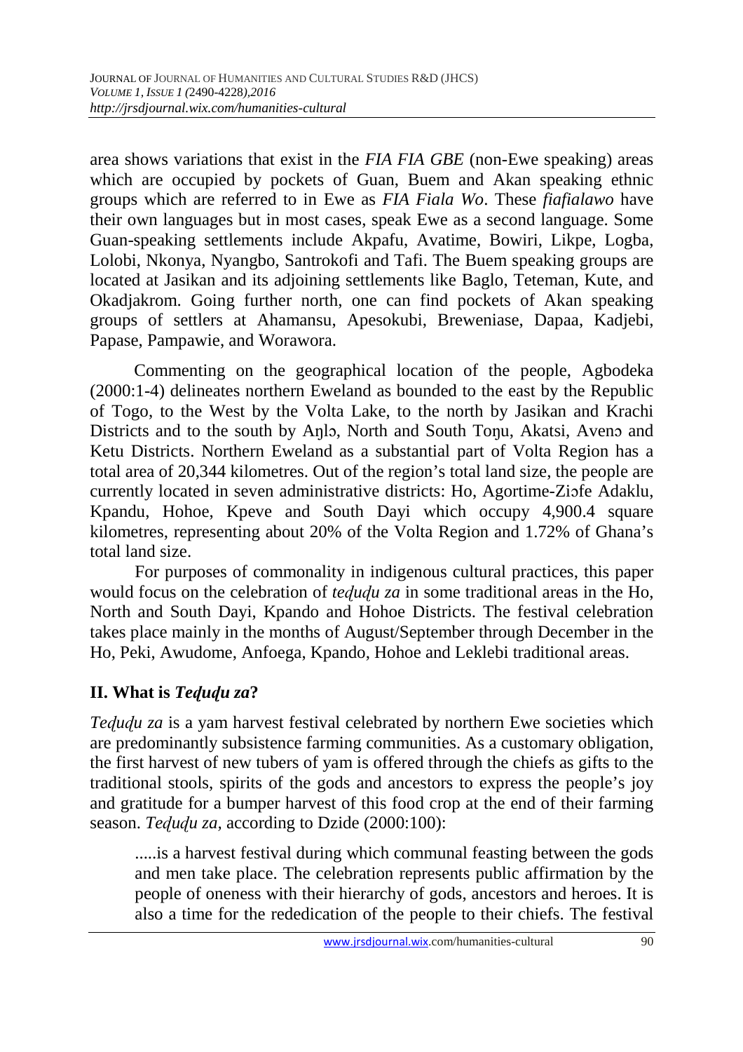area shows variations that exist in the *FIA FIA GBE* (non-Ewe speaking) areas which are occupied by pockets of Guan, Buem and Akan speaking ethnic groups which are referred to in Ewe as *FIA Fiala Wo*. These *fiafialawo* have their own languages but in most cases, speak Ewe as a second language. Some Guan-speaking settlements include Akpafu, Avatime, Bowiri, Likpe, Logba, Lolobi, Nkonya, Nyangbo, Santrokofi and Tafi. The Buem speaking groups are located at Jasikan and its adjoining settlements like Baglo, Teteman, Kute, and Okadjakrom. Going further north, one can find pockets of Akan speaking groups of settlers at Ahamansu, Apesokubi, Breweniase, Dapaa, Kadjebi, Papase, Pampawie, and Worawora.

Commenting on the geographical location of the people, Agbodeka (2000:1-4) delineates northern Eweland as bounded to the east by the Republic of Togo, to the West by the Volta Lake, to the north by Jasikan and Krachi Districts and to the south by Aŋlɔ, North and South Toŋu, Akatsi, Avenɔ and Ketu Districts. Northern Eweland as a substantial part of Volta Region has a total area of 20,344 kilometres. Out of the region's total land size, the people are currently located in seven administrative districts: Ho, Agortime-Ziɔfe Adaklu, Kpandu, Hohoe, Kpeve and South Dayi which occupy 4,900.4 square kilometres, representing about 20% of the Volta Region and 1.72% of Ghana's total land size.

For purposes of commonality in indigenous cultural practices, this paper would focus on the celebration of *teɖuɖu za* in some traditional areas in the Ho, North and South Dayi, Kpando and Hohoe Districts. The festival celebration takes place mainly in the months of August/September through December in the Ho, Peki, Awudome, Anfoega, Kpando, Hohoe and Leklebi traditional areas.

## II. What is *Teɖuɖu za*?

*Teɖuɖu za* is a yam harvest festival celebrated by northern Ewe societies which are predominantly subsistence farming communities. As a customary obligation, the first harvest of new tubers of yam is offered through the chiefs as gifts to the traditional stools, spirits of the gods and ancestors to express the people's joy and gratitude for a bumper harvest of this food crop at the end of their farming season. *Teɖuɖu za,* according to Dzide (2000:100):

> .....is a harvest festival during which communal feasting between the gods and men take place. The celebration represents public affirmation by the people of oneness with their hierarchy of gods, ancestors and heroes. It is also a time for the rededication of the people to their chiefs. The festival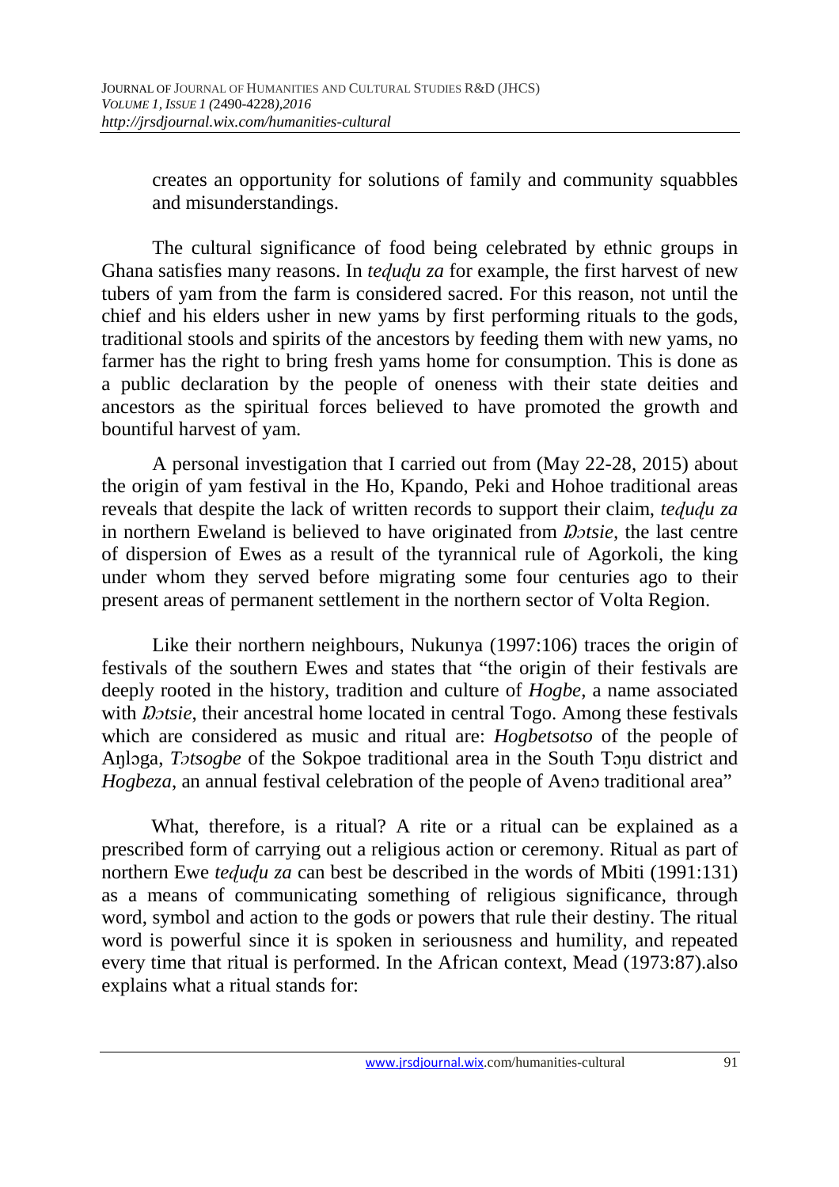creates an opportunity for solutions of family and community squabbles and misunderstandings.

The cultural significance of food being celebrated by ethnic groups in Ghana satisfies many reasons. In *teɖuɖu za* for example, the first harvest of new tubers of yam from the farm is considered sacred. For this reason, not until the chief and his elders usher in new yams by first performing rituals to the gods, traditional stools and spirits of the ancestors by feeding them with new yams, no farmer has the right to bring fresh yams home for consumption. This is done as a public declaration by the people of oneness with their state deities and ancestors as the spiritual forces believed to have promoted the growth and bountiful harvest of yam.

A personal investigation that I carried out from (May 22-28, 2015) about the origin of yam festival in the Ho, Kpando, Peki and Hohoe traditional areas reveals that despite the lack of written records to support their claim, *teɖuɖu za* in northern Eweland is believed to have originated from *Ŋɔtsie*, the last centre of dispersion of Ewes as a result of the tyrannical rule of Agorkoli, the king under whom they served before migrating some four centuries ago to their present areas of permanent settlement in the northern sector of Volta Region.

Like their northern neighbours, Nukunya (1997:106) traces the origin of festivals of the southern Ewes and states that "the origin of their festivals are deeply rooted in the history, tradition and culture of *Hogbe*, a name associated with *Ŋɔtsie*, their ancestral home located in central Togo. Among these festivals which are considered as music and ritual are: *Hogbetsotso* of the people of Aŋlɔga, *Tɔtsogbe* of the Sokpoe traditional area in the South Tɔŋu district and *Hogbeza*, an annual festival celebration of the people of Avenɔ traditional area"

What, therefore, is a ritual? A rite or a ritual can be explained as a prescribed form of carrying out a religious action or ceremony. Ritual as part of northern Ewe *teɖuɖu za* can best be described in the words of Mbiti (1991:131) as a means of communicating something of religious significance, through word, symbol and action to the gods or powers that rule their destiny. The ritual word is powerful since it is spoken in seriousness and humility, and repeated every time that ritual is performed. In the African context, Mead (1973:87).also explains what a ritual stands for: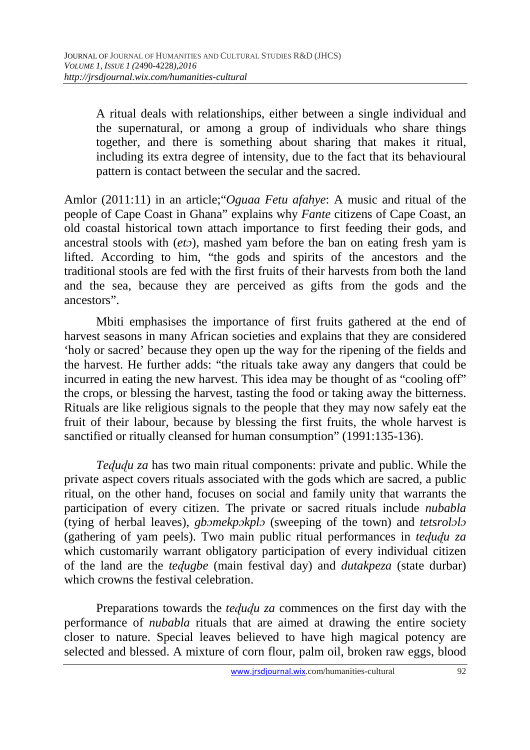> A ritual deals with relationships, either between a single individual and the supernatural, or among a group of individuals who share things together, and there is something about sharing that makes it ritual, including its extra degree of intensity, due to the fact that its behavioural pattern is contact between the secular and the sacred.

Amlor (2011:11) in an article;"*Oguaa Fetu afahye*: A music and ritual of the people of Cape Coast in Ghana" explains why *Fante* citizens of Cape Coast, an old coastal historical town attach importance to first feeding their gods, and ancestral stools with (*etɔ*), mashed yam before the ban on eating fresh yam is lifted. According to him, "the gods and spirits of the ancestors and the traditional stools are fed with the first fruits of their harvests from both the land and the sea, because they are perceived as gifts from the gods and the ancestors".

Mbiti emphasises the importance of first fruits gathered at the end of harvest seasons in many African societies and explains that they are considered 'holy or sacred' because they open up the way for the ripening of the fields and the harvest. He further adds: "the rituals take away any dangers that could be incurred in eating the new harvest. This idea may be thought of as "cooling off" the crops, or blessing the harvest, tasting the food or taking away the bitterness. Rituals are like religious signals to the people that they may now safely eat the fruit of their labour, because by blessing the first fruits, the whole harvest is sanctified or ritually cleansed for human consumption" (1991:135-136).

*Teɖuɖu za* has two main ritual components: private and public. While the private aspect covers rituals associated with the gods which are sacred, a public ritual, on the other hand, focuses on social and family unity that warrants the participation of every citizen. The private or sacred rituals include *nubabla* (tying of herbal leaves), *gbɔmekpɔkplɔ* (sweeping of the town) and *tetsrolɔlɔ* (gathering of yam peels). Two main public ritual performances in *teɖuɖu za* which customarily warrant obligatory participation of every individual citizen of the land are the *teɖugbe* (main festival day) and *dutakpeza* (state durbar) which crowns the festival celebration.

Preparations towards the *teɖuɖu za* commences on the first day with the performance of *nubabla* rituals that are aimed at drawing the entire society closer to nature. Special leaves believed to have high magical potency are selected and blessed. A mixture of corn flour, palm oil, broken raw eggs, blood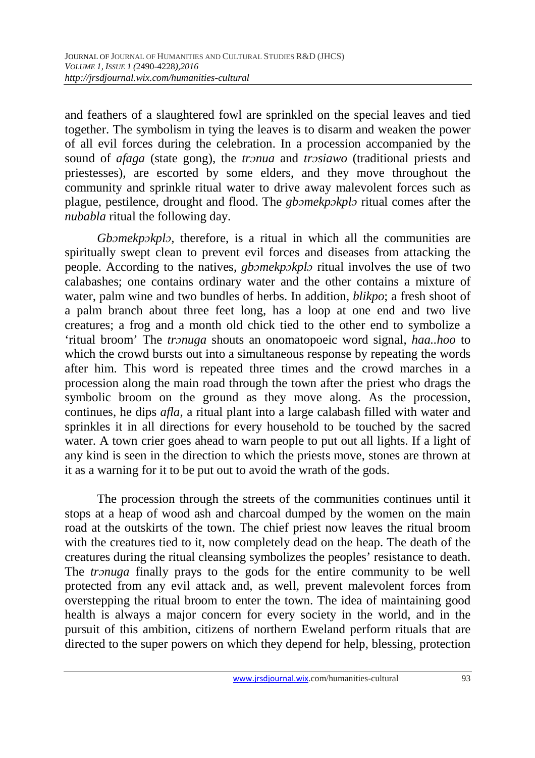and feathers of a slaughtered fowl are sprinkled on the special leaves and tied together. The symbolism in tying the leaves is to disarm and weaken the power of all evil forces during the celebration. In a procession accompanied by the sound of *afaga* (state gong), the *trɔnua* and *trɔsiawo* (traditional priests and priestesses), are escorted by some elders, and they move throughout the community and sprinkle ritual water to drive away malevolent forces such as plague, pestilence, drought and flood. The *gbɔmekpɔkplɔ* ritual comes after the *nubabla* ritual the following day.

*Gbɔmekpɔkplɔ,* therefore, is a ritual in which all the communities are spiritually swept clean to prevent evil forces and diseases from attacking the people. According to the natives, *gbɔmekpɔkplɔ* ritual involves the use of two calabashes; one contains ordinary water and the other contains a mixture of water, palm wine and two bundles of herbs. In addition, *blikpo*; a fresh shoot of a palm branch about three feet long, has a loop at one end and two live creatures; a frog and a month old chick tied to the other end to symbolize a 'ritual broom' The *trɔnuga* shouts an onomatopoeic word signal, *haa..hoo* to which the crowd bursts out into a simultaneous response by repeating the words after him. This word is repeated three times and the crowd marches in a procession along the main road through the town after the priest who drags the symbolic broom on the ground as they move along. As the procession, continues, he dips *afla,* a ritual plant into a large calabash filled with water and sprinkles it in all directions for every household to be touched by the sacred water. A town crier goes ahead to warn people to put out all lights. If a light of any kind is seen in the direction to which the priests move, stones are thrown at it as a warning for it to be put out to avoid the wrath of the gods.

The procession through the streets of the communities continues until it stops at a heap of wood ash and charcoal dumped by the women on the main road at the outskirts of the town. The chief priest now leaves the ritual broom with the creatures tied to it, now completely dead on the heap. The death of the creatures during the ritual cleansing symbolizes the peoples' resistance to death. The *trɔnuga* finally prays to the gods for the entire community to be well protected from any evil attack and, as well, prevent malevolent forces from overstepping the ritual broom to enter the town. The idea of maintaining good health is always a major concern for every society in the world, and in the pursuit of this ambition, citizens of northern Eweland perform rituals that are directed to the super powers on which they depend for help, blessing, protection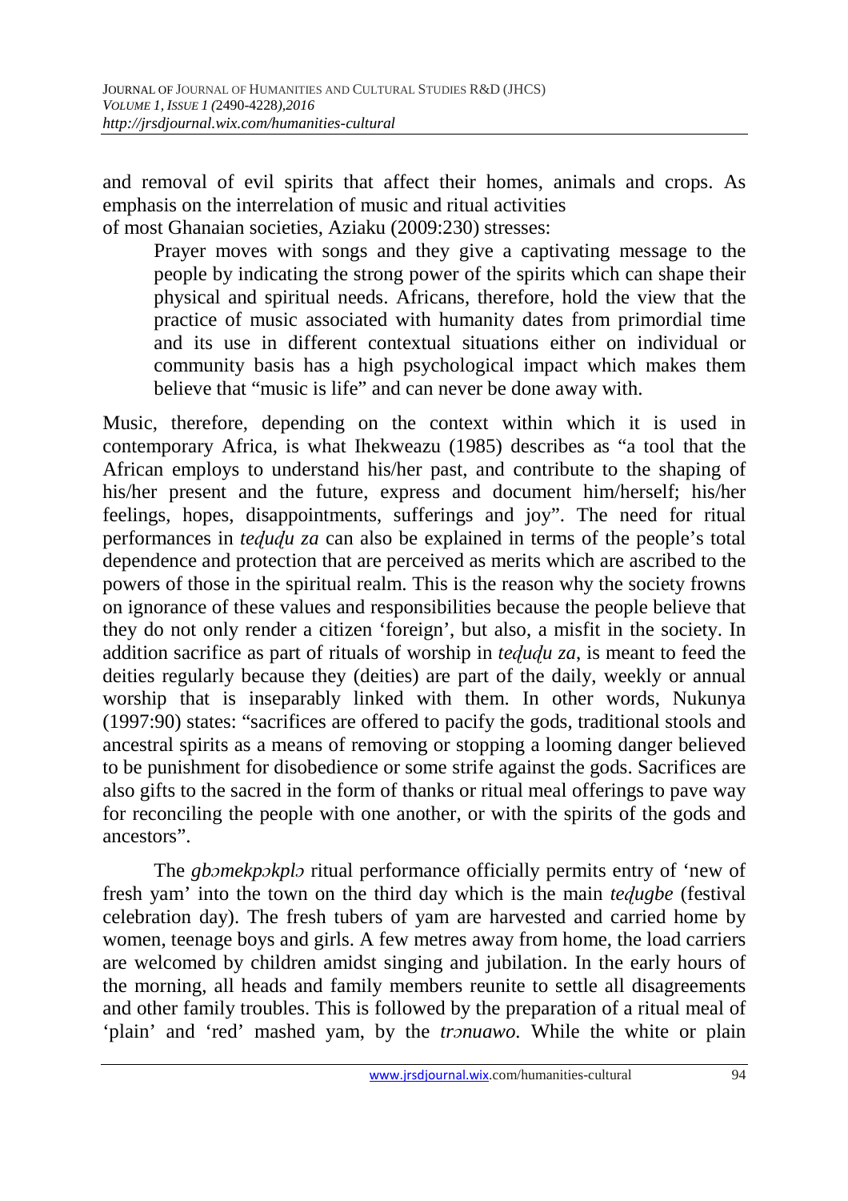and removal of evil spirits that affect their homes, animals and crops. As emphasis on the interrelation of music and ritual activities of most Ghanaian societies, Aziaku (2009:230) stresses:

> Prayer moves with songs and they give a captivating message to the people by indicating the strong power of the spirits which can shape their physical and spiritual needs. Africans, therefore, hold the view that the practice of music associated with humanity dates from primordial time and its use in different contextual situations either on individual or community basis has a high psychological impact which makes them believe that "music is life" and can never be done away with.

Music, therefore, depending on the context within which it is used in contemporary Africa, is what Ihekweazu (1985) describes as "a tool that the African employs to understand his/her past, and contribute to the shaping of his/her present and the future, express and document him/herself; his/her feelings, hopes, disappointments, sufferings and joy". The need for ritual performances in *teɖuɖu za* can also be explained in terms of the people's total dependence and protection that are perceived as merits which are ascribed to the powers of those in the spiritual realm. This is the reason why the society frowns on ignorance of these values and responsibilities because the people believe that they do not only render a citizen 'foreign', but also, a misfit in the society. In addition sacrifice as part of rituals of worship in *teɖuɖu za*, is meant to feed the deities regularly because they (deities) are part of the daily, weekly or annual worship that is inseparably linked with them. In other words, Nukunya (1997:90) states: "sacrifices are offered to pacify the gods, traditional stools and ancestral spirits as a means of removing or stopping a looming danger believed to be punishment for disobedience or some strife against the gods. Sacrifices are also gifts to the sacred in the form of thanks or ritual meal offerings to pave way for reconciling the people with one another, or with the spirits of the gods and ancestors".

The *gbɔmekpɔkplɔ* ritual performance officially permits entry of 'new of fresh yam' into the town on the third day which is the main *teɖugbe* (festival celebration day). The fresh tubers of yam are harvested and carried home by women, teenage boys and girls. A few metres away from home, the load carriers are welcomed by children amidst singing and jubilation. In the early hours of the morning, all heads and family members reunite to settle all disagreements and other family troubles. This is followed by the preparation of a ritual meal of 'plain' and 'red' mashed yam, by the *trɔnuawo.* While the white or plain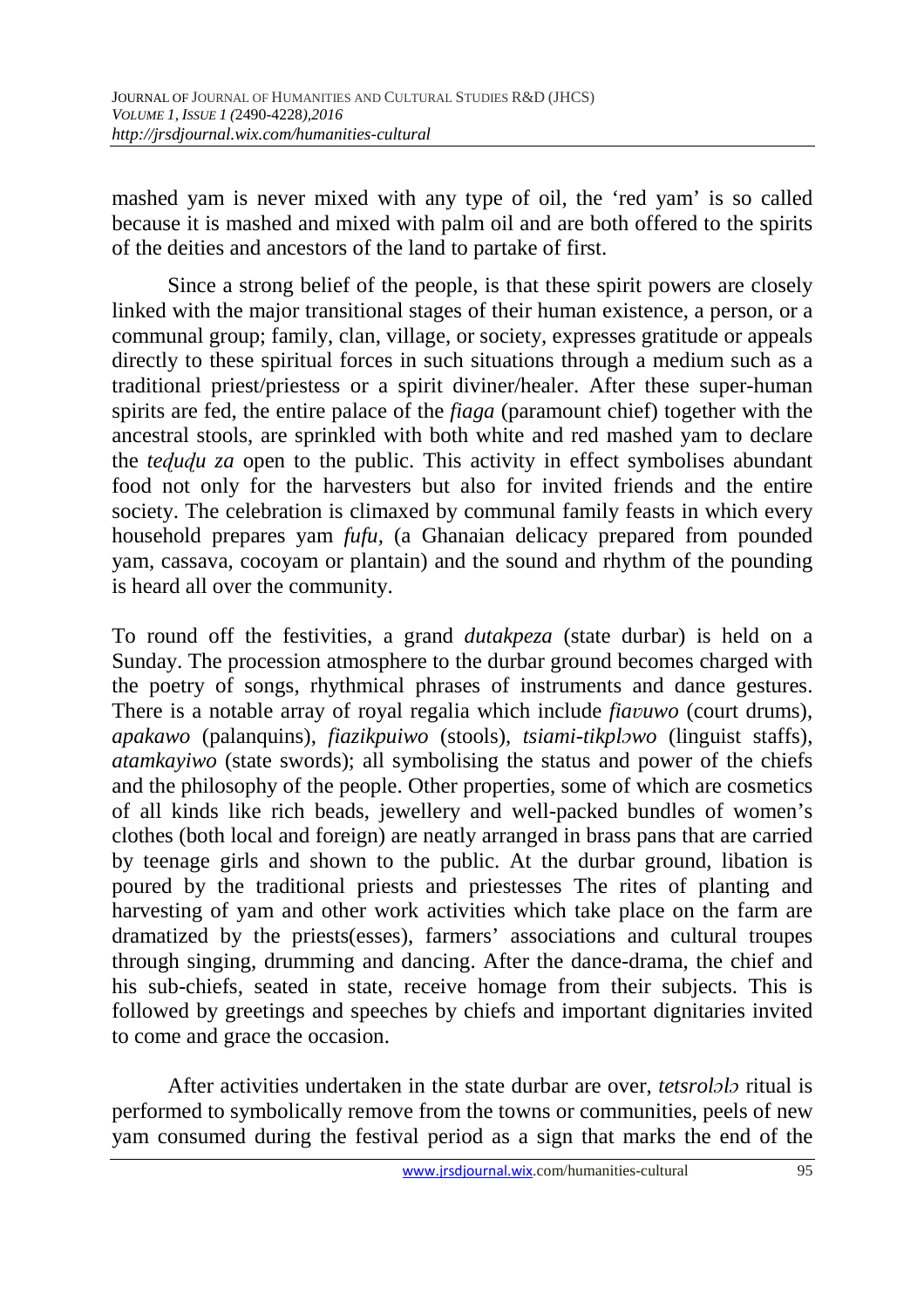mashed yam is never mixed with any type of oil, the 'red yam' is so called because it is mashed and mixed with palm oil and are both offered to the spirits of the deities and ancestors of the land to partake of first.

Since a strong belief of the people, is that these spirit powers are closely linked with the major transitional stages of their human existence, a person, or a communal group; family, clan, village, or society, expresses gratitude or appeals directly to these spiritual forces in such situations through a medium such as a traditional priest/priestess or a spirit diviner/healer. After these super-human spirits are fed, the entire palace of the *fiaga* (paramount chief) together with the ancestral stools, are sprinkled with both white and red mashed yam to declare the *teɖuɖu za* open to the public. This activity in effect symbolises abundant food not only for the harvesters but also for invited friends and the entire society. The celebration is climaxed by communal family feasts in which every household prepares yam *fufu*, (a Ghanaian delicacy prepared from pounded yam, cassava, cocoyam or plantain) and the sound and rhythm of the pounding is heard all over the community.

To round off the festivities, a grand *dutakpeza* (state durbar) is held on a Sunday. The procession atmosphere to the durbar ground becomes charged with the poetry of songs, rhythmical phrases of instruments and dance gestures. There is a notable array of royal regalia which include *fiaʋuwo* (court drums), *apakawo* (palanquins), *fiazikpuiwo* (stools), *tsiami-tikplɔwo* (linguist staffs), *atamkayiwo* (state swords); all symbolising the status and power of the chiefs and the philosophy of the people. Other properties, some of which are cosmetics of all kinds like rich beads, jewellery and well-packed bundles of women's clothes (both local and foreign) are neatly arranged in brass pans that are carried by teenage girls and shown to the public. At the durbar ground, libation is poured by the traditional priests and priestesses The rites of planting and harvesting of yam and other work activities which take place on the farm are dramatized by the priests(esses), farmers' associations and cultural troupes through singing, drumming and dancing. After the dance-drama, the chief and his sub-chiefs, seated in state, receive homage from their subjects. This is followed by greetings and speeches by chiefs and important dignitaries invited to come and grace the occasion.

After activities undertaken in the state durbar are over, *tetsrolɔlɔ* ritual is performed to symbolically remove from the towns or communities, peels of new yam consumed during the festival period as a sign that marks the end of the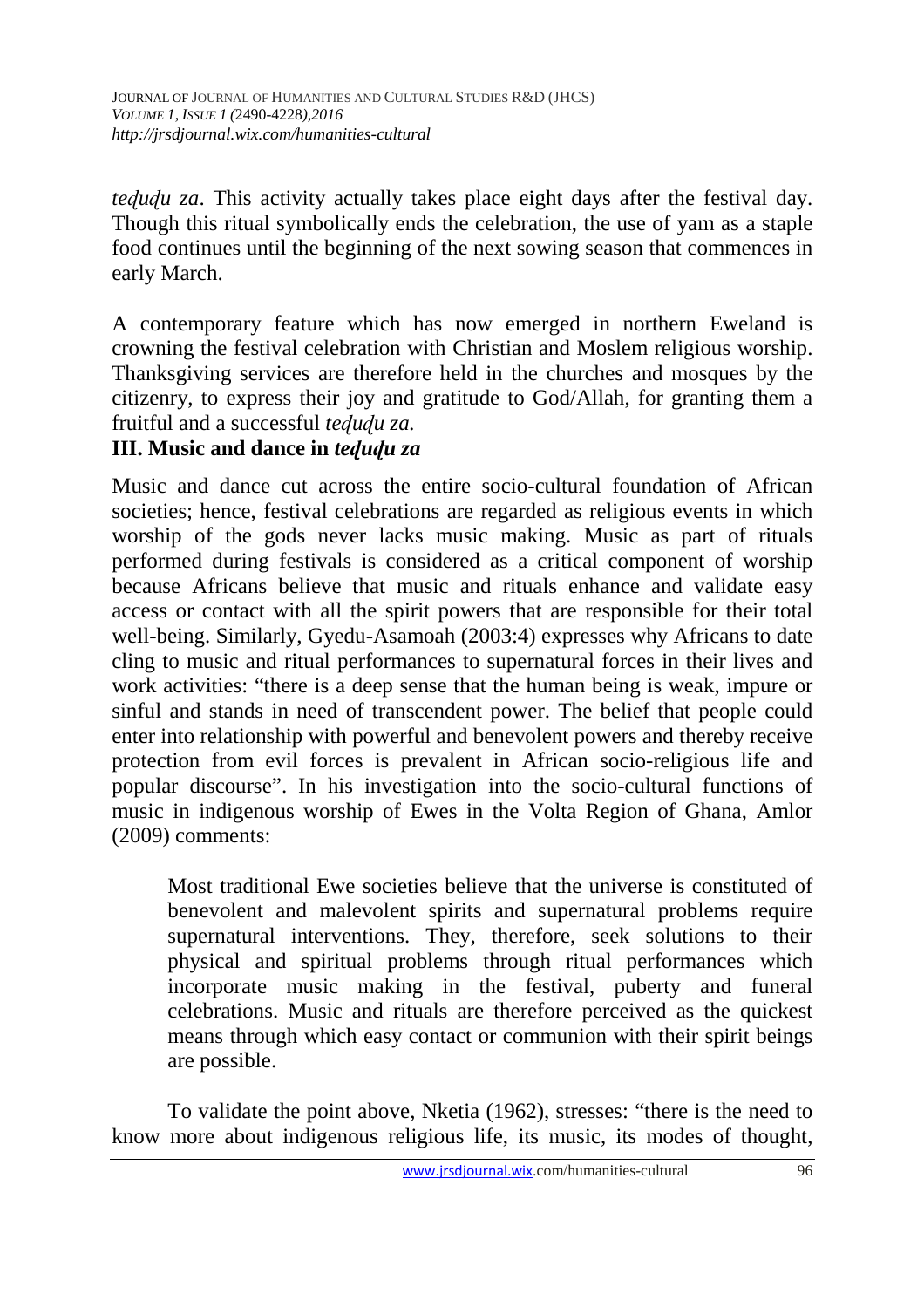*teɖuɖu za*. This activity actually takes place eight days after the festival day. Though this ritual symbolically ends the celebration, the use of yam as a staple food continues until the beginning of the next sowing season that commences in early March.

A contemporary feature which has now emerged in northern Eweland is crowning the festival celebration with Christian and Moslem religious worship. Thanksgiving services are therefore held in the churches and mosques by the citizenry, to express their joy and gratitude to God/Allah, for granting them a fruitful and a successful *teɖuɖu za.*

### III. Music and dance in *teɖuɖu za*

Music and dance cut across the entire socio-cultural foundation of African societies; hence, festival celebrations are regarded as religious events in which worship of the gods never lacks music making. Music as part of rituals performed during festivals is considered as a critical component of worship because Africans believe that music and rituals enhance and validate easy access or contact with all the spirit powers that are responsible for their total well-being. Similarly, Gyedu-Asamoah (2003:4) expresses why Africans to date cling to music and ritual performances to supernatural forces in their lives and work activities: "there is a deep sense that the human being is weak, impure or sinful and stands in need of transcendent power. The belief that people could enter into relationship with powerful and benevolent powers and thereby receive protection from evil forces is prevalent in African socio-religious life and popular discourse". In his investigation into the socio-cultural functions of music in indigenous worship of Ewes in the Volta Region of Ghana, Amlor (2009) comments:

> Most traditional Ewe societies believe that the universe is constituted of benevolent and malevolent spirits and supernatural problems require supernatural interventions. They, therefore, seek solutions to their physical and spiritual problems through ritual performances which incorporate music making in the festival, puberty and funeral celebrations. Music and rituals are therefore perceived as the quickest means through which easy contact or communion with their spirit beings are possible.

To validate the point above, Nketia (1962), stresses: "there is the need to know more about indigenous religious life, its music, its modes of thought,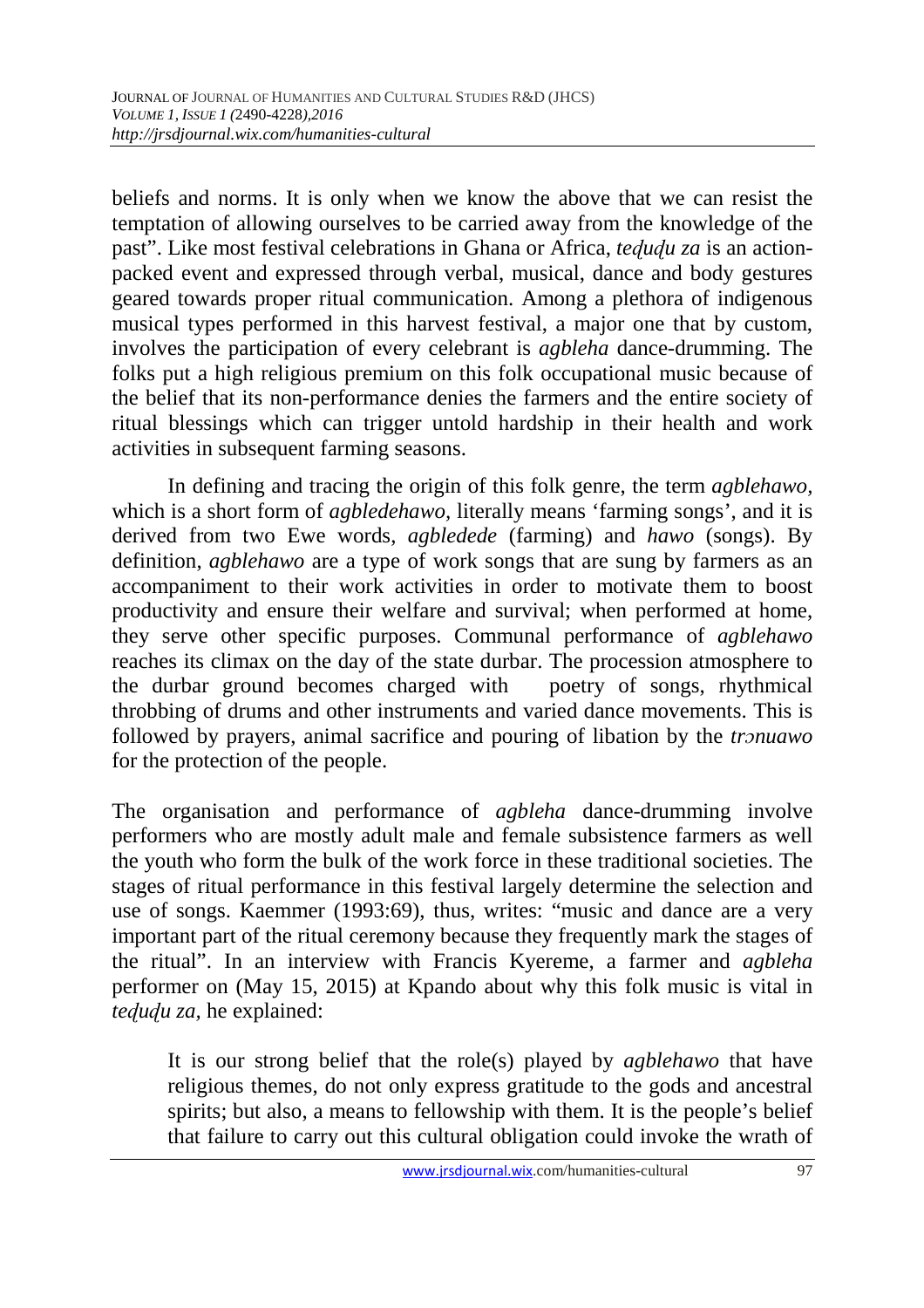beliefs and norms. It is only when we know the above that we can resist the temptation of allowing ourselves to be carried away from the knowledge of the past". Like most festival celebrations in Ghana or Africa, *teɖuɖu za* is an action-packed event and expressed through verbal, musical, dance and body gestures geared towards proper ritual communication. Among a plethora of indigenous musical types performed in this harvest festival, a major one that by custom, involves the participation of every celebrant is *agbleha* dance-drumming. The folks put a high religious premium on this folk occupational music because of the belief that its non-performance denies the farmers and the entire society of ritual blessings which can trigger untold hardship in their health and work activities in subsequent farming seasons.

In defining and tracing the origin of this folk genre, the term *agblehawo,* which is a short form of *agbledehawo,* literally means 'farming songs', and it is derived from two Ewe words, *agbledede* (farming) and *hawo* (songs). By definition, *agblehawo* are a type of work songs that are sung by farmers as an accompaniment to their work activities in order to motivate them to boost productivity and ensure their welfare and survival; when performed at home, they serve other specific purposes. Communal performance of *agblehawo* reaches its climax on the day of the state durbar. The procession atmosphere to the durbar ground becomes charged with poetry of songs, rhythmical throbbing of drums and other instruments and varied dance movements. This is followed by prayers, animal sacrifice and pouring of libation by the *trɔnuawo* for the protection of the people.

The organisation and performance of *agbleha* dance-drumming involve performers who are mostly adult male and female subsistence farmers as well the youth who form the bulk of the work force in these traditional societies. The stages of ritual performance in this festival largely determine the selection and use of songs. Kaemmer (1993:69), thus, writes: "music and dance are a very important part of the ritual ceremony because they frequently mark the stages of the ritual". In an interview with Francis Kyereme, a farmer and *agbleha* performer on (May 15, 2015) at Kpando about why this folk music is vital in *teɖuɖu za,* he explained:

> It is our strong belief that the role(s) played by *agblehawo* that have religious themes, do not only express gratitude to the gods and ancestral spirits; but also, a means to fellowship with them. It is the people's belief that failure to carry out this cultural obligation could invoke the wrath of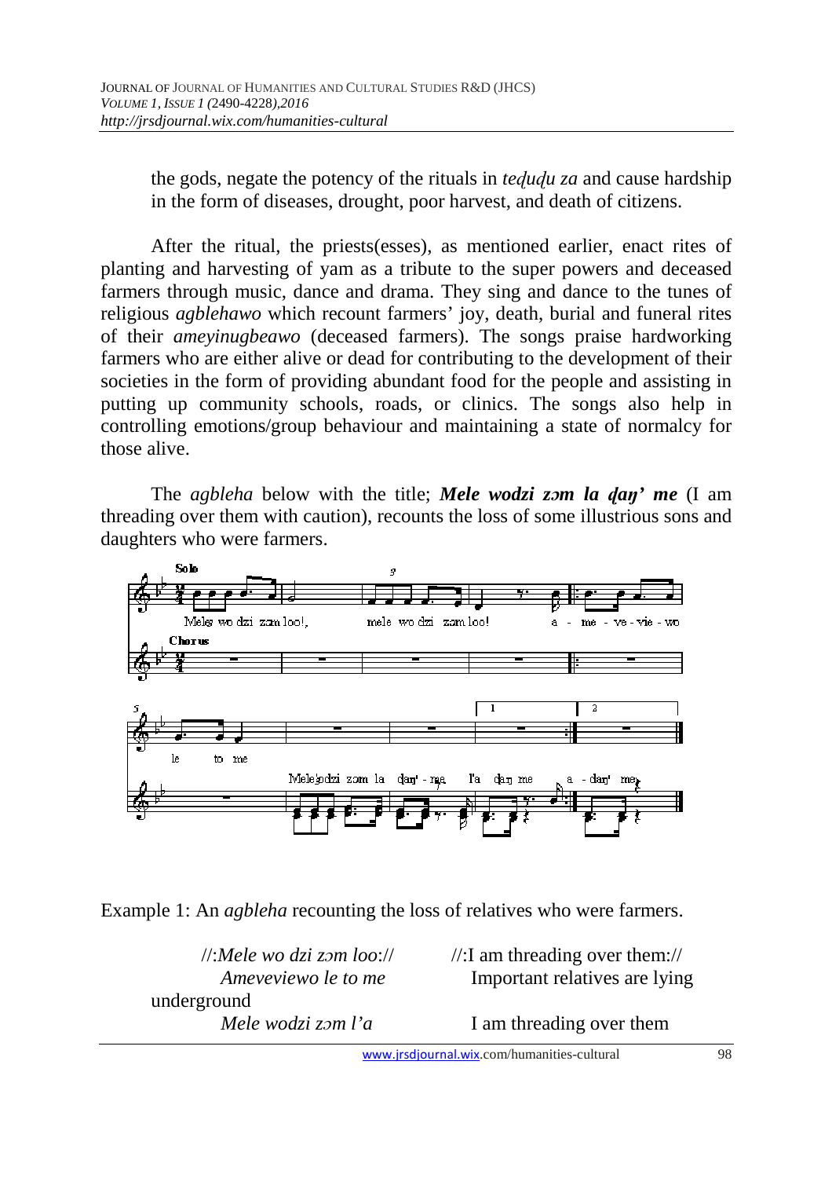the gods, negate the potency of the rituals in *teɖuɖu za* and cause hardship in the form of diseases, drought, poor harvest, and death of citizens.

After the ritual, the priests(esses), as mentioned earlier, enact rites of planting and harvesting of yam as a tribute to the super powers and deceased farmers through music, dance and drama. They sing and dance to the tunes of religious *agblehawo* which recount farmers' joy, death, burial and funeral rites of their *ameyinugbeawo* (deceased farmers). The songs praise hardworking farmers who are either alive or dead for contributing to the development of their societies in the form of providing abundant food for the people and assisting in putting up community schools, roads, or clinics. The songs also help in controlling emotions/group behaviour and maintaining a state of normalcy for those alive.

The *agbleha* below with the title; ***Mele wodzi zɔm la ɖaŋ' me*** (I am threading over them with caution), recounts the loss of some illustrious sons and daughters who were farmers.

Example 1: An *agbleha* recounting the loss of relatives who were farmers.

| | |
|---|---|
| //:*Mele wo dzi zɔm loo*:// | //:I am threading over them:// |
| *Ameveviewo le to me* | Important relatives are lying underground |
| *Mele wodzi zɔm l'a* | I am threading over them |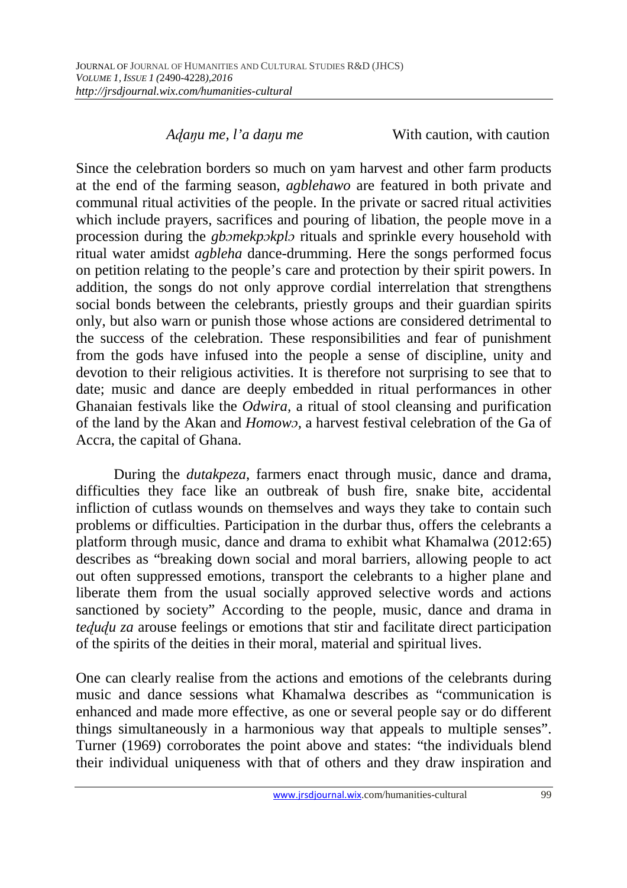*Aɖaŋu me, l'a daŋu me* With caution, with caution

Since the celebration borders so much on yam harvest and other farm products at the end of the farming season, *agblehawo* are featured in both private and communal ritual activities of the people. In the private or sacred ritual activities which include prayers, sacrifices and pouring of libation, the people move in a procession during the *gbɔmekpɔkplɔ* rituals and sprinkle every household with ritual water amidst *agbleha* dance-drumming. Here the songs performed focus on petition relating to the people's care and protection by their spirit powers. In addition, the songs do not only approve cordial interrelation that strengthens social bonds between the celebrants, priestly groups and their guardian spirits only, but also warn or punish those whose actions are considered detrimental to the success of the celebration. These responsibilities and fear of punishment from the gods have infused into the people a sense of discipline, unity and devotion to their religious activities. It is therefore not surprising to see that to date; music and dance are deeply embedded in ritual performances in other Ghanaian festivals like the *Odwira,* a ritual of stool cleansing and purification of the land by the Akan and *Homowɔ,* a harvest festival celebration of the Ga of Accra, the capital of Ghana.

During the *dutakpeza,* farmers enact through music, dance and drama, difficulties they face like an outbreak of bush fire, snake bite, accidental infliction of cutlass wounds on themselves and ways they take to contain such problems or difficulties. Participation in the durbar thus, offers the celebrants a platform through music, dance and drama to exhibit what Khamalwa (2012:65) describes as "breaking down social and moral barriers, allowing people to act out often suppressed emotions, transport the celebrants to a higher plane and liberate them from the usual socially approved selective words and actions sanctioned by society" According to the people, music, dance and drama in *teɖuɖu za* arouse feelings or emotions that stir and facilitate direct participation of the spirits of the deities in their moral, material and spiritual lives.

One can clearly realise from the actions and emotions of the celebrants during music and dance sessions what Khamalwa describes as "communication is enhanced and made more effective, as one or several people say or do different things simultaneously in a harmonious way that appeals to multiple senses". Turner (1969) corroborates the point above and states: "the individuals blend their individual uniqueness with that of others and they draw inspiration and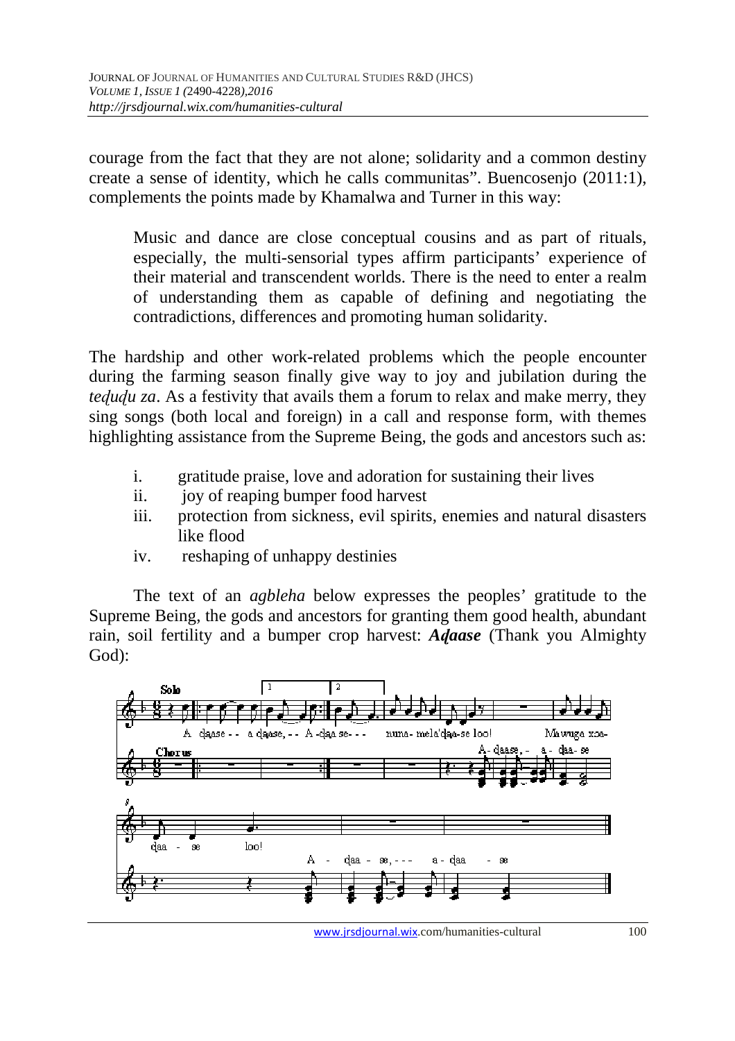courage from the fact that they are not alone; solidarity and a common destiny create a sense of identity, which he calls communitas". Buencosenjo (2011:1), complements the points made by Khamalwa and Turner in this way:

> Music and dance are close conceptual cousins and as part of rituals, especially, the multi-sensorial types affirm participants' experience of their material and transcendent worlds. There is the need to enter a realm of understanding them as capable of defining and negotiating the contradictions, differences and promoting human solidarity.

The hardship and other work-related problems which the people encounter during the farming season finally give way to joy and jubilation during the *teḍuḍu za*. As a festivity that avails them a forum to relax and make merry, they sing songs (both local and foreign) in a call and response form, with themes highlighting assistance from the Supreme Being, the gods and ancestors such as:

i. gratitude praise, love and adoration for sustaining their lives
ii. joy of reaping bumper food harvest
iii. protection from sickness, evil spirits, enemies and natural disasters like flood
iv. reshaping of unhappy destinies

The text of an *agbleha* below expresses the peoples' gratitude to the Supreme Being, the gods and ancestors for granting them good health, abundant rain, soil fertility and a bumper crop harvest: ***Aḍaase*** (Thank you Almighty God):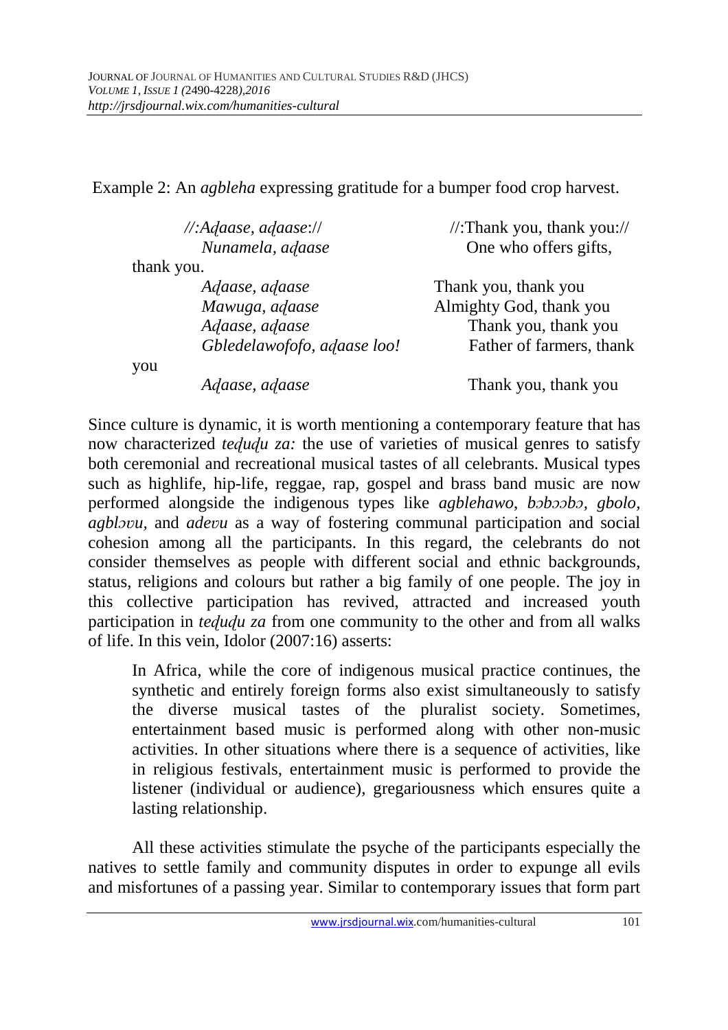Example 2: An *agbleha* expressing gratitude for a bumper food crop harvest.

| | |
|---|---|
| *//:Aɖaase, aɖaase://* | //:Thank you, thank you:// |
| *Nunamela, aɖaase* | One who offers gifts, thank you. |
| *Aɖaase, aɖaase* | Thank you, thank you |
| *Mawuga, aɖaase* | Almighty God, thank you |
| *Aɖaase, aɖaase* | Thank you, thank you |
| *Gbledelawofofo, aɖaase loo!* | Father of farmers, thank you |
| *Aɖaase, aɖaase* | Thank you, thank you |

Since culture is dynamic, it is worth mentioning a contemporary feature that has now characterized *teɖuɖu za:* the use of varieties of musical genres to satisfy both ceremonial and recreational musical tastes of all celebrants. Musical types such as highlife, hip-life, reggae, rap, gospel and brass band music are now performed alongside the indigenous types like *agblehawo*, *bɔbɔɔbɔ*, *gbolo*, *agblɔʋu*, and *adeʋu* as a way of fostering communal participation and social cohesion among all the participants. In this regard, the celebrants do not consider themselves as people with different social and ethnic backgrounds, status, religions and colours but rather a big family of one people. The joy in this collective participation has revived, attracted and increased youth participation in *teɖuɖu za* from one community to the other and from all walks of life. In this vein, Idolor (2007:16) asserts:

> In Africa, while the core of indigenous musical practice continues, the synthetic and entirely foreign forms also exist simultaneously to satisfy the diverse musical tastes of the pluralist society. Sometimes, entertainment based music is performed along with other non-music activities. In other situations where there is a sequence of activities, like in religious festivals, entertainment music is performed to provide the listener (individual or audience), gregariousness which ensures quite a lasting relationship.

All these activities stimulate the psyche of the participants especially the natives to settle family and community disputes in order to expunge all evils and misfortunes of a passing year. Similar to contemporary issues that form part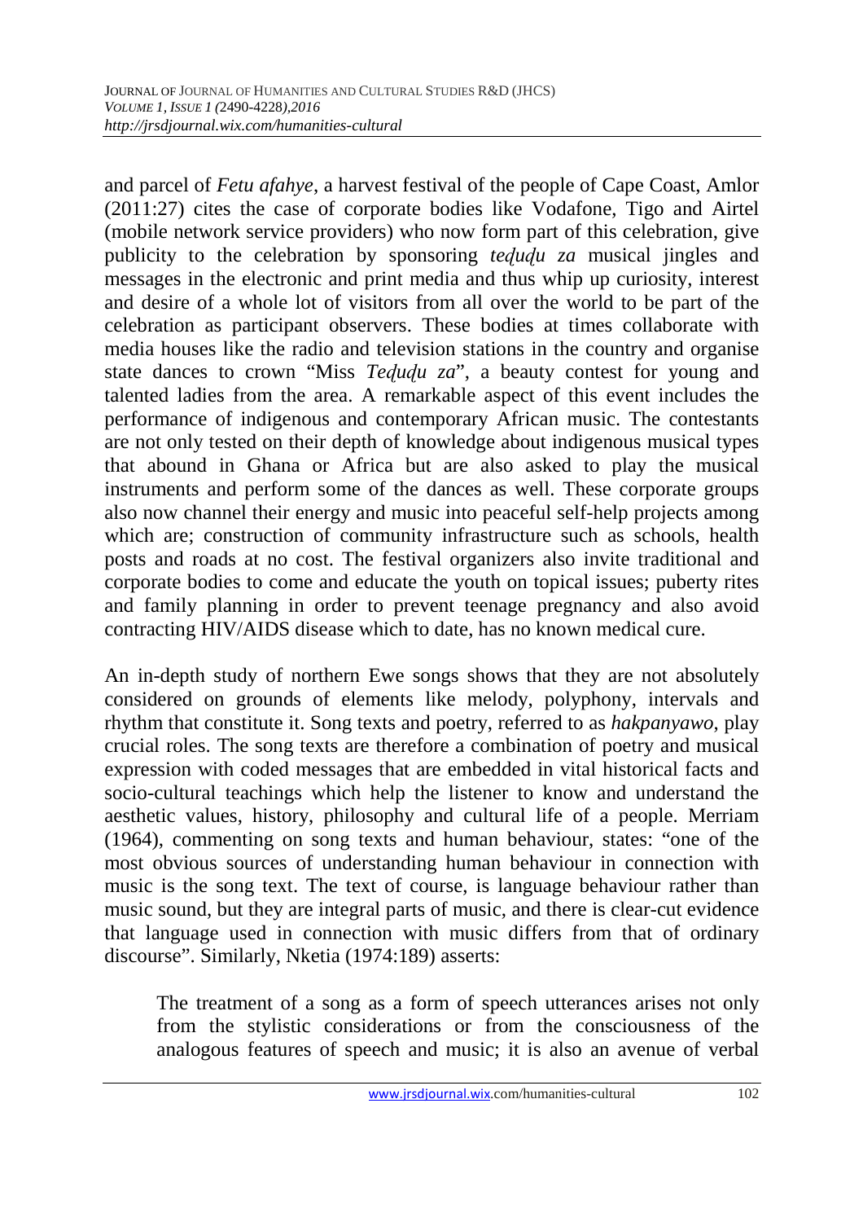and parcel of *Fetu afahye*, a harvest festival of the people of Cape Coast, Amlor (2011:27) cites the case of corporate bodies like Vodafone, Tigo and Airtel (mobile network service providers) who now form part of this celebration, give publicity to the celebration by sponsoring *teɖuɖu za* musical jingles and messages in the electronic and print media and thus whip up curiosity, interest and desire of a whole lot of visitors from all over the world to be part of the celebration as participant observers. These bodies at times collaborate with media houses like the radio and television stations in the country and organise state dances to crown "Miss *Teɖuɖu za*", a beauty contest for young and talented ladies from the area. A remarkable aspect of this event includes the performance of indigenous and contemporary African music. The contestants are not only tested on their depth of knowledge about indigenous musical types that abound in Ghana or Africa but are also asked to play the musical instruments and perform some of the dances as well. These corporate groups also now channel their energy and music into peaceful self-help projects among which are; construction of community infrastructure such as schools, health posts and roads at no cost. The festival organizers also invite traditional and corporate bodies to come and educate the youth on topical issues; puberty rites and family planning in order to prevent teenage pregnancy and also avoid contracting HIV/AIDS disease which to date, has no known medical cure.

An in-depth study of northern Ewe songs shows that they are not absolutely considered on grounds of elements like melody, polyphony, intervals and rhythm that constitute it. Song texts and poetry, referred to as *hakpanyawo*, play crucial roles. The song texts are therefore a combination of poetry and musical expression with coded messages that are embedded in vital historical facts and socio-cultural teachings which help the listener to know and understand the aesthetic values, history, philosophy and cultural life of a people. Merriam (1964), commenting on song texts and human behaviour, states: "one of the most obvious sources of understanding human behaviour in connection with music is the song text. The text of course, is language behaviour rather than music sound, but they are integral parts of music, and there is clear-cut evidence that language used in connection with music differs from that of ordinary discourse". Similarly, Nketia (1974:189) asserts:

> The treatment of a song as a form of speech utterances arises not only from the stylistic considerations or from the consciousness of the analogous features of speech and music; it is also an avenue of verbal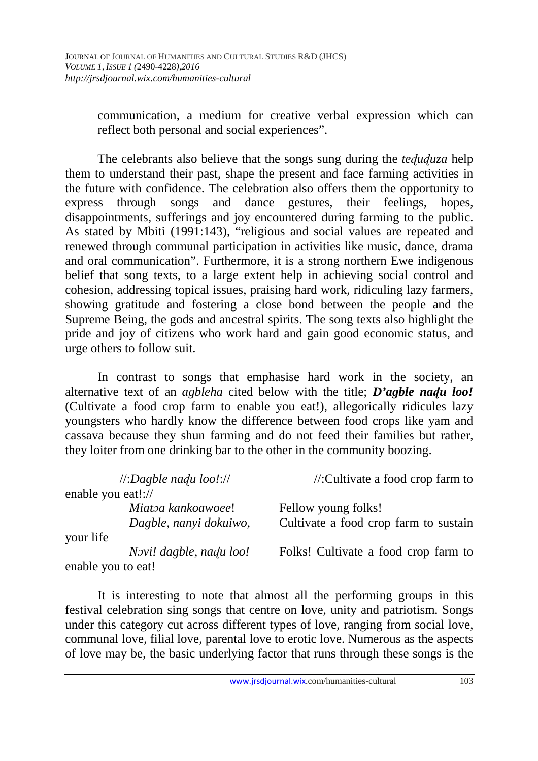communication, a medium for creative verbal expression which can reflect both personal and social experiences".

The celebrants also believe that the songs sung during the *teɖuɖuza* help them to understand their past, shape the present and face farming activities in the future with confidence. The celebration also offers them the opportunity to express through songs and dance gestures, their feelings, hopes, disappointments, sufferings and joy encountered during farming to the public. As stated by Mbiti (1991:143), "religious and social values are repeated and renewed through communal participation in activities like music, dance, drama and oral communication". Furthermore, it is a strong northern Ewe indigenous belief that song texts, to a large extent help in achieving social control and cohesion, addressing topical issues, praising hard work, ridiculing lazy farmers, showing gratitude and fostering a close bond between the people and the Supreme Being, the gods and ancestral spirits. The song texts also highlight the pride and joy of citizens who work hard and gain good economic status, and urge others to follow suit.

In contrast to songs that emphasise hard work in the society, an alternative text of an *agbleha* cited below with the title; ***D'agble naɖu loo!*** (Cultivate a food crop farm to enable you eat!), allegorically ridicules lazy youngsters who hardly know the difference between food crops like yam and cassava because they shun farming and do not feed their families but rather, they loiter from one drinking bar to the other in the community boozing.

| | |
|---|---|
| //:*Dagble naɖu loo!*:// | //:Cultivate a food crop farm to enable you eat!:// |
| *Miatɔa kankoawoee*! | Fellow young folks! |
| *Dagble, nanyi dokuiwo,* | Cultivate a food crop farm to sustain your life |
| *Nɔvi! dagble, naɖu loo!* | Folks! Cultivate a food crop farm to enable you to eat! |

It is interesting to note that almost all the performing groups in this festival celebration sing songs that centre on love, unity and patriotism. Songs under this category cut across different types of love, ranging from social love, communal love, filial love, parental love to erotic love. Numerous as the aspects of love may be, the basic underlying factor that runs through these songs is the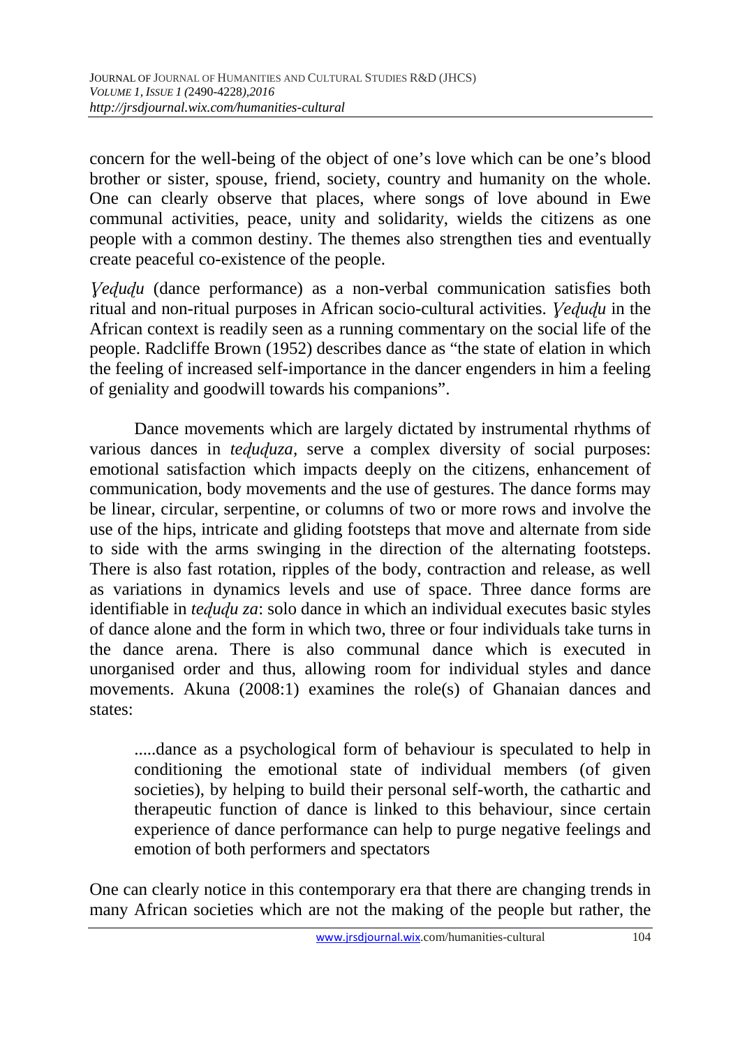concern for the well-being of the object of one's love which can be one's blood brother or sister, spouse, friend, society, country and humanity on the whole. One can clearly observe that places, where songs of love abound in Ewe communal activities, peace, unity and solidarity, wields the citizens as one people with a common destiny. The themes also strengthen ties and eventually create peaceful co-existence of the people.

*Ɣeɖuɖu* (dance performance) as a non-verbal communication satisfies both ritual and non-ritual purposes in African socio-cultural activities. *Ɣeɖuɖu* in the African context is readily seen as a running commentary on the social life of the people. Radcliffe Brown (1952) describes dance as "the state of elation in which the feeling of increased self-importance in the dancer engenders in him a feeling of geniality and goodwill towards his companions".

Dance movements which are largely dictated by instrumental rhythms of various dances in *teɖuɖuza*, serve a complex diversity of social purposes: emotional satisfaction which impacts deeply on the citizens, enhancement of communication, body movements and the use of gestures. The dance forms may be linear, circular, serpentine, or columns of two or more rows and involve the use of the hips, intricate and gliding footsteps that move and alternate from side to side with the arms swinging in the direction of the alternating footsteps. There is also fast rotation, ripples of the body, contraction and release, as well as variations in dynamics levels and use of space. Three dance forms are identifiable in *teɖuɖu za*: solo dance in which an individual executes basic styles of dance alone and the form in which two, three or four individuals take turns in the dance arena. There is also communal dance which is executed in unorganised order and thus, allowing room for individual styles and dance movements. Akuna (2008:1) examines the role(s) of Ghanaian dances and states:

> .....dance as a psychological form of behaviour is speculated to help in conditioning the emotional state of individual members (of given societies), by helping to build their personal self-worth, the cathartic and therapeutic function of dance is linked to this behaviour, since certain experience of dance performance can help to purge negative feelings and emotion of both performers and spectators

One can clearly notice in this contemporary era that there are changing trends in many African societies which are not the making of the people but rather, the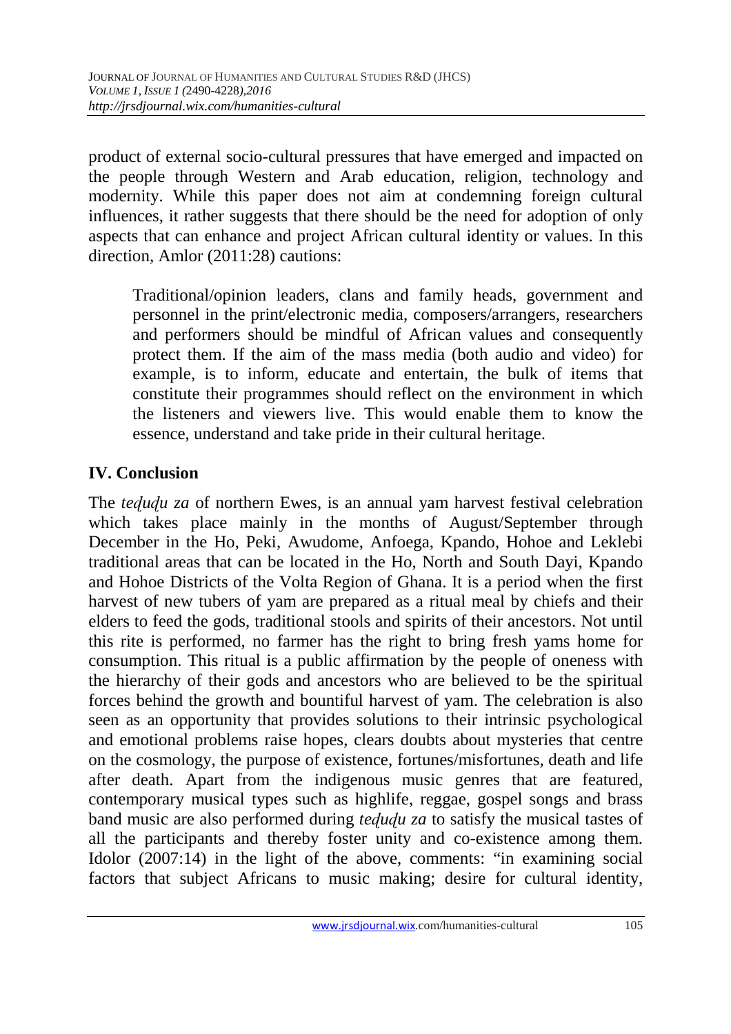product of external socio-cultural pressures that have emerged and impacted on the people through Western and Arab education, religion, technology and modernity. While this paper does not aim at condemning foreign cultural influences, it rather suggests that there should be the need for adoption of only aspects that can enhance and project African cultural identity or values. In this direction, Amlor (2011:28) cautions:

> Traditional/opinion leaders, clans and family heads, government and personnel in the print/electronic media, composers/arrangers, researchers and performers should be mindful of African values and consequently protect them. If the aim of the mass media (both audio and video) for example, is to inform, educate and entertain, the bulk of items that constitute their programmes should reflect on the environment in which the listeners and viewers live. This would enable them to know the essence, understand and take pride in their cultural heritage.

## IV. Conclusion

The *teḍuḍu za* of northern Ewes, is an annual yam harvest festival celebration which takes place mainly in the months of August/September through December in the Ho, Peki, Awudome, Anfoega, Kpando, Hohoe and Leklebi traditional areas that can be located in the Ho, North and South Dayi, Kpando and Hohoe Districts of the Volta Region of Ghana. It is a period when the first harvest of new tubers of yam are prepared as a ritual meal by chiefs and their elders to feed the gods, traditional stools and spirits of their ancestors. Not until this rite is performed, no farmer has the right to bring fresh yams home for consumption. This ritual is a public affirmation by the people of oneness with the hierarchy of their gods and ancestors who are believed to be the spiritual forces behind the growth and bountiful harvest of yam. The celebration is also seen as an opportunity that provides solutions to their intrinsic psychological and emotional problems raise hopes, clears doubts about mysteries that centre on the cosmology, the purpose of existence, fortunes/misfortunes, death and life after death. Apart from the indigenous music genres that are featured, contemporary musical types such as highlife, reggae, gospel songs and brass band music are also performed during *teḍuḍu za* to satisfy the musical tastes of all the participants and thereby foster unity and co-existence among them. Idolor (2007:14) in the light of the above, comments: "in examining social factors that subject Africans to music making; desire for cultural identity,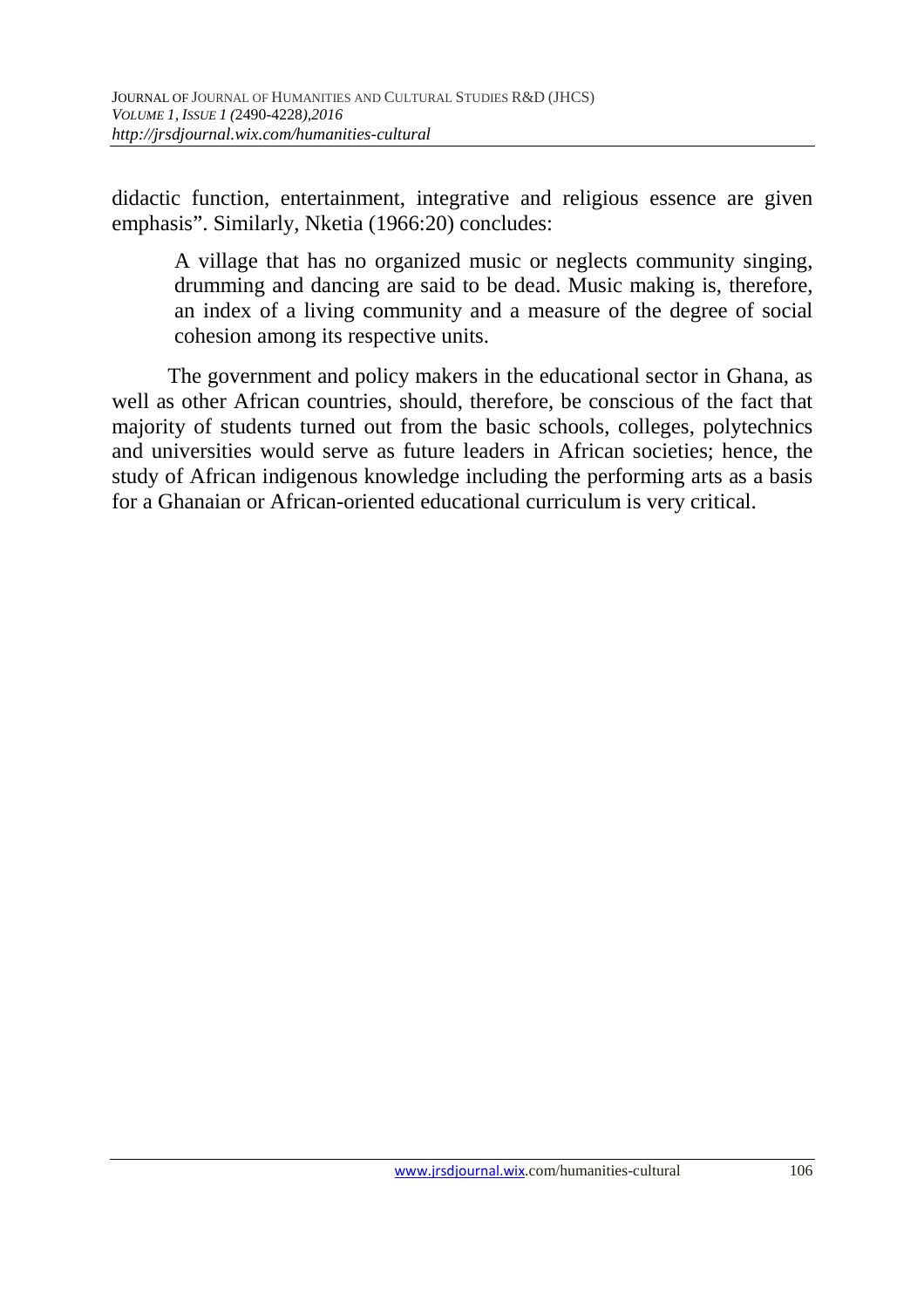didactic function, entertainment, integrative and religious essence are given emphasis". Similarly, Nketia (1966:20) concludes:

> A village that has no organized music or neglects community singing, drumming and dancing are said to be dead. Music making is, therefore, an index of a living community and a measure of the degree of social cohesion among its respective units.

The government and policy makers in the educational sector in Ghana, as well as other African countries, should, therefore, be conscious of the fact that majority of students turned out from the basic schools, colleges, polytechnics and universities would serve as future leaders in African societies; hence, the study of African indigenous knowledge including the performing arts as a basis for a Ghanaian or African-oriented educational curriculum is very critical.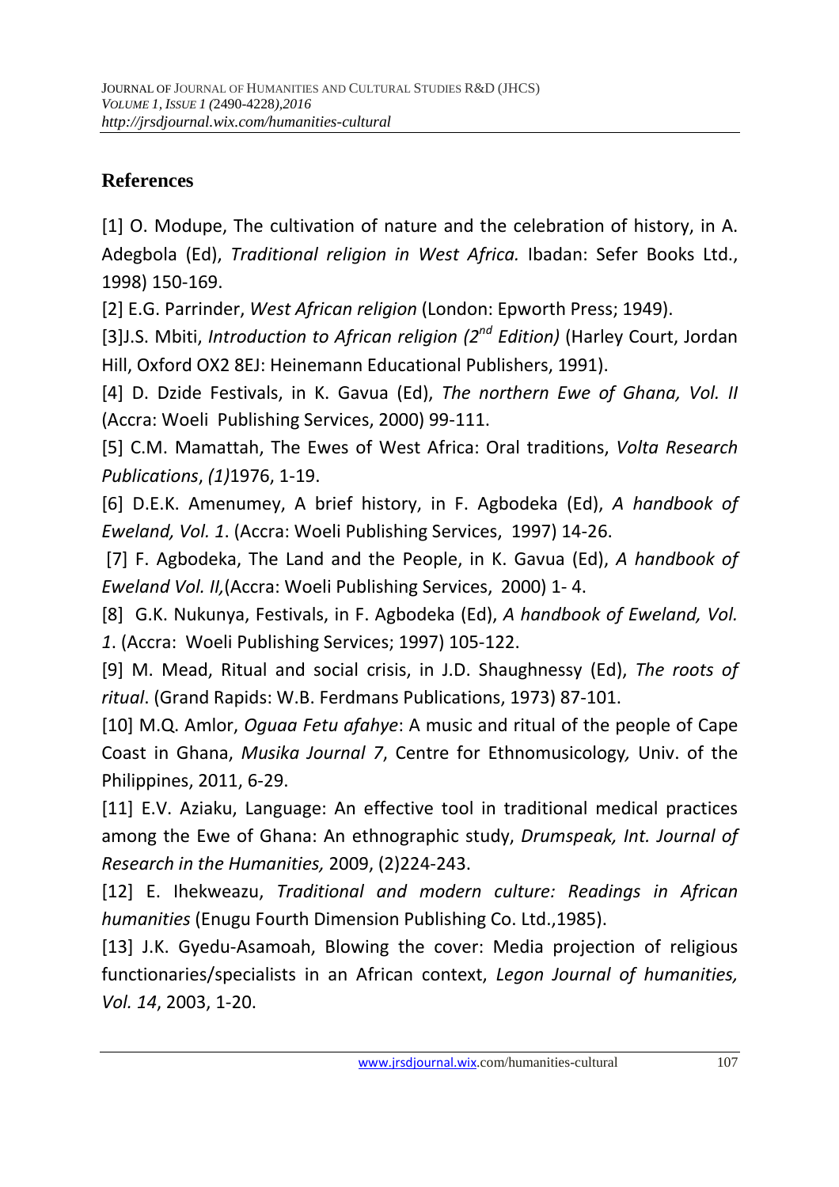## References

[1] O. Modupe, The cultivation of nature and the celebration of history, in A. Adegbola (Ed), *Traditional religion in West Africa.* Ibadan: Sefer Books Ltd., 1998) 150-169.

[2] E.G. Parrinder, *West African religion* (London: Epworth Press; 1949).

[3]J.S. Mbiti, *Introduction to African religion (2nd Edition)* (Harley Court, Jordan Hill, Oxford OX2 8EJ: Heinemann Educational Publishers, 1991).

[4] D. Dzide Festivals, in K. Gavua (Ed), *The northern Ewe of Ghana, Vol. II* (Accra: Woeli Publishing Services, 2000) 99-111.

[5] C.M. Mamattah, The Ewes of West Africa: Oral traditions, *Volta Research Publications*, *(1)*1976, 1-19.

[6] D.E.K. Amenumey, A brief history, in F. Agbodeka (Ed), *A handbook of Eweland, Vol. 1*. (Accra: Woeli Publishing Services, 1997) 14-26.

[7] F. Agbodeka, The Land and the People, in K. Gavua (Ed), *A handbook of Eweland Vol. II,*(Accra: Woeli Publishing Services, 2000) 1- 4.

[8] G.K. Nukunya, Festivals, in F. Agbodeka (Ed), *A handbook of Eweland, Vol. 1*. (Accra: Woeli Publishing Services; 1997) 105-122.

[9] M. Mead, Ritual and social crisis, in J.D. Shaughnessy (Ed), *The roots of ritual*. (Grand Rapids: W.B. Ferdmans Publications, 1973) 87-101.

[10] M.Q. Amlor, *Oguaa Fetu afahye*: A music and ritual of the people of Cape Coast in Ghana, *Musika Journal 7*, Centre for Ethnomusicology*,* Univ. of the Philippines, 2011, 6-29.

[11] E.V. Aziaku, Language: An effective tool in traditional medical practices among the Ewe of Ghana: An ethnographic study, *Drumspeak, Int. Journal of Research in the Humanities,* 2009, (2)224-243.

[12] E. Ihekweazu, *Traditional and modern culture: Readings in African humanities* (Enugu Fourth Dimension Publishing Co. Ltd.,1985).

[13] J.K. Gyedu-Asamoah, Blowing the cover: Media projection of religious functionaries/specialists in an African context, *Legon Journal of humanities, Vol. 14*, 2003, 1-20.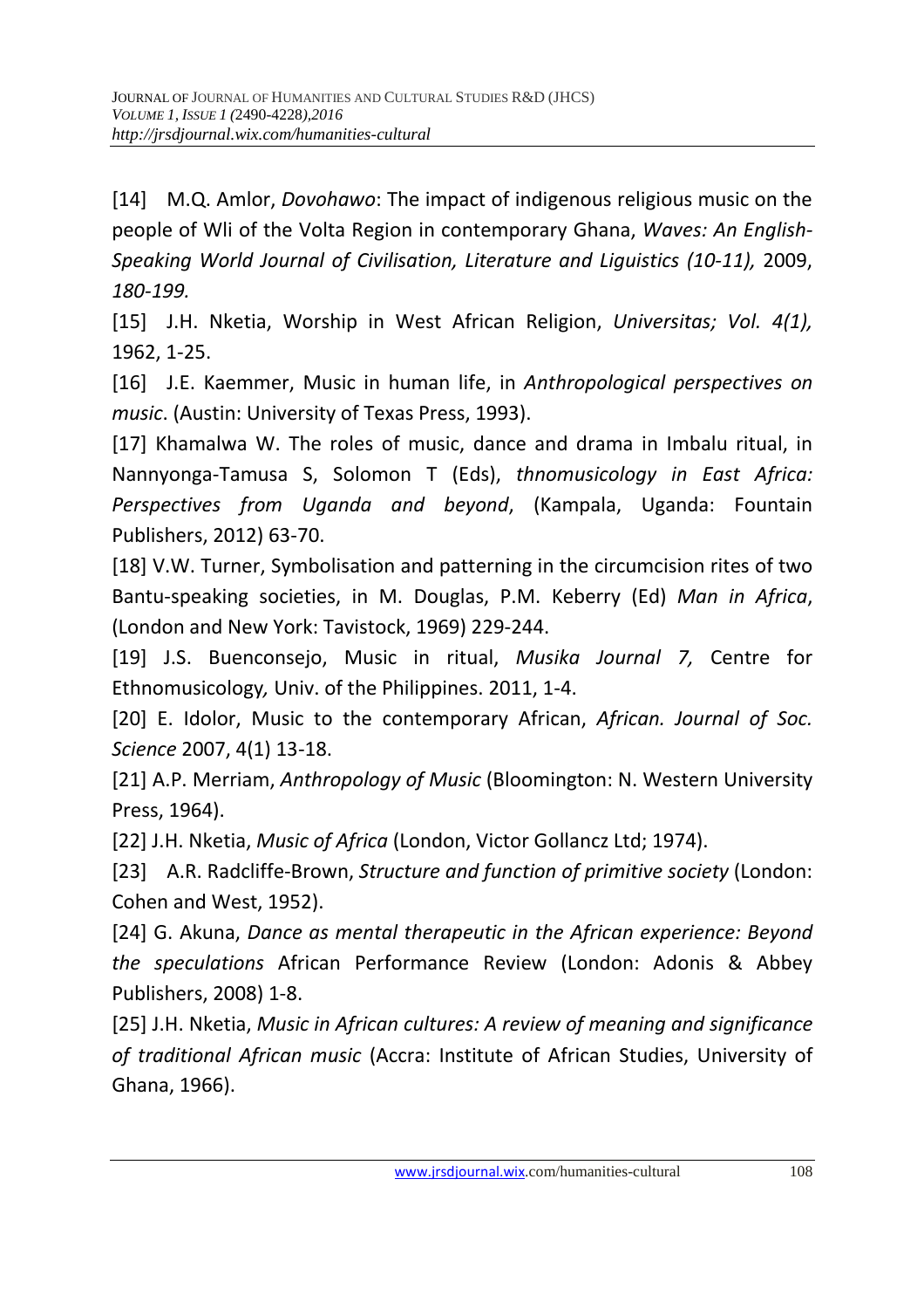[14] M.Q. Amlor, *Dovohawo*: The impact of indigenous religious music on the people of Wli of the Volta Region in contemporary Ghana, *Waves: An English-Speaking World Journal of Civilisation, Literature and Liguistics (10-11),* 2009, *180-199.*

[15] J.H. Nketia, Worship in West African Religion, *Universitas; Vol. 4(1),* 1962, 1-25.

[16] J.E. Kaemmer, Music in human life, in *Anthropological perspectives on music*. (Austin: University of Texas Press, 1993).

[17] Khamalwa W. The roles of music, dance and drama in Imbalu ritual, in Nannyonga-Tamusa S, Solomon T (Eds), *thnomusicology in East Africa: Perspectives from Uganda and beyond*, (Kampala, Uganda: Fountain Publishers, 2012) 63-70.

[18] V.W. Turner, Symbolisation and patterning in the circumcision rites of two Bantu-speaking societies, in M. Douglas, P.M. Keberry (Ed) *Man in Africa*, (London and New York: Tavistock, 1969) 229-244.

[19] J.S. Buenconsejo, Music in ritual, *Musika Journal 7,* Centre for Ethnomusicology*,* Univ. of the Philippines. 2011, 1-4.

[20] E. Idolor, Music to the contemporary African, *African. Journal of Soc. Science* 2007, 4(1) 13-18.

[21] A.P. Merriam, *Anthropology of Music* (Bloomington: N. Western University Press, 1964).

[22] J.H. Nketia, *Music of Africa* (London, Victor Gollancz Ltd; 1974).

[23] A.R. Radcliffe-Brown, *Structure and function of primitive society* (London: Cohen and West, 1952).

[24] G. Akuna, *Dance as mental therapeutic in the African experience: Beyond the speculations* African Performance Review (London: Adonis & Abbey Publishers, 2008) 1-8.

[25] J.H. Nketia, *Music in African cultures: A review of meaning and significance of traditional African music* (Accra: Institute of African Studies, University of Ghana, 1966).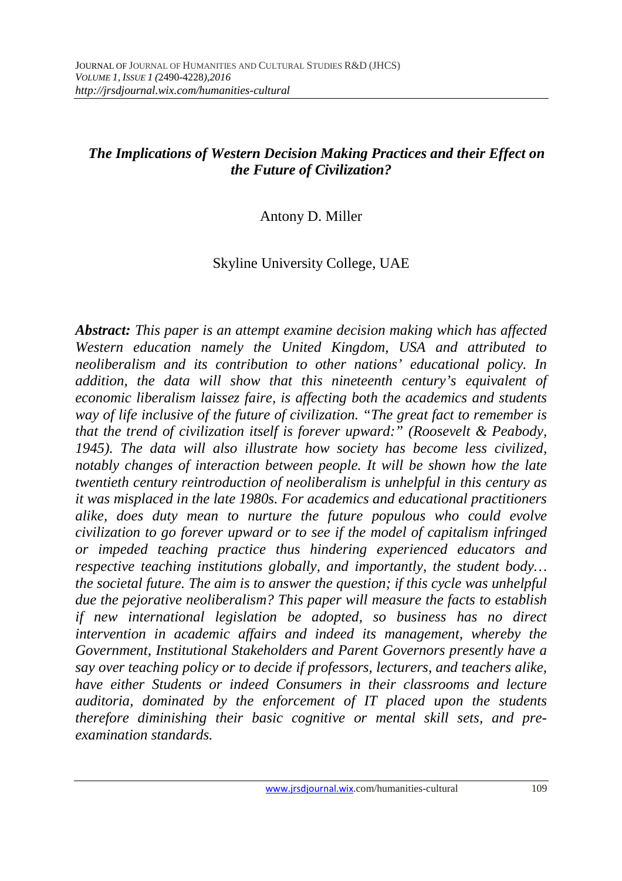## *The Implications of Western Decision Making Practices and their Effect on the Future of Civilization?*

Antony D. Miller

Skyline University College, UAE

***Abstract:*** *This paper is an attempt examine decision making which has affected Western education namely the United Kingdom, USA and attributed to neoliberalism and its contribution to other nations' educational policy. In addition, the data will show that this nineteenth century's equivalent of economic liberalism laissez faire, is affecting both the academics and students way of life inclusive of the future of civilization. "The great fact to remember is that the trend of civilization itself is forever upward:" (Roosevelt & Peabody, 1945). The data will also illustrate how society has become less civilized, notably changes of interaction between people. It will be shown how the late twentieth century reintroduction of neoliberalism is unhelpful in this century as it was misplaced in the late 1980s. For academics and educational practitioners alike, does duty mean to nurture the future populous who could evolve civilization to go forever upward or to see if the model of capitalism infringed or impeded teaching practice thus hindering experienced educators and respective teaching institutions globally, and importantly, the student body… the societal future. The aim is to answer the question; if this cycle was unhelpful due the pejorative neoliberalism? This paper will measure the facts to establish if new international legislation be adopted, so business has no direct intervention in academic affairs and indeed its management, whereby the Government, Institutional Stakeholders and Parent Governors presently have a say over teaching policy or to decide if professors, lecturers, and teachers alike, have either Students or indeed Consumers in their classrooms and lecture auditoria, dominated by the enforcement of IT placed upon the students therefore diminishing their basic cognitive or mental skill sets, and pre-examination standards.*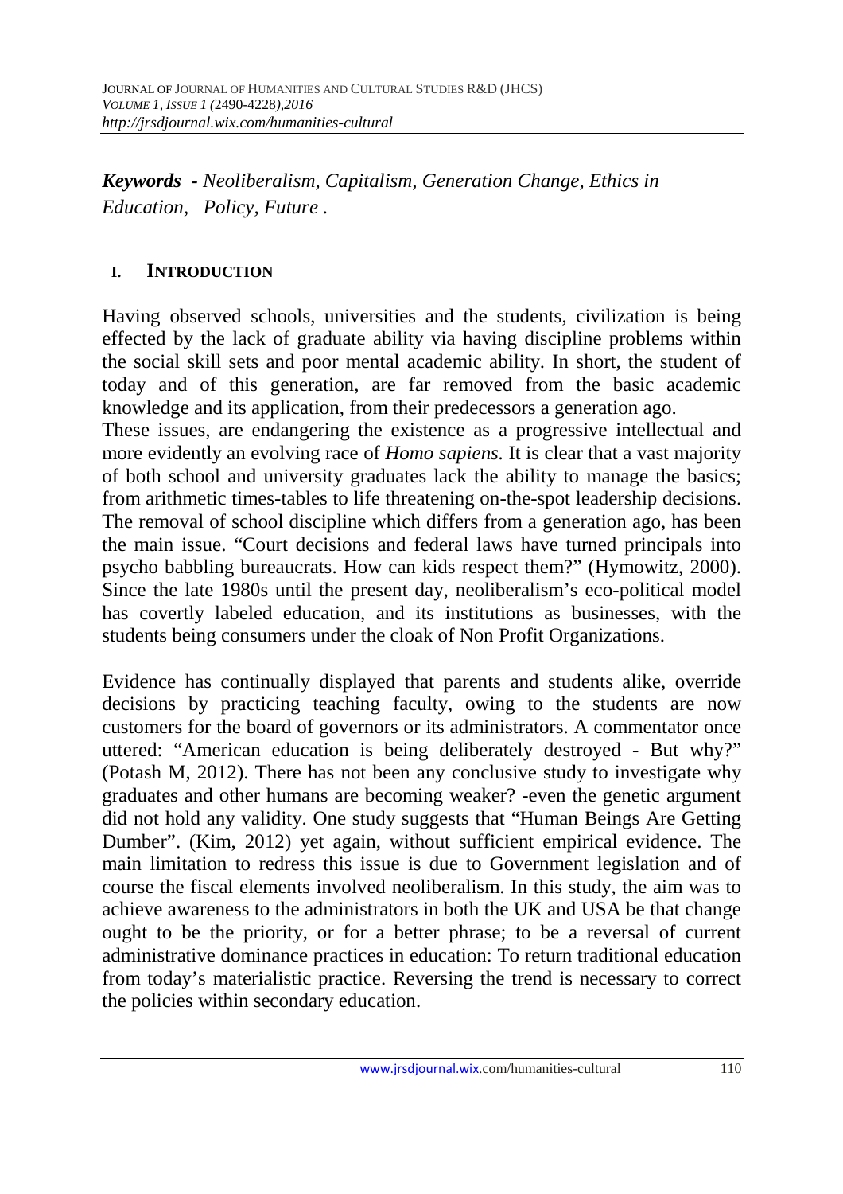*Keywords - Neoliberalism, Capitalism, Generation Change, Ethics in Education, Policy, Future .*

## I. INTRODUCTION

Having observed schools, universities and the students, civilization is being effected by the lack of graduate ability via having discipline problems within the social skill sets and poor mental academic ability. In short, the student of today and of this generation, are far removed from the basic academic knowledge and its application, from their predecessors a generation ago.

These issues, are endangering the existence as a progressive intellectual and more evidently an evolving race of *Homo sapiens.* It is clear that a vast majority of both school and university graduates lack the ability to manage the basics; from arithmetic times-tables to life threatening on-the-spot leadership decisions. The removal of school discipline which differs from a generation ago, has been the main issue. "Court decisions and federal laws have turned principals into psycho babbling bureaucrats. How can kids respect them?" (Hymowitz, 2000). Since the late 1980s until the present day, neoliberalism's eco-political model has covertly labeled education, and its institutions as businesses, with the students being consumers under the cloak of Non Profit Organizations.

Evidence has continually displayed that parents and students alike, override decisions by practicing teaching faculty, owing to the students are now customers for the board of governors or its administrators. A commentator once uttered: "American education is being deliberately destroyed - But why?" (Potash M, 2012). There has not been any conclusive study to investigate why graduates and other humans are becoming weaker? -even the genetic argument did not hold any validity. One study suggests that "Human Beings Are Getting Dumber". (Kim, 2012) yet again, without sufficient empirical evidence. The main limitation to redress this issue is due to Government legislation and of course the fiscal elements involved neoliberalism. In this study, the aim was to achieve awareness to the administrators in both the UK and USA be that change ought to be the priority, or for a better phrase; to be a reversal of current administrative dominance practices in education: To return traditional education from today's materialistic practice. Reversing the trend is necessary to correct the policies within secondary education.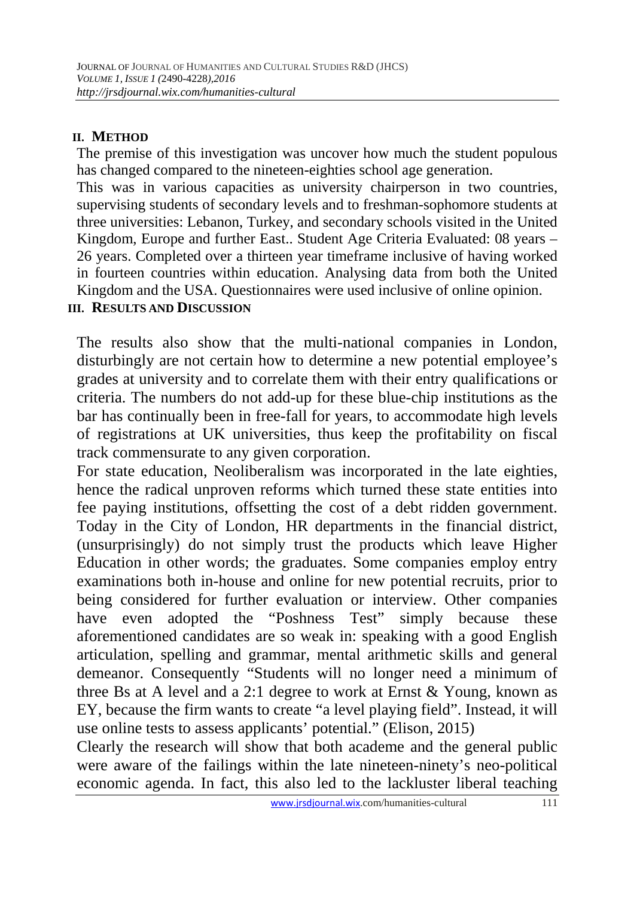## II. METHOD

The premise of this investigation was uncover how much the student populous has changed compared to the nineteen-eighties school age generation.

This was in various capacities as university chairperson in two countries, supervising students of secondary levels and to freshman-sophomore students at three universities: Lebanon, Turkey, and secondary schools visited in the United Kingdom, Europe and further East.. Student Age Criteria Evaluated: 08 years – 26 years. Completed over a thirteen year timeframe inclusive of having worked in fourteen countries within education. Analysing data from both the United Kingdom and the USA. Questionnaires were used inclusive of online opinion.

## III. RESULTS AND DISCUSSION

The results also show that the multi-national companies in London, disturbingly are not certain how to determine a new potential employee's grades at university and to correlate them with their entry qualifications or criteria. The numbers do not add-up for these blue-chip institutions as the bar has continually been in free-fall for years, to accommodate high levels of registrations at UK universities, thus keep the profitability on fiscal track commensurate to any given corporation.

For state education, Neoliberalism was incorporated in the late eighties, hence the radical unproven reforms which turned these state entities into fee paying institutions, offsetting the cost of a debt ridden government. Today in the City of London, HR departments in the financial district, (unsurprisingly) do not simply trust the products which leave Higher Education in other words; the graduates. Some companies employ entry examinations both in-house and online for new potential recruits, prior to being considered for further evaluation or interview. Other companies have even adopted the "Poshness Test" simply because these aforementioned candidates are so weak in: speaking with a good English articulation, spelling and grammar, mental arithmetic skills and general demeanor. Consequently "Students will no longer need a minimum of three Bs at A level and a 2:1 degree to work at Ernst & Young, known as EY, because the firm wants to create "a level playing field". Instead, it will use online tests to assess applicants' potential." (Elison, 2015)

Clearly the research will show that both academe and the general public were aware of the failings within the late nineteen-ninety's neo-political economic agenda. In fact, this also led to the lackluster liberal teaching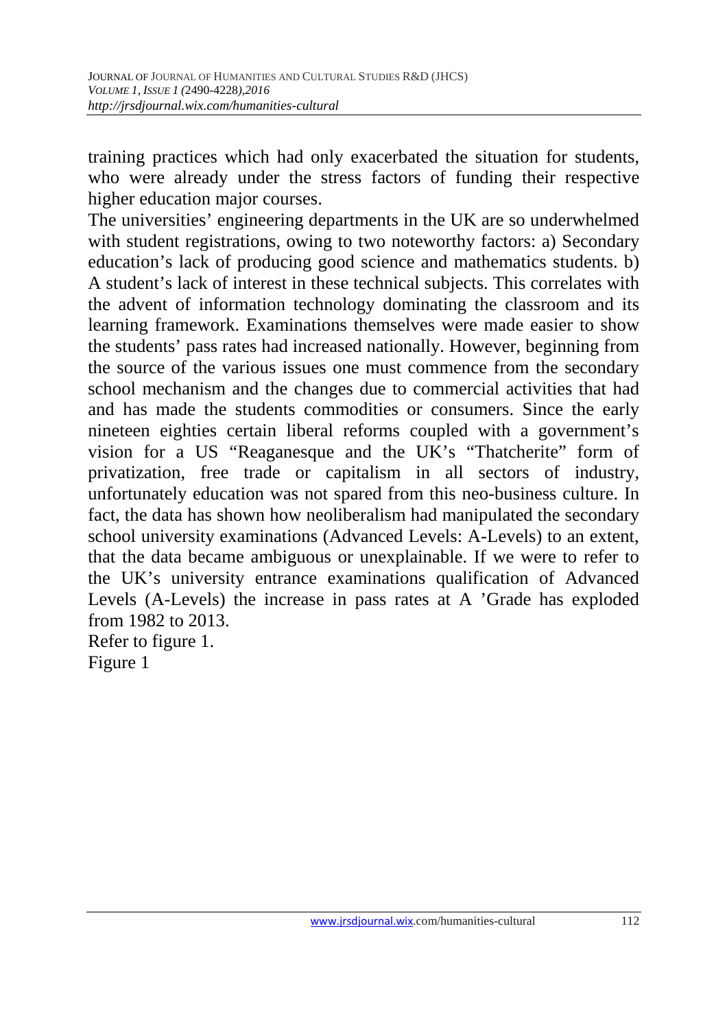training practices which had only exacerbated the situation for students, who were already under the stress factors of funding their respective higher education major courses.

The universities' engineering departments in the UK are so underwhelmed with student registrations, owing to two noteworthy factors: a) Secondary education's lack of producing good science and mathematics students. b) A student's lack of interest in these technical subjects. This correlates with the advent of information technology dominating the classroom and its learning framework. Examinations themselves were made easier to show the students' pass rates had increased nationally. However, beginning from the source of the various issues one must commence from the secondary school mechanism and the changes due to commercial activities that had and has made the students commodities or consumers. Since the early nineteen eighties certain liberal reforms coupled with a government's vision for a US "Reaganesque and the UK's "Thatcherite" form of privatization, free trade or capitalism in all sectors of industry, unfortunately education was not spared from this neo-business culture. In fact, the data has shown how neoliberalism had manipulated the secondary school university examinations (Advanced Levels: A-Levels) to an extent, that the data became ambiguous or unexplainable. If we were to refer to the UK's university entrance examinations qualification of Advanced Levels (A-Levels) the increase in pass rates at A 'Grade has exploded from 1982 to 2013.

Refer to figure 1.

Figure 1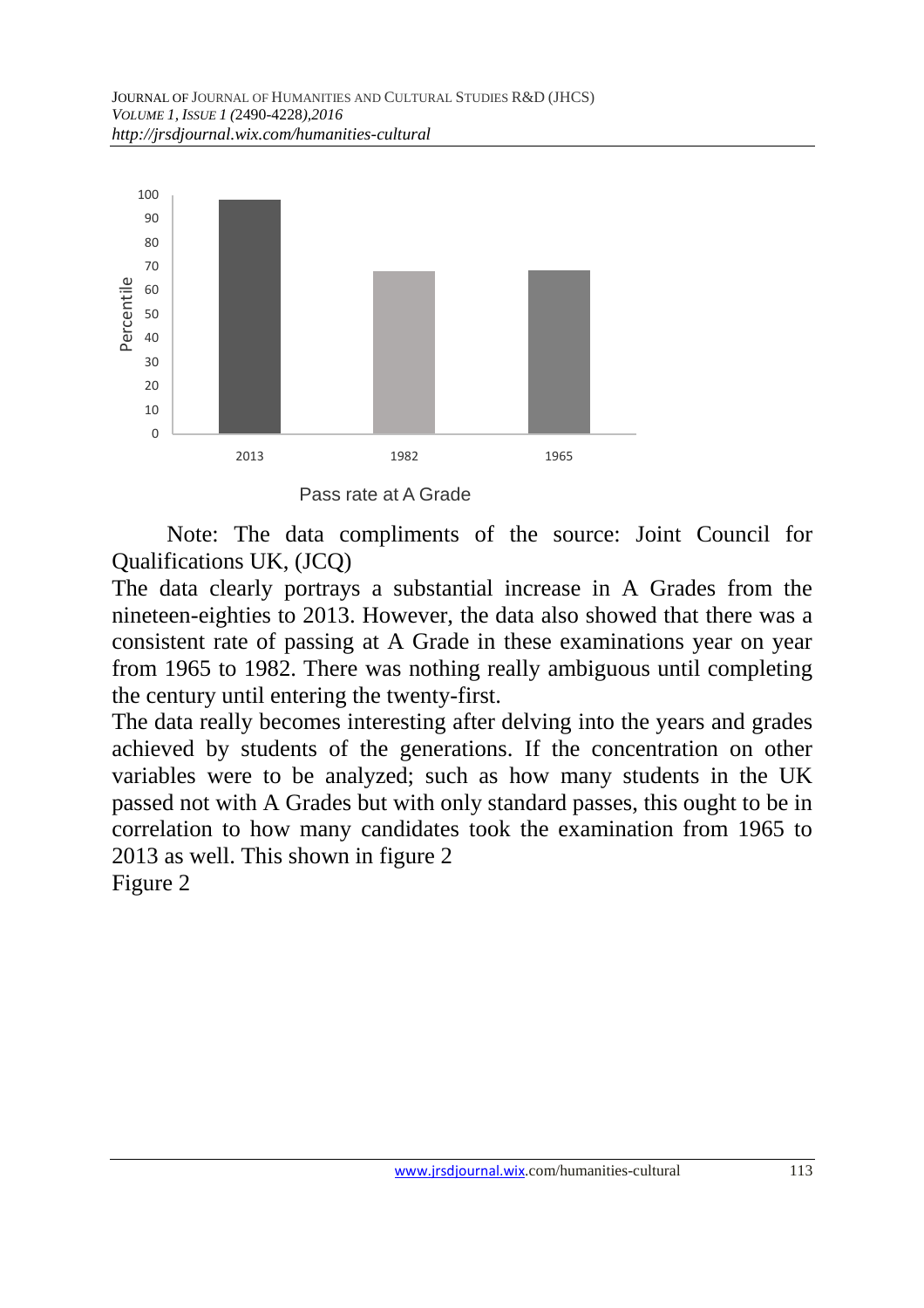Pass rate at A Grade

Note: The data compliments of the source: Joint Council for Qualifications UK, (JCQ)

The data clearly portrays a substantial increase in A Grades from the nineteen-eighties to 2013. However, the data also showed that there was a consistent rate of passing at A Grade in these examinations year on year from 1965 to 1982. There was nothing really ambiguous until completing the century until entering the twenty-first.

The data really becomes interesting after delving into the years and grades achieved by students of the generations. If the concentration on other variables were to be analyzed; such as how many students in the UK passed not with A Grades but with only standard passes, this ought to be in correlation to how many candidates took the examination from 1965 to 2013 as well. This shown in figure 2

Figure 2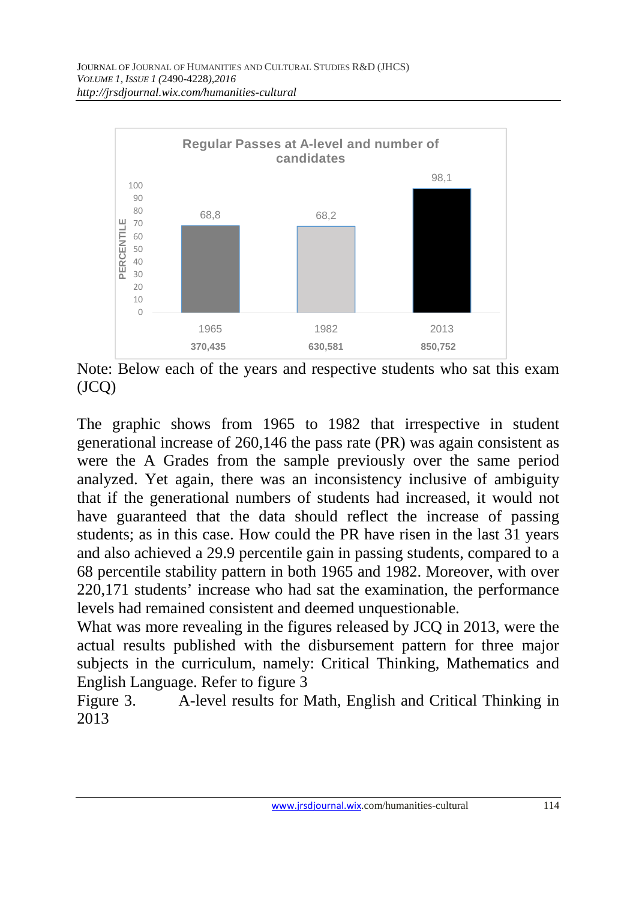**Regular Passes at A-level and number of candidates**

| Year | 1965 | 1982 | 2013 |
|---|---|---|---|
| Percentile | 68,8 | 68,2 | 98,1 |
| Candidates | 370,435 | 630,581 | 850,752 |

Note: Below each of the years and respective students who sat this exam (JCQ)

The graphic shows from 1965 to 1982 that irrespective in student generational increase of 260,146 the pass rate (PR) was again consistent as were the A Grades from the sample previously over the same period analyzed. Yet again, there was an inconsistency inclusive of ambiguity that if the generational numbers of students had increased, it would not have guaranteed that the data should reflect the increase of passing students; as in this case. How could the PR have risen in the last 31 years and also achieved a 29.9 percentile gain in passing students, compared to a 68 percentile stability pattern in both 1965 and 1982. Moreover, with over 220,171 students' increase who had sat the examination, the performance levels had remained consistent and deemed unquestionable.

What was more revealing in the figures released by JCQ in 2013, were the actual results published with the disbursement pattern for three major subjects in the curriculum, namely: Critical Thinking, Mathematics and English Language. Refer to figure 3

Figure 3. A-level results for Math, English and Critical Thinking in 2013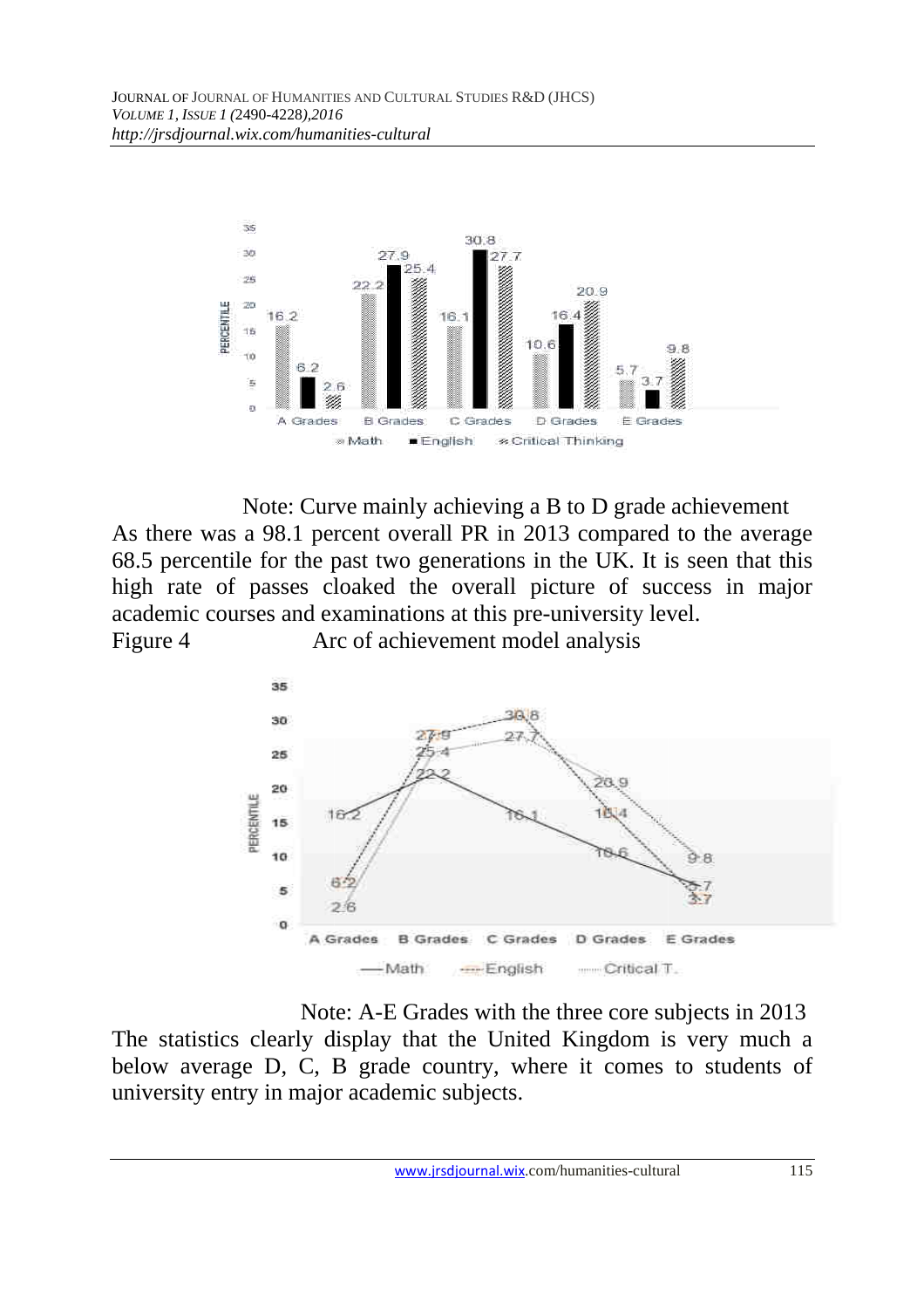Note: Curve mainly achieving a B to D grade achievement

As there was a 98.1 percent overall PR in 2013 compared to the average 68.5 percentile for the past two generations in the UK. It is seen that this high rate of passes cloaked the overall picture of success in major academic courses and examinations at this pre-university level.

Figure 4 Arc of achievement model analysis

Note: A-E Grades with the three core subjects in 2013

The statistics clearly display that the United Kingdom is very much a below average D, C, B grade country, where it comes to students of university entry in major academic subjects.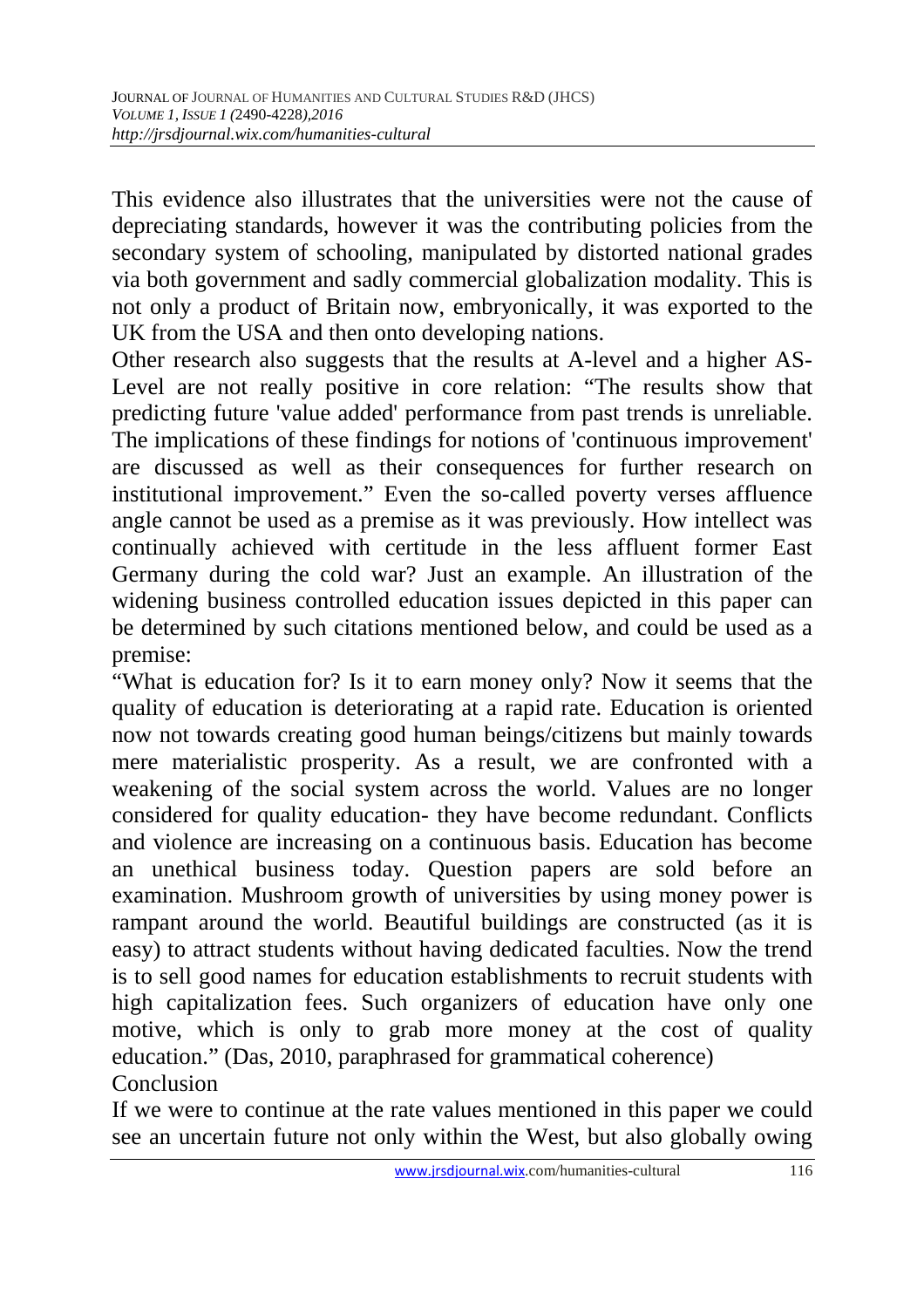This evidence also illustrates that the universities were not the cause of depreciating standards, however it was the contributing policies from the secondary system of schooling, manipulated by distorted national grades via both government and sadly commercial globalization modality. This is not only a product of Britain now, embryonically, it was exported to the UK from the USA and then onto developing nations.

Other research also suggests that the results at A-level and a higher AS-Level are not really positive in core relation: "The results show that predicting future 'value added' performance from past trends is unreliable. The implications of these findings for notions of 'continuous improvement' are discussed as well as their consequences for further research on institutional improvement." Even the so-called poverty verses affluence angle cannot be used as a premise as it was previously. How intellect was continually achieved with certitude in the less affluent former East Germany during the cold war? Just an example. An illustration of the widening business controlled education issues depicted in this paper can be determined by such citations mentioned below, and could be used as a premise:

"What is education for? Is it to earn money only? Now it seems that the quality of education is deteriorating at a rapid rate. Education is oriented now not towards creating good human beings/citizens but mainly towards mere materialistic prosperity. As a result, we are confronted with a weakening of the social system across the world. Values are no longer considered for quality education- they have become redundant. Conflicts and violence are increasing on a continuous basis. Education has become an unethical business today. Question papers are sold before an examination. Mushroom growth of universities by using money power is rampant around the world. Beautiful buildings are constructed (as it is easy) to attract students without having dedicated faculties. Now the trend is to sell good names for education establishments to recruit students with high capitalization fees. Such organizers of education have only one motive, which is only to grab more money at the cost of quality education." (Das, 2010, paraphrased for grammatical coherence)

## Conclusion

If we were to continue at the rate values mentioned in this paper we could see an uncertain future not only within the West, but also globally owing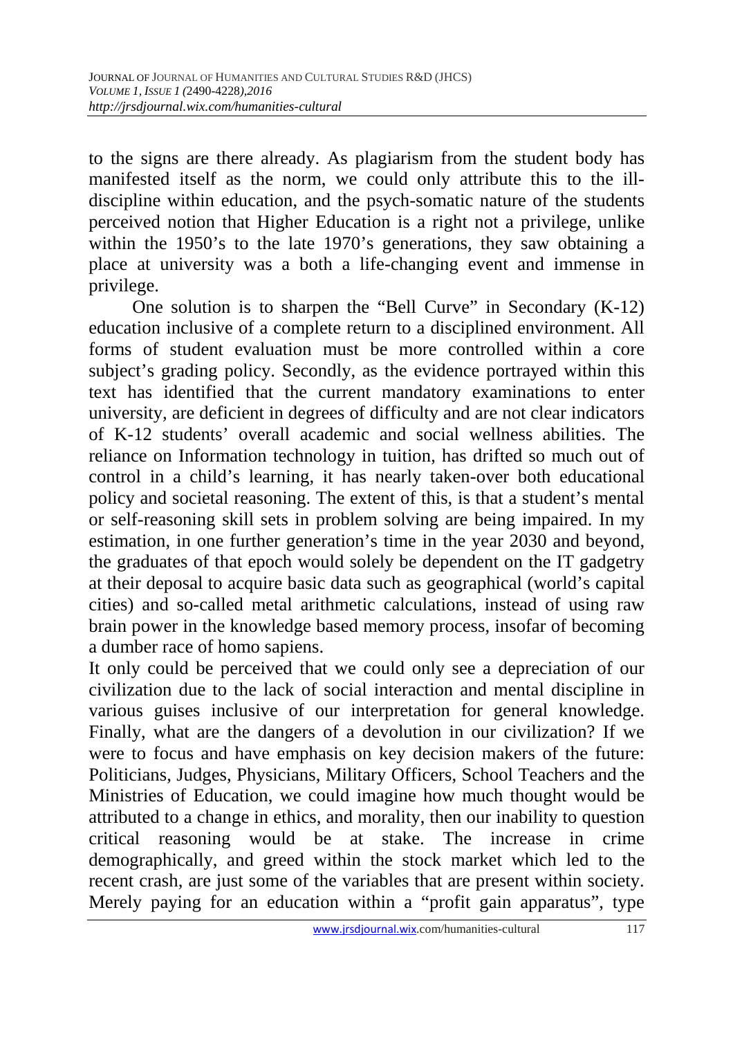to the signs are there already. As plagiarism from the student body has manifested itself as the norm, we could only attribute this to the ill-discipline within education, and the psych-somatic nature of the students perceived notion that Higher Education is a right not a privilege, unlike within the 1950's to the late 1970's generations, they saw obtaining a place at university was a both a life-changing event and immense in privilege.

One solution is to sharpen the "Bell Curve" in Secondary (K-12) education inclusive of a complete return to a disciplined environment. All forms of student evaluation must be more controlled within a core subject's grading policy. Secondly, as the evidence portrayed within this text has identified that the current mandatory examinations to enter university, are deficient in degrees of difficulty and are not clear indicators of K-12 students' overall academic and social wellness abilities. The reliance on Information technology in tuition, has drifted so much out of control in a child's learning, it has nearly taken-over both educational policy and societal reasoning. The extent of this, is that a student's mental or self-reasoning skill sets in problem solving are being impaired. In my estimation, in one further generation's time in the year 2030 and beyond, the graduates of that epoch would solely be dependent on the IT gadgetry at their deposal to acquire basic data such as geographical (world's capital cities) and so-called metal arithmetic calculations, instead of using raw brain power in the knowledge based memory process, insofar of becoming a dumber race of homo sapiens.

It only could be perceived that we could only see a depreciation of our civilization due to the lack of social interaction and mental discipline in various guises inclusive of our interpretation for general knowledge. Finally, what are the dangers of a devolution in our civilization? If we were to focus and have emphasis on key decision makers of the future: Politicians, Judges, Physicians, Military Officers, School Teachers and the Ministries of Education, we could imagine how much thought would be attributed to a change in ethics, and morality, then our inability to question critical reasoning would be at stake. The increase in crime demographically, and greed within the stock market which led to the recent crash, are just some of the variables that are present within society. Merely paying for an education within a "profit gain apparatus", type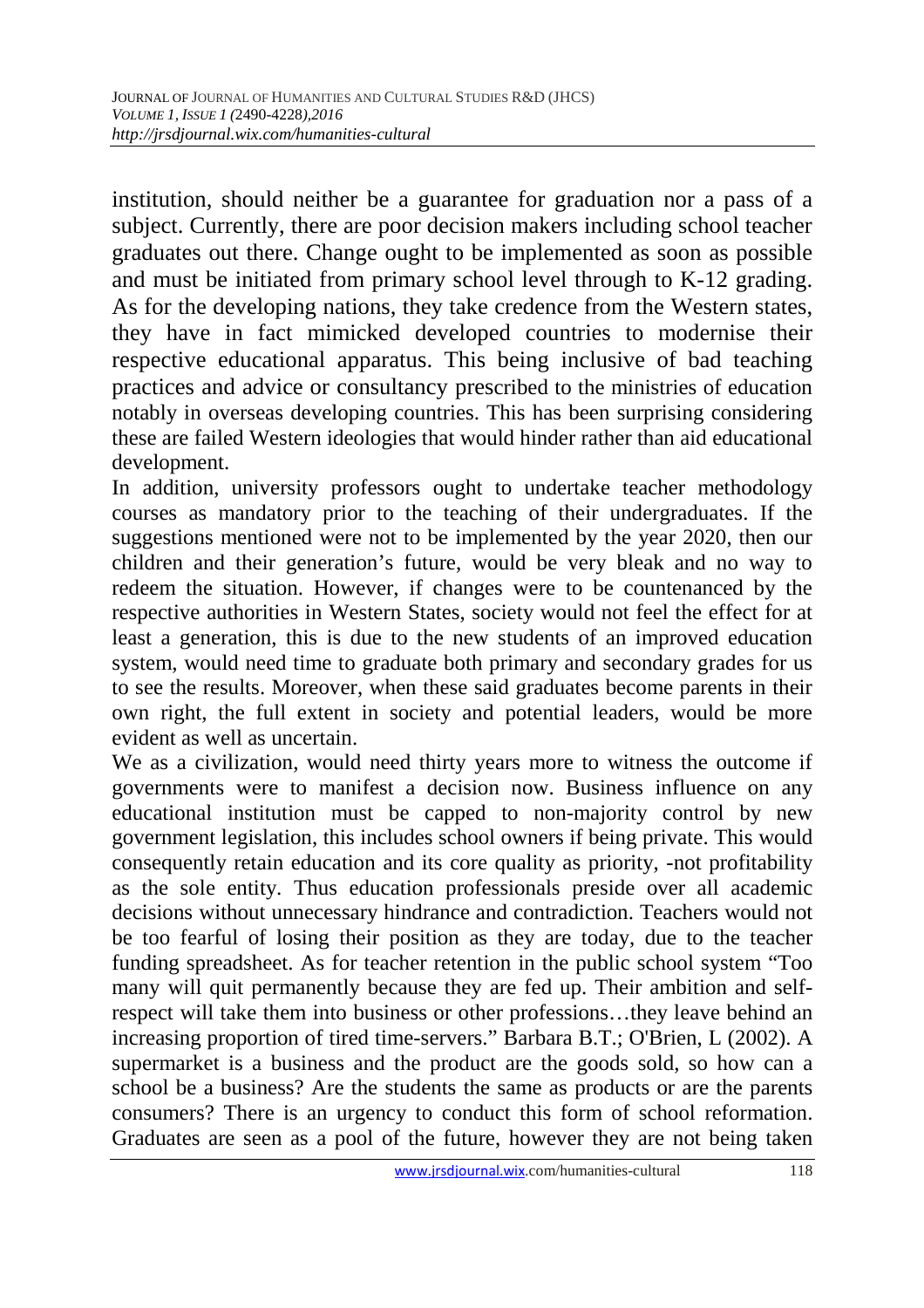institution, should neither be a guarantee for graduation nor a pass of a subject. Currently, there are poor decision makers including school teacher graduates out there. Change ought to be implemented as soon as possible and must be initiated from primary school level through to K-12 grading. As for the developing nations, they take credence from the Western states, they have in fact mimicked developed countries to modernise their respective educational apparatus. This being inclusive of bad teaching practices and advice or consultancy prescribed to the ministries of education notably in overseas developing countries. This has been surprising considering these are failed Western ideologies that would hinder rather than aid educational development.

In addition, university professors ought to undertake teacher methodology courses as mandatory prior to the teaching of their undergraduates. If the suggestions mentioned were not to be implemented by the year 2020, then our children and their generation's future, would be very bleak and no way to redeem the situation. However, if changes were to be countenanced by the respective authorities in Western States, society would not feel the effect for at least a generation, this is due to the new students of an improved education system, would need time to graduate both primary and secondary grades for us to see the results. Moreover, when these said graduates become parents in their own right, the full extent in society and potential leaders, would be more evident as well as uncertain.

We as a civilization, would need thirty years more to witness the outcome if governments were to manifest a decision now. Business influence on any educational institution must be capped to non-majority control by new government legislation, this includes school owners if being private. This would consequently retain education and its core quality as priority, -not profitability as the sole entity. Thus education professionals preside over all academic decisions without unnecessary hindrance and contradiction. Teachers would not be too fearful of losing their position as they are today, due to the teacher funding spreadsheet. As for teacher retention in the public school system "Too many will quit permanently because they are fed up. Their ambition and self-respect will take them into business or other professions…they leave behind an increasing proportion of tired time-servers." Barbara B.T.; O'Brien, L (2002). A supermarket is a business and the product are the goods sold, so how can a school be a business? Are the students the same as products or are the parents consumers? There is an urgency to conduct this form of school reformation. Graduates are seen as a pool of the future, however they are not being taken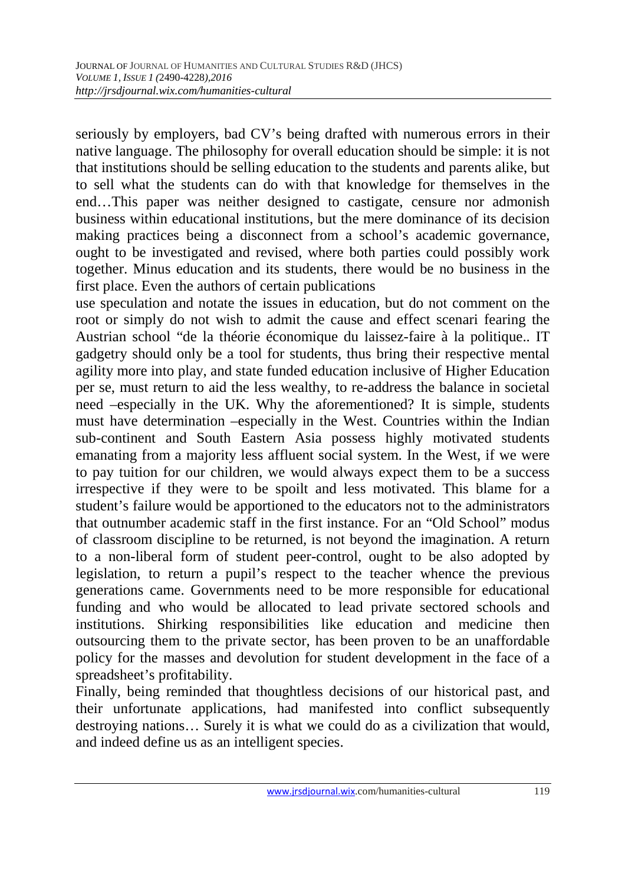seriously by employers, bad CV's being drafted with numerous errors in their native language. The philosophy for overall education should be simple: it is not that institutions should be selling education to the students and parents alike, but to sell what the students can do with that knowledge for themselves in the end…This paper was neither designed to castigate, censure nor admonish business within educational institutions, but the mere dominance of its decision making practices being a disconnect from a school's academic governance, ought to be investigated and revised, where both parties could possibly work together. Minus education and its students, there would be no business in the first place. Even the authors of certain publications

use speculation and notate the issues in education, but do not comment on the root or simply do not wish to admit the cause and effect scenari fearing the Austrian school "de la théorie économique du laissez-faire à la politique.. IT gadgetry should only be a tool for students, thus bring their respective mental agility more into play, and state funded education inclusive of Higher Education per se, must return to aid the less wealthy, to re-address the balance in societal need –especially in the UK. Why the aforementioned? It is simple, students must have determination –especially in the West. Countries within the Indian sub-continent and South Eastern Asia possess highly motivated students emanating from a majority less affluent social system. In the West, if we were to pay tuition for our children, we would always expect them to be a success irrespective if they were to be spoilt and less motivated. This blame for a student's failure would be apportioned to the educators not to the administrators that outnumber academic staff in the first instance. For an "Old School" modus of classroom discipline to be returned, is not beyond the imagination. A return to a non-liberal form of student peer-control, ought to be also adopted by legislation, to return a pupil's respect to the teacher whence the previous generations came. Governments need to be more responsible for educational funding and who would be allocated to lead private sectored schools and institutions. Shirking responsibilities like education and medicine then outsourcing them to the private sector, has been proven to be an unaffordable policy for the masses and devolution for student development in the face of a spreadsheet's profitability.

Finally, being reminded that thoughtless decisions of our historical past, and their unfortunate applications, had manifested into conflict subsequently destroying nations… Surely it is what we could do as a civilization that would, and indeed define us as an intelligent species.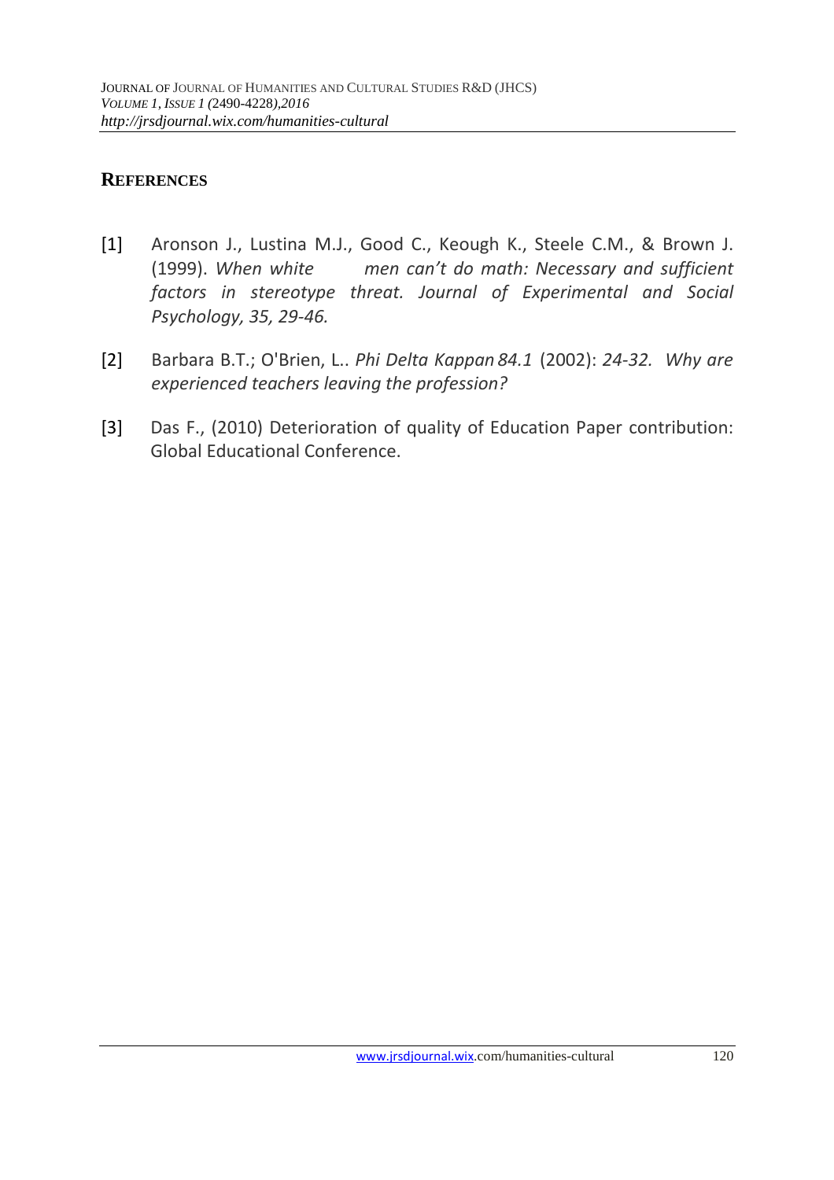## REFERENCES

[1] Aronson J., Lustina M.J., Good C., Keough K., Steele C.M., & Brown J. (1999). *When white men can't do math: Necessary and sufficient factors in stereotype threat. Journal of Experimental and Social Psychology, 35, 29-46.*

[2] Barbara B.T.; O'Brien, L.. *Phi Delta Kappan 84.1* (2002): *24-32. Why are experienced teachers leaving the profession?*

[3] Das F., (2010) Deterioration of quality of Education Paper contribution: Global Educational Conference.